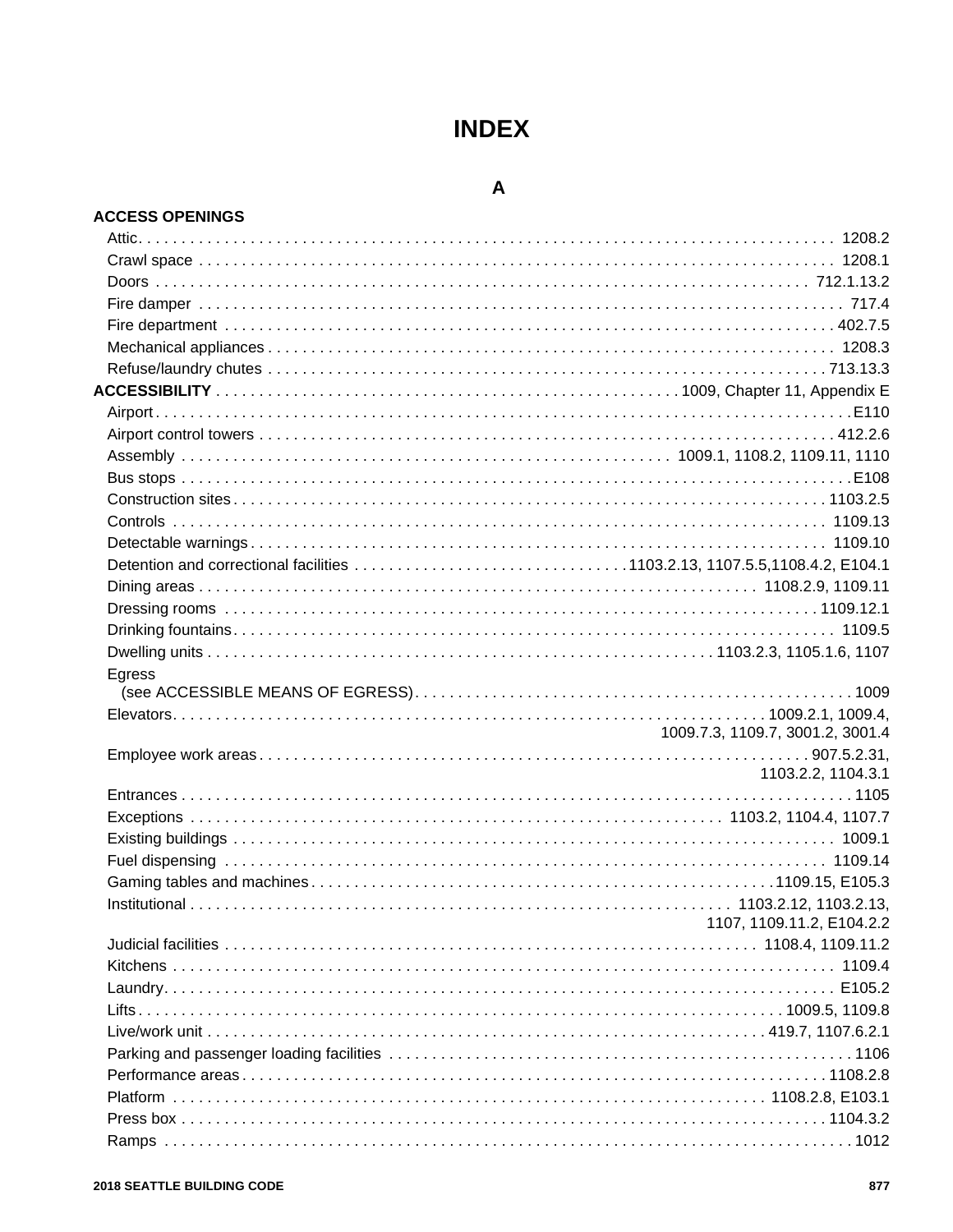# INDEX

## A

**ACCESS OPENINGS**

- Attic. . . . . 1208.2
- Crawl space . . . . . 1208.1
- Doors . . . . . 712.1.13.2
- Fire damper . . . . . 717.4
- Fire department . . . . . 402.7.5
- Mechanical appliances . . . . . 1208.3
- Refuse/laundry chutes . . . . . 713.13.3

**ACCESSIBILITY** . . . . . 1009, Chapter 11, Appendix E

- Airport . . . . . E110
- Airport control towers . . . . . 412.2.6
- Assembly . . . . . 1009.1, 1108.2, 1109.11, 1110
- Bus stops . . . . . E108
- Construction sites . . . . . 1103.2.5
- Controls . . . . . 1109.13
- Detectable warnings . . . . . 1109.10
- Detention and correctional facilities . . . . . 1103.2.13, 1107.5.5,1108.4.2, E104.1
- Dining areas . . . . . 1108.2.9, 1109.11
- Dressing rooms . . . . . 1109.12.1
- Drinking fountains . . . . . 1109.5
- Dwelling units . . . . . 1103.2.3, 1105.1.6, 1107
- Egress (see ACCESSIBLE MEANS OF EGRESS) . . . . . 1009
- Elevators . . . . . 1009.2.1, 1009.4, 1009.7.3, 1109.7, 3001.2, 3001.4
- Employee work areas . . . . . 907.5.2.31, 1103.2.2, 1104.3.1
- Entrances . . . . . 1105
- Exceptions . . . . . 1103.2, 1104.4, 1107.7
- Existing buildings . . . . . 1009.1
- Fuel dispensing . . . . . 1109.14
- Gaming tables and machines . . . . . 1109.15, E105.3
- Institutional . . . . . 1103.2.12, 1103.2.13, 1107, 1109.11.2, E104.2.2
- Judicial facilities . . . . . 1108.4, 1109.11.2
- Kitchens . . . . . 1109.4
- Laundry . . . . . E105.2
- Lifts . . . . . 1009.5, 1109.8
- Live/work unit . . . . . 419.7, 1107.6.2.1
- Parking and passenger loading facilities . . . . . 1106
- Performance areas . . . . . 1108.2.8
- Platform . . . . . 1108.2.8, E103.1
- Press box . . . . . 1104.3.2
- Ramps . . . . . 1012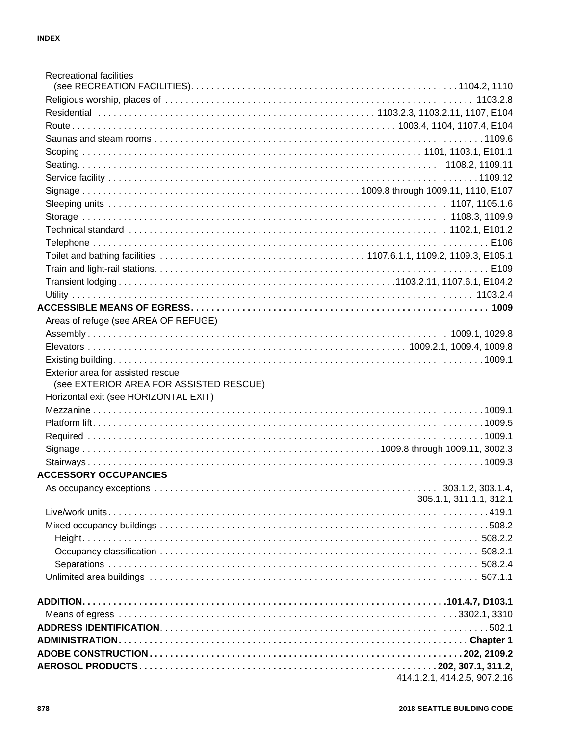Recreational facilities (see RECREATION FACILITIES) . . . 1104.2, 1110
Religious worship, places of . . . 1103.2.8
Residential . . . 1103.2.3, 1103.2.11, 1107, E104
Route . . . 1003.4, 1104, 1107.4, E104
Saunas and steam rooms . . . 1109.6
Scoping . . . 1101, 1103.1, E101.1
Seating . . . 1108.2, 1109.11
Service facility . . . 1109.12
Signage . . . 1009.8 through 1009.11, 1110, E107
Sleeping units . . . 1107, 1105.1.6
Storage . . . 1108.3, 1109.9
Technical standard . . . 1102.1, E101.2
Telephone . . . E106
Toilet and bathing facilities . . . 1107.6.1.1, 1109.2, 1109.3, E105.1
Train and light-rail stations . . . E109
Transient lodging . . . 1103.2.11, 1107.6.1, E104.2
Utility . . . 1103.2.4

**ACCESSIBLE MEANS OF EGRESS . . . 1009**

Areas of refuge (see AREA OF REFUGE)
Assembly . . . 1009.1, 1029.8
Elevators . . . 1009.2.1, 1009.4, 1009.8
Existing building . . . 1009.1
Exterior area for assisted rescue (see EXTERIOR AREA FOR ASSISTED RESCUE)
Horizontal exit (see HORIZONTAL EXIT)
Mezzanine . . . 1009.1
Platform lift . . . 1009.5
Required . . . 1009.1
Signage . . . 1009.8 through 1009.11, 3002.3
Stairways . . . 1009.3

**ACCESSORY OCCUPANCIES**

As occupancy exceptions . . . 303.1.2, 303.1.4, 305.1.1, 311.1.1, 312.1
Live/work units . . . 419.1
Mixed occupancy buildings . . . 508.2
- Height . . . 508.2.2
- Occupancy classification . . . 508.2.1
- Separations . . . 508.2.4

Unlimited area buildings . . . 507.1.1

**ADDITION . . . 101.4.7, D103.1**

Means of egress . . . 3302.1, 3310

**ADDRESS IDENTIFICATION** . . . 502.1

**ADMINISTRATION . . . Chapter 1**

**ADOBE CONSTRUCTION . . . 202, 2109.2**

**AEROSOL PRODUCTS . . . 202, 307.1, 311.2,** 414.1.2.1, 414.2.5, 907.2.16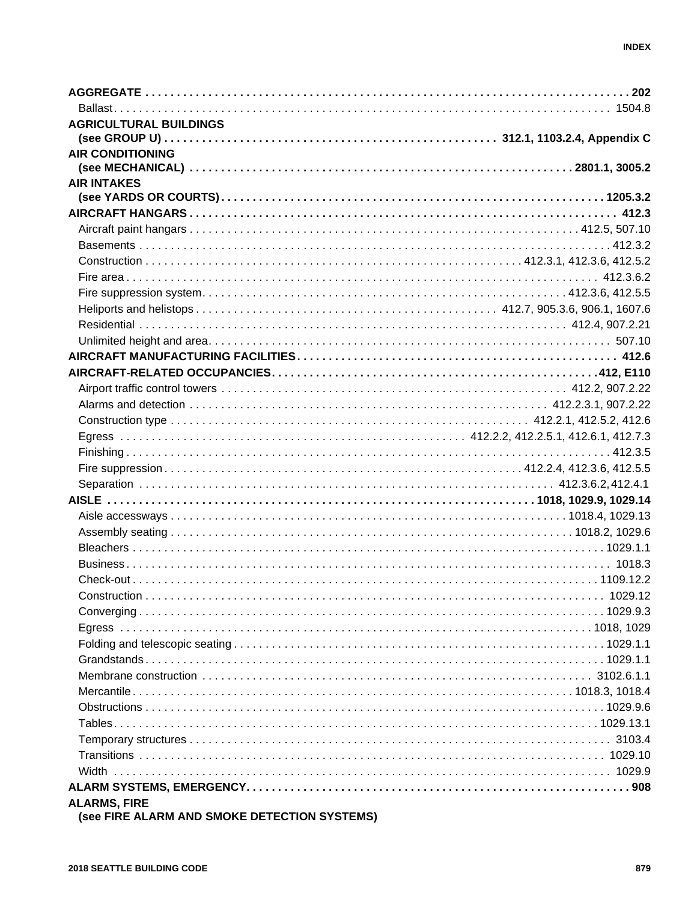**AGGREGATE** . . . . . . . . . . . . . . . . . . . . . . . . . . . . . . . . . . . . . . . . . . . . . . . . . . . . . . . . . . . . . . . . . . . . . . . . . . . 202
- Ballast . . . . . . . . . . . . . . . . . . . . . . . . . . . . . . . . . . . . . . . . . . . . . . . . . . . . . . . . . . . . . . . . . . . . . . . . . . . 1504.8

**AGRICULTURAL BUILDINGS (see GROUP U)** . . . . . . . . . . . . . . . . . . . . . . . . . . . . . . . . . . . . . . . . . . . . . . . . . . . 312.1, 1103.2.4, Appendix C

**AIR CONDITIONING (see MECHANICAL)** . . . . . . . . . . . . . . . . . . . . . . . . . . . . . . . . . . . . . . . . . . . . . . . . . . . . . . . . 2801.1, 3005.2

**AIR INTAKES (see YARDS OR COURTS)** . . . . . . . . . . . . . . . . . . . . . . . . . . . . . . . . . . . . . . . . . . . . . . . . . . . . . . . . 1205.3.2

**AIRCRAFT HANGARS** . . . . . . . . . . . . . . . . . . . . . . . . . . . . . . . . . . . . . . . . . . . . . . . . . . . . . . . . . . . . . . . . . 412.3
- Aircraft paint hangars . . . . . . . . . . . . . . . . . . . . . . . . . . . . . . . . . . . . . . . . . . . . . . . . . . . . . . . . . . 412.5, 507.10
- Basements . . . . . . . . . . . . . . . . . . . . . . . . . . . . . . . . . . . . . . . . . . . . . . . . . . . . . . . . . . . . . . . . . . . . . 412.3.2
- Construction . . . . . . . . . . . . . . . . . . . . . . . . . . . . . . . . . . . . . . . . . . . . . . . . . . . . . . 412.3.1, 412.3.6, 412.5.2
- Fire area . . . . . . . . . . . . . . . . . . . . . . . . . . . . . . . . . . . . . . . . . . . . . . . . . . . . . . . . . . . . . . . . . . . . . . 412.3.6.2
- Fire suppression system . . . . . . . . . . . . . . . . . . . . . . . . . . . . . . . . . . . . . . . . . . . . . . . . . . . . . . . . 412.3.6, 412.5.5
- Heliports and helistops . . . . . . . . . . . . . . . . . . . . . . . . . . . . . . . . . . . . . . . . . . . . 412.7, 905.3.6, 906.1, 1607.6
- Residential . . . . . . . . . . . . . . . . . . . . . . . . . . . . . . . . . . . . . . . . . . . . . . . . . . . . . . . . . . . . . . . . . . . 412.4, 907.2.21
- Unlimited height and area . . . . . . . . . . . . . . . . . . . . . . . . . . . . . . . . . . . . . . . . . . . . . . . . . . . . . . . . . . . . 507.10

**AIRCRAFT MANUFACTURING FACILITIES** . . . . . . . . . . . . . . . . . . . . . . . . . . . . . . . . . . . . . . . . . . . . . . . . . 412.6

**AIRCRAFT-RELATED OCCUPANCIES** . . . . . . . . . . . . . . . . . . . . . . . . . . . . . . . . . . . . . . . . . . . . . . . . . . 412, E110
- Airport traffic control towers . . . . . . . . . . . . . . . . . . . . . . . . . . . . . . . . . . . . . . . . . . . . . . . . . . . . . . 412.2, 907.2.22
- Alarms and detection . . . . . . . . . . . . . . . . . . . . . . . . . . . . . . . . . . . . . . . . . . . . . . . . . . . . . . . . . . . 412.2.3.1, 907.2.22
- Construction type . . . . . . . . . . . . . . . . . . . . . . . . . . . . . . . . . . . . . . . . . . . . . . . . . . . . . . . . 412.2.1, 412.5.2, 412.6
- Egress . . . . . . . . . . . . . . . . . . . . . . . . . . . . . . . . . . . . . . . . . . . . . . . . . . . . . . 412.2.2, 412.2.5.1, 412.6.1, 412.7.3
- Finishing . . . . . . . . . . . . . . . . . . . . . . . . . . . . . . . . . . . . . . . . . . . . . . . . . . . . . . . . . . . . . . . . . . . . . . . . 412.3.5
- Fire suppression . . . . . . . . . . . . . . . . . . . . . . . . . . . . . . . . . . . . . . . . . . . . . . . . . . . . . . . . 412.2.4, 412.3.6, 412.5.5
- Separation . . . . . . . . . . . . . . . . . . . . . . . . . . . . . . . . . . . . . . . . . . . . . . . . . . . . . . . . . . . . . . . . . . 412.3.6.2, 412.4.1

**AISLE** . . . . . . . . . . . . . . . . . . . . . . . . . . . . . . . . . . . . . . . . . . . . . . . . . . . . . . . . . . . . . . . . . . . 1018, 1029.9, 1029.14
- Aisle accessways . . . . . . . . . . . . . . . . . . . . . . . . . . . . . . . . . . . . . . . . . . . . . . . . . . . . . . . . . . . . . 1018.4, 1029.13
- Assembly seating . . . . . . . . . . . . . . . . . . . . . . . . . . . . . . . . . . . . . . . . . . . . . . . . . . . . . . . . . . . . . . 1018.2, 1029.6
- Bleachers . . . . . . . . . . . . . . . . . . . . . . . . . . . . . . . . . . . . . . . . . . . . . . . . . . . . . . . . . . . . . . . . . . . . . . . 1029.1.1
- Business . . . . . . . . . . . . . . . . . . . . . . . . . . . . . . . . . . . . . . . . . . . . . . . . . . . . . . . . . . . . . . . . . . . . . . . . 1018.3
- Check-out . . . . . . . . . . . . . . . . . . . . . . . . . . . . . . . . . . . . . . . . . . . . . . . . . . . . . . . . . . . . . . . . . . . . . . 1109.12.2
- Construction . . . . . . . . . . . . . . . . . . . . . . . . . . . . . . . . . . . . . . . . . . . . . . . . . . . . . . . . . . . . . . . . . . . . . 1029.12
- Converging . . . . . . . . . . . . . . . . . . . . . . . . . . . . . . . . . . . . . . . . . . . . . . . . . . . . . . . . . . . . . . . . . . . . . 1029.9.3
- Egress . . . . . . . . . . . . . . . . . . . . . . . . . . . . . . . . . . . . . . . . . . . . . . . . . . . . . . . . . . . . . . . . . . . . . . . . 1018, 1029
- Folding and telescopic seating . . . . . . . . . . . . . . . . . . . . . . . . . . . . . . . . . . . . . . . . . . . . . . . . . . . . . . . 1029.1.1
- Grandstands . . . . . . . . . . . . . . . . . . . . . . . . . . . . . . . . . . . . . . . . . . . . . . . . . . . . . . . . . . . . . . . . . . . . . 1029.1.1
- Membrane construction . . . . . . . . . . . . . . . . . . . . . . . . . . . . . . . . . . . . . . . . . . . . . . . . . . . . . . . . . . . 3102.6.1.1
- Mercantile . . . . . . . . . . . . . . . . . . . . . . . . . . . . . . . . . . . . . . . . . . . . . . . . . . . . . . . . . . . . . . . . . . . 1018.3, 1018.4
- Obstructions . . . . . . . . . . . . . . . . . . . . . . . . . . . . . . . . . . . . . . . . . . . . . . . . . . . . . . . . . . . . . . . . . . . . . 1029.9.6
- Tables . . . . . . . . . . . . . . . . . . . . . . . . . . . . . . . . . . . . . . . . . . . . . . . . . . . . . . . . . . . . . . . . . . . . . . . . . 1029.13.1
- Temporary structures . . . . . . . . . . . . . . . . . . . . . . . . . . . . . . . . . . . . . . . . . . . . . . . . . . . . . . . . . . . . . . . 3103.4
- Transitions . . . . . . . . . . . . . . . . . . . . . . . . . . . . . . . . . . . . . . . . . . . . . . . . . . . . . . . . . . . . . . . . . . . . . . . 1029.10
- Width . . . . . . . . . . . . . . . . . . . . . . . . . . . . . . . . . . . . . . . . . . . . . . . . . . . . . . . . . . . . . . . . . . . . . . . . . . . 1029.9

**ALARM SYSTEMS, EMERGENCY** . . . . . . . . . . . . . . . . . . . . . . . . . . . . . . . . . . . . . . . . . . . . . . . . . . . . . . . . . 908

**ALARMS, FIRE (see FIRE ALARM AND SMOKE DETECTION SYSTEMS)**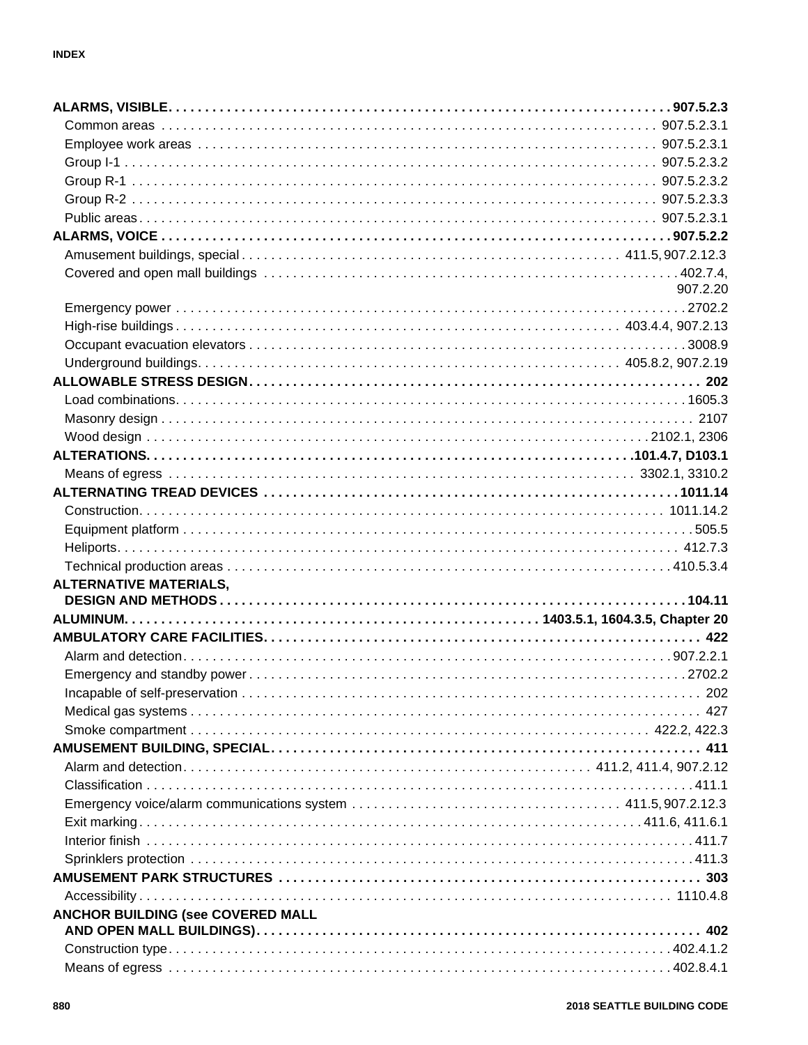**ALARMS, VISIBLE** . . . 907.5.2.3

- Common areas . . . 907.5.2.3.1
- Employee work areas . . . 907.5.2.3.1
- Group I-1 . . . 907.5.2.3.2
- Group R-1 . . . 907.5.2.3.2
- Group R-2 . . . 907.5.2.3.3
- Public areas . . . 907.5.2.3.1

**ALARMS, VOICE** . . . 907.5.2.2

- Amusement buildings, special . . . 411.5, 907.2.12.3
- Covered and open mall buildings . . . 402.7.4, 907.2.20
- Emergency power . . . 2702.2
- High-rise buildings . . . 403.4.4, 907.2.13
- Occupant evacuation elevators . . . 3008.9
- Underground buildings . . . 405.8.2, 907.2.19

**ALLOWABLE STRESS DESIGN** . . . 202

- Load combinations . . . 1605.3
- Masonry design . . . 2107
- Wood design . . . 2102.1, 2306

**ALTERATIONS** . . . 101.4.7, D103.1

- Means of egress . . . 3302.1, 3310.2

**ALTERNATING TREAD DEVICES** . . . 1011.14

- Construction . . . 1011.14.2
- Equipment platform . . . 505.5
- Heliports . . . 412.7.3
- Technical production areas . . . 410.5.3.4

**ALTERNATIVE MATERIALS, DESIGN AND METHODS** . . . 104.11

**ALUMINUM** . . . 1403.5.1, 1604.3.5, Chapter 20

**AMBULATORY CARE FACILITIES** . . . 422

- Alarm and detection . . . 907.2.2.1
- Emergency and standby power . . . 2702.2
- Incapable of self-preservation . . . 202
- Medical gas systems . . . 427
- Smoke compartment . . . 422.2, 422.3

**AMUSEMENT BUILDING, SPECIAL** . . . 411

- Alarm and detection . . . 411.2, 411.4, 907.2.12
- Classification . . . 411.1
- Emergency voice/alarm communications system . . . 411.5, 907.2.12.3
- Exit marking . . . 411.6, 411.6.1
- Interior finish . . . 411.7
- Sprinklers protection . . . 411.3

**AMUSEMENT PARK STRUCTURES** . . . 303

- Accessibility . . . 1110.4.8

**ANCHOR BUILDING (see COVERED MALL AND OPEN MALL BUILDINGS)** . . . 402

- Construction type . . . 402.4.1.2
- Means of egress . . . 402.8.4.1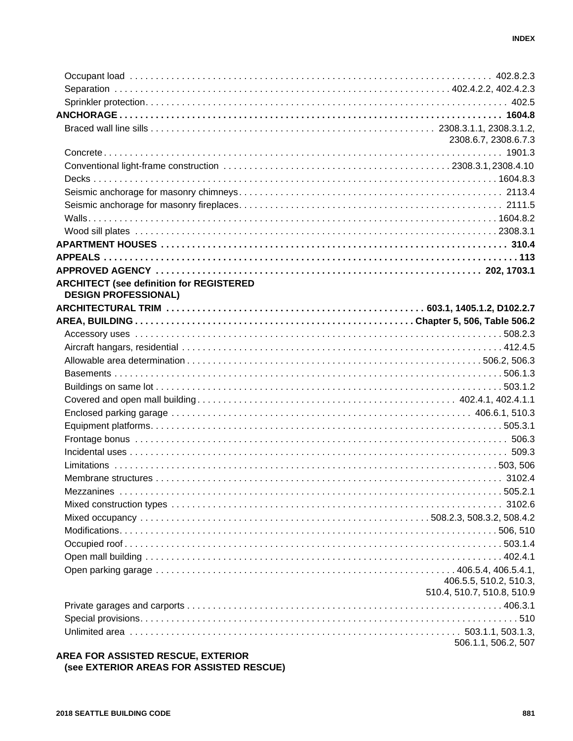Occupant load . . . 402.8.2.3
Separation . . . 402.4.2.2, 402.4.2.3
Sprinkler protection . . . 402.5

**ANCHORAGE . . . 1604.8**

Braced wall line sills . . . 2308.3.1.1, 2308.3.1.2, 2308.6.7, 2308.6.7.3
Concrete . . . 1901.3
Conventional light-frame construction . . . 2308.3.1, 2308.4.10
Decks . . . 1604.8.3
Seismic anchorage for masonry chimneys . . . 2113.4
Seismic anchorage for masonry fireplaces . . . 2111.5
Walls . . . 1604.8.2
Wood sill plates . . . 2308.3.1

**APARTMENT HOUSES . . . 310.4**

**APPEALS . . . 113**

**APPROVED AGENCY . . . 202, 1703.1**

**ARCHITECT (see definition for REGISTERED DESIGN PROFESSIONAL)**

**ARCHITECTURAL TRIM . . . 603.1, 1405.1.2, D102.2.7**

**AREA, BUILDING . . . Chapter 5, 506, Table 506.2**

Accessory uses . . . 508.2.3
Aircraft hangars, residential . . . 412.4.5
Allowable area determination . . . 506.2, 506.3
Basements . . . 506.1.3
Buildings on same lot . . . 503.1.2
Covered and open mall building . . . 402.4.1, 402.4.1.1
Enclosed parking garage . . . 406.6.1, 510.3
Equipment platforms . . . 505.3.1
Frontage bonus . . . 506.3
Incidental uses . . . 509.3
Limitations . . . 503, 506
Membrane structures . . . 3102.4
Mezzanines . . . 505.2.1
Mixed construction types . . . 3102.6
Mixed occupancy . . . 508.2.3, 508.3.2, 508.4.2
Modifications . . . 506, 510
Occupied roof . . . 503.1.4
Open mall building . . . 402.4.1
Open parking garage . . . 406.5.4, 406.5.4.1, 406.5.5, 510.2, 510.3, 510.4, 510.7, 510.8, 510.9
Private garages and carports . . . 406.3.1
Special provisions . . . 510
Unlimited area . . . 503.1.1, 503.1.3, 506.1.1, 506.2, 507

**AREA FOR ASSISTED RESCUE, EXTERIOR (see EXTERIOR AREAS FOR ASSISTED RESCUE)**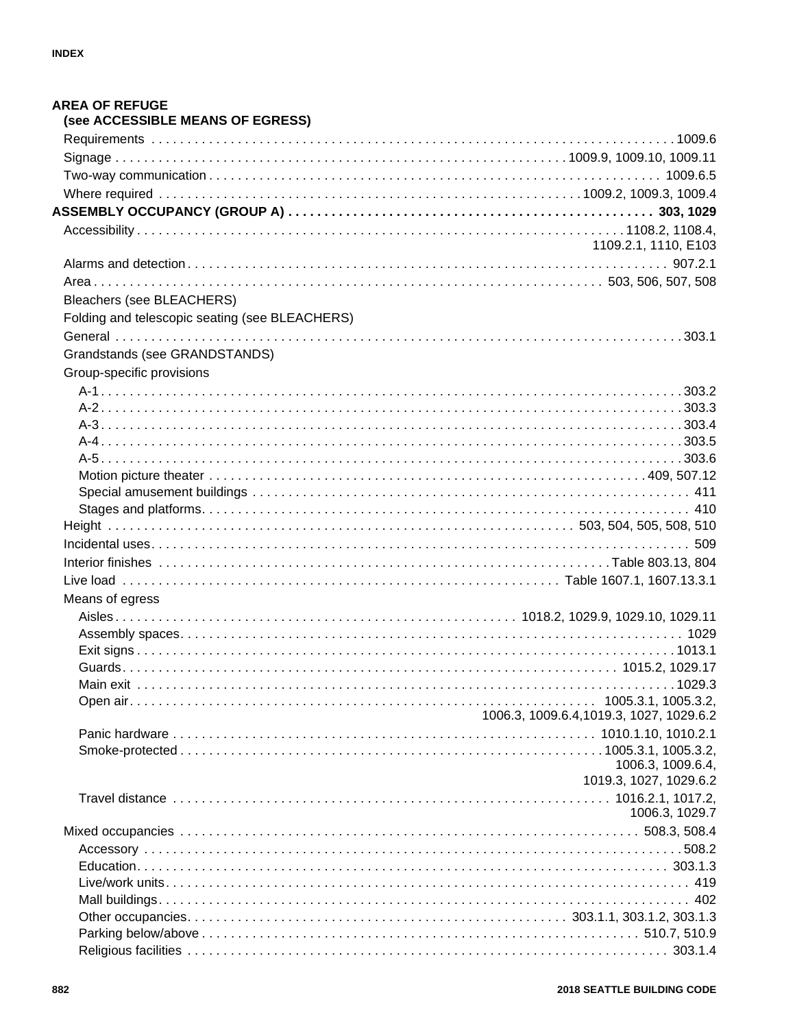**AREA OF REFUGE**
**(see ACCESSIBLE MEANS OF EGRESS)**

- Requirements . . . . . . . . . . 1009.6
- Signage . . . . . . . . . . 1009.9, 1009.10, 1009.11
- Two-way communication . . . . . . . . . . 1009.6.5
- Where required . . . . . . . . . . 1009.2, 1009.3, 1009.4

**ASSEMBLY OCCUPANCY (GROUP A) . . . . . . . . . . 303, 1029**

- Accessibility . . . . . . . . . . 1108.2, 1108.4, 1109.2.1, 1110, E103
- Alarms and detection . . . . . . . . . . 907.2.1
- Area . . . . . . . . . . 503, 506, 507, 508
- Bleachers (see BLEACHERS)
- Folding and telescopic seating (see BLEACHERS)
- General . . . . . . . . . . 303.1
- Grandstands (see GRANDSTANDS)
- Group-specific provisions
  - A-1 . . . . . . . . . . 303.2
  - A-2 . . . . . . . . . . 303.3
  - A-3 . . . . . . . . . . 303.4
  - A-4 . . . . . . . . . . 303.5
  - A-5 . . . . . . . . . . 303.6
  - Motion picture theater . . . . . . . . . . 409, 507.12
  - Special amusement buildings . . . . . . . . . . 411
  - Stages and platforms . . . . . . . . . . 410
- Height . . . . . . . . . . 503, 504, 505, 508, 510
- Incidental uses . . . . . . . . . . 509
- Interior finishes . . . . . . . . . . Table 803.13, 804
- Live load . . . . . . . . . . Table 1607.1, 1607.13.3.1
- Means of egress
  - Aisles . . . . . . . . . . 1018.2, 1029.9, 1029.10, 1029.11
  - Assembly spaces . . . . . . . . . . 1029
  - Exit signs . . . . . . . . . . 1013.1
  - Guards . . . . . . . . . . 1015.2, 1029.17
  - Main exit . . . . . . . . . . 1029.3
  - Open air . . . . . . . . . . 1005.3.1, 1005.3.2, 1006.3, 1009.6.4,1019.3, 1027, 1029.6.2
  - Panic hardware . . . . . . . . . . 1010.1.10, 1010.2.1
  - Smoke-protected . . . . . . . . . . 1005.3.1, 1005.3.2, 1006.3, 1009.6.4, 1019.3, 1027, 1029.6.2
  - Travel distance . . . . . . . . . . 1016.2.1, 1017.2, 1006.3, 1029.7
- Mixed occupancies . . . . . . . . . . 508.3, 508.4
  - Accessory . . . . . . . . . . 508.2
  - Education . . . . . . . . . . 303.1.3
  - Live/work units . . . . . . . . . . 419
  - Mall buildings . . . . . . . . . . 402
  - Other occupancies . . . . . . . . . . 303.1.1, 303.1.2, 303.1.3
  - Parking below/above . . . . . . . . . . 510.7, 510.9
  - Religious facilities . . . . . . . . . . 303.1.4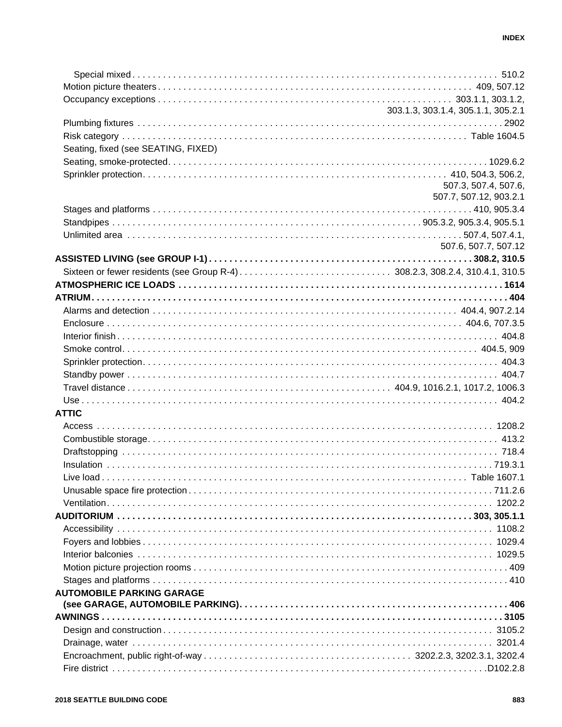Special mixed . . . 510.2

Motion picture theaters . . . 409, 507.12

Occupancy exceptions . . . 303.1.1, 303.1.2, 303.1.3, 303.1.4, 305.1.1, 305.2.1

Plumbing fixtures . . . 2902

Risk category . . . Table 1604.5

Seating, fixed (see SEATING, FIXED)

Seating, smoke-protected . . . 1029.6.2

Sprinkler protection . . . 410, 504.3, 506.2, 507.3, 507.4, 507.6, 507.7, 507.12, 903.2.1

Stages and platforms . . . 410, 905.3.4

Standpipes . . . 905.3.2, 905.3.4, 905.5.1

Unlimited area . . . 507.4, 507.4.1, 507.6, 507.7, 507.12

**ASSISTED LIVING (see GROUP I-1) . . . 308.2, 310.5**

Sixteen or fewer residents (see Group R-4) . . . 308.2.3, 308.2.4, 310.4.1, 310.5

**ATMOSPHERIC ICE LOADS . . . 1614**

**ATRIUM . . . 404**

Alarms and detection . . . 404.4, 907.2.14

Enclosure . . . 404.6, 707.3.5

Interior finish . . . 404.8

Smoke control . . . 404.5, 909

Sprinkler protection . . . 404.3

Standby power . . . 404.7

Travel distance . . . 404.9, 1016.2.1, 1017.2, 1006.3

Use . . . 404.2

**ATTIC**

Access . . . 1208.2

Combustible storage . . . 413.2

Draftstopping . . . 718.4

Insulation . . . 719.3.1

Live load . . . Table 1607.1

Unusable space fire protection . . . 711.2.6

Ventilation . . . 1202.2

**AUDITORIUM . . . 303, 305.1.1**

Accessibility . . . 1108.2

Foyers and lobbies . . . 1029.4

Interior balconies . . . 1029.5

Motion picture projection rooms . . . 409

Stages and platforms . . . 410

**AUTOMOBILE PARKING GARAGE (see GARAGE, AUTOMOBILE PARKING) . . . 406**

**AWNINGS . . . 3105**

Design and construction . . . 3105.2

Drainage, water . . . 3201.4

Encroachment, public right-of-way . . . 3202.2.3, 3202.3.1, 3202.4

Fire district . . . D102.2.8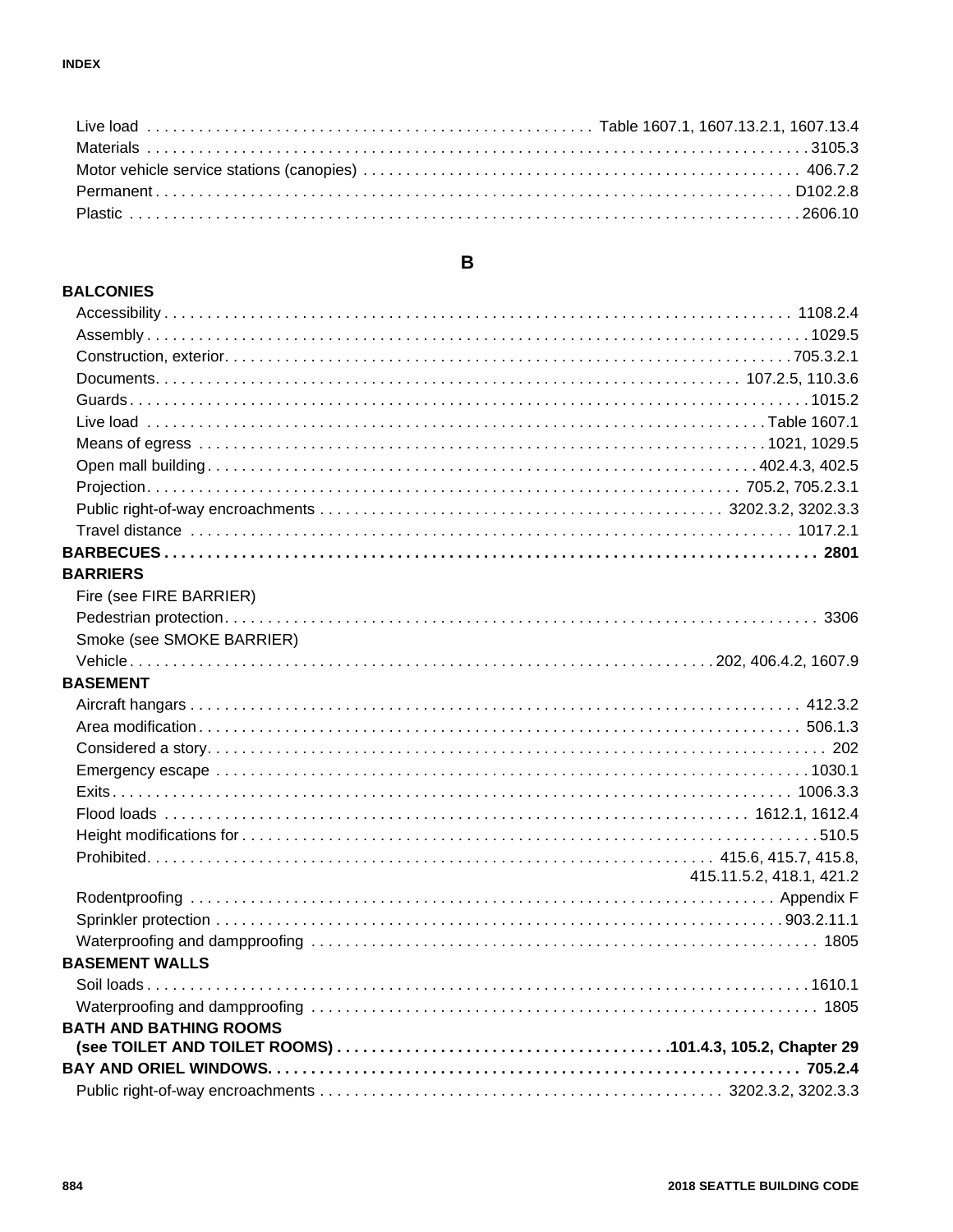Live load . . . . . . . . . . Table 1607.1, 1607.13.2.1, 1607.13.4
Materials . . . . . . . . . . 3105.3
Motor vehicle service stations (canopies) . . . . . . . . . . 406.7.2
Permanent . . . . . . . . . . D102.2.8
Plastic . . . . . . . . . . 2606.10

## B

**BALCONIES**

Accessibility . . . . . . . . . . 1108.2.4
Assembly . . . . . . . . . . 1029.5
Construction, exterior. . . . . . . . . . . 705.3.2.1
Documents. . . . . . . . . . . 107.2.5, 110.3.6
Guards . . . . . . . . . . 1015.2
Live load . . . . . . . . . . Table 1607.1
Means of egress . . . . . . . . . . 1021, 1029.5
Open mall building . . . . . . . . . . 402.4.3, 402.5
Projection. . . . . . . . . . . 705.2, 705.2.3.1
Public right-of-way encroachments . . . . . . . . . . 3202.3.2, 3202.3.3
Travel distance . . . . . . . . . . 1017.2.1

**BARBECUES . . . . . . . . . . 2801**

**BARRIERS**

Fire (see FIRE BARRIER)
Pedestrian protection. . . . . . . . . . . 3306
Smoke (see SMOKE BARRIER)
Vehicle. . . . . . . . . . . 202, 406.4.2, 1607.9

**BASEMENT**

Aircraft hangars . . . . . . . . . . 412.3.2
Area modification . . . . . . . . . . 506.1.3
Considered a story. . . . . . . . . . . 202
Emergency escape . . . . . . . . . . 1030.1
Exits . . . . . . . . . . 1006.3.3
Flood loads . . . . . . . . . . 1612.1, 1612.4
Height modifications for . . . . . . . . . . 510.5
Prohibited. . . . . . . . . . . 415.6, 415.7, 415.8, 415.11.5.2, 418.1, 421.2
Rodentproofing . . . . . . . . . . Appendix F
Sprinkler protection . . . . . . . . . . 903.2.11.1
Waterproofing and dampproofing . . . . . . . . . . 1805

**BASEMENT WALLS**

Soil loads . . . . . . . . . . 1610.1
Waterproofing and dampproofing . . . . . . . . . . 1805

**BATH AND BATHING ROOMS (see TOILET AND TOILET ROOMS) . . . . . . . . . . 101.4.3, 105.2, Chapter 29**

**BAY AND ORIEL WINDOWS. . . . . . . . . . . 705.2.4**

Public right-of-way encroachments . . . . . . . . . . 3202.3.2, 3202.3.3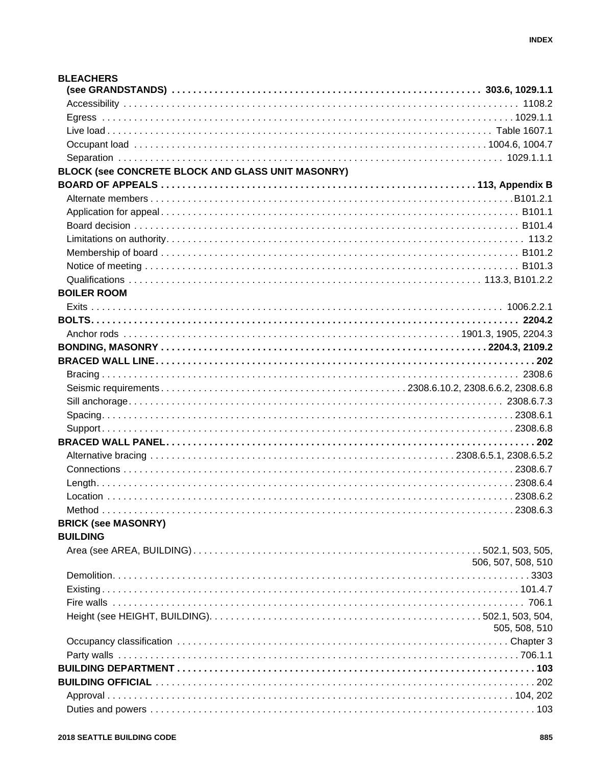**BLEACHERS**
**(see GRANDSTANDS) . . . . . 303.6, 1029.1.1**
- Accessibility . . . . . 1108.2
- Egress . . . . . 1029.1.1
- Live load . . . . . Table 1607.1
- Occupant load . . . . . 1004.6, 1004.7
- Separation . . . . . 1029.1.1.1

**BLOCK (see CONCRETE BLOCK AND GLASS UNIT MASONRY)**

**BOARD OF APPEALS . . . . . 113, Appendix B**
- Alternate members . . . . . B101.2.1
- Application for appeal . . . . . B101.1
- Board decision . . . . . B101.4
- Limitations on authority . . . . . 113.2
- Membership of board . . . . . B101.2
- Notice of meeting . . . . . B101.3
- Qualifications . . . . . 113.3, B101.2.2

**BOILER ROOM**
- Exits . . . . . 1006.2.2.1

**BOLTS . . . . . 2204.2**
- Anchor rods . . . . . 1901.3, 1905, 2204.3

**BONDING, MASONRY . . . . . 2204.3, 2109.2**

**BRACED WALL LINE . . . . . 202**
- Bracing . . . . . 2308.6
- Seismic requirements . . . . . 2308.6.10.2, 2308.6.6.2, 2308.6.8
- Sill anchorage . . . . . 2308.6.7.3
- Spacing . . . . . 2308.6.1
- Support . . . . . 2308.6.8

**BRACED WALL PANEL . . . . . 202**
- Alternative bracing . . . . . 2308.6.5.1, 2308.6.5.2
- Connections . . . . . 2308.6.7
- Length . . . . . 2308.6.4
- Location . . . . . 2308.6.2
- Method . . . . . 2308.6.3

**BRICK (see MASONRY)**

**BUILDING**
- Area (see AREA, BUILDING) . . . . . 502.1, 503, 505, 506, 507, 508, 510
- Demolition . . . . . 3303
- Existing . . . . . 101.4.7
- Fire walls . . . . . 706.1
- Height (see HEIGHT, BUILDING) . . . . . 502.1, 503, 504, 505, 508, 510
- Occupancy classification . . . . . Chapter 3
- Party walls . . . . . 706.1.1

**BUILDING DEPARTMENT . . . . . 103**

**BUILDING OFFICIAL . . . . . 202**
- Approval . . . . . 104, 202
- Duties and powers . . . . . 103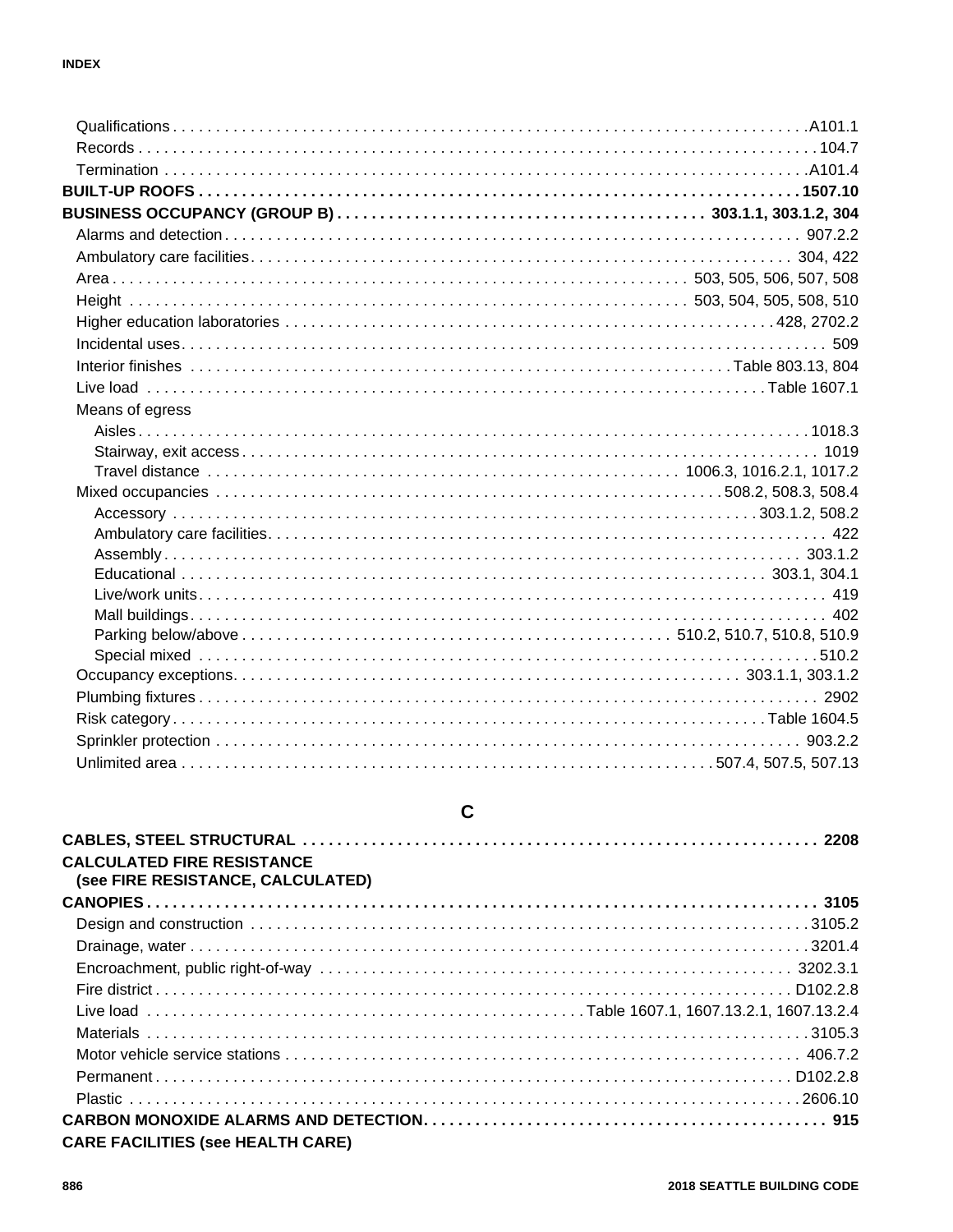Qualifications . . . . . . . . . . . . . . . . . . . . . . . . . . . . . . . . . . . . . . . . . . . . A101.1
Records . . . . . . . . . . . . . . . . . . . . . . . . . . . . . . . . . . . . . . . . . . . . . . . . 104.7
Termination . . . . . . . . . . . . . . . . . . . . . . . . . . . . . . . . . . . . . . . . . . . . . A101.4

**BUILT-UP ROOFS . . . . . . . . . . . . . . . . . . . . . . . . . . . . . . . . . . . . . . . . . . 1507.10**

**BUSINESS OCCUPANCY (GROUP B) . . . . . . . . . . . . . . . . . . . . . . 303.1.1, 303.1.2, 304**

Alarms and detection . . . . . . . . . . . . . . . . . . . . . . . . . . . . . . . . . . . . . . . . 907.2.2
Ambulatory care facilities . . . . . . . . . . . . . . . . . . . . . . . . . . . . . . . . . . . . 304, 422
Area . . . . . . . . . . . . . . . . . . . . . . . . . . . . . . . . . . . . . . 503, 505, 506, 507, 508
Height . . . . . . . . . . . . . . . . . . . . . . . . . . . . . . . . . . . . 503, 504, 505, 508, 510
Higher education laboratories . . . . . . . . . . . . . . . . . . . . . . . . . . . . . . . 428, 2702.2
Incidental uses . . . . . . . . . . . . . . . . . . . . . . . . . . . . . . . . . . . . . . . . . . . . . . 509
Interior finishes . . . . . . . . . . . . . . . . . . . . . . . . . . . . . . . . . . . . . Table 803.13, 804
Live load . . . . . . . . . . . . . . . . . . . . . . . . . . . . . . . . . . . . . . . . . . . Table 1607.1
Means of egress
- Aisles . . . . . . . . . . . . . . . . . . . . . . . . . . . . . . . . . . . . . . . . . . . . . . 1018.3
- Stairway, exit access . . . . . . . . . . . . . . . . . . . . . . . . . . . . . . . . . . . . . . 1019
- Travel distance . . . . . . . . . . . . . . . . . . . . . . . . . 1006.3, 1016.2.1, 1017.2

Mixed occupancies . . . . . . . . . . . . . . . . . . . . . . . . . . . . . . . . . . 508.2, 508.3, 508.4
- Accessory . . . . . . . . . . . . . . . . . . . . . . . . . . . . . . . . . . . . . . . . 303.1.2, 508.2
- Ambulatory care facilities . . . . . . . . . . . . . . . . . . . . . . . . . . . . . . . . . . . . 422
- Assembly . . . . . . . . . . . . . . . . . . . . . . . . . . . . . . . . . . . . . . . . . . . . 303.1.2
- Educational . . . . . . . . . . . . . . . . . . . . . . . . . . . . . . . . . . . . . . . . 303.1, 304.1
- Live/work units . . . . . . . . . . . . . . . . . . . . . . . . . . . . . . . . . . . . . . . . . . . 419
- Mall buildings . . . . . . . . . . . . . . . . . . . . . . . . . . . . . . . . . . . . . . . . . . . . 402
- Parking below/above . . . . . . . . . . . . . . . . . . . . . . . . 510.2, 510.7, 510.8, 510.9
- Special mixed . . . . . . . . . . . . . . . . . . . . . . . . . . . . . . . . . . . . . . . . . . . 510.2

Occupancy exceptions . . . . . . . . . . . . . . . . . . . . . . . . . . . . . . . . . . 303.1.1, 303.1.2
Plumbing fixtures . . . . . . . . . . . . . . . . . . . . . . . . . . . . . . . . . . . . . . . . . . . . 2902
Risk category . . . . . . . . . . . . . . . . . . . . . . . . . . . . . . . . . . . . . . . . . . Table 1604.5
Sprinkler protection . . . . . . . . . . . . . . . . . . . . . . . . . . . . . . . . . . . . . . . . . 903.2.2
Unlimited area . . . . . . . . . . . . . . . . . . . . . . . . . . . . . . . . . . . . 507.4, 507.5, 507.13

## C

**CABLES, STEEL STRUCTURAL . . . . . . . . . . . . . . . . . . . . . . . . . . . . . . . . . . . 2208**

**CALCULATED FIRE RESISTANCE (see FIRE RESISTANCE, CALCULATED)**

**CANOPIES . . . . . . . . . . . . . . . . . . . . . . . . . . . . . . . . . . . . . . . . . . . . . . . . 3105**

Design and construction . . . . . . . . . . . . . . . . . . . . . . . . . . . . . . . . . . . . . . . 3105.2
Drainage, water . . . . . . . . . . . . . . . . . . . . . . . . . . . . . . . . . . . . . . . . . . . . 3201.4
Encroachment, public right-of-way . . . . . . . . . . . . . . . . . . . . . . . . . . . . . . . . 3202.3.1
Fire district . . . . . . . . . . . . . . . . . . . . . . . . . . . . . . . . . . . . . . . . . . . . . . D102.2.8
Live load . . . . . . . . . . . . . . . . . . . . . . . . . . Table 1607.1, 1607.13.2.1, 1607.13.2.4
Materials . . . . . . . . . . . . . . . . . . . . . . . . . . . . . . . . . . . . . . . . . . . . . . . . 3105.3
Motor vehicle service stations . . . . . . . . . . . . . . . . . . . . . . . . . . . . . . . . . . . 406.7.2
Permanent . . . . . . . . . . . . . . . . . . . . . . . . . . . . . . . . . . . . . . . . . . . . . . . D102.2.8
Plastic . . . . . . . . . . . . . . . . . . . . . . . . . . . . . . . . . . . . . . . . . . . . . . . . . 2606.10

**CARBON MONOXIDE ALARMS AND DETECTION . . . . . . . . . . . . . . . . . . . . . . . . . . 915**

**CARE FACILITIES (see HEALTH CARE)**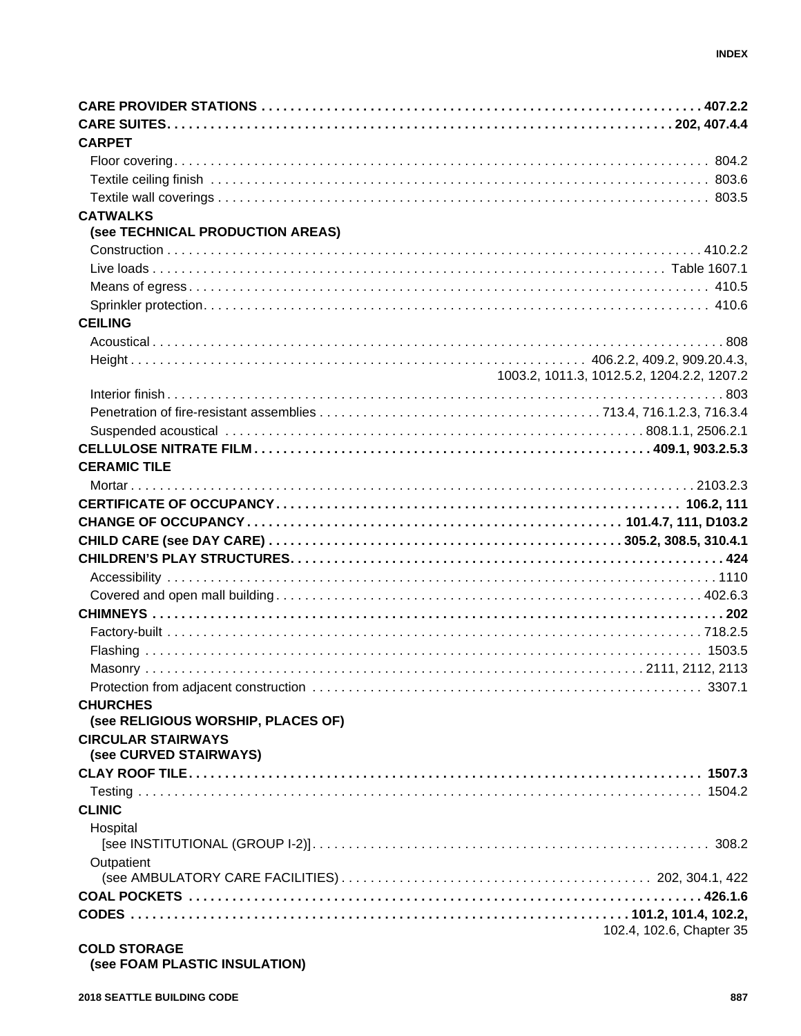**CARE PROVIDER STATIONS** . . . . . . . . . . 407.2.2

**CARE SUITES** . . . . . . . . . . 202, 407.4.4

**CARPET**

- Floor covering . . . . . . . . . . 804.2
- Textile ceiling finish . . . . . . . . . . 803.6
- Textile wall coverings . . . . . . . . . . 803.5

**CATWALKS**
**(see TECHNICAL PRODUCTION AREAS)**

- Construction . . . . . . . . . . 410.2.2
- Live loads . . . . . . . . . . Table 1607.1
- Means of egress . . . . . . . . . . 410.5
- Sprinkler protection . . . . . . . . . . 410.6

**CEILING**

- Acoustical . . . . . . . . . . 808
- Height . . . . . . . . . . 406.2.2, 409.2, 909.20.4.3, 1003.2, 1011.3, 1012.5.2, 1204.2.2, 1207.2
- Interior finish . . . . . . . . . . 803
- Penetration of fire-resistant assemblies . . . . . . . . . . 713.4, 716.1.2.3, 716.3.4
- Suspended acoustical . . . . . . . . . . 808.1.1, 2506.2.1

**CELLULOSE NITRATE FILM** . . . . . . . . . . 409.1, 903.2.5.3

**CERAMIC TILE**

- Mortar . . . . . . . . . . 2103.2.3

**CERTIFICATE OF OCCUPANCY** . . . . . . . . . . 106.2, 111

**CHANGE OF OCCUPANCY** . . . . . . . . . . 101.4.7, 111, D103.2

**CHILD CARE (see DAY CARE)** . . . . . . . . . . 305.2, 308.5, 310.4.1

**CHILDREN'S PLAY STRUCTURES** . . . . . . . . . . 424

- Accessibility . . . . . . . . . . 1110
- Covered and open mall building . . . . . . . . . . 402.6.3

**CHIMNEYS** . . . . . . . . . . 202

- Factory-built . . . . . . . . . . 718.2.5
- Flashing . . . . . . . . . . 1503.5
- Masonry . . . . . . . . . . 2111, 2112, 2113
- Protection from adjacent construction . . . . . . . . . . 3307.1

**CHURCHES**
**(see RELIGIOUS WORSHIP, PLACES OF)**

**CIRCULAR STAIRWAYS**
**(see CURVED STAIRWAYS)**

**CLAY ROOF TILE** . . . . . . . . . . 1507.3

- Testing . . . . . . . . . . 1504.2

**CLINIC**

- Hospital
  [see INSTITUTIONAL (GROUP I-2)] . . . . . . . . . . 308.2
- Outpatient
  (see AMBULATORY CARE FACILITIES) . . . . . . . . . . 202, 304.1, 422

**COAL POCKETS** . . . . . . . . . . 426.1.6

**CODES** . . . . . . . . . . 101.2, 101.4, 102.2, 102.4, 102.6, Chapter 35

**COLD STORAGE**
**(see FOAM PLASTIC INSULATION)**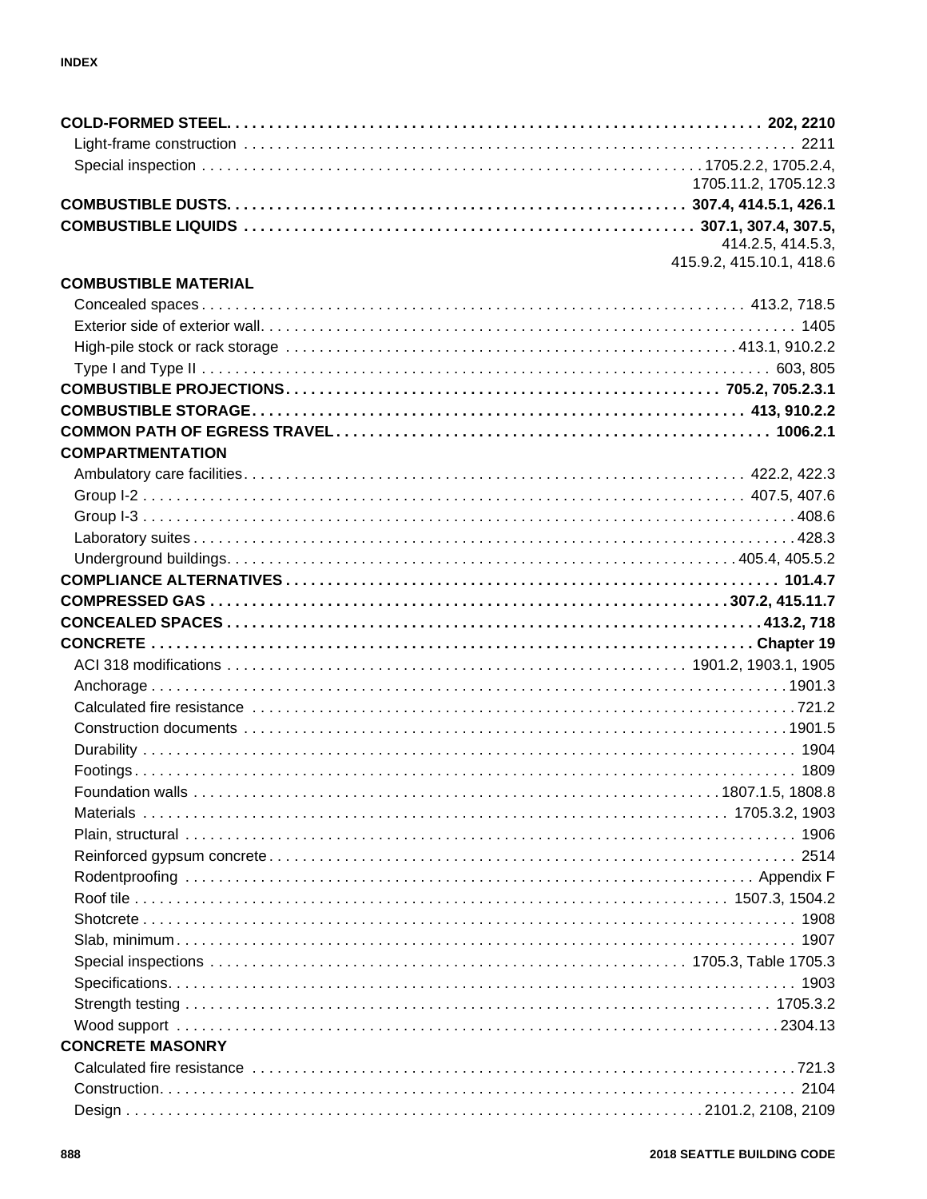**COLD-FORMED STEEL** . . . . . . . . . . . . . . . . . . . . . 202, 2210
- Light-frame construction . . . . . . . . . . . . . . . . . . . . . 2211
- Special inspection . . . . . . . . . . . . . . . . . . . . . 1705.2.2, 1705.2.4, 1705.11.2, 1705.12.3

**COMBUSTIBLE DUSTS** . . . . . . . . . . . . . . . . . . . . . 307.4, 414.5.1, 426.1

**COMBUSTIBLE LIQUIDS** . . . . . . . . . . . . . . . . . . . . . 307.1, 307.4, 307.5, 414.2.5, 414.5.3, 415.9.2, 415.10.1, 418.6

**COMBUSTIBLE MATERIAL**
- Concealed spaces . . . . . . . . . . . . . . . . . . . . . 413.2, 718.5
- Exterior side of exterior wall . . . . . . . . . . . . . . . . . . . . . 1405
- High-pile stock or rack storage . . . . . . . . . . . . . . . . . . . . . 413.1, 910.2.2
- Type I and Type II . . . . . . . . . . . . . . . . . . . . . 603, 805

**COMBUSTIBLE PROJECTIONS** . . . . . . . . . . . . . . . . . . . . . 705.2, 705.2.3.1

**COMBUSTIBLE STORAGE** . . . . . . . . . . . . . . . . . . . . . 413, 910.2.2

**COMMON PATH OF EGRESS TRAVEL** . . . . . . . . . . . . . . . . . . . . . 1006.2.1

**COMPARTMENTATION**
- Ambulatory care facilities . . . . . . . . . . . . . . . . . . . . . 422.2, 422.3
- Group I-2 . . . . . . . . . . . . . . . . . . . . . 407.5, 407.6
- Group I-3 . . . . . . . . . . . . . . . . . . . . . 408.6
- Laboratory suites . . . . . . . . . . . . . . . . . . . . . 428.3
- Underground buildings . . . . . . . . . . . . . . . . . . . . . 405.4, 405.5.2

**COMPLIANCE ALTERNATIVES** . . . . . . . . . . . . . . . . . . . . . 101.4.7

**COMPRESSED GAS** . . . . . . . . . . . . . . . . . . . . . 307.2, 415.11.7

**CONCEALED SPACES** . . . . . . . . . . . . . . . . . . . . . 413.2, 718

**CONCRETE** . . . . . . . . . . . . . . . . . . . . . Chapter 19
- ACI 318 modifications . . . . . . . . . . . . . . . . . . . . . 1901.2, 1903.1, 1905
- Anchorage . . . . . . . . . . . . . . . . . . . . . 1901.3
- Calculated fire resistance . . . . . . . . . . . . . . . . . . . . . 721.2
- Construction documents . . . . . . . . . . . . . . . . . . . . . 1901.5
- Durability . . . . . . . . . . . . . . . . . . . . . 1904
- Footings . . . . . . . . . . . . . . . . . . . . . 1809
- Foundation walls . . . . . . . . . . . . . . . . . . . . . 1807.1.5, 1808.8
- Materials . . . . . . . . . . . . . . . . . . . . . 1705.3.2, 1903
- Plain, structural . . . . . . . . . . . . . . . . . . . . . 1906
- Reinforced gypsum concrete . . . . . . . . . . . . . . . . . . . . . 2514
- Rodentproofing . . . . . . . . . . . . . . . . . . . . . Appendix F
- Roof tile . . . . . . . . . . . . . . . . . . . . . 1507.3, 1504.2
- Shotcrete . . . . . . . . . . . . . . . . . . . . . 1908
- Slab, minimum . . . . . . . . . . . . . . . . . . . . . 1907
- Special inspections . . . . . . . . . . . . . . . . . . . . . 1705.3, Table 1705.3
- Specifications . . . . . . . . . . . . . . . . . . . . . 1903
- Strength testing . . . . . . . . . . . . . . . . . . . . . 1705.3.2
- Wood support . . . . . . . . . . . . . . . . . . . . . 2304.13

**CONCRETE MASONRY**
- Calculated fire resistance . . . . . . . . . . . . . . . . . . . . . 721.3
- Construction . . . . . . . . . . . . . . . . . . . . . 2104
- Design . . . . . . . . . . . . . . . . . . . . . 2101.2, 2108, 2109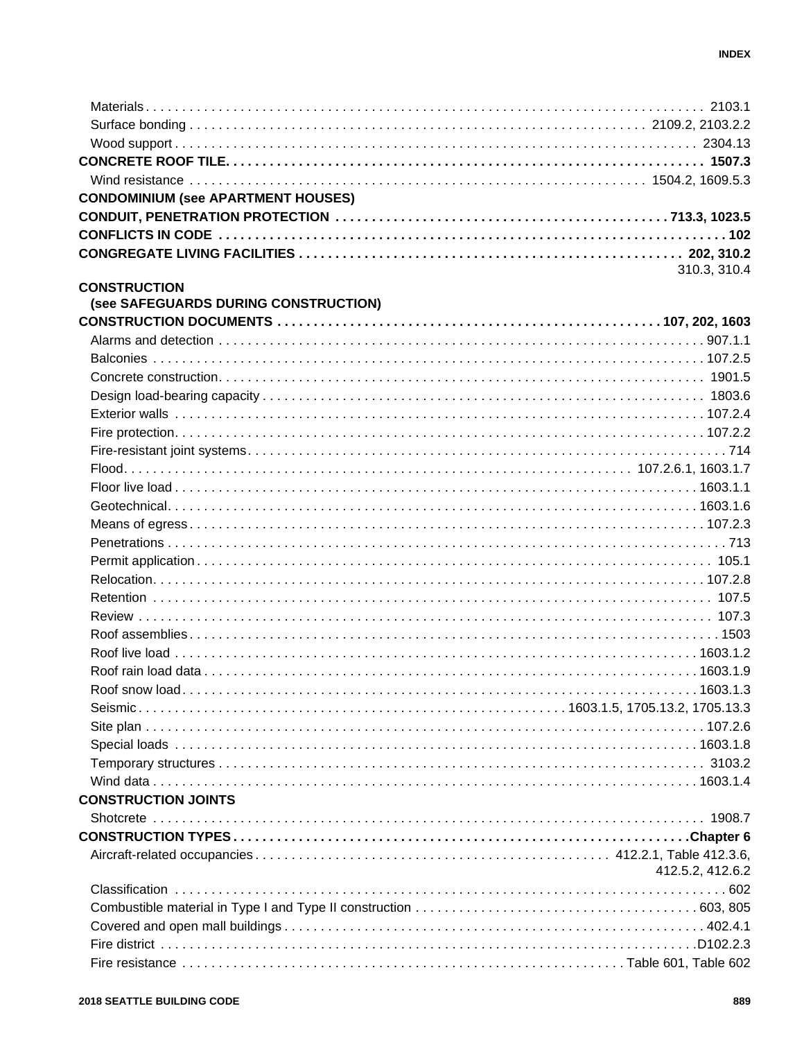Materials . . . 2103.1
Surface bonding . . . 2109.2, 2103.2.2
Wood support . . . 2304.13

**CONCRETE ROOF TILE. . . . 1507.3**

Wind resistance . . . 1504.2, 1609.5.3

**CONDOMINIUM (see APARTMENT HOUSES)**

**CONDUIT, PENETRATION PROTECTION . . . 713.3, 1023.5**

**CONFLICTS IN CODE . . . 102**

**CONGREGATE LIVING FACILITIES . . . 202, 310.2** 310.3, 310.4

**CONSTRUCTION**
**(see SAFEGUARDS DURING CONSTRUCTION)**

**CONSTRUCTION DOCUMENTS . . . 107, 202, 1603**

Alarms and detection . . . 907.1.1
Balconies . . . 107.2.5
Concrete construction. . . . 1901.5
Design load-bearing capacity . . . 1803.6
Exterior walls . . . 107.2.4
Fire protection. . . . 107.2.2
Fire-resistant joint systems. . . . 714
Flood. . . . 107.2.6.1, 1603.1.7
Floor live load . . . 1603.1.1
Geotechnical. . . . 1603.1.6
Means of egress . . . 107.2.3
Penetrations . . . 713
Permit application . . . 105.1
Relocation. . . . 107.2.8
Retention . . . 107.5
Review . . . 107.3
Roof assemblies . . . 1503
Roof live load . . . 1603.1.2
Roof rain load data . . . 1603.1.9
Roof snow load . . . 1603.1.3
Seismic. . . . 1603.1.5, 1705.13.2, 1705.13.3
Site plan . . . 107.2.6
Special loads . . . 1603.1.8
Temporary structures . . . 3103.2
Wind data . . . 1603.1.4

**CONSTRUCTION JOINTS**

Shotcrete . . . 1908.7

**CONSTRUCTION TYPES . . . Chapter 6**

Aircraft-related occupancies . . . 412.2.1, Table 412.3.6, 412.5.2, 412.6.2
Classification . . . 602
Combustible material in Type I and Type II construction . . . 603, 805
Covered and open mall buildings . . . 402.4.1
Fire district . . . D102.2.3
Fire resistance . . . Table 601, Table 602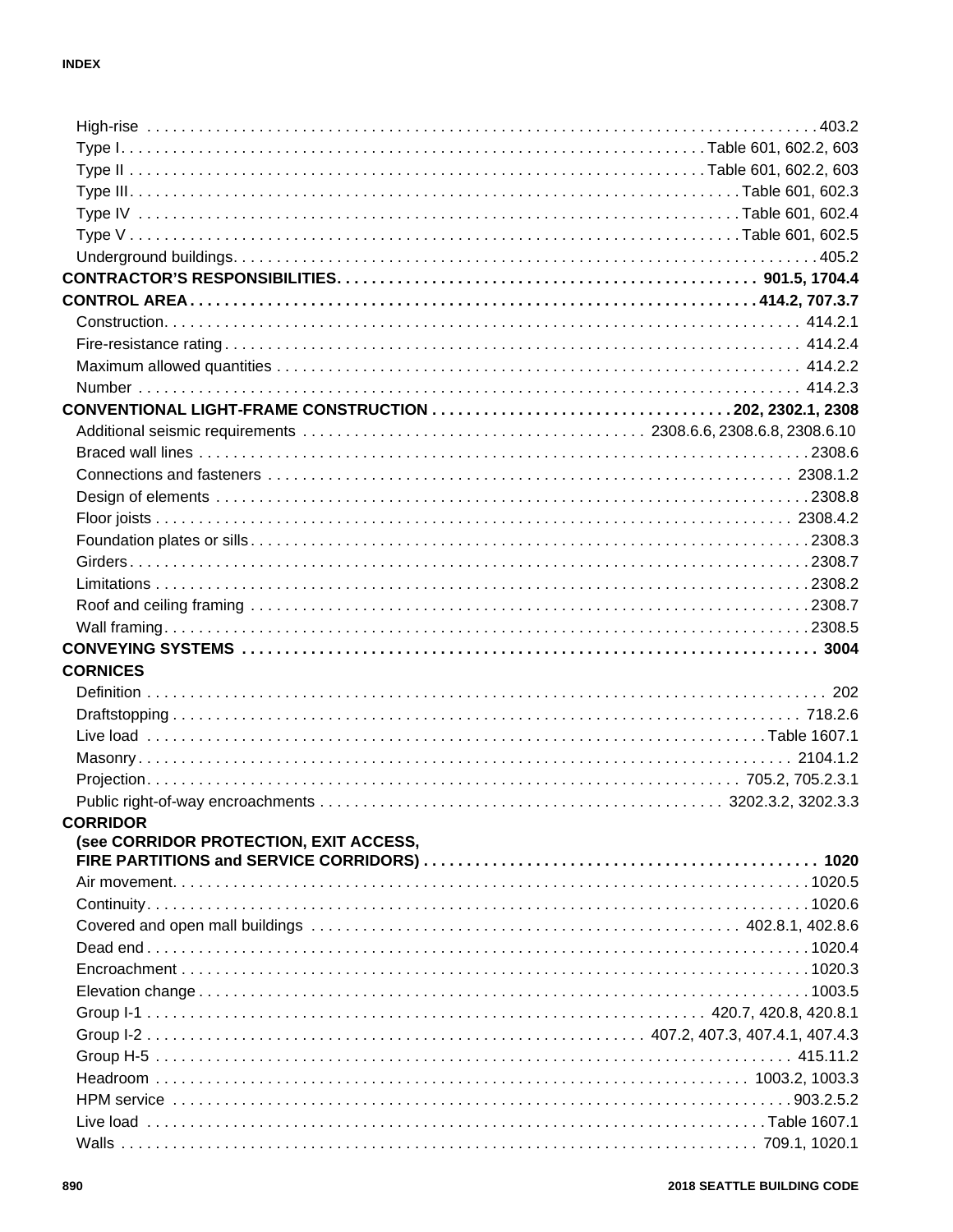High-rise . . . . . . . . . . . . . . . . . . . . . . . . . . . . . . . . . . . . . . . . . . . . . . . . . . . . . . . . . . . . . . . . . . . . . . . . . . . . . 403.2
Type I . . . . . . . . . . . . . . . . . . . . . . . . . . . . . . . . . . . . . . . . . . . . . . . . . . . . . . . . . . . . . . . . . Table 601, 602.2, 603
Type II . . . . . . . . . . . . . . . . . . . . . . . . . . . . . . . . . . . . . . . . . . . . . . . . . . . . . . . . . . . . . . . . . Table 601, 602.2, 603
Type III . . . . . . . . . . . . . . . . . . . . . . . . . . . . . . . . . . . . . . . . . . . . . . . . . . . . . . . . . . . . . . . . . . . . Table 601, 602.3
Type IV . . . . . . . . . . . . . . . . . . . . . . . . . . . . . . . . . . . . . . . . . . . . . . . . . . . . . . . . . . . . . . . . . . . . Table 601, 602.4
Type V . . . . . . . . . . . . . . . . . . . . . . . . . . . . . . . . . . . . . . . . . . . . . . . . . . . . . . . . . . . . . . . . . . . . Table 601, 602.5
Underground buildings . . . . . . . . . . . . . . . . . . . . . . . . . . . . . . . . . . . . . . . . . . . . . . . . . . . . . . . . . . . . . . . 405.2

**CONTRACTOR'S RESPONSIBILITIES . . . . . . . . . . . . . . . . . . . . . . . . . . . . . . . . . . . . . . . . . . . . . . . . 901.5, 1704.4**

**CONTROL AREA . . . . . . . . . . . . . . . . . . . . . . . . . . . . . . . . . . . . . . . . . . . . . . . . . . . . . . . . . . . . . 414.2, 707.3.7**

Construction . . . . . . . . . . . . . . . . . . . . . . . . . . . . . . . . . . . . . . . . . . . . . . . . . . . . . . . . . . . . . . . . . . . 414.2.1
Fire-resistance rating . . . . . . . . . . . . . . . . . . . . . . . . . . . . . . . . . . . . . . . . . . . . . . . . . . . . . . . . . . . . . . 414.2.4
Maximum allowed quantities . . . . . . . . . . . . . . . . . . . . . . . . . . . . . . . . . . . . . . . . . . . . . . . . . . . . . . . . . 414.2.2
Number . . . . . . . . . . . . . . . . . . . . . . . . . . . . . . . . . . . . . . . . . . . . . . . . . . . . . . . . . . . . . . . . . . . . . . 414.2.3

**CONVENTIONAL LIGHT-FRAME CONSTRUCTION . . . . . . . . . . . . . . . . . . . . . . . . . . . . . . . . . . 202, 2302.1, 2308**

Additional seismic requirements . . . . . . . . . . . . . . . . . . . . . . . . . . . . . . . . . . . . . . 2308.6.6, 2308.6.8, 2308.6.10
Braced wall lines . . . . . . . . . . . . . . . . . . . . . . . . . . . . . . . . . . . . . . . . . . . . . . . . . . . . . . . . . . . . . . . . . . 2308.6
Connections and fasteners . . . . . . . . . . . . . . . . . . . . . . . . . . . . . . . . . . . . . . . . . . . . . . . . . . . . . . . . 2308.1.2
Design of elements . . . . . . . . . . . . . . . . . . . . . . . . . . . . . . . . . . . . . . . . . . . . . . . . . . . . . . . . . . . . . . . 2308.8
Floor joists . . . . . . . . . . . . . . . . . . . . . . . . . . . . . . . . . . . . . . . . . . . . . . . . . . . . . . . . . . . . . . . . . . . . 2308.4.2
Foundation plates or sills . . . . . . . . . . . . . . . . . . . . . . . . . . . . . . . . . . . . . . . . . . . . . . . . . . . . . . . . . . . . 2308.3
Girders . . . . . . . . . . . . . . . . . . . . . . . . . . . . . . . . . . . . . . . . . . . . . . . . . . . . . . . . . . . . . . . . . . . . . . . . 2308.7
Limitations . . . . . . . . . . . . . . . . . . . . . . . . . . . . . . . . . . . . . . . . . . . . . . . . . . . . . . . . . . . . . . . . . . . . . 2308.2
Roof and ceiling framing . . . . . . . . . . . . . . . . . . . . . . . . . . . . . . . . . . . . . . . . . . . . . . . . . . . . . . . . . . . . 2308.7
Wall framing . . . . . . . . . . . . . . . . . . . . . . . . . . . . . . . . . . . . . . . . . . . . . . . . . . . . . . . . . . . . . . . . . . . . 2308.5

**CONVEYING SYSTEMS . . . . . . . . . . . . . . . . . . . . . . . . . . . . . . . . . . . . . . . . . . . . . . . . . . . . . . . . . . . . . 3004**

**CORNICES**

Definition . . . . . . . . . . . . . . . . . . . . . . . . . . . . . . . . . . . . . . . . . . . . . . . . . . . . . . . . . . . . . . . . . . . . . . . . 202
Draftstopping . . . . . . . . . . . . . . . . . . . . . . . . . . . . . . . . . . . . . . . . . . . . . . . . . . . . . . . . . . . . . . . . . . . 718.2.6
Live load . . . . . . . . . . . . . . . . . . . . . . . . . . . . . . . . . . . . . . . . . . . . . . . . . . . . . . . . . . . . . . . . . . Table 1607.1
Masonry . . . . . . . . . . . . . . . . . . . . . . . . . . . . . . . . . . . . . . . . . . . . . . . . . . . . . . . . . . . . . . . . . . . . . 2104.1.2
Projection . . . . . . . . . . . . . . . . . . . . . . . . . . . . . . . . . . . . . . . . . . . . . . . . . . . . . . . . . . . . . . . . 705.2, 705.2.3.1
Public right-of-way encroachments . . . . . . . . . . . . . . . . . . . . . . . . . . . . . . . . . . . . . . . . . . . . . 3202.3.2, 3202.3.3

**CORRIDOR**
**(see CORRIDOR PROTECTION, EXIT ACCESS, FIRE PARTITIONS and SERVICE CORRIDORS) . . . . . . . . . . . . . . . . . . . . . . . . . . . . . . . . . . . . . . . . . . . . . . 1020**

Air movement . . . . . . . . . . . . . . . . . . . . . . . . . . . . . . . . . . . . . . . . . . . . . . . . . . . . . . . . . . . . . . . . . . . . 1020.5
Continuity . . . . . . . . . . . . . . . . . . . . . . . . . . . . . . . . . . . . . . . . . . . . . . . . . . . . . . . . . . . . . . . . . . . . . . 1020.6
Covered and open mall buildings . . . . . . . . . . . . . . . . . . . . . . . . . . . . . . . . . . . . . . . . . . . . . . . . . 402.8.1, 402.8.6
Dead end . . . . . . . . . . . . . . . . . . . . . . . . . . . . . . . . . . . . . . . . . . . . . . . . . . . . . . . . . . . . . . . . . . . . . . 1020.4
Encroachment . . . . . . . . . . . . . . . . . . . . . . . . . . . . . . . . . . . . . . . . . . . . . . . . . . . . . . . . . . . . . . . . . . . 1020.3
Elevation change . . . . . . . . . . . . . . . . . . . . . . . . . . . . . . . . . . . . . . . . . . . . . . . . . . . . . . . . . . . . . . . . . 1003.5
Group I-1 . . . . . . . . . . . . . . . . . . . . . . . . . . . . . . . . . . . . . . . . . . . . . . . . . . . . . . . . . . . . . . 420.7, 420.8, 420.8.1
Group I-2 . . . . . . . . . . . . . . . . . . . . . . . . . . . . . . . . . . . . . . . . . . . . . . . . . . . . . . 407.2, 407.3, 407.4.1, 407.4.3
Group H-5 . . . . . . . . . . . . . . . . . . . . . . . . . . . . . . . . . . . . . . . . . . . . . . . . . . . . . . . . . . . . . . . . . . . . . 415.11.2
Headroom . . . . . . . . . . . . . . . . . . . . . . . . . . . . . . . . . . . . . . . . . . . . . . . . . . . . . . . . . . . . . . . . . 1003.2, 1003.3
HPM service . . . . . . . . . . . . . . . . . . . . . . . . . . . . . . . . . . . . . . . . . . . . . . . . . . . . . . . . . . . . . . . . . . . 903.2.5.2
Live load . . . . . . . . . . . . . . . . . . . . . . . . . . . . . . . . . . . . . . . . . . . . . . . . . . . . . . . . . . . . . . . . . . Table 1607.1
Walls . . . . . . . . . . . . . . . . . . . . . . . . . . . . . . . . . . . . . . . . . . . . . . . . . . . . . . . . . . . . . . . . . . . . 709.1, 1020.1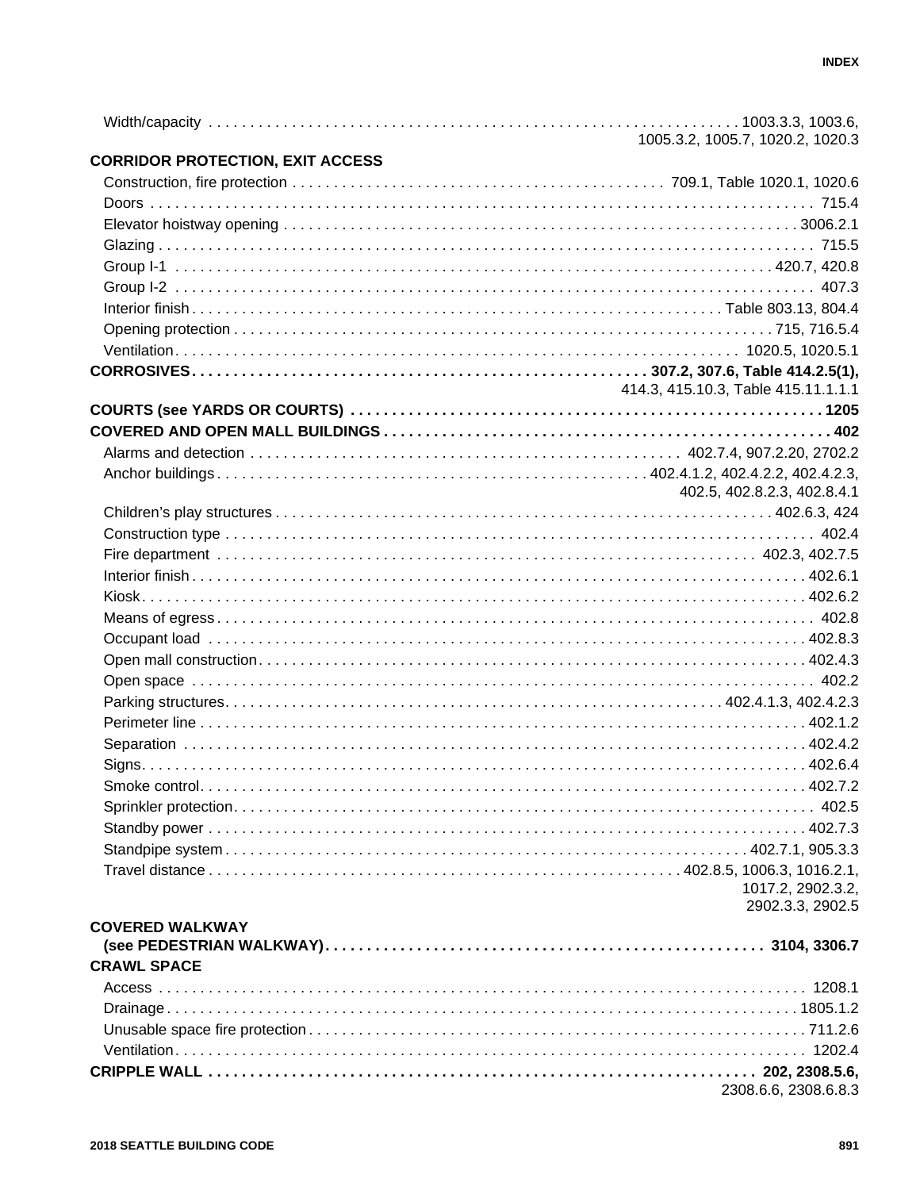Width/capacity . . . . . . . . . . . . . . . . . . . . . . . . . . . . . . . . . . . . . . . . . . . . . . . . . . . . . . . . . . . . 1003.3.3, 1003.6, 1005.3.2, 1005.7, 1020.2, 1020.3

**CORRIDOR PROTECTION, EXIT ACCESS**

Construction, fire protection . . . . . . . . . . . . . . . . . . . . . . . . . . . . . . . . . . . . . . . . . . . 709.1, Table 1020.1, 1020.6

Doors . . . . . . . . . . . . . . . . . . . . . . . . . . . . . . . . . . . . . . . . . . . . . . . . . . . . . . . . . . . . . . . . . . . . . . . . . 715.4

Elevator hoistway opening . . . . . . . . . . . . . . . . . . . . . . . . . . . . . . . . . . . . . . . . . . . . . . . . . . . . . . . 3006.2.1

Glazing . . . . . . . . . . . . . . . . . . . . . . . . . . . . . . . . . . . . . . . . . . . . . . . . . . . . . . . . . . . . . . . . . . . . . . . . 715.5

Group I-1 . . . . . . . . . . . . . . . . . . . . . . . . . . . . . . . . . . . . . . . . . . . . . . . . . . . . . . . . . . . . . . . . . 420.7, 420.8

Group I-2 . . . . . . . . . . . . . . . . . . . . . . . . . . . . . . . . . . . . . . . . . . . . . . . . . . . . . . . . . . . . . . . . . . . . . . 407.3

Interior finish . . . . . . . . . . . . . . . . . . . . . . . . . . . . . . . . . . . . . . . . . . . . . . . . . . . . . . . . . . . . Table 803.13, 804.4

Opening protection . . . . . . . . . . . . . . . . . . . . . . . . . . . . . . . . . . . . . . . . . . . . . . . . . . . . . . . . . . . 715, 716.5.4

Ventilation . . . . . . . . . . . . . . . . . . . . . . . . . . . . . . . . . . . . . . . . . . . . . . . . . . . . . . . . . . . . . . . . . 1020.5, 1020.5.1

**CORROSIVES . . . . . . . . . . . . . . . . . . . . . . . . . . . . . . . . . . . . . . . . . . . . . . . . . . . . . 307.2, 307.6, Table 414.2.5(1),** 414.3, 415.10.3, Table 415.11.1.1.1

**COURTS (see YARDS OR COURTS) . . . . . . . . . . . . . . . . . . . . . . . . . . . . . . . . . . . . . . . . . . . . . . . . . . . . . . . 1205**

**COVERED AND OPEN MALL BUILDINGS . . . . . . . . . . . . . . . . . . . . . . . . . . . . . . . . . . . . . . . . . . . . . . . . . . . . . 402**

Alarms and detection . . . . . . . . . . . . . . . . . . . . . . . . . . . . . . . . . . . . . . . . . . . . . . . . . . 402.7.4, 907.2.20, 2702.2

Anchor buildings . . . . . . . . . . . . . . . . . . . . . . . . . . . . . . . . . . . . . . . . . . . . . . . . . . . 402.4.1.2, 402.4.2.2, 402.4.2.3, 402.5, 402.8.2.3, 402.8.4.1

Children's play structures . . . . . . . . . . . . . . . . . . . . . . . . . . . . . . . . . . . . . . . . . . . . . . . . . . . . . . . . . 402.6.3, 424

Construction type . . . . . . . . . . . . . . . . . . . . . . . . . . . . . . . . . . . . . . . . . . . . . . . . . . . . . . . . . . . . . . . . . . . 402.4

Fire department . . . . . . . . . . . . . . . . . . . . . . . . . . . . . . . . . . . . . . . . . . . . . . . . . . . . . . . . . . . . . . . . 402.3, 402.7.5

Interior finish . . . . . . . . . . . . . . . . . . . . . . . . . . . . . . . . . . . . . . . . . . . . . . . . . . . . . . . . . . . . . . . . . . . . . 402.6.1

Kiosk . . . . . . . . . . . . . . . . . . . . . . . . . . . . . . . . . . . . . . . . . . . . . . . . . . . . . . . . . . . . . . . . . . . . . . . . . . . . 402.6.2

Means of egress . . . . . . . . . . . . . . . . . . . . . . . . . . . . . . . . . . . . . . . . . . . . . . . . . . . . . . . . . . . . . . . . . . . . 402.8

Occupant load . . . . . . . . . . . . . . . . . . . . . . . . . . . . . . . . . . . . . . . . . . . . . . . . . . . . . . . . . . . . . . . . . . . . 402.8.3

Open mall construction . . . . . . . . . . . . . . . . . . . . . . . . . . . . . . . . . . . . . . . . . . . . . . . . . . . . . . . . . . . . . 402.4.3

Open space . . . . . . . . . . . . . . . . . . . . . . . . . . . . . . . . . . . . . . . . . . . . . . . . . . . . . . . . . . . . . . . . . . . . . . . 402.2

Parking structures . . . . . . . . . . . . . . . . . . . . . . . . . . . . . . . . . . . . . . . . . . . . . . . . . . . . . . . . . . 402.4.1.3, 402.4.2.3

Perimeter line . . . . . . . . . . . . . . . . . . . . . . . . . . . . . . . . . . . . . . . . . . . . . . . . . . . . . . . . . . . . . . . . . . . . 402.1.2

Separation . . . . . . . . . . . . . . . . . . . . . . . . . . . . . . . . . . . . . . . . . . . . . . . . . . . . . . . . . . . . . . . . . . . . . . 402.4.2

Signs . . . . . . . . . . . . . . . . . . . . . . . . . . . . . . . . . . . . . . . . . . . . . . . . . . . . . . . . . . . . . . . . . . . . . . . . . . . 402.6.4

Smoke control . . . . . . . . . . . . . . . . . . . . . . . . . . . . . . . . . . . . . . . . . . . . . . . . . . . . . . . . . . . . . . . . . . . . 402.7.2

Sprinkler protection . . . . . . . . . . . . . . . . . . . . . . . . . . . . . . . . . . . . . . . . . . . . . . . . . . . . . . . . . . . . . . . . . 402.5

Standby power . . . . . . . . . . . . . . . . . . . . . . . . . . . . . . . . . . . . . . . . . . . . . . . . . . . . . . . . . . . . . . . . . . . 402.7.3

Standpipe system . . . . . . . . . . . . . . . . . . . . . . . . . . . . . . . . . . . . . . . . . . . . . . . . . . . . . . . . . . . . . . 402.7.1, 905.3.3

Travel distance . . . . . . . . . . . . . . . . . . . . . . . . . . . . . . . . . . . . . . . . . . . . . . . . . . . 402.8.5, 1006.3, 1016.2.1, 1017.2, 2902.3.2, 2902.3.3, 2902.5

**COVERED WALKWAY (see PEDESTRIAN WALKWAY) . . . . . . . . . . . . . . . . . . . . . . . . . . . . . . . . . . . . . . . . . . . 3104, 3306.7**

**CRAWL SPACE**

Access . . . . . . . . . . . . . . . . . . . . . . . . . . . . . . . . . . . . . . . . . . . . . . . . . . . . . . . . . . . . . . . . . . . . . . . . . . 1208.1

Drainage . . . . . . . . . . . . . . . . . . . . . . . . . . . . . . . . . . . . . . . . . . . . . . . . . . . . . . . . . . . . . . . . . . . . . . . 1805.1.2

Unusable space fire protection . . . . . . . . . . . . . . . . . . . . . . . . . . . . . . . . . . . . . . . . . . . . . . . . . . . . . . 711.2.6

Ventilation . . . . . . . . . . . . . . . . . . . . . . . . . . . . . . . . . . . . . . . . . . . . . . . . . . . . . . . . . . . . . . . . . . . . . . 1202.4

**CRIPPLE WALL . . . . . . . . . . . . . . . . . . . . . . . . . . . . . . . . . . . . . . . . . . . . . . . . . . . . . . . . . . . . . . 202, 2308.5.6,** 2308.6.6, 2308.6.8.3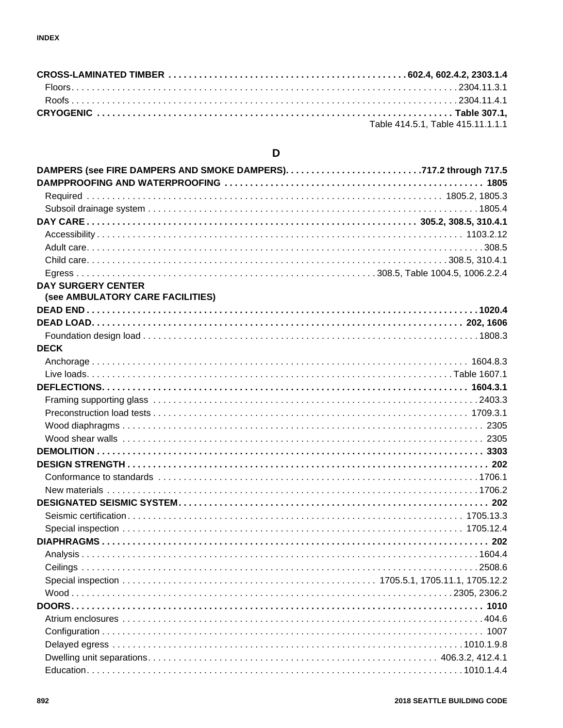**CROSS-LAMINATED TIMBER** . . . . . . . . . . . . . . . . . . . . . . . . . . . . . . . . . . . . . . . . . . . . . . **602.4, 602.4.2, 2303.1.4**
- Floors . . . . . . . . . . . . . . . . . . . . . . . . . . . . . . . . . . . . . . . . . . . . . . . . . . . . . . . . . . . . . . . . . . . . . . . . . . . 2304.11.3.1
- Roofs . . . . . . . . . . . . . . . . . . . . . . . . . . . . . . . . . . . . . . . . . . . . . . . . . . . . . . . . . . . . . . . . . . . . . . . . . . . 2304.11.4.1

**CRYOGENIC** . . . . . . . . . . . . . . . . . . . . . . . . . . . . . . . . . . . . . . . . . . . . . . . . . . . . . . . . . . . . . . . . . . . . **Table 307.1,** Table 414.5.1, Table 415.11.1.1.1

## D

**DAMPERS (see FIRE DAMPERS AND SMOKE DAMPERS)** . . . . . . . . . . . . . . . . . . . . . . . . . . **717.2 through 717.5**

**DAMPPROOFING AND WATERPROOFING** . . . . . . . . . . . . . . . . . . . . . . . . . . . . . . . . . . . . . . . . . . . . . . . . . . **1805**
- Required . . . . . . . . . . . . . . . . . . . . . . . . . . . . . . . . . . . . . . . . . . . . . . . . . . . . . . . . . . . . . . . . . . 1805.2, 1805.3
- Subsoil drainage system . . . . . . . . . . . . . . . . . . . . . . . . . . . . . . . . . . . . . . . . . . . . . . . . . . . . . . . . . . . . . 1805.4

**DAY CARE** . . . . . . . . . . . . . . . . . . . . . . . . . . . . . . . . . . . . . . . . . . . . . . . . . . . . . . . . . . . . . . . **305.2, 308.5, 310.4.1**
- Accessibility . . . . . . . . . . . . . . . . . . . . . . . . . . . . . . . . . . . . . . . . . . . . . . . . . . . . . . . . . . . . . . . . . . . 1103.2.12
- Adult care . . . . . . . . . . . . . . . . . . . . . . . . . . . . . . . . . . . . . . . . . . . . . . . . . . . . . . . . . . . . . . . . . . . . . . . . . . 308.5
- Child care . . . . . . . . . . . . . . . . . . . . . . . . . . . . . . . . . . . . . . . . . . . . . . . . . . . . . . . . . . . . . . . . . . . . 308.5, 310.4.1
- Egress . . . . . . . . . . . . . . . . . . . . . . . . . . . . . . . . . . . . . . . . . . . . . . . . . . . . . . . . 308.5, Table 1004.5, 1006.2.2.4

**DAY SURGERY CENTER (see AMBULATORY CARE FACILITIES)**

**DEAD END** . . . . . . . . . . . . . . . . . . . . . . . . . . . . . . . . . . . . . . . . . . . . . . . . . . . . . . . . . . . . . . . . . . . . . . . . . . . **1020.4**

**DEAD LOAD** . . . . . . . . . . . . . . . . . . . . . . . . . . . . . . . . . . . . . . . . . . . . . . . . . . . . . . . . . . . . . . . . . . . . . . . . . **202, 1606**
- Foundation design load . . . . . . . . . . . . . . . . . . . . . . . . . . . . . . . . . . . . . . . . . . . . . . . . . . . . . . . . . . . . . . 1808.3

**DECK**
- Anchorage . . . . . . . . . . . . . . . . . . . . . . . . . . . . . . . . . . . . . . . . . . . . . . . . . . . . . . . . . . . . . . . . . . . . . . . 1604.8.3
- Live loads . . . . . . . . . . . . . . . . . . . . . . . . . . . . . . . . . . . . . . . . . . . . . . . . . . . . . . . . . . . . . . . . . . . . Table 1607.1

**DEFLECTIONS** . . . . . . . . . . . . . . . . . . . . . . . . . . . . . . . . . . . . . . . . . . . . . . . . . . . . . . . . . . . . . . . . . . . . . . . **1604.3.1**
- Framing supporting glass . . . . . . . . . . . . . . . . . . . . . . . . . . . . . . . . . . . . . . . . . . . . . . . . . . . . . . . . . . . . . 2403.3
- Preconstruction load tests . . . . . . . . . . . . . . . . . . . . . . . . . . . . . . . . . . . . . . . . . . . . . . . . . . . . . . . . . . 1709.3.1
- Wood diaphragms . . . . . . . . . . . . . . . . . . . . . . . . . . . . . . . . . . . . . . . . . . . . . . . . . . . . . . . . . . . . . . . . . . . . 2305
- Wood shear walls . . . . . . . . . . . . . . . . . . . . . . . . . . . . . . . . . . . . . . . . . . . . . . . . . . . . . . . . . . . . . . . . . . . . 2305

**DEMOLITION** . . . . . . . . . . . . . . . . . . . . . . . . . . . . . . . . . . . . . . . . . . . . . . . . . . . . . . . . . . . . . . . . . . . . . . . . . . **3303**

**DESIGN STRENGTH** . . . . . . . . . . . . . . . . . . . . . . . . . . . . . . . . . . . . . . . . . . . . . . . . . . . . . . . . . . . . . . . . . . . . . **202**
- Conformance to standards . . . . . . . . . . . . . . . . . . . . . . . . . . . . . . . . . . . . . . . . . . . . . . . . . . . . . . . . . . . . 1706.1
- New materials . . . . . . . . . . . . . . . . . . . . . . . . . . . . . . . . . . . . . . . . . . . . . . . . . . . . . . . . . . . . . . . . . . . . . . 1706.2

**DESIGNATED SEISMIC SYSTEM** . . . . . . . . . . . . . . . . . . . . . . . . . . . . . . . . . . . . . . . . . . . . . . . . . . . . . . . . . . **202**
- Seismic certification . . . . . . . . . . . . . . . . . . . . . . . . . . . . . . . . . . . . . . . . . . . . . . . . . . . . . . . . . . . . . . . 1705.13.3
- Special inspection . . . . . . . . . . . . . . . . . . . . . . . . . . . . . . . . . . . . . . . . . . . . . . . . . . . . . . . . . . . . . . . . . 1705.12.4

**DIAPHRAGMS** . . . . . . . . . . . . . . . . . . . . . . . . . . . . . . . . . . . . . . . . . . . . . . . . . . . . . . . . . . . . . . . . . . . . . . . . . . . **202**
- Analysis . . . . . . . . . . . . . . . . . . . . . . . . . . . . . . . . . . . . . . . . . . . . . . . . . . . . . . . . . . . . . . . . . . . . . . . . . . . 1604.4
- Ceilings . . . . . . . . . . . . . . . . . . . . . . . . . . . . . . . . . . . . . . . . . . . . . . . . . . . . . . . . . . . . . . . . . . . . . . . . . . . 2508.6
- Special inspection . . . . . . . . . . . . . . . . . . . . . . . . . . . . . . . . . . . . . . . . . . . . . . . . . 1705.5.1, 1705.11.1, 1705.12.2
- Wood . . . . . . . . . . . . . . . . . . . . . . . . . . . . . . . . . . . . . . . . . . . . . . . . . . . . . . . . . . . . . . . . . . . . . . . . . 2305, 2306.2

**DOORS** . . . . . . . . . . . . . . . . . . . . . . . . . . . . . . . . . . . . . . . . . . . . . . . . . . . . . . . . . . . . . . . . . . . . . . . . . . . . . . . **1010**
- Atrium enclosures . . . . . . . . . . . . . . . . . . . . . . . . . . . . . . . . . . . . . . . . . . . . . . . . . . . . . . . . . . . . . . . . . . . . 404.6
- Configuration . . . . . . . . . . . . . . . . . . . . . . . . . . . . . . . . . . . . . . . . . . . . . . . . . . . . . . . . . . . . . . . . . . . . . . . . 1007
- Delayed egress . . . . . . . . . . . . . . . . . . . . . . . . . . . . . . . . . . . . . . . . . . . . . . . . . . . . . . . . . . . . . . . . . . . 1010.1.9.8
- Dwelling unit separations . . . . . . . . . . . . . . . . . . . . . . . . . . . . . . . . . . . . . . . . . . . . . . . . . . . . . . . 406.3.2, 412.4.1
- Education . . . . . . . . . . . . . . . . . . . . . . . . . . . . . . . . . . . . . . . . . . . . . . . . . . . . . . . . . . . . . . . . . . . . . . . . 1010.1.4.4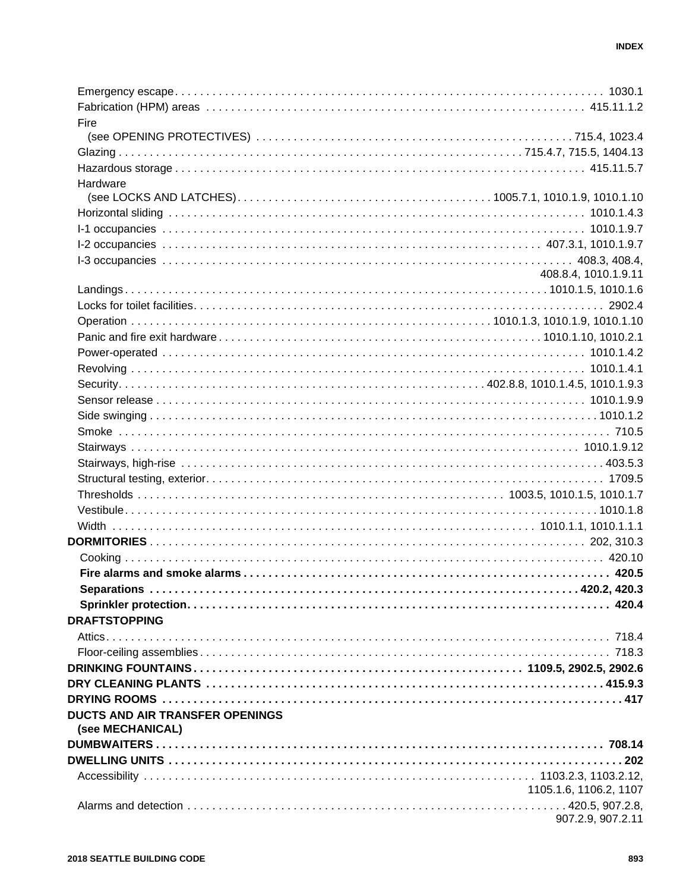Emergency escape . . . . . . . . . . . . . . . . . . . . . . . . . . . . . . . . . . . . . . . . . . . . . . . . . . . . . . . . . . . . . . . . 1030.1
Fabrication (HPM) areas . . . . . . . . . . . . . . . . . . . . . . . . . . . . . . . . . . . . . . . . . . . . . . . . . . . . . . . . . . 415.11.1.2
Fire
 (see OPENING PROTECTIVES) . . . . . . . . . . . . . . . . . . . . . . . . . . . . . . . . . . . . . . . . . . . . . . 715.4, 1023.4
Glazing . . . . . . . . . . . . . . . . . . . . . . . . . . . . . . . . . . . . . . . . . . . . . . . . . . . . . . . . . . . . . 715.4.7, 715.5, 1404.13
Hazardous storage . . . . . . . . . . . . . . . . . . . . . . . . . . . . . . . . . . . . . . . . . . . . . . . . . . . . . . . . . . . . 415.11.5.7
Hardware
 (see LOCKS AND LATCHES) . . . . . . . . . . . . . . . . . . . . . . . . . . . . . . . . . . . . . 1005.7.1, 1010.1.9, 1010.1.10
Horizontal sliding . . . . . . . . . . . . . . . . . . . . . . . . . . . . . . . . . . . . . . . . . . . . . . . . . . . . . . . . . . . . . 1010.1.4.3
I-1 occupancies . . . . . . . . . . . . . . . . . . . . . . . . . . . . . . . . . . . . . . . . . . . . . . . . . . . . . . . . . . . . . . 1010.1.9.7
I-2 occupancies . . . . . . . . . . . . . . . . . . . . . . . . . . . . . . . . . . . . . . . . . . . . . . . . . . . . . . . 407.3.1, 1010.1.9.7
I-3 occupancies . . . . . . . . . . . . . . . . . . . . . . . . . . . . . . . . . . . . . . . . . . . . . . . . . . . . . . . . . . . . 408.3, 408.4, 408.8.4, 1010.1.9.11
Landings . . . . . . . . . . . . . . . . . . . . . . . . . . . . . . . . . . . . . . . . . . . . . . . . . . . . . . . . . . . . . . 1010.1.5, 1010.1.6
Locks for toilet facilities . . . . . . . . . . . . . . . . . . . . . . . . . . . . . . . . . . . . . . . . . . . . . . . . . . . . . . . . . . 2902.4
Operation . . . . . . . . . . . . . . . . . . . . . . . . . . . . . . . . . . . . . . . . . . . . . . . . . . . . 1010.1.3, 1010.1.9, 1010.1.10
Panic and fire exit hardware . . . . . . . . . . . . . . . . . . . . . . . . . . . . . . . . . . . . . . . . . . . . . . . . 1010.1.10, 1010.2.1
Power-operated . . . . . . . . . . . . . . . . . . . . . . . . . . . . . . . . . . . . . . . . . . . . . . . . . . . . . . . . . . . . . . 1010.1.4.2
Revolving . . . . . . . . . . . . . . . . . . . . . . . . . . . . . . . . . . . . . . . . . . . . . . . . . . . . . . . . . . . . . . . . . 1010.1.4.1
Security . . . . . . . . . . . . . . . . . . . . . . . . . . . . . . . . . . . . . . . . . . . . . . . . . . . . . 402.8.8, 1010.1.4.5, 1010.1.9.3
Sensor release . . . . . . . . . . . . . . . . . . . . . . . . . . . . . . . . . . . . . . . . . . . . . . . . . . . . . . . . . . . . . . . 1010.1.9.9
Side swinging . . . . . . . . . . . . . . . . . . . . . . . . . . . . . . . . . . . . . . . . . . . . . . . . . . . . . . . . . . . . . . . . 1010.1.2
Smoke . . . . . . . . . . . . . . . . . . . . . . . . . . . . . . . . . . . . . . . . . . . . . . . . . . . . . . . . . . . . . . . . . . . . . 710.5
Stairways . . . . . . . . . . . . . . . . . . . . . . . . . . . . . . . . . . . . . . . . . . . . . . . . . . . . . . . . . . . . . . . . . 1010.1.9.12
Stairways, high-rise . . . . . . . . . . . . . . . . . . . . . . . . . . . . . . . . . . . . . . . . . . . . . . . . . . . . . . . . . . . . 403.5.3
Structural testing, exterior . . . . . . . . . . . . . . . . . . . . . . . . . . . . . . . . . . . . . . . . . . . . . . . . . . . . . . . . 1709.5
Thresholds . . . . . . . . . . . . . . . . . . . . . . . . . . . . . . . . . . . . . . . . . . . . . . . . . . . . 1003.5, 1010.1.5, 1010.1.7
Vestibule . . . . . . . . . . . . . . . . . . . . . . . . . . . . . . . . . . . . . . . . . . . . . . . . . . . . . . . . . . . . . . . . . . 1010.1.8
Width . . . . . . . . . . . . . . . . . . . . . . . . . . . . . . . . . . . . . . . . . . . . . . . . . . . . . . . . . . . . . 1010.1.1, 1010.1.1.1

**DORMITORIES** . . . . . . . . . . . . . . . . . . . . . . . . . . . . . . . . . . . . . . . . . . . . . . . . . . . . . . . . . . 202, 310.3
Cooking . . . . . . . . . . . . . . . . . . . . . . . . . . . . . . . . . . . . . . . . . . . . . . . . . . . . . . . . . . . . . . . . . . . 420.10
**Fire alarms and smoke alarms . . . . . . . . . . . . . . . . . . . . . . . . . . . . . . . . . . . . . . . . . . . . . . . . . . . 420.5**
**Separations . . . . . . . . . . . . . . . . . . . . . . . . . . . . . . . . . . . . . . . . . . . . . . . . . . . . . . . . . . . . 420.2, 420.3**
**Sprinkler protection . . . . . . . . . . . . . . . . . . . . . . . . . . . . . . . . . . . . . . . . . . . . . . . . . . . . . . . . . . . 420.4**

**DRAFTSTOPPING**
Attics . . . . . . . . . . . . . . . . . . . . . . . . . . . . . . . . . . . . . . . . . . . . . . . . . . . . . . . . . . . . . . . . . . . . . 718.4
Floor-ceiling assemblies . . . . . . . . . . . . . . . . . . . . . . . . . . . . . . . . . . . . . . . . . . . . . . . . . . . . . . . . . 718.3

**DRINKING FOUNTAINS . . . . . . . . . . . . . . . . . . . . . . . . . . . . . . . . . . . . . . . . . . . . . 1109.5, 2902.5, 2902.6**

**DRY CLEANING PLANTS . . . . . . . . . . . . . . . . . . . . . . . . . . . . . . . . . . . . . . . . . . . . . . . . . . . . . . 415.9.3**

**DRYING ROOMS . . . . . . . . . . . . . . . . . . . . . . . . . . . . . . . . . . . . . . . . . . . . . . . . . . . . . . . . . . . . . . 417**

**DUCTS AND AIR TRANSFER OPENINGS (see MECHANICAL)**

**DUMBWAITERS . . . . . . . . . . . . . . . . . . . . . . . . . . . . . . . . . . . . . . . . . . . . . . . . . . . . . . . . . . . . . 708.14**

**DWELLING UNITS . . . . . . . . . . . . . . . . . . . . . . . . . . . . . . . . . . . . . . . . . . . . . . . . . . . . . . . . . . . . . . 202**
Accessibility . . . . . . . . . . . . . . . . . . . . . . . . . . . . . . . . . . . . . . . . . . . . . 1103.2.3, 1103.2.12, 1105.1.6, 1106.2, 1107
Alarms and detection . . . . . . . . . . . . . . . . . . . . . . . . . . . . . . . . . . . . . . . . . . . . . . . . 420.5, 907.2.8, 907.2.9, 907.2.11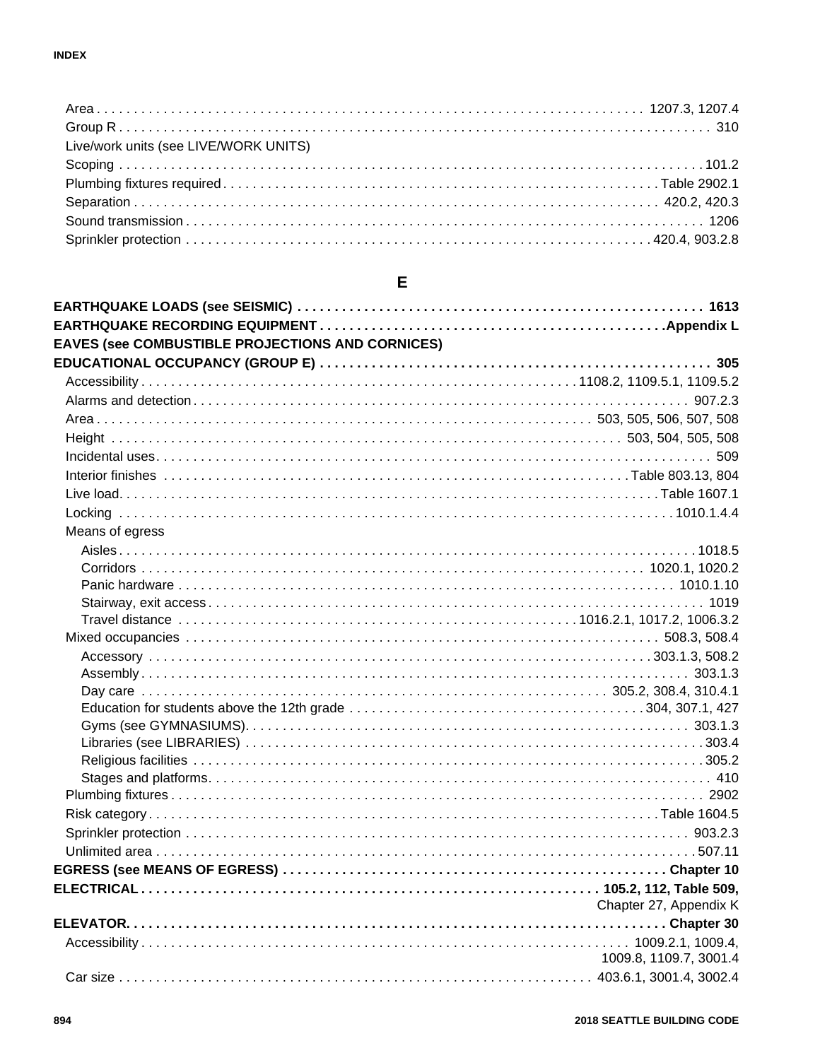Area . . . . . . . . . . 1207.3, 1207.4
Group R . . . . . . . . . . 310
Live/work units (see LIVE/WORK UNITS)
Scoping . . . . . . . . . . 101.2
Plumbing fixtures required . . . . . . . . . . Table 2902.1
Separation . . . . . . . . . . 420.2, 420.3
Sound transmission . . . . . . . . . . 1206
Sprinkler protection . . . . . . . . . . 420.4, 903.2.8

## E

**EARTHQUAKE LOADS (see SEISMIC) . . . . . . . . . . 1613**
**EARTHQUAKE RECORDING EQUIPMENT . . . . . . . . . . Appendix L**
**EAVES (see COMBUSTIBLE PROJECTIONS AND CORNICES)**
**EDUCATIONAL OCCUPANCY (GROUP E) . . . . . . . . . . 305**
- Accessibility . . . . . . . . . . 1108.2, 1109.5.1, 1109.5.2
- Alarms and detection . . . . . . . . . . 907.2.3
- Area . . . . . . . . . . 503, 505, 506, 507, 508
- Height . . . . . . . . . . 503, 504, 505, 508
- Incidental uses . . . . . . . . . . 509
- Interior finishes . . . . . . . . . . Table 803.13, 804
- Live load . . . . . . . . . . Table 1607.1
- Locking . . . . . . . . . . 1010.1.4.4
- Means of egress
  - Aisles . . . . . . . . . . 1018.5
  - Corridors . . . . . . . . . . 1020.1, 1020.2
  - Panic hardware . . . . . . . . . . 1010.1.10
  - Stairway, exit access . . . . . . . . . . 1019
  - Travel distance . . . . . . . . . . 1016.2.1, 1017.2, 1006.3.2
- Mixed occupancies . . . . . . . . . . 508.3, 508.4
  - Accessory . . . . . . . . . . 303.1.3, 508.2
  - Assembly . . . . . . . . . . 303.1.3
  - Day care . . . . . . . . . . 305.2, 308.4, 310.4.1
  - Education for students above the 12th grade . . . . . . . . . . 304, 307.1, 427
  - Gyms (see GYMNASIUMS) . . . . . . . . . . 303.1.3
  - Libraries (see LIBRARIES) . . . . . . . . . . 303.4
  - Religious facilities . . . . . . . . . . 305.2
  - Stages and platforms . . . . . . . . . . 410
- Plumbing fixtures . . . . . . . . . . 2902
- Risk category . . . . . . . . . . Table 1604.5
- Sprinkler protection . . . . . . . . . . 903.2.3
- Unlimited area . . . . . . . . . . 507.11

**EGRESS (see MEANS OF EGRESS) . . . . . . . . . . Chapter 10**
**ELECTRICAL . . . . . . . . . . 105.2, 112, Table 509,** Chapter 27, Appendix K
**ELEVATOR . . . . . . . . . . Chapter 30**
- Accessibility . . . . . . . . . . 1009.2.1, 1009.4, 1009.8, 1109.7, 3001.4
- Car size . . . . . . . . . . 403.6.1, 3001.4, 3002.4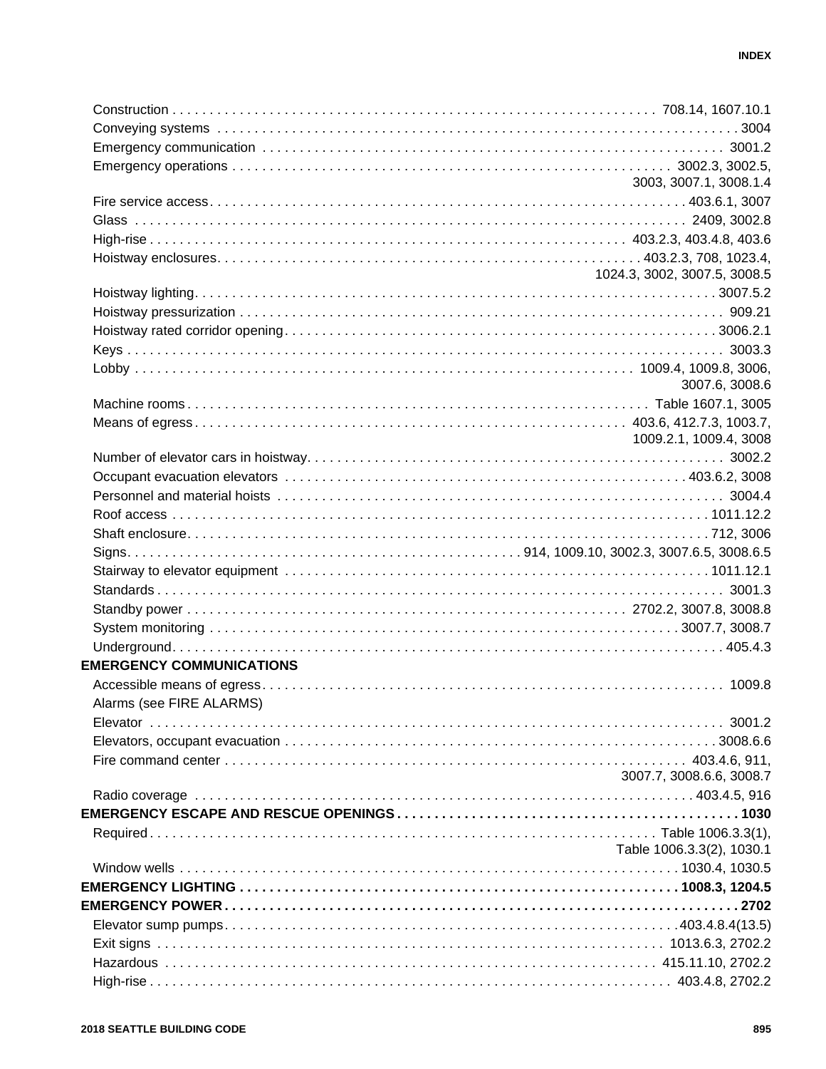Construction . . . . . 708.14, 1607.10.1
Conveying systems . . . . . 3004
Emergency communication . . . . . 3001.2
Emergency operations . . . . . 3002.3, 3002.5, 3003, 3007.1, 3008.1.4
Fire service access . . . . . 403.6.1, 3007
Glass . . . . . 2409, 3002.8
High-rise . . . . . 403.2.3, 403.4.8, 403.6
Hoistway enclosures . . . . . 403.2.3, 708, 1023.4, 1024.3, 3002, 3007.5, 3008.5
Hoistway lighting . . . . . 3007.5.2
Hoistway pressurization . . . . . 909.21
Hoistway rated corridor opening . . . . . 3006.2.1
Keys . . . . . 3003.3
Lobby . . . . . 1009.4, 1009.8, 3006, 3007.6, 3008.6
Machine rooms . . . . . Table 1607.1, 3005
Means of egress . . . . . 403.6, 412.7.3, 1003.7, 1009.2.1, 1009.4, 3008
Number of elevator cars in hoistway . . . . . 3002.2
Occupant evacuation elevators . . . . . 403.6.2, 3008
Personnel and material hoists . . . . . 3004.4
Roof access . . . . . 1011.12.2
Shaft enclosure . . . . . 712, 3006
Signs . . . . . 914, 1009.10, 3002.3, 3007.6.5, 3008.6.5
Stairway to elevator equipment . . . . . 1011.12.1
Standards . . . . . 3001.3
Standby power . . . . . 2702.2, 3007.8, 3008.8
System monitoring . . . . . 3007.7, 3008.7
Underground . . . . . 405.4.3

**EMERGENCY COMMUNICATIONS**

Accessible means of egress . . . . . 1009.8
Alarms (see FIRE ALARMS)
Elevator . . . . . 3001.2
Elevators, occupant evacuation . . . . . 3008.6.6
Fire command center . . . . . 403.4.6, 911, 3007.7, 3008.6.6, 3008.7
Radio coverage . . . . . 403.4.5, 916

**EMERGENCY ESCAPE AND RESCUE OPENINGS . . . . . 1030**

Required . . . . . Table 1006.3.3(1), Table 1006.3.3(2), 1030.1
Window wells . . . . . 1030.4, 1030.5

**EMERGENCY LIGHTING . . . . . 1008.3, 1204.5**

**EMERGENCY POWER . . . . . 2702**

Elevator sump pumps . . . . . 403.4.8.4(13.5)
Exit signs . . . . . 1013.6.3, 2702.2
Hazardous . . . . . 415.11.10, 2702.2
High-rise . . . . . 403.4.8, 2702.2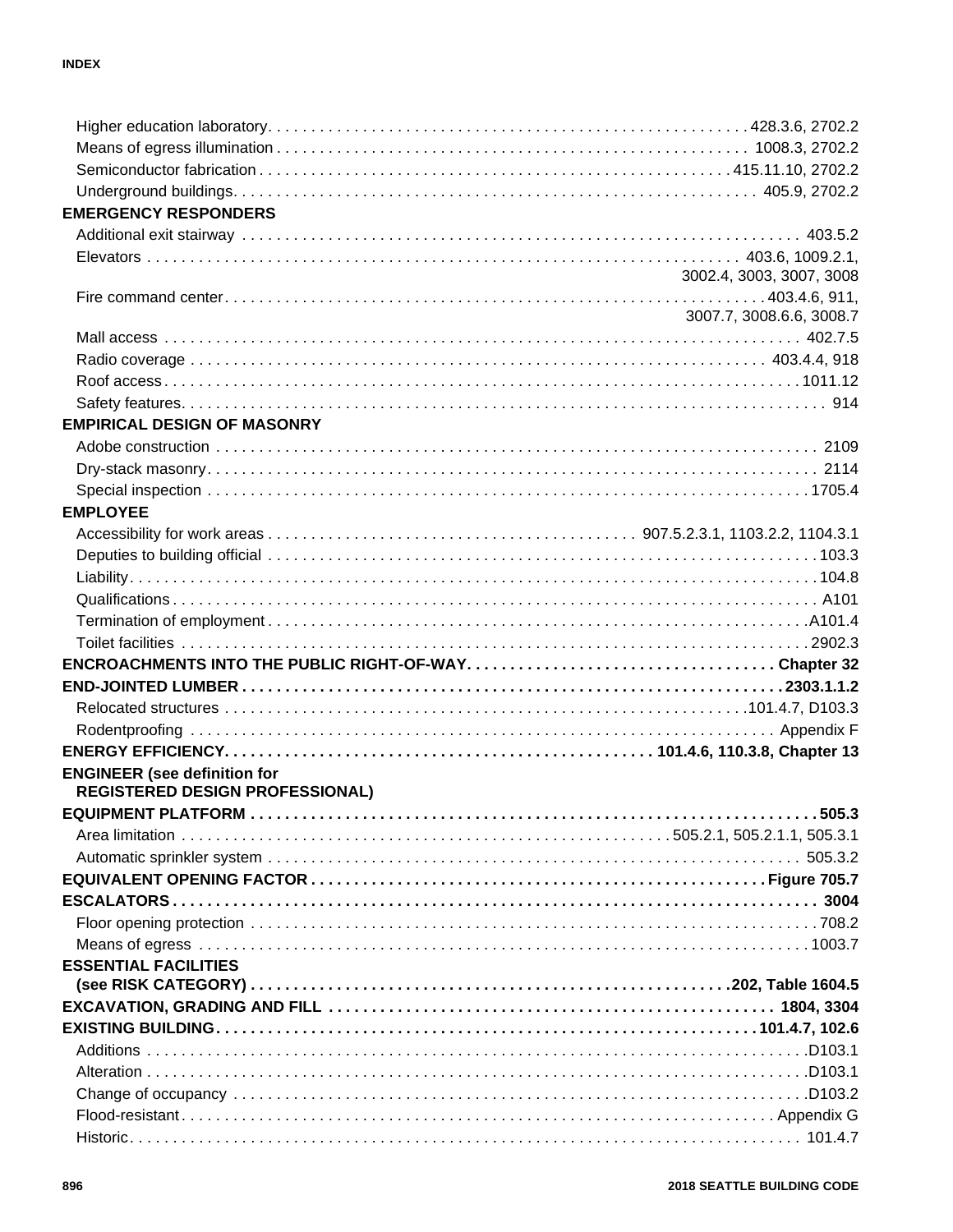Higher education laboratory . . . 428.3.6, 2702.2
Means of egress illumination . . . 1008.3, 2702.2
Semiconductor fabrication . . . 415.11.10, 2702.2
Underground buildings . . . 405.9, 2702.2

**EMERGENCY RESPONDERS**

Additional exit stairway . . . 403.5.2
Elevators . . . 403.6, 1009.2.1, 3002.4, 3003, 3007, 3008
Fire command center . . . 403.4.6, 911, 3007.7, 3008.6.6, 3008.7
Mall access . . . 402.7.5
Radio coverage . . . 403.4.4, 918
Roof access . . . 1011.12
Safety features . . . 914

**EMPIRICAL DESIGN OF MASONRY**

Adobe construction . . . 2109
Dry-stack masonry . . . 2114
Special inspection . . . 1705.4

**EMPLOYEE**

Accessibility for work areas . . . 907.5.2.3.1, 1103.2.2, 1104.3.1
Deputies to building official . . . 103.3
Liability . . . 104.8
Qualifications . . . A101
Termination of employment . . . A101.4
Toilet facilities . . . 2902.3

**ENCROACHMENTS INTO THE PUBLIC RIGHT-OF-WAY . . . Chapter 32**

**END-JOINTED LUMBER . . . 2303.1.1.2**

Relocated structures . . . 101.4.7, D103.3
Rodentproofing . . . Appendix F

**ENERGY EFFICIENCY . . . 101.4.6, 110.3.8, Chapter 13**

**ENGINEER (see definition for REGISTERED DESIGN PROFESSIONAL)**

**EQUIPMENT PLATFORM . . . 505.3**

Area limitation . . . 505.2.1, 505.2.1.1, 505.3.1
Automatic sprinkler system . . . 505.3.2

**EQUIVALENT OPENING FACTOR . . . Figure 705.7**

**ESCALATORS . . . 3004**

Floor opening protection . . . 708.2
Means of egress . . . 1003.7

**ESSENTIAL FACILITIES (see RISK CATEGORY) . . . 202, Table 1604.5**

**EXCAVATION, GRADING AND FILL . . . 1804, 3304**

**EXISTING BUILDING . . . 101.4.7, 102.6**

Additions . . . D103.1
Alteration . . . D103.1
Change of occupancy . . . D103.2
Flood-resistant . . . Appendix G
Historic . . . 101.4.7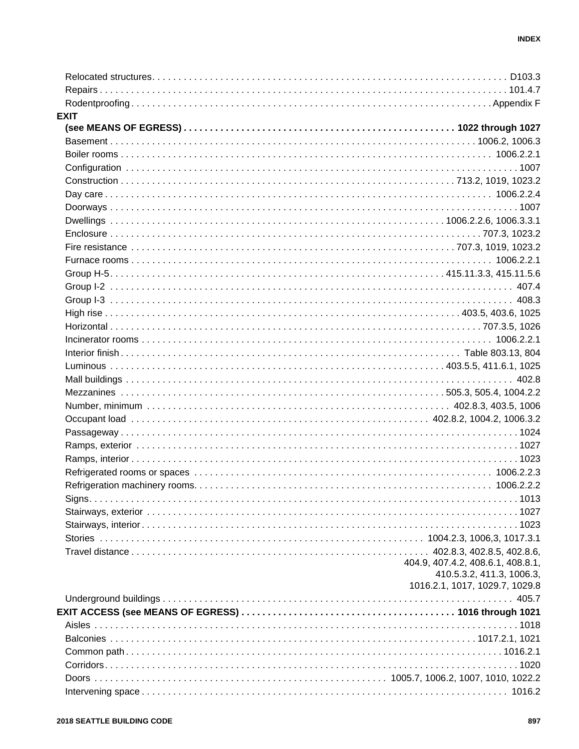Relocated structures . . . . . D103.3
Repairs . . . . . 101.4.7
Rodentproofing . . . . . Appendix F

**EXIT**
**(see MEANS OF EGRESS) . . . . . 1022 through 1027**

Basement . . . . . 1006.2, 1006.3
Boiler rooms . . . . . 1006.2.2.1
Configuration . . . . . 1007
Construction . . . . . 713.2, 1019, 1023.2
Day care . . . . . 1006.2.2.4
Doorways . . . . . 1007
Dwellings . . . . . 1006.2.2.6, 1006.3.3.1
Enclosure . . . . . 707.3, 1023.2
Fire resistance . . . . . 707.3, 1019, 1023.2
Furnace rooms . . . . . 1006.2.2.1
Group H-5 . . . . . 415.11.3.3, 415.11.5.6
Group I-2 . . . . . 407.4
Group I-3 . . . . . 408.3
High rise . . . . . 403.5, 403.6, 1025
Horizontal . . . . . 707.3.5, 1026
Incinerator rooms . . . . . 1006.2.2.1
Interior finish . . . . . Table 803.13, 804
Luminous . . . . . 403.5.5, 411.6.1, 1025
Mall buildings . . . . . 402.8
Mezzanines . . . . . 505.3, 505.4, 1004.2.2
Number, minimum . . . . . 402.8.3, 403.5, 1006
Occupant load . . . . . 402.8.2, 1004.2, 1006.3.2
Passageway . . . . . 1024
Ramps, exterior . . . . . 1027
Ramps, interior . . . . . 1023
Refrigerated rooms or spaces . . . . . 1006.2.2.3
Refrigeration machinery rooms . . . . . 1006.2.2.2
Signs . . . . . 1013
Stairways, exterior . . . . . 1027
Stairways, interior . . . . . 1023
Stories . . . . . 1004.2.3, 1006,3, 1017.3.1
Travel distance . . . . . 402.8.3, 402.8.5, 402.8.6, 404.9, 407.4.2, 408.6.1, 408.8.1, 410.5.3.2, 411.3, 1006.3, 1016.2.1, 1017, 1029.7, 1029.8
Underground buildings . . . . . 405.7

**EXIT ACCESS (see MEANS OF EGRESS) . . . . . 1016 through 1021**

Aisles . . . . . 1018
Balconies . . . . . 1017.2.1, 1021
Common path . . . . . 1016.2.1
Corridors . . . . . 1020
Doors . . . . . 1005.7, 1006.2, 1007, 1010, 1022.2
Intervening space . . . . . 1016.2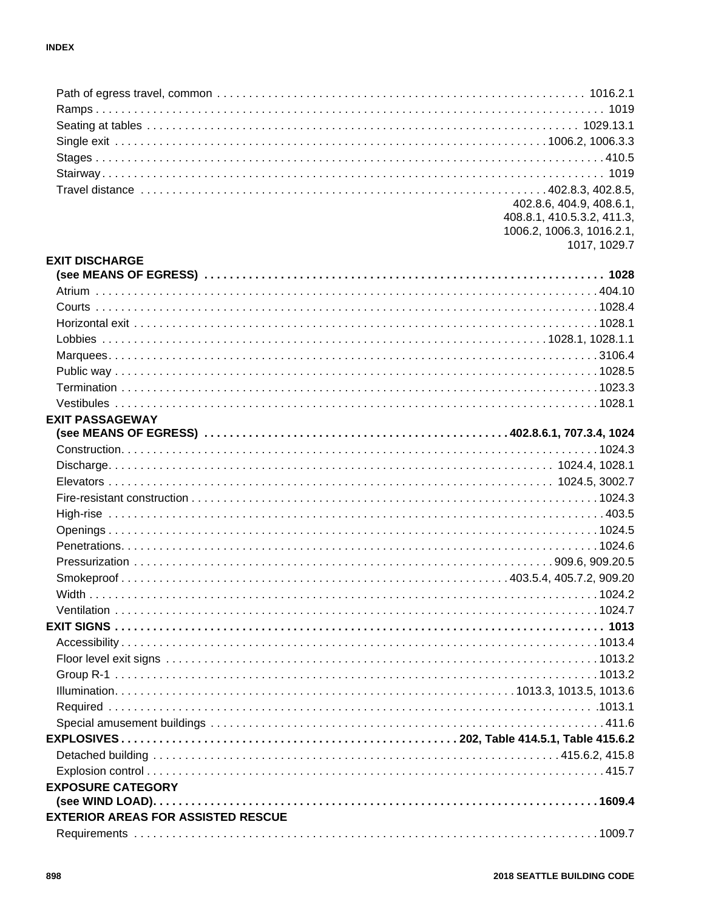Path of egress travel, common . . . . . . . . . . 1016.2.1
Ramps . . . . . . . . . . 1019
Seating at tables . . . . . . . . . . 1029.13.1
Single exit . . . . . . . . . . 1006.2, 1006.3.3
Stages . . . . . . . . . . 410.5
Stairway . . . . . . . . . . 1019
Travel distance . . . . . . . . . . 402.8.3, 402.8.5, 402.8.6, 404.9, 408.6.1, 408.8.1, 410.5.3.2, 411.3, 1006.2, 1006.3, 1016.2.1, 1017, 1029.7

**EXIT DISCHARGE**
**(see MEANS OF EGRESS) . . . . . . . . . . 1028**
Atrium . . . . . . . . . . 404.10
Courts . . . . . . . . . . 1028.4
Horizontal exit . . . . . . . . . . 1028.1
Lobbies . . . . . . . . . . 1028.1, 1028.1.1
Marquees . . . . . . . . . . 3106.4
Public way . . . . . . . . . . 1028.5
Termination . . . . . . . . . . 1023.3
Vestibules . . . . . . . . . . 1028.1

**EXIT PASSAGEWAY**
**(see MEANS OF EGRESS) . . . . . . . . . . 402.8.6.1, 707.3.4, 1024**
Construction . . . . . . . . . . 1024.3
Discharge . . . . . . . . . . 1024.4, 1028.1
Elevators . . . . . . . . . . 1024.5, 3002.7
Fire-resistant construction . . . . . . . . . . 1024.3
High-rise . . . . . . . . . . 403.5
Openings . . . . . . . . . . 1024.5
Penetrations . . . . . . . . . . 1024.6
Pressurization . . . . . . . . . . 909.6, 909.20.5
Smokeproof . . . . . . . . . . 403.5.4, 405.7.2, 909.20
Width . . . . . . . . . . 1024.2
Ventilation . . . . . . . . . . 1024.7

**EXIT SIGNS . . . . . . . . . . 1013**
Accessibility . . . . . . . . . . 1013.4
Floor level exit signs . . . . . . . . . . 1013.2
Group R-1 . . . . . . . . . . 1013.2
Illumination . . . . . . . . . . 1013.3, 1013.5, 1013.6
Required . . . . . . . . . . .1013.1
Special amusement buildings . . . . . . . . . . 411.6

**EXPLOSIVES . . . . . . . . . . 202, Table 414.5.1, Table 415.6.2**
Detached building . . . . . . . . . . 415.6.2, 415.8
Explosion control . . . . . . . . . . 415.7

**EXPOSURE CATEGORY**
**(see WIND LOAD) . . . . . . . . . . 1609.4**

**EXTERIOR AREAS FOR ASSISTED RESCUE**
Requirements . . . . . . . . . . 1009.7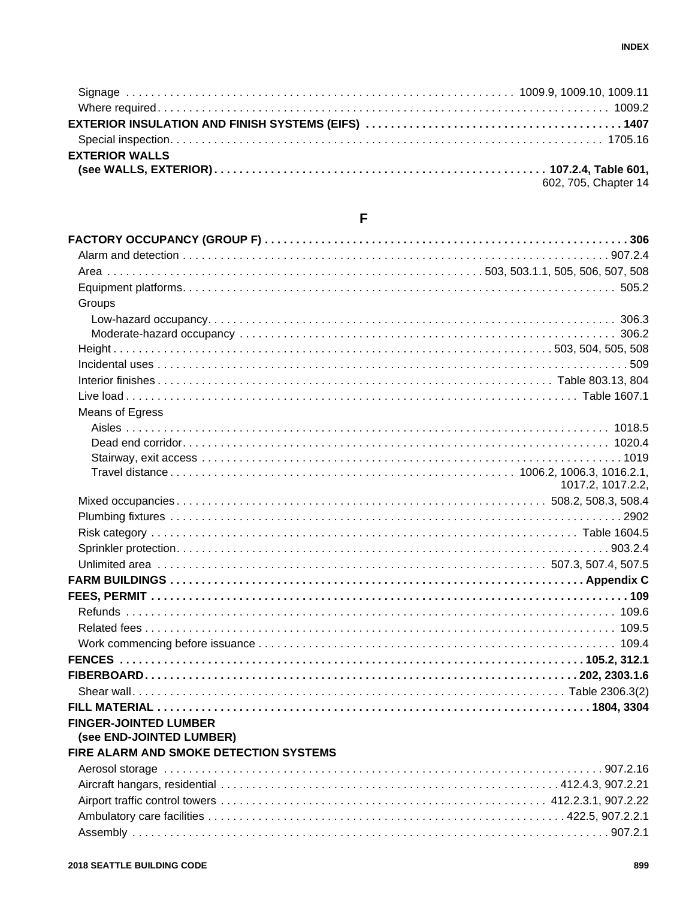Signage . . . . . . . . . . 1009.9, 1009.10, 1009.11
Where required . . . . . . . . . . 1009.2

**EXTERIOR INSULATION AND FINISH SYSTEMS (EIFS) . . . . . . . . . . 1407**

Special inspection . . . . . . . . . . 1705.16

**EXTERIOR WALLS (see WALLS, EXTERIOR) . . . . . . . . . . 107.2.4, Table 601,** 602, 705, Chapter 14

## F

**FACTORY OCCUPANCY (GROUP F) . . . . . . . . . . 306**

Alarm and detection . . . . . . . . . . 907.2.4
Area . . . . . . . . . . 503, 503.1.1, 505, 506, 507, 508
Equipment platforms . . . . . . . . . . 505.2
Groups
- Low-hazard occupancy . . . . . . . . . . 306.3
- Moderate-hazard occupancy . . . . . . . . . . 306.2

Height . . . . . . . . . . 503, 504, 505, 508
Incidental uses . . . . . . . . . . 509
Interior finishes . . . . . . . . . . Table 803.13, 804
Live load . . . . . . . . . . Table 1607.1
Means of Egress
- Aisles . . . . . . . . . . 1018.5
- Dead end corridor . . . . . . . . . . 1020.4
- Stairway, exit access . . . . . . . . . . 1019
- Travel distance . . . . . . . . . . 1006.2, 1006.3, 1016.2.1, 1017.2, 1017.2.2,

Mixed occupancies . . . . . . . . . . 508.2, 508.3, 508.4
Plumbing fixtures . . . . . . . . . . 2902
Risk category . . . . . . . . . . Table 1604.5
Sprinkler protection . . . . . . . . . . 903.2.4
Unlimited area . . . . . . . . . . 507.3, 507.4, 507.5

**FARM BUILDINGS . . . . . . . . . . Appendix C**

**FEES, PERMIT . . . . . . . . . . 109**

Refunds . . . . . . . . . . 109.6
Related fees . . . . . . . . . . 109.5
Work commencing before issuance . . . . . . . . . . 109.4

**FENCES . . . . . . . . . . 105.2, 312.1**

**FIBERBOARD . . . . . . . . . . 202, 2303.1.6**

Shear wall . . . . . . . . . . Table 2306.3(2)

**FILL MATERIAL . . . . . . . . . . 1804, 3304**

**FINGER-JOINTED LUMBER (see END-JOINTED LUMBER)**

**FIRE ALARM AND SMOKE DETECTION SYSTEMS**

Aerosol storage . . . . . . . . . . 907.2.16
Aircraft hangars, residential . . . . . . . . . . 412.4.3, 907.2.21
Airport traffic control towers . . . . . . . . . . 412.2.3.1, 907.2.22
Ambulatory care facilities . . . . . . . . . . 422.5, 907.2.2.1
Assembly . . . . . . . . . . 907.2.1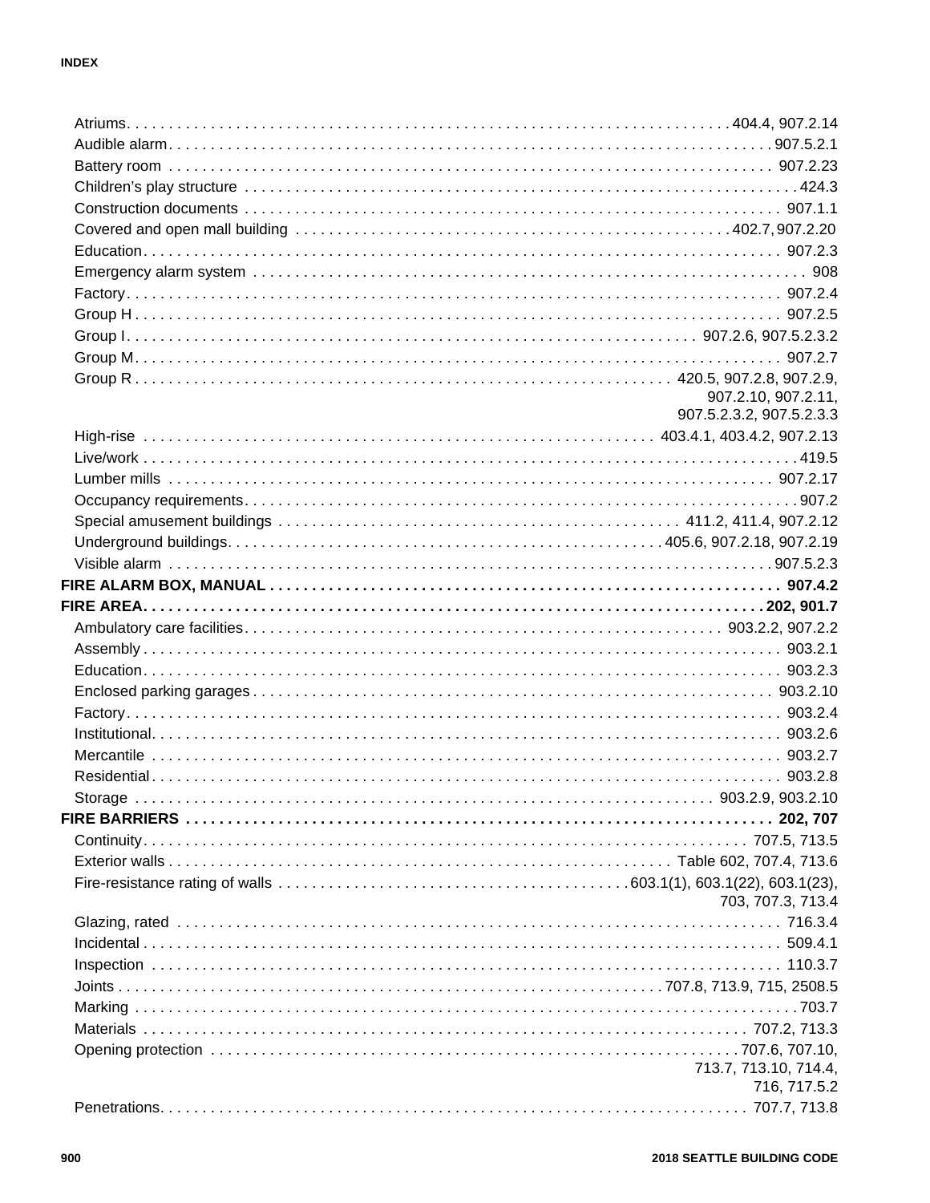Atriums . . . . . 404.4, 907.2.14
Audible alarm . . . . . 907.5.2.1
Battery room . . . . . 907.2.23
Children's play structure . . . . . 424.3
Construction documents . . . . . 907.1.1
Covered and open mall building . . . . . 402.7, 907.2.20
Education . . . . . 907.2.3
Emergency alarm system . . . . . 908
Factory . . . . . 907.2.4
Group H . . . . . 907.2.5
Group I . . . . . 907.2.6, 907.5.2.3.2
Group M . . . . . 907.2.7
Group R . . . . . 420.5, 907.2.8, 907.2.9, 907.2.10, 907.2.11, 907.5.2.3.2, 907.5.2.3.3
High-rise . . . . . 403.4.1, 403.4.2, 907.2.13
Live/work . . . . . 419.5
Lumber mills . . . . . 907.2.17
Occupancy requirements . . . . . 907.2
Special amusement buildings . . . . . 411.2, 411.4, 907.2.12
Underground buildings . . . . . 405.6, 907.2.18, 907.2.19
Visible alarm . . . . . 907.5.2.3

**FIRE ALARM BOX, MANUAL . . . . . 907.4.2**

**FIRE AREA . . . . . 202, 901.7**

Ambulatory care facilities . . . . . 903.2.2, 907.2.2
Assembly . . . . . 903.2.1
Education . . . . . 903.2.3
Enclosed parking garages . . . . . 903.2.10
Factory . . . . . 903.2.4
Institutional . . . . . 903.2.6
Mercantile . . . . . 903.2.7
Residential . . . . . 903.2.8
Storage . . . . . 903.2.9, 903.2.10

**FIRE BARRIERS . . . . . 202, 707**

Continuity . . . . . 707.5, 713.5
Exterior walls . . . . . Table 602, 707.4, 713.6
Fire-resistance rating of walls . . . . . 603.1(1), 603.1(22), 603.1(23), 703, 707.3, 713.4
Glazing, rated . . . . . 716.3.4
Incidental . . . . . 509.4.1
Inspection . . . . . 110.3.7
Joints . . . . . 707.8, 713.9, 715, 2508.5
Marking . . . . . 703.7
Materials . . . . . 707.2, 713.3
Opening protection . . . . . 707.6, 707.10, 713.7, 713.10, 714.4, 716, 717.5.2
Penetrations . . . . . 707.7, 713.8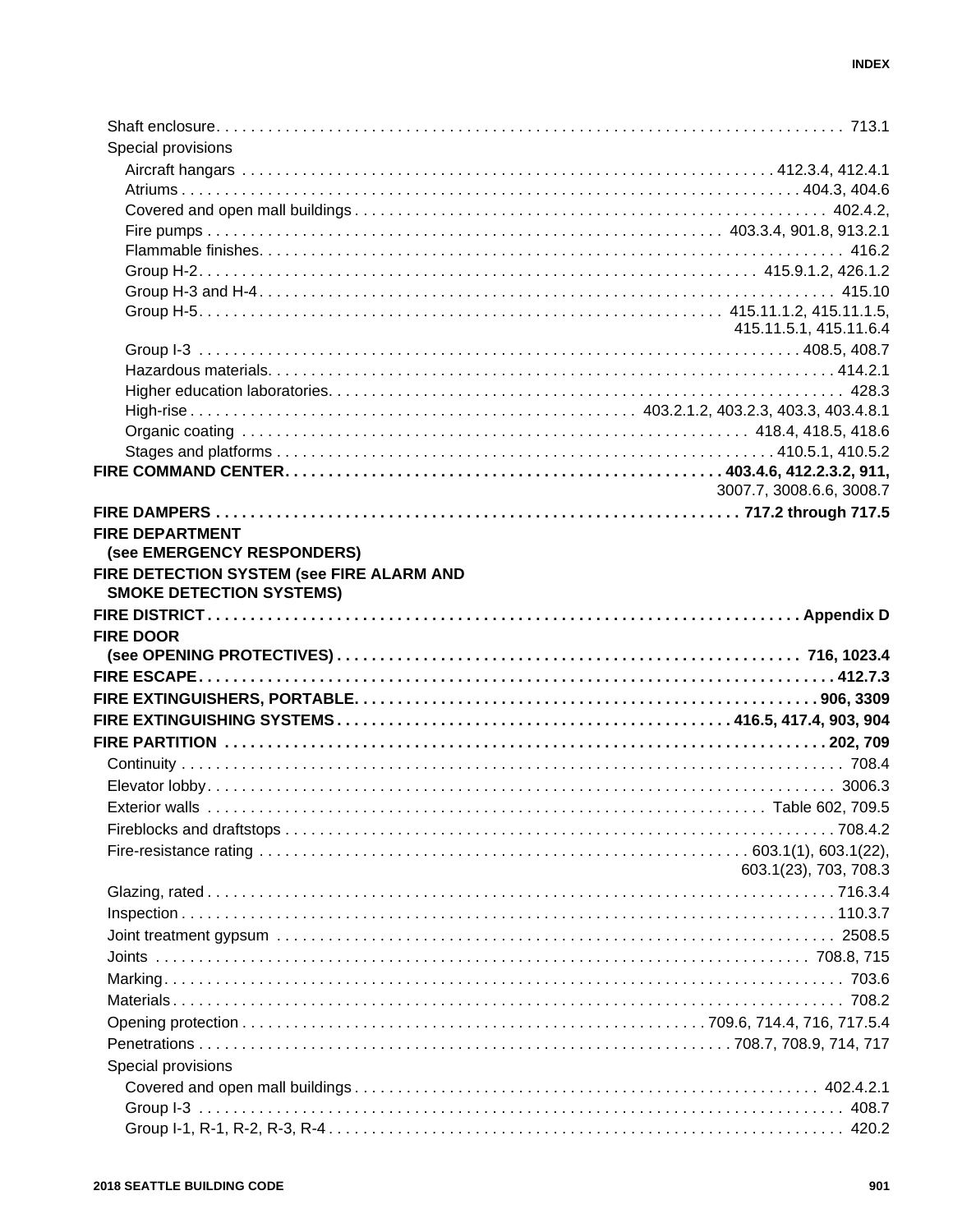Shaft enclosure . . . 713.1
Special provisions
- Aircraft hangars . . . 412.3.4, 412.4.1
- Atriums . . . 404.3, 404.6
- Covered and open mall buildings . . . 402.4.2,
- Fire pumps . . . 403.3.4, 901.8, 913.2.1
- Flammable finishes . . . 416.2
- Group H-2 . . . 415.9.1.2, 426.1.2
- Group H-3 and H-4 . . . 415.10
- Group H-5 . . . 415.11.1.2, 415.11.1.5, 415.11.5.1, 415.11.6.4
- Group I-3 . . . 408.5, 408.7
- Hazardous materials . . . 414.2.1
- Higher education laboratories . . . 428.3
- High-rise . . . 403.2.1.2, 403.2.3, 403.3, 403.4.8.1
- Organic coating . . . 418.4, 418.5, 418.6
- Stages and platforms . . . 410.5.1, 410.5.2

**FIRE COMMAND CENTER . . . 403.4.6, 412.2.3.2, 911,** 3007.7, 3008.6.6, 3008.7

**FIRE DAMPERS . . . 717.2 through 717.5**

**FIRE DEPARTMENT (see EMERGENCY RESPONDERS)**

**FIRE DETECTION SYSTEM (see FIRE ALARM AND SMOKE DETECTION SYSTEMS)**

**FIRE DISTRICT . . . Appendix D**

**FIRE DOOR (see OPENING PROTECTIVES) . . . 716, 1023.4**

**FIRE ESCAPE . . . 412.7.3**

**FIRE EXTINGUISHERS, PORTABLE . . . 906, 3309**

**FIRE EXTINGUISHING SYSTEMS . . . 416.5, 417.4, 903, 904**

**FIRE PARTITION . . . 202, 709**
- Continuity . . . 708.4
- Elevator lobby . . . 3006.3
- Exterior walls . . . Table 602, 709.5
- Fireblocks and draftstops . . . 708.4.2
- Fire-resistance rating . . . 603.1(1), 603.1(22), 603.1(23), 703, 708.3
- Glazing, rated . . . 716.3.4
- Inspection . . . 110.3.7
- Joint treatment gypsum . . . 2508.5
- Joints . . . 708.8, 715
- Marking . . . 703.6
- Materials . . . 708.2
- Opening protection . . . 709.6, 714.4, 716, 717.5.4
- Penetrations . . . 708.7, 708.9, 714, 717
- Special provisions
  - Covered and open mall buildings . . . 402.4.2.1
  - Group I-3 . . . 408.7
  - Group I-1, R-1, R-2, R-3, R-4 . . . 420.2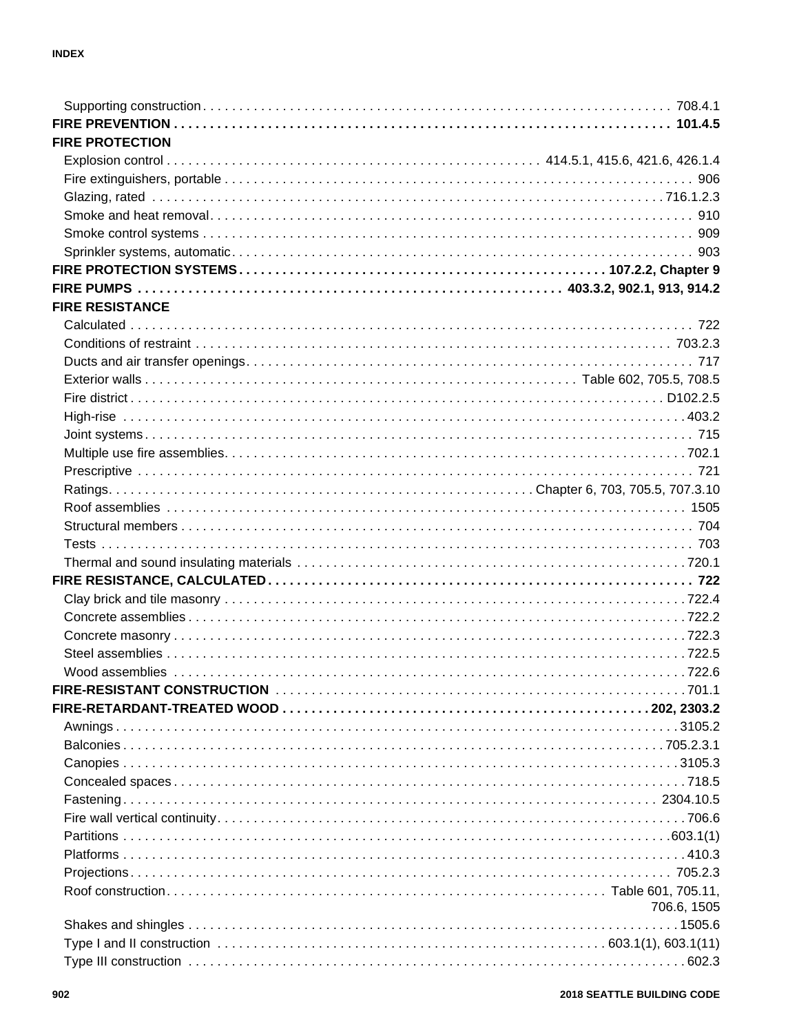Supporting construction . . . . . 708.4.1

**FIRE PREVENTION . . . . . 101.4.5**

**FIRE PROTECTION**

Explosion control . . . . . 414.5.1, 415.6, 421.6, 426.1.4

Fire extinguishers, portable . . . . . 906

Glazing, rated . . . . . 716.1.2.3

Smoke and heat removal . . . . . 910

Smoke control systems . . . . . 909

Sprinkler systems, automatic . . . . . 903

**FIRE PROTECTION SYSTEMS . . . . . 107.2.2, Chapter 9**

**FIRE PUMPS . . . . . 403.3.2, 902.1, 913, 914.2**

**FIRE RESISTANCE**

Calculated . . . . . 722

Conditions of restraint . . . . . 703.2.3

Ducts and air transfer openings . . . . . 717

Exterior walls . . . . . Table 602, 705.5, 708.5

Fire district . . . . . D102.2.5

High-rise . . . . . 403.2

Joint systems . . . . . 715

Multiple use fire assemblies . . . . . 702.1

Prescriptive . . . . . 721

Ratings . . . . . Chapter 6, 703, 705.5, 707.3.10

Roof assemblies . . . . . 1505

Structural members . . . . . 704

Tests . . . . . 703

Thermal and sound insulating materials . . . . . 720.1

**FIRE RESISTANCE, CALCULATED . . . . . 722**

Clay brick and tile masonry . . . . . 722.4

Concrete assemblies . . . . . 722.2

Concrete masonry . . . . . 722.3

Steel assemblies . . . . . 722.5

Wood assemblies . . . . . 722.6

**FIRE-RESISTANT CONSTRUCTION . . . . . 701.1**

**FIRE-RETARDANT-TREATED WOOD . . . . . 202, 2303.2**

Awnings . . . . . 3105.2

Balconies . . . . . 705.2.3.1

Canopies . . . . . 3105.3

Concealed spaces . . . . . 718.5

Fastening . . . . . 2304.10.5

Fire wall vertical continuity . . . . . 706.6

Partitions . . . . . 603.1(1)

Platforms . . . . . 410.3

Projections . . . . . 705.2.3

Roof construction . . . . . Table 601, 705.11, 706.6, 1505

Shakes and shingles . . . . . 1505.6

Type I and II construction . . . . . 603.1(1), 603.1(11)

Type III construction . . . . . 602.3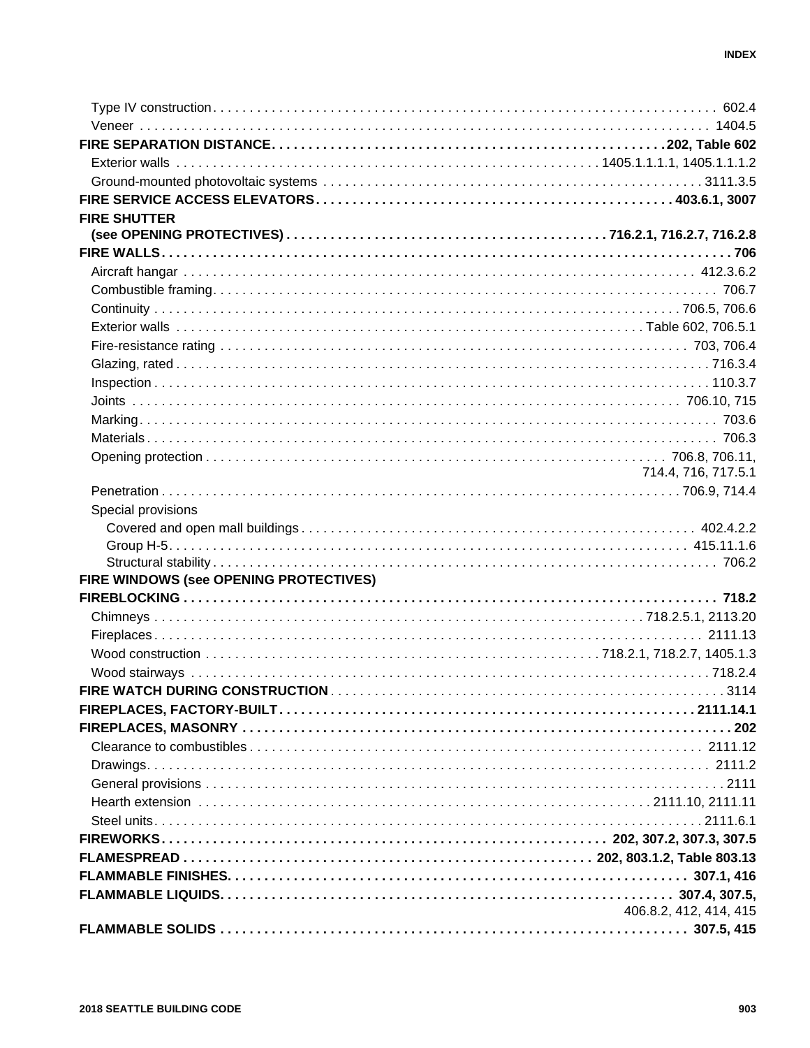Type IV construction . . . 602.4
Veneer . . . 1404.5

**FIRE SEPARATION DISTANCE . . . 202, Table 602**

Exterior walls . . . 1405.1.1.1.1, 1405.1.1.1.2
Ground-mounted photovoltaic systems . . . 3111.3.5

**FIRE SERVICE ACCESS ELEVATORS . . . 403.6.1, 3007**

**FIRE SHUTTER (see OPENING PROTECTIVES) . . . 716.2.1, 716.2.7, 716.2.8**

**FIRE WALLS . . . 706**

Aircraft hangar . . . 412.3.6.2
Combustible framing . . . 706.7
Continuity . . . 706.5, 706.6
Exterior walls . . . Table 602, 706.5.1
Fire-resistance rating . . . 703, 706.4
Glazing, rated . . . 716.3.4
Inspection . . . 110.3.7
Joints . . . 706.10, 715
Marking . . . 703.6
Materials . . . 706.3
Opening protection . . . 706.8, 706.11, 714.4, 716, 717.5.1
Penetration . . . 706.9, 714.4
Special provisions
  Covered and open mall buildings . . . 402.4.2.2
  Group H-5 . . . 415.11.1.6
  Structural stability . . . 706.2

**FIRE WINDOWS (see OPENING PROTECTIVES)**

**FIREBLOCKING . . . 718.2**

Chimneys . . . 718.2.5.1, 2113.20
Fireplaces . . . 2111.13
Wood construction . . . 718.2.1, 718.2.7, 1405.1.3
Wood stairways . . . 718.2.4

**FIRE WATCH DURING CONSTRUCTION . . . 3114**

**FIREPLACES, FACTORY-BUILT . . . 2111.14.1**

**FIREPLACES, MASONRY . . . 202**

Clearance to combustibles . . . 2111.12
Drawings . . . 2111.2
General provisions . . . 2111
Hearth extension . . . 2111.10, 2111.11
Steel units . . . 2111.6.1

**FIREWORKS . . . 202, 307.2, 307.3, 307.5**

**FLAMESPREAD . . . 202, 803.1.2, Table 803.13**

**FLAMMABLE FINISHES . . . 307.1, 416**

**FLAMMABLE LIQUIDS . . . 307.4, 307.5, 406.8.2, 412, 414, 415**

**FLAMMABLE SOLIDS . . . 307.5, 415**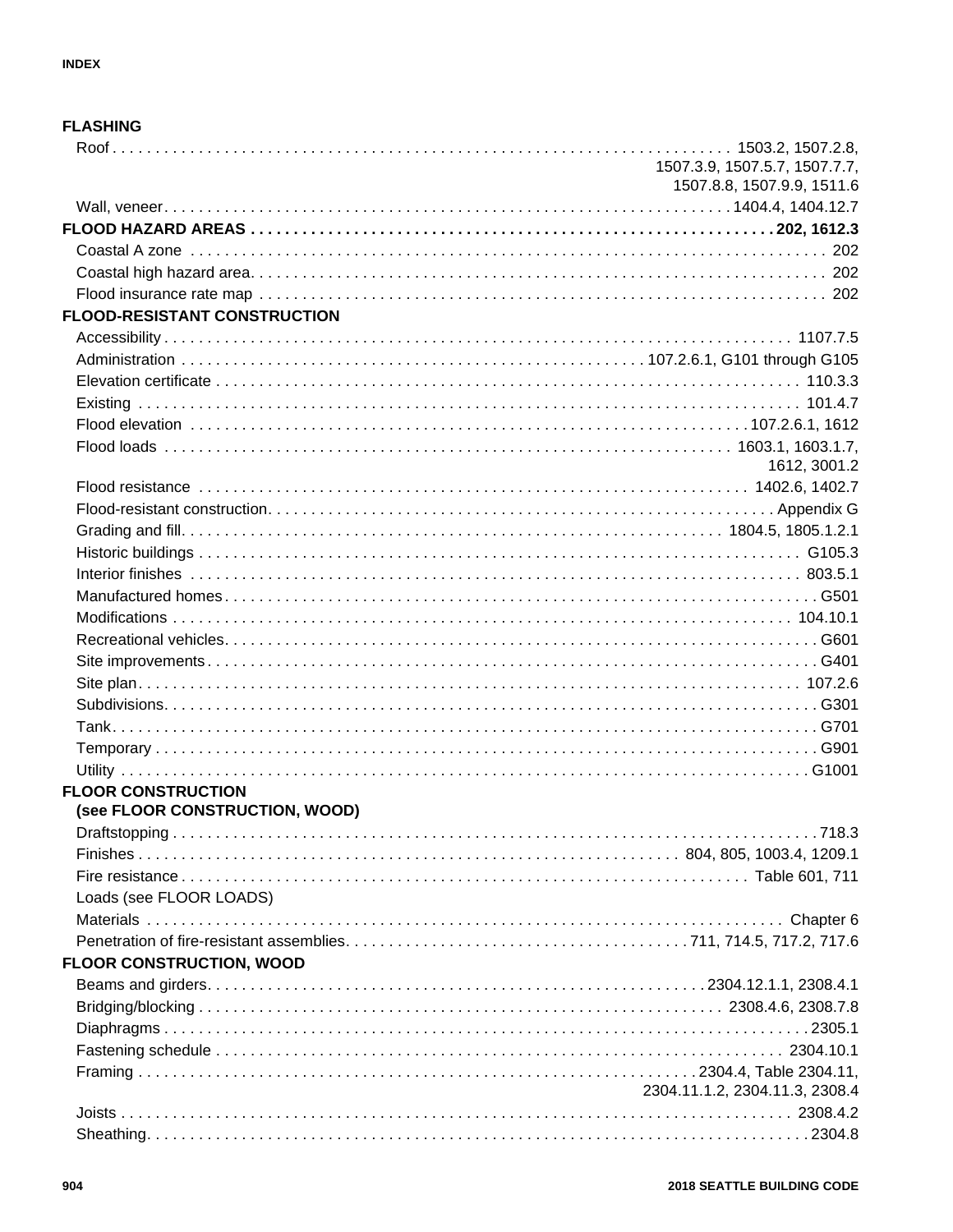**FLASHING**

- Roof . . . . . . 1503.2, 1507.2.8, 1507.3.9, 1507.5.7, 1507.7.7, 1507.8.8, 1507.9.9, 1511.6
- Wall, veneer. . . . . . 1404.4, 1404.12.7

**FLOOD HAZARD AREAS . . . . . . 202, 1612.3**

- Coastal A zone . . . . . . 202
- Coastal high hazard area. . . . . . 202
- Flood insurance rate map . . . . . . 202

**FLOOD-RESISTANT CONSTRUCTION**

- Accessibility . . . . . . 1107.7.5
- Administration . . . . . . 107.2.6.1, G101 through G105
- Elevation certificate . . . . . . 110.3.3
- Existing . . . . . . 101.4.7
- Flood elevation . . . . . . 107.2.6.1, 1612
- Flood loads . . . . . . 1603.1, 1603.1.7, 1612, 3001.2
- Flood resistance . . . . . . 1402.6, 1402.7
- Flood-resistant construction. . . . . . Appendix G
- Grading and fill. . . . . . 1804.5, 1805.1.2.1
- Historic buildings . . . . . . G105.3
- Interior finishes . . . . . . 803.5.1
- Manufactured homes . . . . . . G501
- Modifications . . . . . . 104.10.1
- Recreational vehicles. . . . . . G601
- Site improvements . . . . . . G401
- Site plan. . . . . . 107.2.6
- Subdivisions. . . . . . G301
- Tank. . . . . . G701
- Temporary . . . . . . G901
- Utility . . . . . . G1001

**FLOOR CONSTRUCTION (see FLOOR CONSTRUCTION, WOOD)**

- Draftstopping . . . . . . 718.3
- Finishes . . . . . . 804, 805, 1003.4, 1209.1
- Fire resistance . . . . . . Table 601, 711
- Loads (see FLOOR LOADS)
- Materials . . . . . . Chapter 6
- Penetration of fire-resistant assemblies. . . . . . 711, 714.5, 717.2, 717.6

**FLOOR CONSTRUCTION, WOOD**

- Beams and girders. . . . . . 2304.12.1.1, 2308.4.1
- Bridging/blocking . . . . . . 2308.4.6, 2308.7.8
- Diaphragms . . . . . . 2305.1
- Fastening schedule . . . . . . 2304.10.1
- Framing . . . . . . 2304.4, Table 2304.11, 2304.11.1.2, 2304.11.3, 2308.4
- Joists . . . . . . 2308.4.2
- Sheathing. . . . . . 2304.8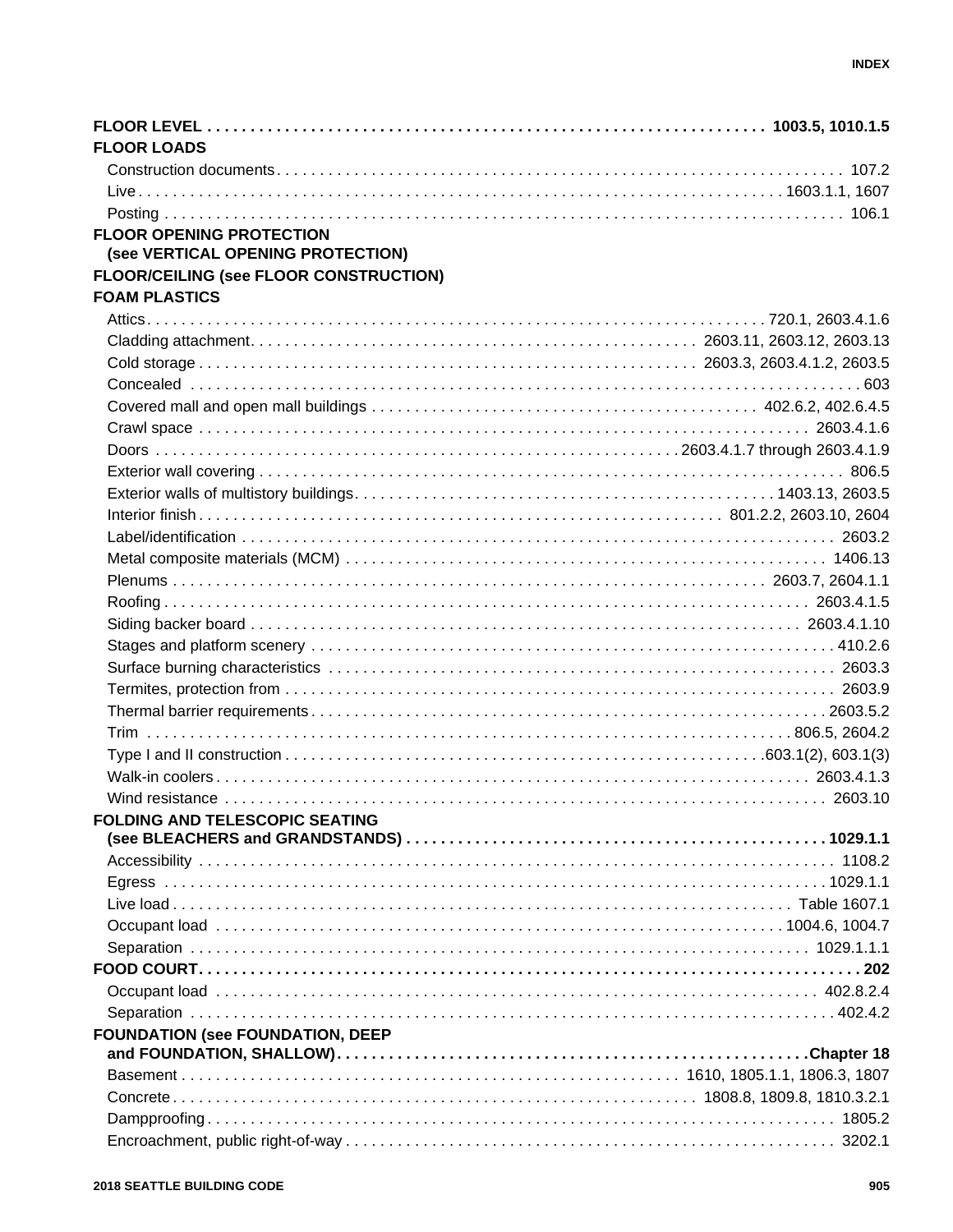**FLOOR LEVEL** . . . . . . . . . . . . . . . . . . . . . . . . . . . . . . . . . . . . . . . . . . . . . . . . . . . . . . . . . . . . **1003.5, 1010.1.5**

**FLOOR LOADS**

- Construction documents . . . . . . . . . . . . . . . . . . . . . . . . . . . . . . . . . . . . . . . . . . . . . . . . . . . . 107.2
- Live . . . . . . . . . . . . . . . . . . . . . . . . . . . . . . . . . . . . . . . . . . . . . . . . . . . . . . . . . . . . 1603.1.1, 1607
- Posting . . . . . . . . . . . . . . . . . . . . . . . . . . . . . . . . . . . . . . . . . . . . . . . . . . . . . . . . . . . . . 106.1

**FLOOR OPENING PROTECTION (see VERTICAL OPENING PROTECTION)**

**FLOOR/CEILING (see FLOOR CONSTRUCTION)**

**FOAM PLASTICS**

- Attics . . . . . . . . . . . . . . . . . . . . . . . . . . . . . . . . . . . . . . . . . . . . . . . . . . . . . . . . . 720.1, 2603.4.1.6
- Cladding attachment . . . . . . . . . . . . . . . . . . . . . . . . . . . . . . . . . . . . . . 2603.11, 2603.12, 2603.13
- Cold storage . . . . . . . . . . . . . . . . . . . . . . . . . . . . . . . . . . . . . . . . . . 2603.3, 2603.4.1.2, 2603.5
- Concealed . . . . . . . . . . . . . . . . . . . . . . . . . . . . . . . . . . . . . . . . . . . . . . . . . . . . . . . . . . . . . . 603
- Covered mall and open mall buildings . . . . . . . . . . . . . . . . . . . . . . . . . . . . . . . . . 402.6.2, 402.6.4.5
- Crawl space . . . . . . . . . . . . . . . . . . . . . . . . . . . . . . . . . . . . . . . . . . . . . . . . . . . . . . . 2603.4.1.6
- Doors . . . . . . . . . . . . . . . . . . . . . . . . . . . . . . . . . . . . . . . . . . . . . 2603.4.1.7 through 2603.4.1.9
- Exterior wall covering . . . . . . . . . . . . . . . . . . . . . . . . . . . . . . . . . . . . . . . . . . . . . . . . . . . . 806.5
- Exterior walls of multistory buildings . . . . . . . . . . . . . . . . . . . . . . . . . . . . . . . . . . . . 1403.13, 2603.5
- Interior finish . . . . . . . . . . . . . . . . . . . . . . . . . . . . . . . . . . . . . . . . . . . . . 801.2.2, 2603.10, 2604
- Label/identification . . . . . . . . . . . . . . . . . . . . . . . . . . . . . . . . . . . . . . . . . . . . . . . . . . . . 2603.2
- Metal composite materials (MCM) . . . . . . . . . . . . . . . . . . . . . . . . . . . . . . . . . . . . . . . . . 1406.13
- Plenums . . . . . . . . . . . . . . . . . . . . . . . . . . . . . . . . . . . . . . . . . . . . . . . . . . . . . 2603.7, 2604.1.1
- Roofing . . . . . . . . . . . . . . . . . . . . . . . . . . . . . . . . . . . . . . . . . . . . . . . . . . . . . . . . . 2603.4.1.5
- Siding backer board . . . . . . . . . . . . . . . . . . . . . . . . . . . . . . . . . . . . . . . . . . . . . . . . . 2603.4.1.10
- Stages and platform scenery . . . . . . . . . . . . . . . . . . . . . . . . . . . . . . . . . . . . . . . . . . . . . . . 410.2.6
- Surface burning characteristics . . . . . . . . . . . . . . . . . . . . . . . . . . . . . . . . . . . . . . . . . . . . . 2603.3
- Termites, protection from . . . . . . . . . . . . . . . . . . . . . . . . . . . . . . . . . . . . . . . . . . . . . . . . 2603.9
- Thermal barrier requirements . . . . . . . . . . . . . . . . . . . . . . . . . . . . . . . . . . . . . . . . . . . . . 2603.5.2
- Trim . . . . . . . . . . . . . . . . . . . . . . . . . . . . . . . . . . . . . . . . . . . . . . . . . . . . . . . . 806.5, 2604.2
- Type I and II construction . . . . . . . . . . . . . . . . . . . . . . . . . . . . . . . . . . . . . . . . . 603.1(2), 603.1(3)
- Walk-in coolers . . . . . . . . . . . . . . . . . . . . . . . . . . . . . . . . . . . . . . . . . . . . . . . . . . . . 2603.4.1.3
- Wind resistance . . . . . . . . . . . . . . . . . . . . . . . . . . . . . . . . . . . . . . . . . . . . . . . . . . . . . 2603.10

**FOLDING AND TELESCOPIC SEATING (see BLEACHERS and GRANDSTANDS)** . . . . . . . . . . . . . . . . . . . . . . . . . . . . . . . . . . . . **1029.1.1**

- Accessibility . . . . . . . . . . . . . . . . . . . . . . . . . . . . . . . . . . . . . . . . . . . . . . . . . . . . . . . . 1108.2
- Egress . . . . . . . . . . . . . . . . . . . . . . . . . . . . . . . . . . . . . . . . . . . . . . . . . . . . . . . . . . . 1029.1.1
- Live load . . . . . . . . . . . . . . . . . . . . . . . . . . . . . . . . . . . . . . . . . . . . . . . . . . . . . . Table 1607.1
- Occupant load . . . . . . . . . . . . . . . . . . . . . . . . . . . . . . . . . . . . . . . . . . . . . . . . . 1004.6, 1004.7
- Separation . . . . . . . . . . . . . . . . . . . . . . . . . . . . . . . . . . . . . . . . . . . . . . . . . . . . . . . 1029.1.1.1

**FOOD COURT** . . . . . . . . . . . . . . . . . . . . . . . . . . . . . . . . . . . . . . . . . . . . . . . . . . . . . . . . . . . . . **202**

- Occupant load . . . . . . . . . . . . . . . . . . . . . . . . . . . . . . . . . . . . . . . . . . . . . . . . . . . . . . 402.8.2.4
- Separation . . . . . . . . . . . . . . . . . . . . . . . . . . . . . . . . . . . . . . . . . . . . . . . . . . . . . . . . . 402.4.2

**FOUNDATION (see FOUNDATION, DEEP and FOUNDATION, SHALLOW)** . . . . . . . . . . . . . . . . . . . . . . . . . . . . . . . . . . . . . . . **Chapter 18**

- Basement . . . . . . . . . . . . . . . . . . . . . . . . . . . . . . . . . . . . . . . . . . . 1610, 1805.1.1, 1806.3, 1807
- Concrete . . . . . . . . . . . . . . . . . . . . . . . . . . . . . . . . . . . . . . . . . . . . . 1808.8, 1809.8, 1810.3.2.1
- Dampproofing . . . . . . . . . . . . . . . . . . . . . . . . . . . . . . . . . . . . . . . . . . . . . . . . . . . . . . . . 1805.2
- Encroachment, public right-of-way . . . . . . . . . . . . . . . . . . . . . . . . . . . . . . . . . . . . . . . . . . . . 3202.1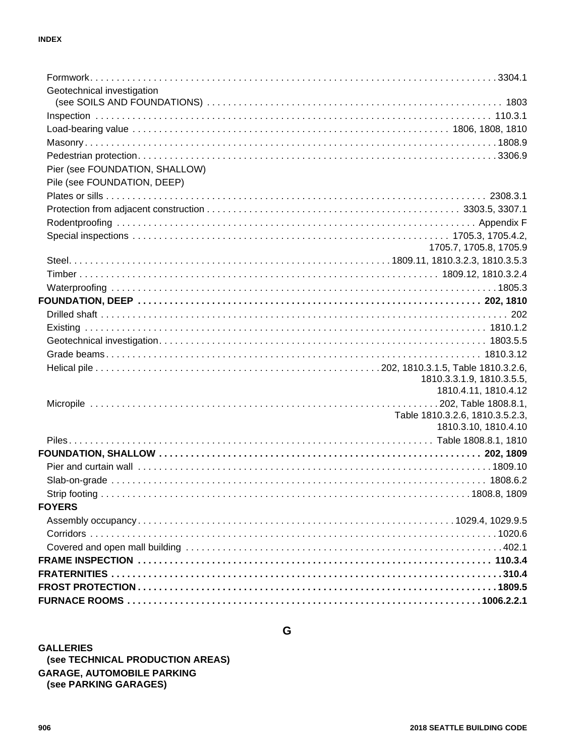Formwork . . . 3304.1
Geotechnical investigation (see SOILS AND FOUNDATIONS) . . . 1803
Inspection . . . 110.3.1
Load-bearing value . . . 1806, 1808, 1810
Masonry . . . 1808.9
Pedestrian protection . . . 3306.9
Pier (see FOUNDATION, SHALLOW)
Pile (see FOUNDATION, DEEP)
Plates or sills . . . 2308.3.1
Protection from adjacent construction . . . 3303.5, 3307.1
Rodentproofing . . . Appendix F
Special inspections . . . 1705.3, 1705.4.2, 1705.7, 1705.8, 1705.9
Steel . . . 1809.11, 1810.3.2.3, 1810.3.5.3
Timber . . . 1809.12, 1810.3.2.4
Waterproofing . . . 1805.3

**FOUNDATION, DEEP . . . 202, 1810**
Drilled shaft . . . 202
Existing . . . 1810.1.2
Geotechnical investigation . . . 1803.5.5
Grade beams . . . 1810.3.12
Helical pile . . . 202, 1810.3.1.5, Table 1810.3.2.6, 1810.3.3.1.9, 1810.3.5.5, 1810.4.11, 1810.4.12
Micropile . . . 202, Table 1808.8.1, Table 1810.3.2.6, 1810.3.5.2.3, 1810.3.10, 1810.4.10
Piles . . . Table 1808.8.1, 1810

**FOUNDATION, SHALLOW . . . 202, 1809**
Pier and curtain wall . . . 1809.10
Slab-on-grade . . . 1808.6.2
Strip footing . . . 1808.8, 1809

**FOYERS**
Assembly occupancy . . . 1029.4, 1029.9.5
Corridors . . . 1020.6
Covered and open mall building . . . 402.1

**FRAME INSPECTION . . . 110.3.4**

**FRATERNITIES . . . 310.4**

**FROST PROTECTION . . . 1809.5**

**FURNACE ROOMS . . . 1006.2.2.1**

## G

**GALLERIES (see TECHNICAL PRODUCTION AREAS)**

**GARAGE, AUTOMOBILE PARKING (see PARKING GARAGES)**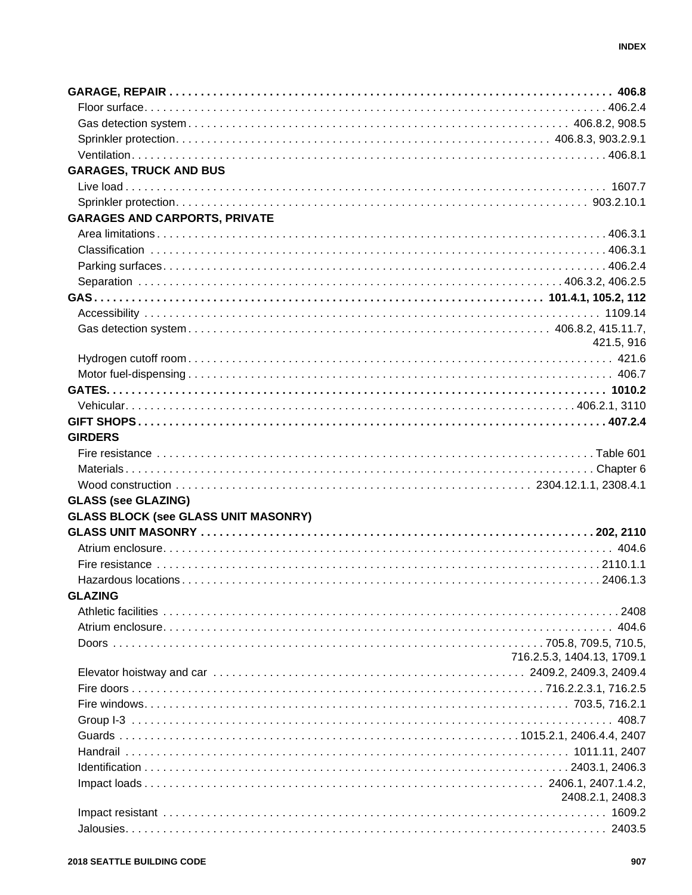**GARAGE, REPAIR** . . . . . . . . . . . . . . . . . . . . . . . . . . . . **406.8**
- Floor surface . . . . . . . . . . . . . . . . . . . . . . . . 406.2.4
- Gas detection system . . . . . . . . . . . . . . . . . . . 406.8.2, 908.5
- Sprinkler protection . . . . . . . . . . . . . . . . . . . 406.8.3, 903.2.9.1
- Ventilation . . . . . . . . . . . . . . . . . . . . . . . . . 406.8.1

**GARAGES, TRUCK AND BUS**
- Live load . . . . . . . . . . . . . . . . . . . . . . . . . . 1607.7
- Sprinkler protection . . . . . . . . . . . . . . . . . . . 903.2.10.1

**GARAGES AND CARPORTS, PRIVATE**
- Area limitations . . . . . . . . . . . . . . . . . . . . . . 406.3.1
- Classification . . . . . . . . . . . . . . . . . . . . . . . 406.3.1
- Parking surfaces . . . . . . . . . . . . . . . . . . . . . . 406.2.4
- Separation . . . . . . . . . . . . . . . . . . . . . . . . . 406.3.2, 406.2.5

**GAS** . . . . . . . . . . . . . . . . . . . . . . . . . . . . **101.4.1, 105.2, 112**
- Accessibility . . . . . . . . . . . . . . . . . . . . . . . . 1109.14
- Gas detection system . . . . . . . . . . . . . . . . . . . 406.8.2, 415.11.7, 421.5, 916
- Hydrogen cutoff room . . . . . . . . . . . . . . . . . . . 421.6
- Motor fuel-dispensing . . . . . . . . . . . . . . . . . . . 406.7

**GATES** . . . . . . . . . . . . . . . . . . . . . . . . . . . **1010.2**
- Vehicular . . . . . . . . . . . . . . . . . . . . . . . . . . 406.2.1, 3110

**GIFT SHOPS** . . . . . . . . . . . . . . . . . . . . . . . . **407.2.4**

**GIRDERS**
- Fire resistance . . . . . . . . . . . . . . . . . . . . . . . Table 601
- Materials . . . . . . . . . . . . . . . . . . . . . . . . . . Chapter 6
- Wood construction . . . . . . . . . . . . . . . . . . . . . 2304.12.1.1, 2308.4.1

**GLASS (see GLAZING)**

**GLASS BLOCK (see GLASS UNIT MASONRY)**

**GLASS UNIT MASONRY** . . . . . . . . . . . . . . . . . . . **202, 2110**
- Atrium enclosure . . . . . . . . . . . . . . . . . . . . . . 404.6
- Fire resistance . . . . . . . . . . . . . . . . . . . . . . . 2110.1.1
- Hazardous locations . . . . . . . . . . . . . . . . . . . . 2406.1.3

**GLAZING**
- Athletic facilities . . . . . . . . . . . . . . . . . . . . . 2408
- Atrium enclosure . . . . . . . . . . . . . . . . . . . . . . 404.6
- Doors . . . . . . . . . . . . . . . . . . . . . . . . . . . . 705.8, 709.5, 710.5, 716.2.5.3, 1404.13, 1709.1
- Elevator hoistway and car . . . . . . . . . . . . . . . . 2409.2, 2409.3, 2409.4
- Fire doors . . . . . . . . . . . . . . . . . . . . . . . . . 716.2.2.3.1, 716.2.5
- Fire windows . . . . . . . . . . . . . . . . . . . . . . . . 703.5, 716.2.1
- Group I-3 . . . . . . . . . . . . . . . . . . . . . . . . . 408.7
- Guards . . . . . . . . . . . . . . . . . . . . . . . . . . . 1015.2.1, 2406.4.4, 2407
- Handrail . . . . . . . . . . . . . . . . . . . . . . . . . . 1011.11, 2407
- Identification . . . . . . . . . . . . . . . . . . . . . . . 2403.1, 2406.3
- Impact loads . . . . . . . . . . . . . . . . . . . . . . . . 2406.1, 2407.1.4.2, 2408.2.1, 2408.3
- Impact resistant . . . . . . . . . . . . . . . . . . . . . . 1609.2
- Jalousies . . . . . . . . . . . . . . . . . . . . . . . . . . 2403.5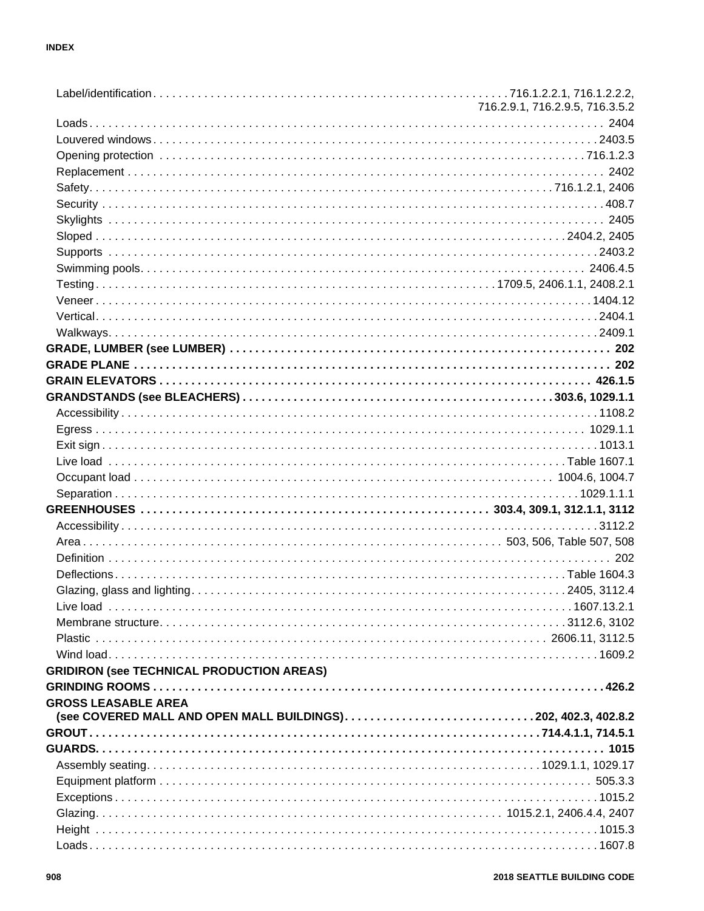- Label/identification . . . 716.1.2.2.1, 716.1.2.2.2, 716.2.9.1, 716.2.9.5, 716.3.5.2
- Loads . . . 2404
- Louvered windows . . . 2403.5
- Opening protection . . . 716.1.2.3
- Replacement . . . 2402
- Safety . . . 716.1.2.1, 2406
- Security . . . 408.7
- Skylights . . . 2405
- Sloped . . . 2404.2, 2405
- Supports . . . 2403.2
- Swimming pools . . . 2406.4.5
- Testing . . . 1709.5, 2406.1.1, 2408.2.1
- Veneer . . . 1404.12
- Vertical . . . 2404.1
- Walkways . . . 2409.1

**GRADE, LUMBER (see LUMBER) . . . 202**

**GRADE PLANE . . . 202**

**GRAIN ELEVATORS . . . 426.1.5**

**GRANDSTANDS (see BLEACHERS) . . . 303.6, 1029.1.1**

- Accessibility . . . 1108.2
- Egress . . . 1029.1.1
- Exit sign . . . 1013.1
- Live load . . . Table 1607.1
- Occupant load . . . 1004.6, 1004.7
- Separation . . . 1029.1.1.1

**GREENHOUSES . . . 303.4, 309.1, 312.1.1, 3112**

- Accessibility . . . 3112.2
- Area . . . 503, 506, Table 507, 508
- Definition . . . 202
- Deflections . . . Table 1604.3
- Glazing, glass and lighting . . . 2405, 3112.4
- Live load . . . 1607.13.2.1
- Membrane structure . . . 3112.6, 3102
- Plastic . . . 2606.11, 3112.5
- Wind load . . . 1609.2

**GRIDIRON (see TECHNICAL PRODUCTION AREAS)**

**GRINDING ROOMS . . . 426.2**

**GROSS LEASABLE AREA (see COVERED MALL AND OPEN MALL BUILDINGS) . . . 202, 402.3, 402.8.2**

**GROUT . . . 714.4.1.1, 714.5.1**

**GUARDS . . . 1015**

- Assembly seating . . . 1029.1.1, 1029.17
- Equipment platform . . . 505.3.3
- Exceptions . . . 1015.2
- Glazing . . . 1015.2.1, 2406.4.4, 2407
- Height . . . 1015.3
- Loads . . . 1607.8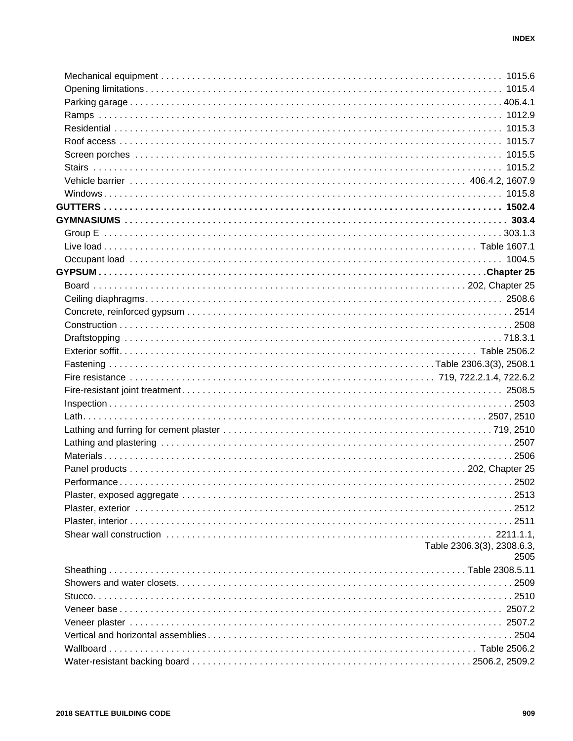Mechanical equipment . . . 1015.6
Opening limitations . . . 1015.4
Parking garage . . . 406.4.1
Ramps . . . 1012.9
Residential . . . 1015.3
Roof access . . . 1015.7
Screen porches . . . 1015.5
Stairs . . . 1015.2
Vehicle barrier . . . 406.4.2, 1607.9
Windows . . . 1015.8

**GUTTERS . . . 1502.4**

**GYMNASIUMS . . . 303.4**

Group E . . . 303.1.3
Live load . . . Table 1607.1
Occupant load . . . 1004.5

**GYPSUM . . . Chapter 25**

Board . . . 202, Chapter 25
Ceiling diaphragms . . . 2508.6
Concrete, reinforced gypsum . . . 2514
Construction . . . 2508
Draftstopping . . . 718.3.1
Exterior soffit . . . Table 2506.2
Fastening . . . Table 2306.3(3), 2508.1
Fire resistance . . . 719, 722.2.1.4, 722.6.2
Fire-resistant joint treatment . . . 2508.5
Inspection . . . 2503
Lath . . . 2507, 2510
Lathing and furring for cement plaster . . . 719, 2510
Lathing and plastering . . . 2507
Materials . . . 2506
Panel products . . . 202, Chapter 25
Performance . . . 2502
Plaster, exposed aggregate . . . 2513
Plaster, exterior . . . 2512
Plaster, interior . . . 2511
Shear wall construction . . . 2211.1.1, Table 2306.3(3), 2308.6.3, 2505
Sheathing . . . Table 2308.5.11
Showers and water closets . . . 2509
Stucco . . . 2510
Veneer base . . . 2507.2
Veneer plaster . . . 2507.2
Vertical and horizontal assemblies . . . 2504
Wallboard . . . Table 2506.2
Water-resistant backing board . . . 2506.2, 2509.2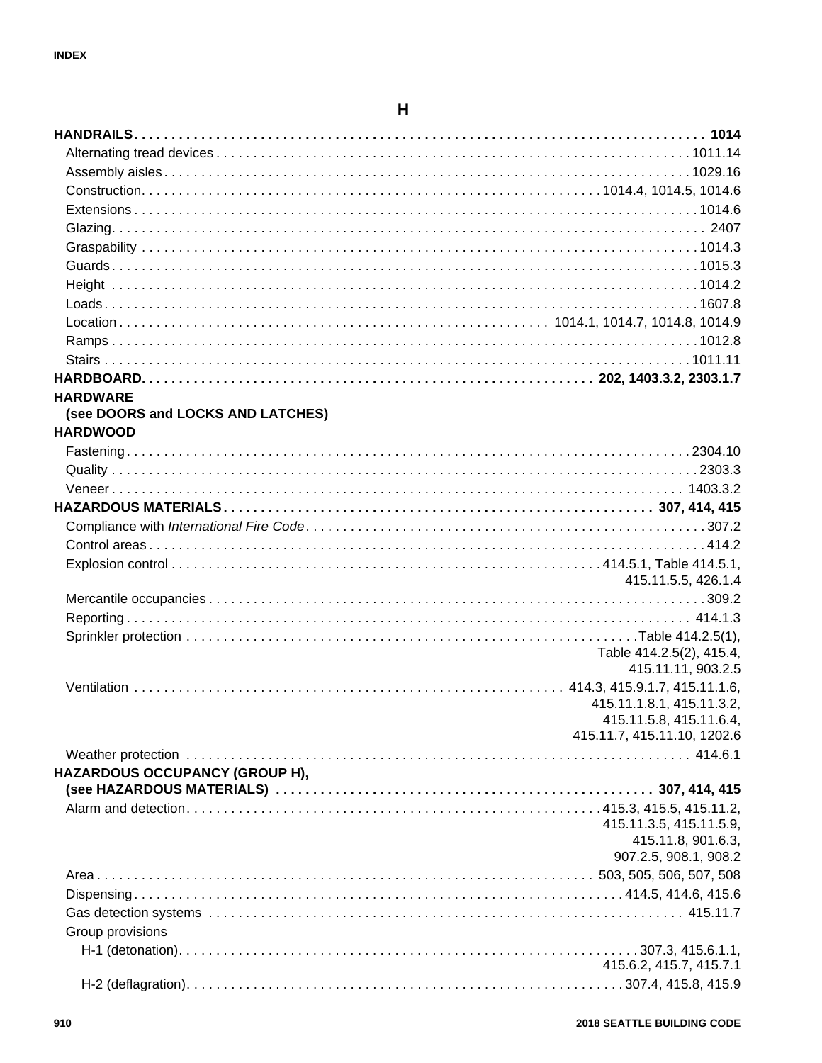## H

**HANDRAILS** . . . . . . . . . . . . . . . . . . . . **1014**

- Alternating tread devices . . . . . . . . . . 1011.14
- Assembly aisles . . . . . . . . . . 1029.16
- Construction . . . . . . . . . . 1014.4, 1014.5, 1014.6
- Extensions . . . . . . . . . . 1014.6
- Glazing . . . . . . . . . . 2407
- Graspability . . . . . . . . . . 1014.3
- Guards . . . . . . . . . . 1015.3
- Height . . . . . . . . . . 1014.2
- Loads . . . . . . . . . . 1607.8
- Location . . . . . . . . . . 1014.1, 1014.7, 1014.8, 1014.9
- Ramps . . . . . . . . . . 1012.8
- Stairs . . . . . . . . . . 1011.11

**HARDBOARD** . . . . . . . . . . **202, 1403.3.2, 2303.1.7**

**HARDWARE (see DOORS and LOCKS AND LATCHES)**

**HARDWOOD**

- Fastening . . . . . . . . . . 2304.10
- Quality . . . . . . . . . . 2303.3
- Veneer . . . . . . . . . . 1403.3.2

**HAZARDOUS MATERIALS** . . . . . . . . . . **307, 414, 415**

- Compliance with *International Fire Code* . . . . . . . . . . 307.2
- Control areas . . . . . . . . . . 414.2
- Explosion control . . . . . . . . . . 414.5.1, Table 414.5.1, 415.11.5.5, 426.1.4
- Mercantile occupancies . . . . . . . . . . 309.2
- Reporting . . . . . . . . . . 414.1.3
- Sprinkler protection . . . . . . . . . . Table 414.2.5(1), Table 414.2.5(2), 415.4, 415.11.11, 903.2.5
- Ventilation . . . . . . . . . . 414.3, 415.9.1.7, 415.11.1.6, 415.11.1.8.1, 415.11.3.2, 415.11.5.8, 415.11.6.4, 415.11.7, 415.11.10, 1202.6
- Weather protection . . . . . . . . . . 414.6.1

**HAZARDOUS OCCUPANCY (GROUP H), (see HAZARDOUS MATERIALS)** . . . . . . . . . . **307, 414, 415**

- Alarm and detection . . . . . . . . . . 415.3, 415.5, 415.11.2, 415.11.3.5, 415.11.5.9, 415.11.8, 901.6.3, 907.2.5, 908.1, 908.2
- Area . . . . . . . . . . 503, 505, 506, 507, 508
- Dispensing . . . . . . . . . . 414.5, 414.6, 415.6
- Gas detection systems . . . . . . . . . . 415.11.7
- Group provisions
  - H-1 (detonation) . . . . . . . . . . 307.3, 415.6.1.1, 415.6.2, 415.7, 415.7.1
  - H-2 (deflagration) . . . . . . . . . . 307.4, 415.8, 415.9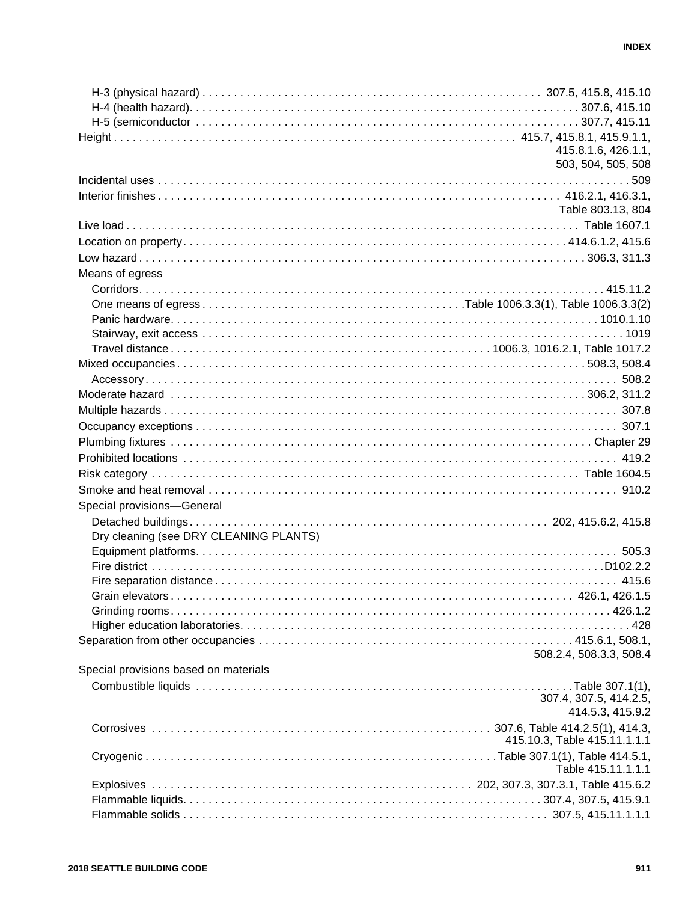- H-3 (physical hazard) . . . 307.5, 415.8, 415.10
- H-4 (health hazard). . . . 307.6, 415.10
- H-5 (semiconductor . . . 307.7, 415.11

Height . . . 415.7, 415.8.1, 415.9.1.1, 415.8.1.6, 426.1.1, 503, 504, 505, 508

Incidental uses . . . 509

Interior finishes . . . 416.2.1, 416.3.1, Table 803.13, 804

Live load . . . Table 1607.1

Location on property . . . 414.6.1.2, 415.6

Low hazard . . . 306.3, 311.3

Means of egress

- Corridors . . . 415.11.2
- One means of egress . . . Table 1006.3.3(1), Table 1006.3.3(2)
- Panic hardware. . . . 1010.1.10
- Stairway, exit access . . . 1019
- Travel distance . . . 1006.3, 1016.2.1, Table 1017.2

Mixed occupancies . . . 508.3, 508.4

- Accessory . . . 508.2

Moderate hazard . . . 306.2, 311.2

Multiple hazards . . . 307.8

Occupancy exceptions . . . 307.1

Plumbing fixtures . . . Chapter 29

Prohibited locations . . . 419.2

Risk category . . . Table 1604.5

Smoke and heat removal . . . 910.2

Special provisions—General

- Detached buildings . . . 202, 415.6.2, 415.8
- Dry cleaning (see DRY CLEANING PLANTS)
- Equipment platforms. . . . 505.3
- Fire district . . . D102.2.2
- Fire separation distance . . . 415.6
- Grain elevators . . . 426.1, 426.1.5
- Grinding rooms . . . 426.1.2
- Higher education laboratories. . . . 428

Separation from other occupancies . . . 415.6.1, 508.1, 508.2.4, 508.3.3, 508.4

Special provisions based on materials

- Combustible liquids . . . Table 307.1(1), 307.4, 307.5, 414.2.5, 414.5.3, 415.9.2
- Corrosives . . . 307.6, Table 414.2.5(1), 414.3, 415.10.3, Table 415.11.1.1.1
- Cryogenic . . . Table 307.1(1), Table 414.5.1, Table 415.11.1.1.1
- Explosives . . . 202, 307.3, 307.3.1, Table 415.6.2
- Flammable liquids. . . . 307.4, 307.5, 415.9.1
- Flammable solids . . . 307.5, 415.11.1.1.1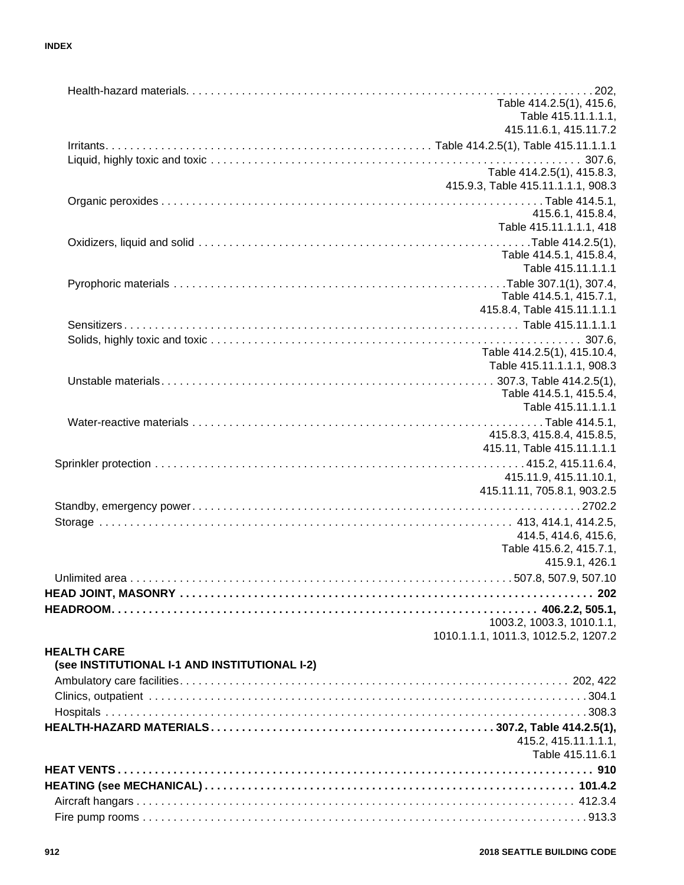Health-hazard materials . . . 202, Table 414.2.5(1), 415.6, Table 415.11.1.1.1, 415.11.6.1, 415.11.7.2

Irritants . . . Table 414.2.5(1), Table 415.11.1.1.1

Liquid, highly toxic and toxic . . . 307.6, Table 414.2.5(1), 415.8.3, 415.9.3, Table 415.11.1.1.1, 908.3

Organic peroxides . . . Table 414.5.1, 415.6.1, 415.8.4, Table 415.11.1.1.1, 418

Oxidizers, liquid and solid . . . Table 414.2.5(1), Table 414.5.1, 415.8.4, Table 415.11.1.1.1

Pyrophoric materials . . . Table 307.1(1), 307.4, Table 414.5.1, 415.7.1, 415.8.4, Table 415.11.1.1.1

Sensitizers . . . Table 415.11.1.1.1

Solids, highly toxic and toxic . . . 307.6, Table 414.2.5(1), 415.10.4, Table 415.11.1.1.1, 908.3

Unstable materials . . . 307.3, Table 414.2.5(1), Table 414.5.1, 415.5.4, Table 415.11.1.1.1

Water-reactive materials . . . Table 414.5.1, 415.8.3, 415.8.4, 415.8.5, 415.11, Table 415.11.1.1.1

Sprinkler protection . . . 415.2, 415.11.6.4, 415.11.9, 415.11.10.1, 415.11.11, 705.8.1, 903.2.5

Standby, emergency power . . . 2702.2

Storage . . . 413, 414.1, 414.2.5, 414.5, 414.6, 415.6, Table 415.6.2, 415.7.1, 415.9.1, 426.1

Unlimited area . . . 507.8, 507.9, 507.10

**HEAD JOINT, MASONRY . . . 202**

**HEADROOM . . . 406.2.2, 505.1,** 1003.2, 1003.3, 1010.1.1, 1010.1.1.1, 1011.3, 1012.5.2, 1207.2

**HEALTH CARE (see INSTITUTIONAL I-1 AND INSTITUTIONAL I-2)**

Ambulatory care facilities . . . 202, 422

Clinics, outpatient . . . 304.1

Hospitals . . . 308.3

**HEALTH-HAZARD MATERIALS . . . 307.2, Table 414.2.5(1),** 415.2, 415.11.1.1.1, Table 415.11.6.1

**HEAT VENTS . . . 910**

**HEATING (see MECHANICAL) . . . 101.4.2**

Aircraft hangars . . . 412.3.4

Fire pump rooms . . . 913.3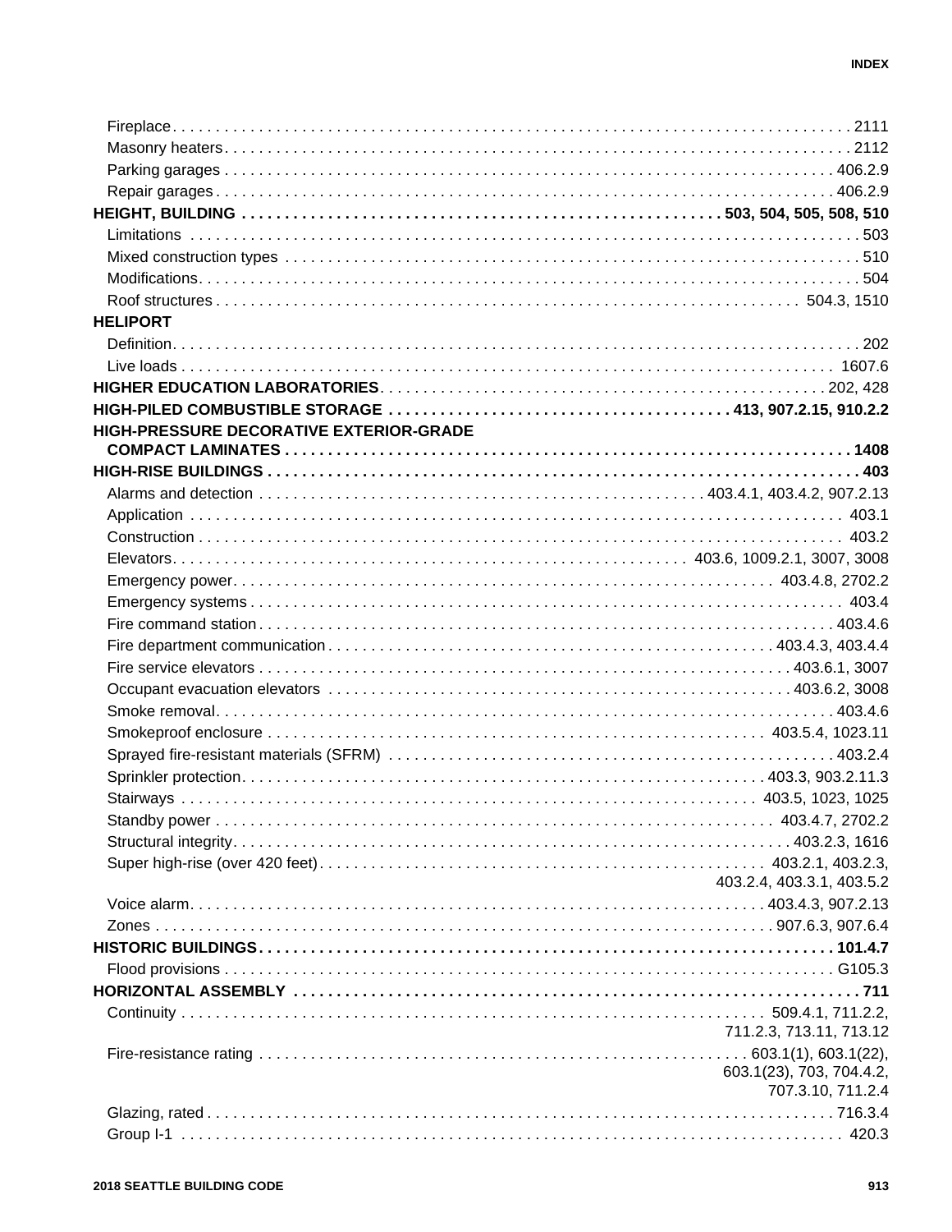Fireplace . . . . . . . . . . . . . . . . . . . . . . . . . . . . . . . . . . . . . . . 2111
Masonry heaters . . . . . . . . . . . . . . . . . . . . . . . . . . . . . . . . . . . 2112
Parking garages . . . . . . . . . . . . . . . . . . . . . . . . . . . . . . . . . . . 406.2.9
Repair garages . . . . . . . . . . . . . . . . . . . . . . . . . . . . . . . . . . . 406.2.9

**HEIGHT, BUILDING . . . . . . . . . . . . . . . . . . . . . . . . . . . . 503, 504, 505, 508, 510**
Limitations . . . . . . . . . . . . . . . . . . . . . . . . . . . . . . . . . . . 503
Mixed construction types . . . . . . . . . . . . . . . . . . . . . . . . . . . 510
Modifications . . . . . . . . . . . . . . . . . . . . . . . . . . . . . . . . . . . 504
Roof structures . . . . . . . . . . . . . . . . . . . . . . . . . . . . . . . . . . . 504.3, 1510

**HELIPORT**
Definition . . . . . . . . . . . . . . . . . . . . . . . . . . . . . . . . . . . 202
Live loads . . . . . . . . . . . . . . . . . . . . . . . . . . . . . . . . . . . 1607.6

**HIGHER EDUCATION LABORATORIES** . . . . . . . . . . . . . . . . . . . . . 202, 428

**HIGH-PILED COMBUSTIBLE STORAGE . . . . . . . . . . . . . . . . . . 413, 907.2.15, 910.2.2**

**HIGH-PRESSURE DECORATIVE EXTERIOR-GRADE COMPACT LAMINATES . . . . . . . . . . . . . . . . . . . . . . . . . . . . 1408**

**HIGH-RISE BUILDINGS . . . . . . . . . . . . . . . . . . . . . . . . . . . . 403**
Alarms and detection . . . . . . . . . . . . . . . . . . . . . 403.4.1, 403.4.2, 907.2.13
Application . . . . . . . . . . . . . . . . . . . . . . . . . . . . . . . . . . . 403.1
Construction . . . . . . . . . . . . . . . . . . . . . . . . . . . . . . . . . . . 403.2
Elevators . . . . . . . . . . . . . . . . . . . . . . . . . 403.6, 1009.2.1, 3007, 3008
Emergency power . . . . . . . . . . . . . . . . . . . . . . . . . . . . . . 403.4.8, 2702.2
Emergency systems . . . . . . . . . . . . . . . . . . . . . . . . . . . . . . . . 403.4
Fire command station . . . . . . . . . . . . . . . . . . . . . . . . . . . . . . 403.4.6
Fire department communication . . . . . . . . . . . . . . . . . . . . 403.4.3, 403.4.4
Fire service elevators . . . . . . . . . . . . . . . . . . . . . . . . . . . . 403.6.1, 3007
Occupant evacuation elevators . . . . . . . . . . . . . . . . . . . . . . . 403.6.2, 3008
Smoke removal . . . . . . . . . . . . . . . . . . . . . . . . . . . . . . . . . . 403.4.6
Smokeproof enclosure . . . . . . . . . . . . . . . . . . . . . . . . . . 403.5.4, 1023.11
Sprayed fire-resistant materials (SFRM) . . . . . . . . . . . . . . . . . . . 403.2.4
Sprinkler protection . . . . . . . . . . . . . . . . . . . . . . . . . . . . 403.3, 903.2.11.3
Stairways . . . . . . . . . . . . . . . . . . . . . . . . . . . . . . . . 403.5, 1023, 1025
Standby power . . . . . . . . . . . . . . . . . . . . . . . . . . . . . . . 403.4.7, 2702.2
Structural integrity . . . . . . . . . . . . . . . . . . . . . . . . . . . . . . 403.2.3, 1616
Super high-rise (over 420 feet) . . . . . . . . . . . . . . . . . . . . . . 403.2.1, 403.2.3, 403.2.4, 403.3.1, 403.5.2
Voice alarm . . . . . . . . . . . . . . . . . . . . . . . . . . . . . . . . . 403.4.3, 907.2.13
Zones . . . . . . . . . . . . . . . . . . . . . . . . . . . . . . . . . . . . 907.6.3, 907.6.4

**HISTORIC BUILDINGS . . . . . . . . . . . . . . . . . . . . . . . . . . . . 101.4.7**
Flood provisions . . . . . . . . . . . . . . . . . . . . . . . . . . . . . . . . . G105.3

**HORIZONTAL ASSEMBLY . . . . . . . . . . . . . . . . . . . . . . . . . . . . 711**
Continuity . . . . . . . . . . . . . . . . . . . . . . . . . . . . . . . . 509.4.1, 711.2.2, 711.2.3, 713.11, 713.12
Fire-resistance rating . . . . . . . . . . . . . . . . . . . . . . . . . . 603.1(1), 603.1(22), 603.1(23), 703, 704.4.2, 707.3.10, 711.2.4
Glazing, rated . . . . . . . . . . . . . . . . . . . . . . . . . . . . . . . . . . . 716.3.4
Group I-1 . . . . . . . . . . . . . . . . . . . . . . . . . . . . . . . . . . . . 420.3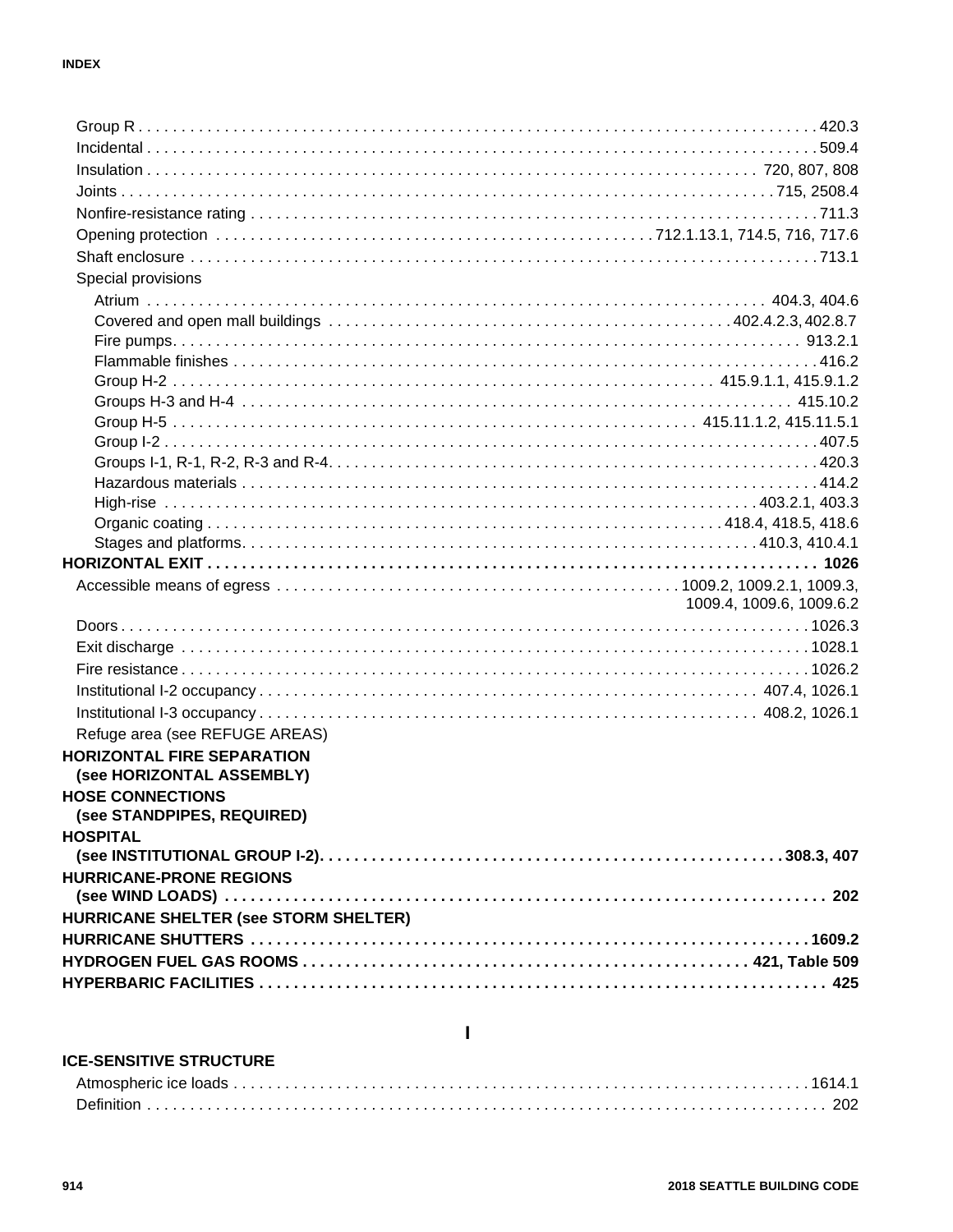Group R . . . 420.3
Incidental . . . 509.4
Insulation . . . 720, 807, 808
Joints . . . 715, 2508.4
Nonfire-resistance rating . . . 711.3
Opening protection . . . 712.1.13.1, 714.5, 716, 717.6
Shaft enclosure . . . 713.1
Special provisions
- Atrium . . . 404.3, 404.6
- Covered and open mall buildings . . . 402.4.2.3, 402.8.7
- Fire pumps. . . . 913.2.1
- Flammable finishes . . . 416.2
- Group H-2 . . . 415.9.1.1, 415.9.1.2
- Groups H-3 and H-4 . . . 415.10.2
- Group H-5 . . . 415.11.1.2, 415.11.5.1
- Group I-2 . . . 407.5
- Groups I-1, R-1, R-2, R-3 and R-4. . . . 420.3
- Hazardous materials . . . 414.2
- High-rise . . . 403.2.1, 403.3
- Organic coating . . . 418.4, 418.5, 418.6
- Stages and platforms. . . . 410.3, 410.4.1

**HORIZONTAL EXIT . . . 1026**

Accessible means of egress . . . 1009.2, 1009.2.1, 1009.3, 1009.4, 1009.6, 1009.6.2
Doors . . . 1026.3
Exit discharge . . . 1028.1
Fire resistance . . . 1026.2
Institutional I-2 occupancy . . . 407.4, 1026.1
Institutional I-3 occupancy . . . 408.2, 1026.1
Refuge area (see REFUGE AREAS)

**HORIZONTAL FIRE SEPARATION (see HORIZONTAL ASSEMBLY)**

**HOSE CONNECTIONS (see STANDPIPES, REQUIRED)**

**HOSPITAL (see INSTITUTIONAL GROUP I-2). . . . 308.3, 407**

**HURRICANE-PRONE REGIONS (see WIND LOADS) . . . 202**

**HURRICANE SHELTER (see STORM SHELTER)**

**HURRICANE SHUTTERS . . . 1609.2**

**HYDROGEN FUEL GAS ROOMS . . . 421, Table 509**

**HYPERBARIC FACILITIES . . . 425**

## I

**ICE-SENSITIVE STRUCTURE**

Atmospheric ice loads . . . 1614.1
Definition . . . 202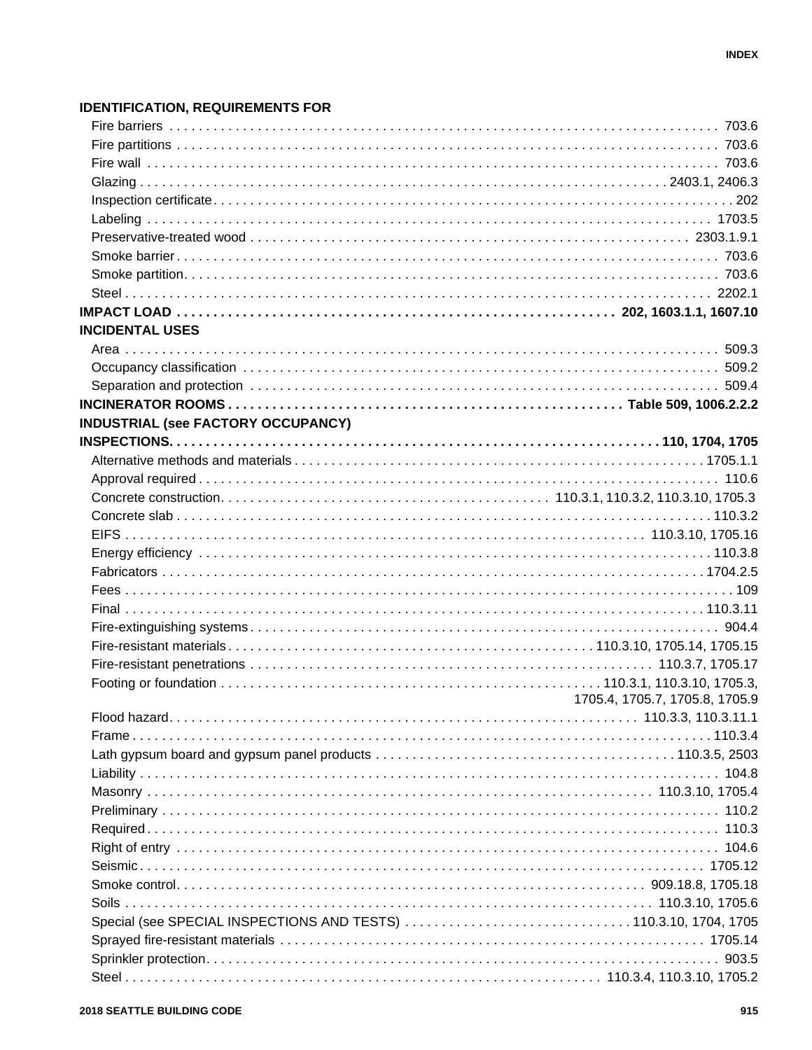**IDENTIFICATION, REQUIREMENTS FOR**

- Fire barriers . . . . . . . . . . 703.6
- Fire partitions . . . . . . . . . . 703.6
- Fire wall . . . . . . . . . . 703.6
- Glazing . . . . . . . . . . 2403.1, 2406.3
- Inspection certificate . . . . . . . . . . 202
- Labeling . . . . . . . . . . 1703.5
- Preservative-treated wood . . . . . . . . . . 2303.1.9.1
- Smoke barrier . . . . . . . . . . 703.6
- Smoke partition . . . . . . . . . . 703.6
- Steel . . . . . . . . . . 2202.1

**IMPACT LOAD . . . . . . . . . . 202, 1603.1.1, 1607.10**

**INCIDENTAL USES**

- Area . . . . . . . . . . 509.3
- Occupancy classification . . . . . . . . . . 509.2
- Separation and protection . . . . . . . . . . 509.4

**INCINERATOR ROOMS . . . . . . . . . . Table 509, 1006.2.2.2**

**INDUSTRIAL (see FACTORY OCCUPANCY)**

**INSPECTIONS . . . . . . . . . . 110, 1704, 1705**

- Alternative methods and materials . . . . . . . . . . 1705.1.1
- Approval required . . . . . . . . . . 110.6
- Concrete construction . . . . . . . . . . 110.3.1, 110.3.2, 110.3.10, 1705.3
- Concrete slab . . . . . . . . . . 110.3.2
- EIFS . . . . . . . . . . 110.3.10, 1705.16
- Energy efficiency . . . . . . . . . . 110.3.8
- Fabricators . . . . . . . . . . 1704.2.5
- Fees . . . . . . . . . . 109
- Final . . . . . . . . . . 110.3.11
- Fire-extinguishing systems . . . . . . . . . . 904.4
- Fire-resistant materials . . . . . . . . . . 110.3.10, 1705.14, 1705.15
- Fire-resistant penetrations . . . . . . . . . . 110.3.7, 1705.17
- Footing or foundation . . . . . . . . . . 110.3.1, 110.3.10, 1705.3, 1705.4, 1705.7, 1705.8, 1705.9
- Flood hazard . . . . . . . . . . 110.3.3, 110.3.11.1
- Frame . . . . . . . . . . 110.3.4
- Lath gypsum board and gypsum panel products . . . . . . . . . . 110.3.5, 2503
- Liability . . . . . . . . . . 104.8
- Masonry . . . . . . . . . . 110.3.10, 1705.4
- Preliminary . . . . . . . . . . 110.2
- Required . . . . . . . . . . 110.3
- Right of entry . . . . . . . . . . 104.6
- Seismic . . . . . . . . . . 1705.12
- Smoke control . . . . . . . . . . 909.18.8, 1705.18
- Soils . . . . . . . . . . 110.3.10, 1705.6
- Special (see SPECIAL INSPECTIONS AND TESTS) . . . . . . . . . . 110.3.10, 1704, 1705
- Sprayed fire-resistant materials . . . . . . . . . . 1705.14
- Sprinkler protection . . . . . . . . . . 903.5
- Steel . . . . . . . . . . 110.3.4, 110.3.10, 1705.2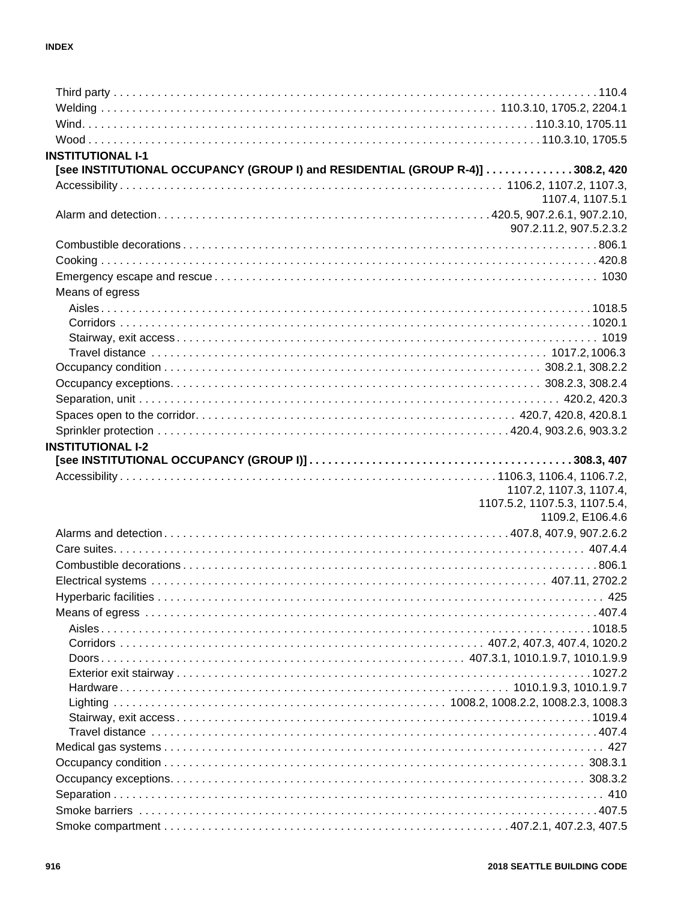Third party . . . . . . . . . . . . . . . . . . . . . . . . . . . . . . . . . . . . . . . . . . . . . . . . . . . . . . . . . . . . . . . . . . . . . . 110.4
Welding . . . . . . . . . . . . . . . . . . . . . . . . . . . . . . . . . . . . . . . . . . . . . . . . . . . . . . . . . . . . 110.3.10, 1705.2, 2204.1
Wind. . . . . . . . . . . . . . . . . . . . . . . . . . . . . . . . . . . . . . . . . . . . . . . . . . . . . . . . . . . . . . . . 110.3.10, 1705.11
Wood . . . . . . . . . . . . . . . . . . . . . . . . . . . . . . . . . . . . . . . . . . . . . . . . . . . . . . . . . . . . . . . 110.3.10, 1705.5

**INSTITUTIONAL I-1**
**[see INSTITUTIONAL OCCUPANCY (GROUP I) and RESIDENTIAL (GROUP R-4)] . . . . . . . . . . . . . . 308.2, 420**

Accessibility . . . . . . . . . . . . . . . . . . . . . . . . . . . . . . . . . . . . . . . . . . . . . . . . . . . . . . . . 1106.2, 1107.2, 1107.3, 1107.4, 1107.5.1
Alarm and detection. . . . . . . . . . . . . . . . . . . . . . . . . . . . . . . . . . . . . . . . . . . . . . . 420.5, 907.2.6.1, 907.2.10, 907.2.11.2, 907.5.2.3.2
Combustible decorations . . . . . . . . . . . . . . . . . . . . . . . . . . . . . . . . . . . . . . . . . . . . . . . . . . . . . . . . . 806.1
Cooking . . . . . . . . . . . . . . . . . . . . . . . . . . . . . . . . . . . . . . . . . . . . . . . . . . . . . . . . . . . . . . . . . . . . . 420.8
Emergency escape and rescue . . . . . . . . . . . . . . . . . . . . . . . . . . . . . . . . . . . . . . . . . . . . . . . . . . . . 1030
Means of egress
- Aisles . . . . . . . . . . . . . . . . . . . . . . . . . . . . . . . . . . . . . . . . . . . . . . . . . . . . . . . . . . . . . . . . . . 1018.5
- Corridors . . . . . . . . . . . . . . . . . . . . . . . . . . . . . . . . . . . . . . . . . . . . . . . . . . . . . . . . . . . . . . . 1020.1
- Stairway, exit access . . . . . . . . . . . . . . . . . . . . . . . . . . . . . . . . . . . . . . . . . . . . . . . . . . . . . . 1019
- Travel distance . . . . . . . . . . . . . . . . . . . . . . . . . . . . . . . . . . . . . . . . . . . . . . . . . . . . . 1017.2, 1006.3

Occupancy condition . . . . . . . . . . . . . . . . . . . . . . . . . . . . . . . . . . . . . . . . . . . . . . . . . . . 308.2.1, 308.2.2
Occupancy exceptions. . . . . . . . . . . . . . . . . . . . . . . . . . . . . . . . . . . . . . . . . . . . . . . . . . 308.2.3, 308.2.4
Separation, unit . . . . . . . . . . . . . . . . . . . . . . . . . . . . . . . . . . . . . . . . . . . . . . . . . . . . . . . . . 420.2, 420.3
Spaces open to the corridor. . . . . . . . . . . . . . . . . . . . . . . . . . . . . . . . . . . . . . . . . . . . 420.7, 420.8, 420.8.1
Sprinkler protection . . . . . . . . . . . . . . . . . . . . . . . . . . . . . . . . . . . . . . . . . . . . . . . . 420.4, 903.2.6, 903.3.2

**INSTITUTIONAL I-2**
**[see INSTITUTIONAL OCCUPANCY (GROUP I)] . . . . . . . . . . . . . . . . . . . . . . . . . . . . . . . . . . . . . . . . 308.3, 407**

Accessibility . . . . . . . . . . . . . . . . . . . . . . . . . . . . . . . . . . . . . . . . . . . . . . . . . . . . . . . . 1106.3, 1106.4, 1106.7.2, 1107.2, 1107.3, 1107.4, 1107.5.2, 1107.5.3, 1107.5.4, 1109.2, E106.4.6
Alarms and detection . . . . . . . . . . . . . . . . . . . . . . . . . . . . . . . . . . . . . . . . . . . . . . . . . . 407.8, 407.9, 907.2.6.2
Care suites. . . . . . . . . . . . . . . . . . . . . . . . . . . . . . . . . . . . . . . . . . . . . . . . . . . . . . . . . . . . . . . . . . 407.4.4
Combustible decorations . . . . . . . . . . . . . . . . . . . . . . . . . . . . . . . . . . . . . . . . . . . . . . . . . . . . . . . . . 806.1
Electrical systems . . . . . . . . . . . . . . . . . . . . . . . . . . . . . . . . . . . . . . . . . . . . . . . . . . . . . . . . 407.11, 2702.2
Hyperbaric facilities . . . . . . . . . . . . . . . . . . . . . . . . . . . . . . . . . . . . . . . . . . . . . . . . . . . . . . . . . . . . 425
Means of egress . . . . . . . . . . . . . . . . . . . . . . . . . . . . . . . . . . . . . . . . . . . . . . . . . . . . . . . . . . . . . . . 407.4
- Aisles . . . . . . . . . . . . . . . . . . . . . . . . . . . . . . . . . . . . . . . . . . . . . . . . . . . . . . . . . . . . . . . . . . 1018.5
- Corridors . . . . . . . . . . . . . . . . . . . . . . . . . . . . . . . . . . . . . . . . . . . . . . . . . . . 407.2, 407.3, 407.4, 1020.2
- Doors . . . . . . . . . . . . . . . . . . . . . . . . . . . . . . . . . . . . . . . . . . . . . . . . . . . 407.3.1, 1010.1.9.7, 1010.1.9.9
- Exterior exit stairway . . . . . . . . . . . . . . . . . . . . . . . . . . . . . . . . . . . . . . . . . . . . . . . . . . . . . . . 1027.2
- Hardware . . . . . . . . . . . . . . . . . . . . . . . . . . . . . . . . . . . . . . . . . . . . . . . . . . . . . . . . . . 1010.1.9.3, 1010.1.9.7
- Lighting . . . . . . . . . . . . . . . . . . . . . . . . . . . . . . . . . . . . . . . . . . . . . 1008.2, 1008.2.2, 1008.2.3, 1008.3
- Stairway, exit access . . . . . . . . . . . . . . . . . . . . . . . . . . . . . . . . . . . . . . . . . . . . . . . . . . . . . . . 1019.4
- Travel distance . . . . . . . . . . . . . . . . . . . . . . . . . . . . . . . . . . . . . . . . . . . . . . . . . . . . . . . . . . . . 407.4

Medical gas systems . . . . . . . . . . . . . . . . . . . . . . . . . . . . . . . . . . . . . . . . . . . . . . . . . . . . . . . . . . . . . 427
Occupancy condition . . . . . . . . . . . . . . . . . . . . . . . . . . . . . . . . . . . . . . . . . . . . . . . . . . . . . . . . . . 308.3.1
Occupancy exceptions. . . . . . . . . . . . . . . . . . . . . . . . . . . . . . . . . . . . . . . . . . . . . . . . . . . . . . . . . . 308.3.2
Separation . . . . . . . . . . . . . . . . . . . . . . . . . . . . . . . . . . . . . . . . . . . . . . . . . . . . . . . . . . . . . . . . . . . . 410
Smoke barriers . . . . . . . . . . . . . . . . . . . . . . . . . . . . . . . . . . . . . . . . . . . . . . . . . . . . . . . . . . . . . . . . 407.5
Smoke compartment . . . . . . . . . . . . . . . . . . . . . . . . . . . . . . . . . . . . . . . . . . . . . . . . . . 407.2.1, 407.2.3, 407.5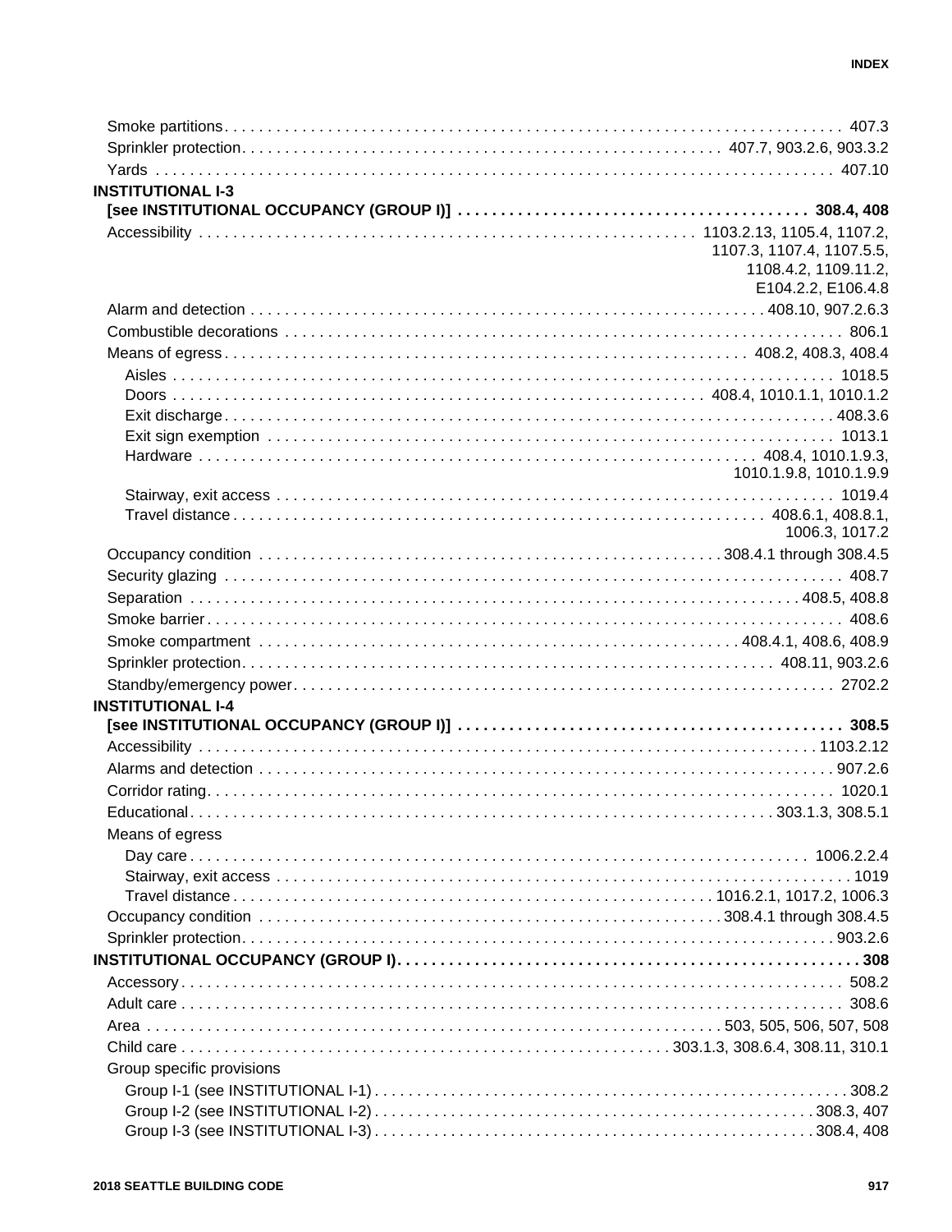Smoke partitions . . . 407.3
Sprinkler protection . . . 407.7, 903.2.6, 903.3.2
Yards . . . 407.10

**INSTITUTIONAL I-3**
**[see INSTITUTIONAL OCCUPANCY (GROUP I)] . . . 308.4, 408**

Accessibility . . . 1103.2.13, 1105.4, 1107.2, 1107.3, 1107.4, 1107.5.5, 1108.4.2, 1109.11.2, E104.2.2, E106.4.8
Alarm and detection . . . 408.10, 907.2.6.3
Combustible decorations . . . 806.1
Means of egress . . . 408.2, 408.3, 408.4
- Aisles . . . 1018.5
- Doors . . . 408.4, 1010.1.1, 1010.1.2
- Exit discharge . . . 408.3.6
- Exit sign exemption . . . 1013.1
- Hardware . . . 408.4, 1010.1.9.3, 1010.1.9.8, 1010.1.9.9
- Stairway, exit access . . . 1019.4
- Travel distance . . . 408.6.1, 408.8.1, 1006.3, 1017.2

Occupancy condition . . . 308.4.1 through 308.4.5
Security glazing . . . 408.7
Separation . . . 408.5, 408.8
Smoke barrier . . . 408.6
Smoke compartment . . . 408.4.1, 408.6, 408.9
Sprinkler protection . . . 408.11, 903.2.6
Standby/emergency power . . . 2702.2

**INSTITUTIONAL I-4**
**[see INSTITUTIONAL OCCUPANCY (GROUP I)] . . . 308.5**

Accessibility . . . 1103.2.12
Alarms and detection . . . 907.2.6
Corridor rating . . . 1020.1
Educational . . . 303.1.3, 308.5.1
Means of egress
- Day care . . . 1006.2.2.4
- Stairway, exit access . . . 1019
- Travel distance . . . 1016.2.1, 1017.2, 1006.3

Occupancy condition . . . 308.4.1 through 308.4.5
Sprinkler protection . . . 903.2.6

**INSTITUTIONAL OCCUPANCY (GROUP I) . . . 308**

Accessory . . . 508.2
Adult care . . . 308.6
Area . . . 503, 505, 506, 507, 508
Child care . . . 303.1.3, 308.6.4, 308.11, 310.1
Group specific provisions
- Group I-1 (see INSTITUTIONAL I-1) . . . 308.2
- Group I-2 (see INSTITUTIONAL I-2) . . . 308.3, 407
- Group I-3 (see INSTITUTIONAL I-3) . . . 308.4, 408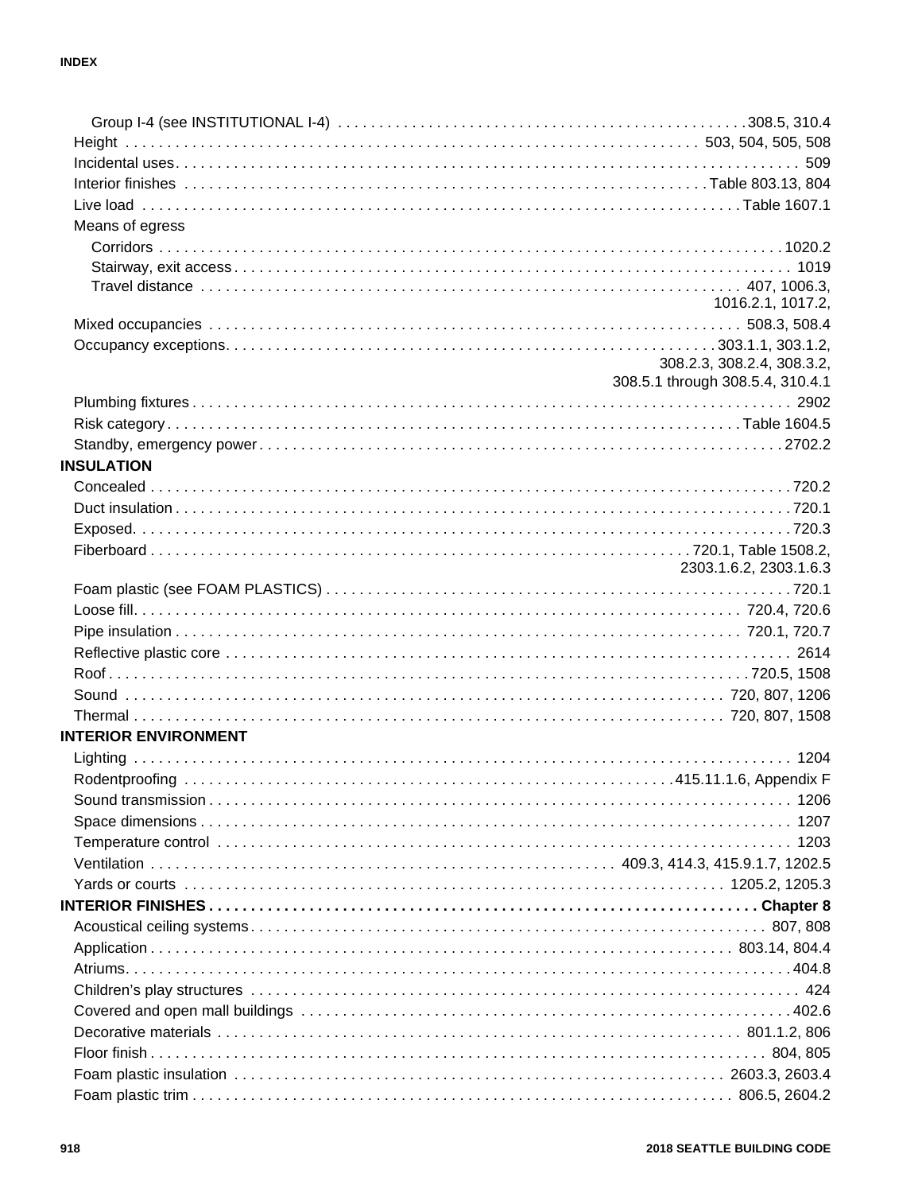Group I-4 (see INSTITUTIONAL I-4) . . . . . . . . . . . . . . . . . . . . . . . . . . . . . . . . . . . . . . . . . . . . . . . .308.5, 310.4

Height . . . . . . . . . . . . . . . . . . . . . . . . . . . . . . . . . . . . . . . . . . . . . . . . . . . . . . . . . . . . . . . . . 503, 504, 505, 508

Incidental uses. . . . . . . . . . . . . . . . . . . . . . . . . . . . . . . . . . . . . . . . . . . . . . . . . . . . . . . . . . . . . . . . . . . . . . . . 509

Interior finishes . . . . . . . . . . . . . . . . . . . . . . . . . . . . . . . . . . . . . . . . . . . . . . . . . . . . . . . . . . . . .Table 803.13, 804

Live load . . . . . . . . . . . . . . . . . . . . . . . . . . . . . . . . . . . . . . . . . . . . . . . . . . . . . . . . . . . . . . . . . . . . .Table 1607.1

Means of egress

- Corridors . . . . . . . . . . . . . . . . . . . . . . . . . . . . . . . . . . . . . . . . . . . . . . . . . . . . . . . . . . . . . . . . . . . . . . .1020.2
- Stairway, exit access . . . . . . . . . . . . . . . . . . . . . . . . . . . . . . . . . . . . . . . . . . . . . . . . . . . . . . . . . . . . . . . . 1019
- Travel distance . . . . . . . . . . . . . . . . . . . . . . . . . . . . . . . . . . . . . . . . . . . . . . . . . . . . . . . . . . . 407, 1006.3, 1016.2.1, 1017.2,

Mixed occupancies . . . . . . . . . . . . . . . . . . . . . . . . . . . . . . . . . . . . . . . . . . . . . . . . . . . . . . . . . . . . . . 508.3, 508.4

Occupancy exceptions. . . . . . . . . . . . . . . . . . . . . . . . . . . . . . . . . . . . . . . . . . . . . . . . . . . . . . . . .303.1.1, 303.1.2, 308.2.3, 308.2.4, 308.3.2, 308.5.1 through 308.5.4, 310.4.1

Plumbing fixtures . . . . . . . . . . . . . . . . . . . . . . . . . . . . . . . . . . . . . . . . . . . . . . . . . . . . . . . . . . . . . . . . . . . . . 2902

Risk category. . . . . . . . . . . . . . . . . . . . . . . . . . . . . . . . . . . . . . . . . . . . . . . . . . . . . . . . . . . . . . . . . . .Table 1604.5

Standby, emergency power. . . . . . . . . . . . . . . . . . . . . . . . . . . . . . . . . . . . . . . . . . . . . . . . . . . . . . . . . . . . . .2702.2

**INSULATION**

- Concealed . . . . . . . . . . . . . . . . . . . . . . . . . . . . . . . . . . . . . . . . . . . . . . . . . . . . . . . . . . . . . . . . . . . . . . . . .720.2
- Duct insulation . . . . . . . . . . . . . . . . . . . . . . . . . . . . . . . . . . . . . . . . . . . . . . . . . . . . . . . . . . . . . . . . . . . . . .720.1
- Exposed. . . . . . . . . . . . . . . . . . . . . . . . . . . . . . . . . . . . . . . . . . . . . . . . . . . . . . . . . . . . . . . . . . . . . . . . . . .720.3
- Fiberboard . . . . . . . . . . . . . . . . . . . . . . . . . . . . . . . . . . . . . . . . . . . . . . . . . . . . . . . . . . .720.1, Table 1508.2, 2303.1.6.2, 2303.1.6.3
- Foam plastic (see FOAM PLASTICS) . . . . . . . . . . . . . . . . . . . . . . . . . . . . . . . . . . . . . . . . . . . . . . . . . . . . . .720.1
- Loose fill. . . . . . . . . . . . . . . . . . . . . . . . . . . . . . . . . . . . . . . . . . . . . . . . . . . . . . . . . . . . . . . . . . . . . 720.4, 720.6
- Pipe insulation . . . . . . . . . . . . . . . . . . . . . . . . . . . . . . . . . . . . . . . . . . . . . . . . . . . . . . . . . . . . . . . . 720.1, 720.7
- Reflective plastic core . . . . . . . . . . . . . . . . . . . . . . . . . . . . . . . . . . . . . . . . . . . . . . . . . . . . . . . . . . . . . . . . 2614
- Roof . . . . . . . . . . . . . . . . . . . . . . . . . . . . . . . . . . . . . . . . . . . . . . . . . . . . . . . . . . . . . . . . . . . . . . . . .720.5, 1508
- Sound . . . . . . . . . . . . . . . . . . . . . . . . . . . . . . . . . . . . . . . . . . . . . . . . . . . . . . . . . . . . . . . . . . . . 720, 807, 1206
- Thermal . . . . . . . . . . . . . . . . . . . . . . . . . . . . . . . . . . . . . . . . . . . . . . . . . . . . . . . . . . . . . . . . . . . 720, 807, 1508

**INTERIOR ENVIRONMENT**

- Lighting . . . . . . . . . . . . . . . . . . . . . . . . . . . . . . . . . . . . . . . . . . . . . . . . . . . . . . . . . . . . . . . . . . . . . . . . . . . 1204
- Rodentproofing . . . . . . . . . . . . . . . . . . . . . . . . . . . . . . . . . . . . . . . . . . . . . . . . . . . . . . . . .415.11.1.6, Appendix F
- Sound transmission . . . . . . . . . . . . . . . . . . . . . . . . . . . . . . . . . . . . . . . . . . . . . . . . . . . . . . . . . . . . . . . . . . . 1206
- Space dimensions . . . . . . . . . . . . . . . . . . . . . . . . . . . . . . . . . . . . . . . . . . . . . . . . . . . . . . . . . . . . . . . . . . . . 1207
- Temperature control . . . . . . . . . . . . . . . . . . . . . . . . . . . . . . . . . . . . . . . . . . . . . . . . . . . . . . . . . . . . . . . . . . 1203
- Ventilation . . . . . . . . . . . . . . . . . . . . . . . . . . . . . . . . . . . . . . . . . . . . . . . . . . . . 409.3, 414.3, 415.9.1.7, 1202.5
- Yards or courts . . . . . . . . . . . . . . . . . . . . . . . . . . . . . . . . . . . . . . . . . . . . . . . . . . . . . . . . . . . . . . . 1205.2, 1205.3

**INTERIOR FINISHES . . . . . . . . . . . . . . . . . . . . . . . . . . . . . . . . . . . . . . . . . . . . . . . . . . . . . . . . . . . . . . . . . Chapter 8**

- Acoustical ceiling systems. . . . . . . . . . . . . . . . . . . . . . . . . . . . . . . . . . . . . . . . . . . . . . . . . . . . . . . . . . . . 807, 808
- Application . . . . . . . . . . . . . . . . . . . . . . . . . . . . . . . . . . . . . . . . . . . . . . . . . . . . . . . . . . . . . . . . . . 803.14, 804.4
- Atriums. . . . . . . . . . . . . . . . . . . . . . . . . . . . . . . . . . . . . . . . . . . . . . . . . . . . . . . . . . . . . . . . . . . . . . . . . . . . .404.8
- Children's play structures . . . . . . . . . . . . . . . . . . . . . . . . . . . . . . . . . . . . . . . . . . . . . . . . . . . . . . . . . . . . . . . . 424
- Covered and open mall buildings . . . . . . . . . . . . . . . . . . . . . . . . . . . . . . . . . . . . . . . . . . . . . . . . . . . . . . . . .402.6
- Decorative materials . . . . . . . . . . . . . . . . . . . . . . . . . . . . . . . . . . . . . . . . . . . . . . . . . . . . . . . . . . . . . . 801.1.2, 806
- Floor finish . . . . . . . . . . . . . . . . . . . . . . . . . . . . . . . . . . . . . . . . . . . . . . . . . . . . . . . . . . . . . . . . . . . . . . . 804, 805
- Foam plastic insulation . . . . . . . . . . . . . . . . . . . . . . . . . . . . . . . . . . . . . . . . . . . . . . . . . . . . . . . . . 2603.3, 2603.4
- Foam plastic trim . . . . . . . . . . . . . . . . . . . . . . . . . . . . . . . . . . . . . . . . . . . . . . . . . . . . . . . . . . . . . . . 806.5, 2604.2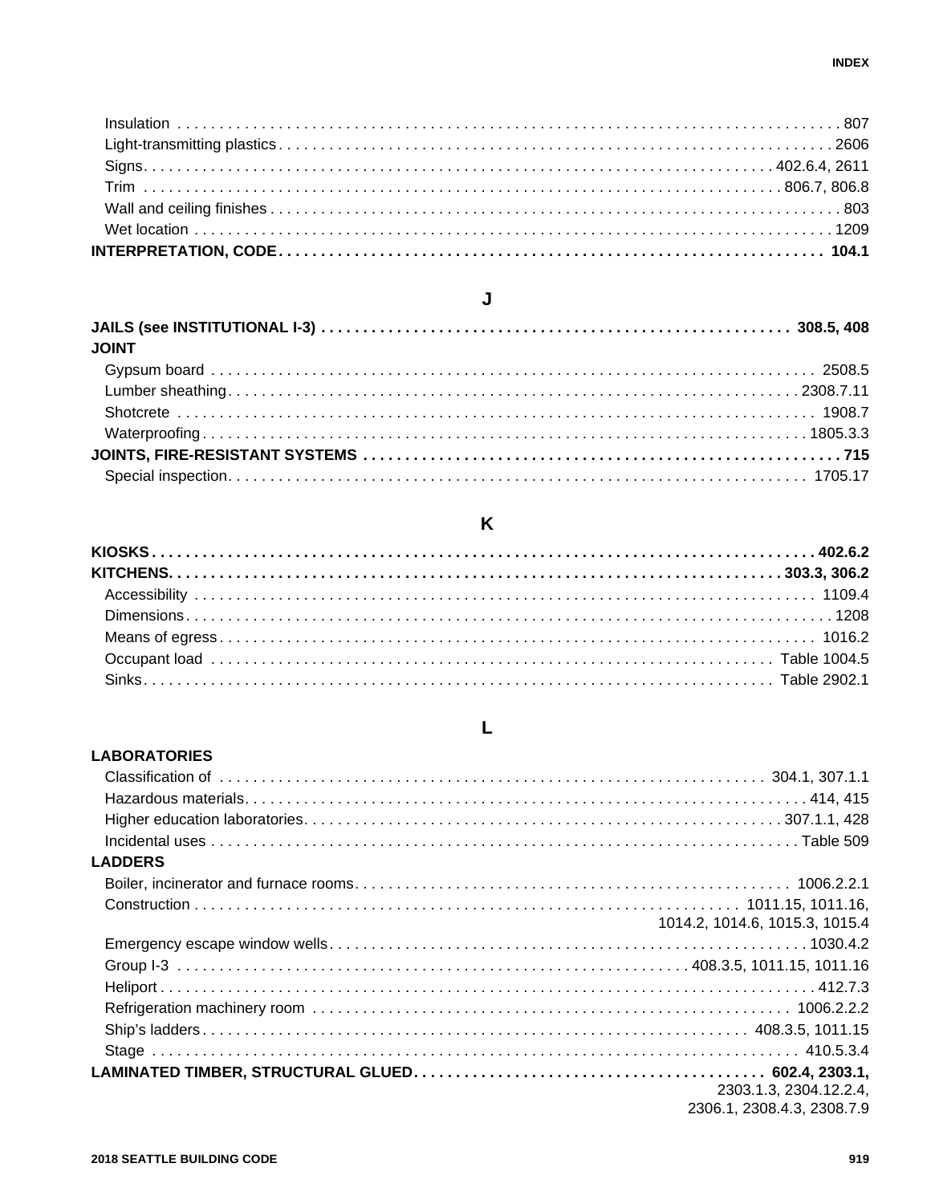Insulation . . . 807
Light-transmitting plastics . . . 2606
Signs . . . 402.6.4, 2611
Trim . . . 806.7, 806.8
Wall and ceiling finishes . . . 803
Wet location . . . 1209

**INTERPRETATION, CODE . . . 104.1**

## J

**JAILS (see INSTITUTIONAL I-3) . . . 308.5, 408**

**JOINT**

Gypsum board . . . 2508.5
Lumber sheathing . . . 2308.7.11
Shotcrete . . . 1908.7
Waterproofing . . . 1805.3.3

**JOINTS, FIRE-RESISTANT SYSTEMS . . . 715**

Special inspection . . . 1705.17

## K

**KIOSKS . . . 402.6.2**

**KITCHENS . . . 303.3, 306.2**

Accessibility . . . 1109.4
Dimensions . . . 1208
Means of egress . . . 1016.2
Occupant load . . . Table 1004.5
Sinks . . . Table 2902.1

## L

**LABORATORIES**

Classification of . . . 304.1, 307.1.1
Hazardous materials . . . 414, 415
Higher education laboratories . . . 307.1.1, 428
Incidental uses . . . Table 509

**LADDERS**

Boiler, incinerator and furnace rooms . . . 1006.2.2.1
Construction . . . 1011.15, 1011.16, 1014.2, 1014.6, 1015.3, 1015.4
Emergency escape window wells . . . 1030.4.2
Group I-3 . . . 408.3.5, 1011.15, 1011.16
Heliport . . . 412.7.3
Refrigeration machinery room . . . 1006.2.2.2
Ship's ladders . . . 408.3.5, 1011.15
Stage . . . 410.5.3.4

**LAMINATED TIMBER, STRUCTURAL GLUED . . . 602.4, 2303.1,** 2303.1.3, 2304.12.2.4, 2306.1, 2308.4.3, 2308.7.9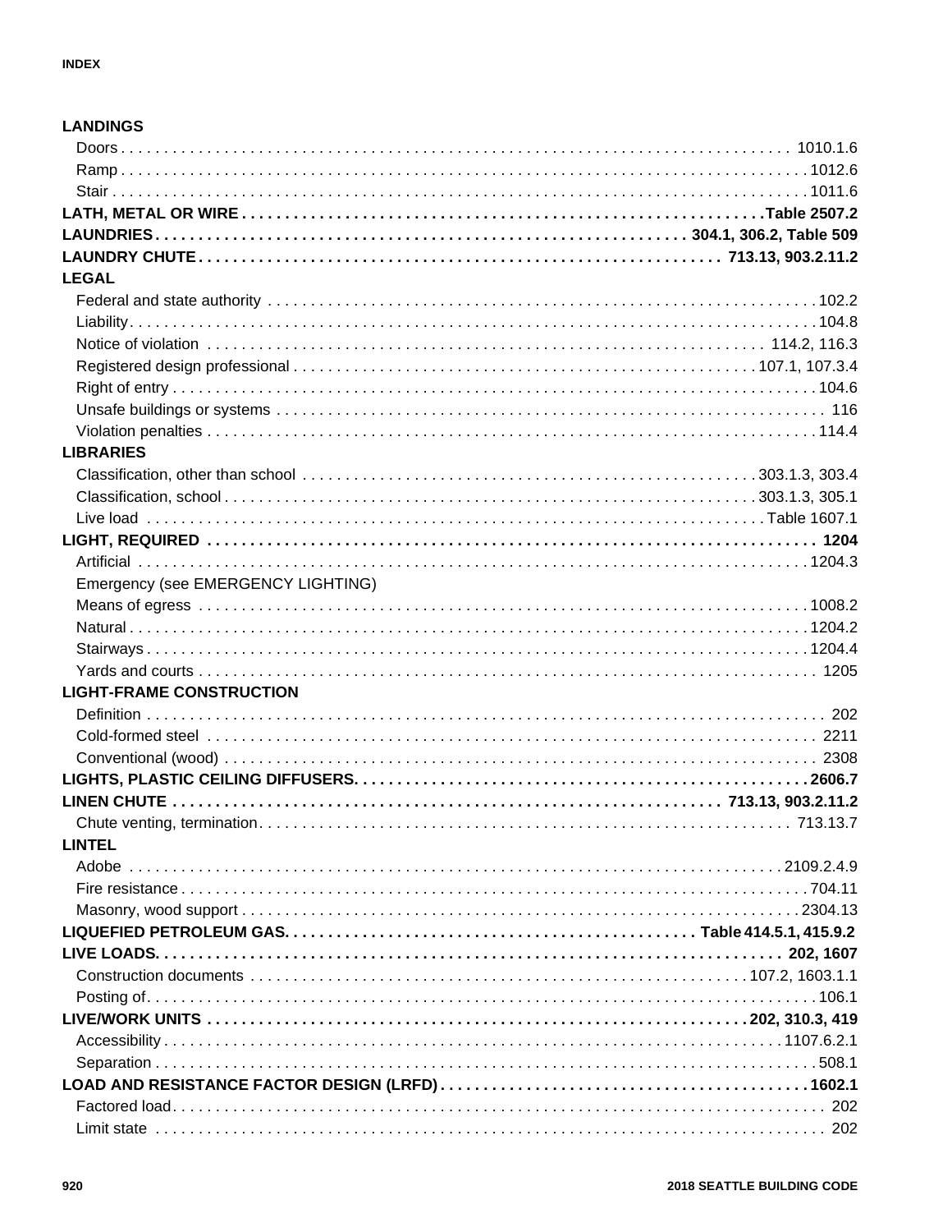**LANDINGS**

- Doors . . . 1010.1.6
- Ramp . . . 1012.6
- Stair . . . 1011.6

**LATH, METAL OR WIRE** . . . Table 2507.2

**LAUNDRIES** . . . 304.1, 306.2, Table 509

**LAUNDRY CHUTE** . . . 713.13, 903.2.11.2

**LEGAL**

- Federal and state authority . . . 102.2
- Liability . . . 104.8
- Notice of violation . . . 114.2, 116.3
- Registered design professional . . . 107.1, 107.3.4
- Right of entry . . . 104.6
- Unsafe buildings or systems . . . 116
- Violation penalties . . . 114.4

**LIBRARIES**

- Classification, other than school . . . 303.1.3, 303.4
- Classification, school . . . 303.1.3, 305.1
- Live load . . . Table 1607.1

**LIGHT, REQUIRED** . . . 1204

- Artificial . . . 1204.3
- Emergency (see EMERGENCY LIGHTING)
- Means of egress . . . 1008.2
- Natural . . . 1204.2
- Stairways . . . 1204.4
- Yards and courts . . . 1205

**LIGHT-FRAME CONSTRUCTION**

- Definition . . . 202
- Cold-formed steel . . . 2211
- Conventional (wood) . . . 2308

**LIGHTS, PLASTIC CEILING DIFFUSERS** . . . 2606.7

**LINEN CHUTE** . . . 713.13, 903.2.11.2

- Chute venting, termination . . . 713.13.7

**LINTEL**

- Adobe . . . 2109.2.4.9
- Fire resistance . . . 704.11
- Masonry, wood support . . . 2304.13

**LIQUEFIED PETROLEUM GAS** . . . Table 414.5.1, 415.9.2

**LIVE LOADS** . . . 202, 1607

- Construction documents . . . 107.2, 1603.1.1
- Posting of . . . 106.1

**LIVE/WORK UNITS** . . . 202, 310.3, 419

- Accessibility . . . 1107.6.2.1
- Separation . . . 508.1

**LOAD AND RESISTANCE FACTOR DESIGN (LRFD)** . . . 1602.1

- Factored load . . . 202
- Limit state . . . 202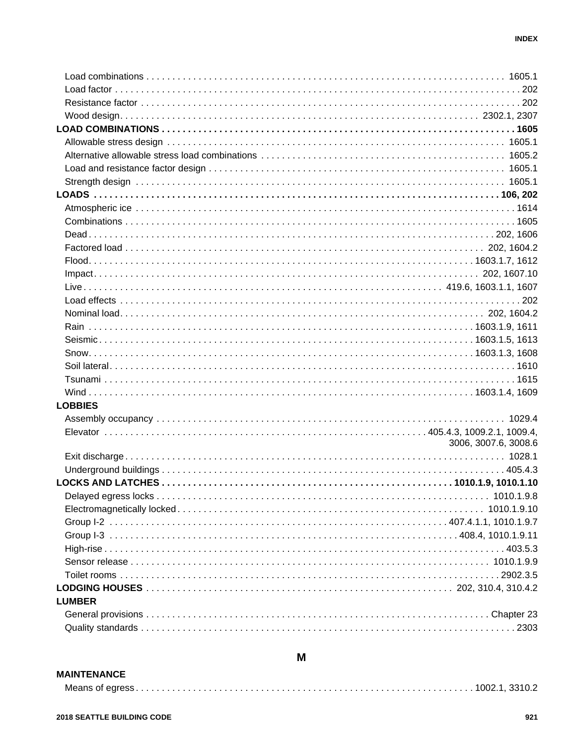Load combinations . . . . . . . . . . 1605.1
Load factor . . . . . . . . . . 202
Resistance factor . . . . . . . . . . 202
Wood design. . . . . . . . . . 2302.1, 2307

**LOAD COMBINATIONS . . . . . . . . . . 1605**

Allowable stress design . . . . . . . . . . 1605.1
Alternative allowable stress load combinations . . . . . . . . . . 1605.2
Load and resistance factor design . . . . . . . . . . 1605.1
Strength design . . . . . . . . . . 1605.1

**LOADS . . . . . . . . . . 106, 202**

Atmospheric ice . . . . . . . . . . 1614
Combinations . . . . . . . . . . 1605
Dead . . . . . . . . . . 202, 1606
Factored load . . . . . . . . . . 202, 1604.2
Flood. . . . . . . . . . 1603.1.7, 1612
Impact. . . . . . . . . . 202, 1607.10
Live . . . . . . . . . . 419.6, 1603.1.1, 1607
Load effects . . . . . . . . . . 202
Nominal load. . . . . . . . . . 202, 1604.2
Rain . . . . . . . . . . 1603.1.9, 1611
Seismic. . . . . . . . . . 1603.1.5, 1613
Snow. . . . . . . . . . 1603.1.3, 1608
Soil lateral. . . . . . . . . . 1610
Tsunami . . . . . . . . . . 1615
Wind . . . . . . . . . . 1603.1.4, 1609

**LOBBIES**

Assembly occupancy . . . . . . . . . . 1029.4
Elevator . . . . . . . . . . 405.4.3, 1009.2.1, 1009.4, 3006, 3007.6, 3008.6
Exit discharge. . . . . . . . . . 1028.1
Underground buildings . . . . . . . . . . 405.4.3

**LOCKS AND LATCHES . . . . . . . . . . 1010.1.9, 1010.1.10**

Delayed egress locks . . . . . . . . . . 1010.1.9.8
Electromagnetically locked. . . . . . . . . . 1010.1.9.10
Group I-2 . . . . . . . . . . 407.4.1.1, 1010.1.9.7
Group I-3 . . . . . . . . . . 408.4, 1010.1.9.11
High-rise . . . . . . . . . . 403.5.3
Sensor release . . . . . . . . . . 1010.1.9.9
Toilet rooms . . . . . . . . . . 2902.3.5

**LODGING HOUSES** . . . . . . . . . . 202, 310.4, 310.4.2

**LUMBER**

General provisions . . . . . . . . . . Chapter 23
Quality standards . . . . . . . . . . 2303

## M

**MAINTENANCE**

Means of egress. . . . . . . . . . 1002.1, 3310.2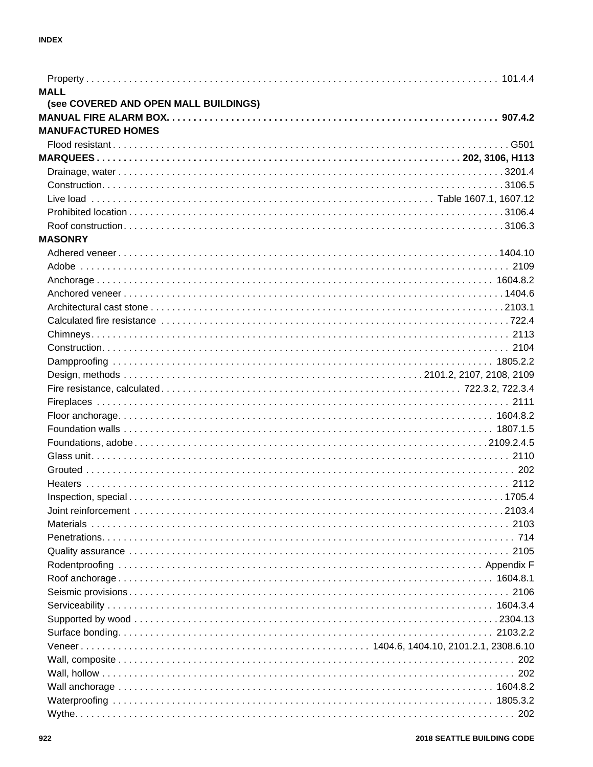Property . . . . . . . . . . 101.4.4

**MALL**

**(see COVERED AND OPEN MALL BUILDINGS)**

**MANUAL FIRE ALARM BOX. . . . . . . . . . 907.4.2**

**MANUFACTURED HOMES**

Flood resistant . . . . . . . . . . G501

**MARQUEES . . . . . . . . . . 202, 3106, H113**

Drainage, water . . . . . . . . . . 3201.4
Construction. . . . . . . . . . 3106.5
Live load . . . . . . . . . . Table 1607.1, 1607.12
Prohibited location . . . . . . . . . . 3106.4
Roof construction. . . . . . . . . . 3106.3

**MASONRY**

Adhered veneer . . . . . . . . . . 1404.10
Adobe . . . . . . . . . . 2109
Anchorage . . . . . . . . . . 1604.8.2
Anchored veneer . . . . . . . . . . 1404.6
Architectural cast stone . . . . . . . . . . 2103.1
Calculated fire resistance . . . . . . . . . . 722.4
Chimneys. . . . . . . . . . 2113
Construction. . . . . . . . . . 2104
Dampproofing . . . . . . . . . . 1805.2.2
Design, methods . . . . . . . . . . 2101.2, 2107, 2108, 2109
Fire resistance, calculated. . . . . . . . . . 722.3.2, 722.3.4
Fireplaces . . . . . . . . . . 2111
Floor anchorage. . . . . . . . . . 1604.8.2
Foundation walls . . . . . . . . . . 1807.1.5
Foundations, adobe . . . . . . . . . . 2109.2.4.5
Glass unit. . . . . . . . . . 2110
Grouted . . . . . . . . . . 202
Heaters . . . . . . . . . . 2112
Inspection, special . . . . . . . . . . 1705.4
Joint reinforcement . . . . . . . . . . 2103.4
Materials . . . . . . . . . . 2103
Penetrations. . . . . . . . . . 714
Quality assurance . . . . . . . . . . 2105
Rodentproofing . . . . . . . . . . Appendix F
Roof anchorage . . . . . . . . . . 1604.8.1
Seismic provisions. . . . . . . . . . 2106
Serviceability . . . . . . . . . . 1604.3.4
Supported by wood . . . . . . . . . . 2304.13
Surface bonding. . . . . . . . . . 2103.2.2
Veneer . . . . . . . . . . 1404.6, 1404.10, 2101.2.1, 2308.6.10
Wall, composite . . . . . . . . . . 202
Wall, hollow . . . . . . . . . . 202
Wall anchorage . . . . . . . . . . 1604.8.2
Waterproofing . . . . . . . . . . 1805.3.2
Wythe. . . . . . . . . . 202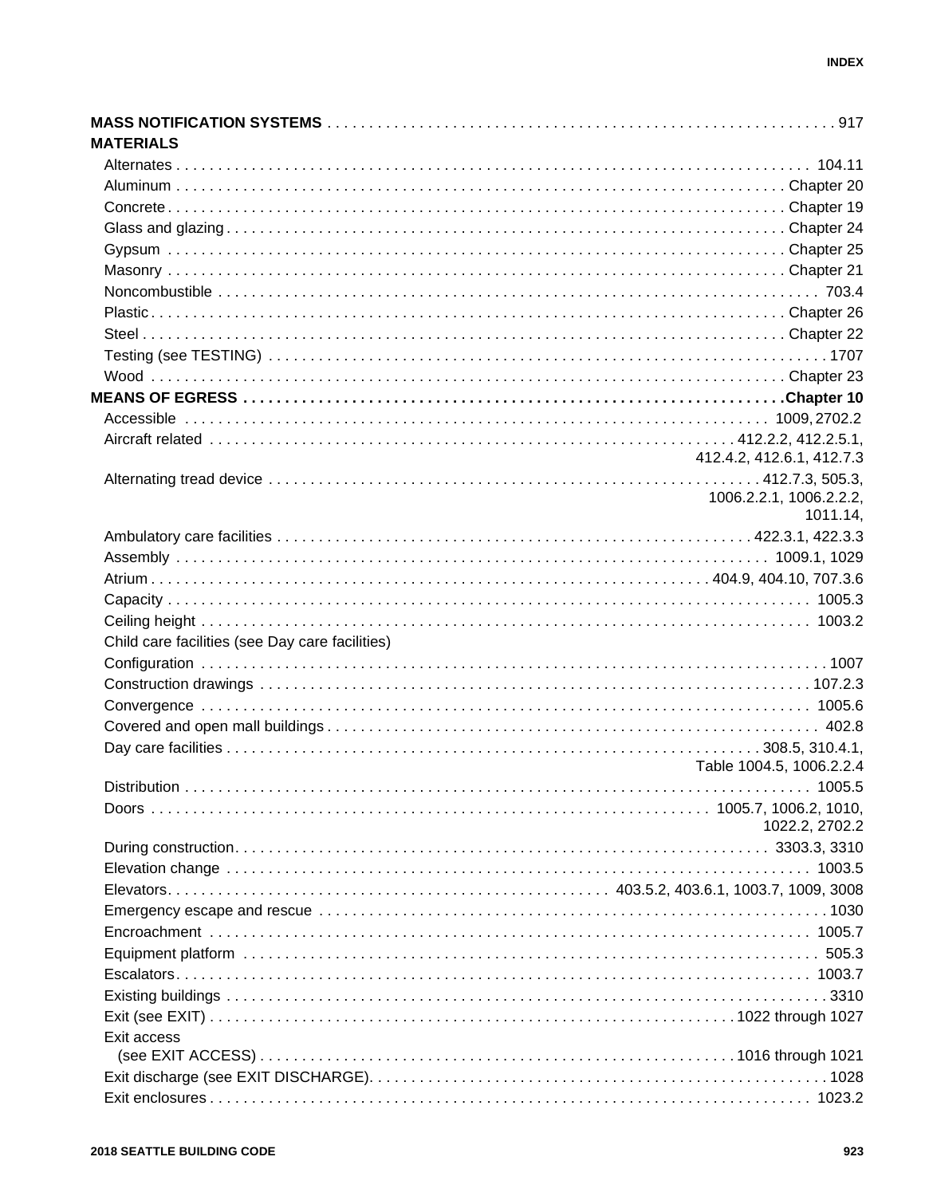**MASS NOTIFICATION SYSTEMS** . . . . . 917

**MATERIALS**

- Alternates . . . . . 104.11
- Aluminum . . . . . Chapter 20
- Concrete . . . . . Chapter 19
- Glass and glazing . . . . . Chapter 24
- Gypsum . . . . . Chapter 25
- Masonry . . . . . Chapter 21
- Noncombustible . . . . . 703.4
- Plastic . . . . . Chapter 26
- Steel . . . . . Chapter 22
- Testing (see TESTING) . . . . . 1707
- Wood . . . . . Chapter 23

**MEANS OF EGRESS** . . . . . **Chapter 10**

- Accessible . . . . . 1009, 2702.2
- Aircraft related . . . . . 412.2.2, 412.2.5.1, 412.4.2, 412.6.1, 412.7.3
- Alternating tread device . . . . . 412.7.3, 505.3, 1006.2.2.1, 1006.2.2.2, 1011.14,
- Ambulatory care facilities . . . . . 422.3.1, 422.3.3
- Assembly . . . . . 1009.1, 1029
- Atrium . . . . . 404.9, 404.10, 707.3.6
- Capacity . . . . . 1005.3
- Ceiling height . . . . . 1003.2
- Child care facilities (see Day care facilities)
- Configuration . . . . . 1007
- Construction drawings . . . . . 107.2.3
- Convergence . . . . . 1005.6
- Covered and open mall buildings . . . . . 402.8
- Day care facilities . . . . . 308.5, 310.4.1, Table 1004.5, 1006.2.2.4
- Distribution . . . . . 1005.5
- Doors . . . . . 1005.7, 1006.2, 1010, 1022.2, 2702.2
- During construction . . . . . 3303.3, 3310
- Elevation change . . . . . 1003.5
- Elevators . . . . . 403.5.2, 403.6.1, 1003.7, 1009, 3008
- Emergency escape and rescue . . . . . 1030
- Encroachment . . . . . 1005.7
- Equipment platform . . . . . 505.3
- Escalators . . . . . 1003.7
- Existing buildings . . . . . 3310
- Exit (see EXIT) . . . . . 1022 through 1027
- Exit access (see EXIT ACCESS) . . . . . 1016 through 1021
- Exit discharge (see EXIT DISCHARGE) . . . . . 1028
- Exit enclosures . . . . . 1023.2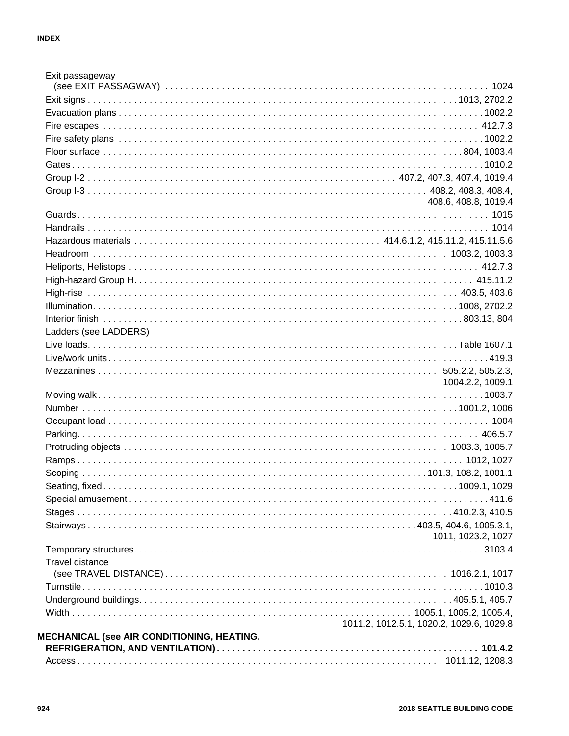Exit passageway (see EXIT PASSAGWAY) . . . . . . . . . . . . . . . . 1024

Exit signs . . . . . . . . . . . . . . . . 1013, 2702.2

Evacuation plans . . . . . . . . . . . . . . . . 1002.2

Fire escapes . . . . . . . . . . . . . . . . 412.7.3

Fire safety plans . . . . . . . . . . . . . . . . 1002.2

Floor surface . . . . . . . . . . . . . . . . 804, 1003.4

Gates . . . . . . . . . . . . . . . . 1010.2

Group I-2 . . . . . . . . . . . . . . . . 407.2, 407.3, 407.4, 1019.4

Group I-3 . . . . . . . . . . . . . . . . 408.2, 408.3, 408.4, 408.6, 408.8, 1019.4

Guards . . . . . . . . . . . . . . . . 1015

Handrails . . . . . . . . . . . . . . . . 1014

Hazardous materials . . . . . . . . . . . . . . . . 414.6.1.2, 415.11.2, 415.11.5.6

Headroom . . . . . . . . . . . . . . . . 1003.2, 1003.3

Heliports, Helistops . . . . . . . . . . . . . . . . 412.7.3

High-hazard Group H. . . . . . . . . . . . . . . . . 415.11.2

High-rise . . . . . . . . . . . . . . . . 403.5, 403.6

Illumination. . . . . . . . . . . . . . . . . 1008, 2702.2

Interior finish . . . . . . . . . . . . . . . . 803.13, 804

Ladders (see LADDERS)

Live loads. . . . . . . . . . . . . . . . . Table 1607.1

Live/work units . . . . . . . . . . . . . . . . 419.3

Mezzanines . . . . . . . . . . . . . . . . 505.2.2, 505.2.3, 1004.2.2, 1009.1

Moving walk . . . . . . . . . . . . . . . . 1003.7

Number . . . . . . . . . . . . . . . . 1001.2, 1006

Occupant load . . . . . . . . . . . . . . . . 1004

Parking. . . . . . . . . . . . . . . . . 406.5.7

Protruding objects . . . . . . . . . . . . . . . . 1003.3, 1005.7

Ramps . . . . . . . . . . . . . . . . 1012, 1027

Scoping . . . . . . . . . . . . . . . . 101.3, 108.2, 1001.1

Seating, fixed . . . . . . . . . . . . . . . . 1009.1, 1029

Special amusement . . . . . . . . . . . . . . . . 411.6

Stages . . . . . . . . . . . . . . . . 410.2.3, 410.5

Stairways . . . . . . . . . . . . . . . . 403.5, 404.6, 1005.3.1, 1011, 1023.2, 1027

Temporary structures. . . . . . . . . . . . . . . . . 3103.4

Travel distance (see TRAVEL DISTANCE) . . . . . . . . . . . . . . . . 1016.2.1, 1017

Turnstile . . . . . . . . . . . . . . . . 1010.3

Underground buildings. . . . . . . . . . . . . . . . . 405.5.1, 405.7

Width . . . . . . . . . . . . . . . . 1005.1, 1005.2, 1005.4, 1011.2, 1012.5.1, 1020.2, 1029.6, 1029.8

**MECHANICAL (see AIR CONDITIONING, HEATING, REFRIGERATION, AND VENTILATION) . . . . . . . . . . . . . . . . 101.4.2**

Access . . . . . . . . . . . . . . . . 1011.12, 1208.3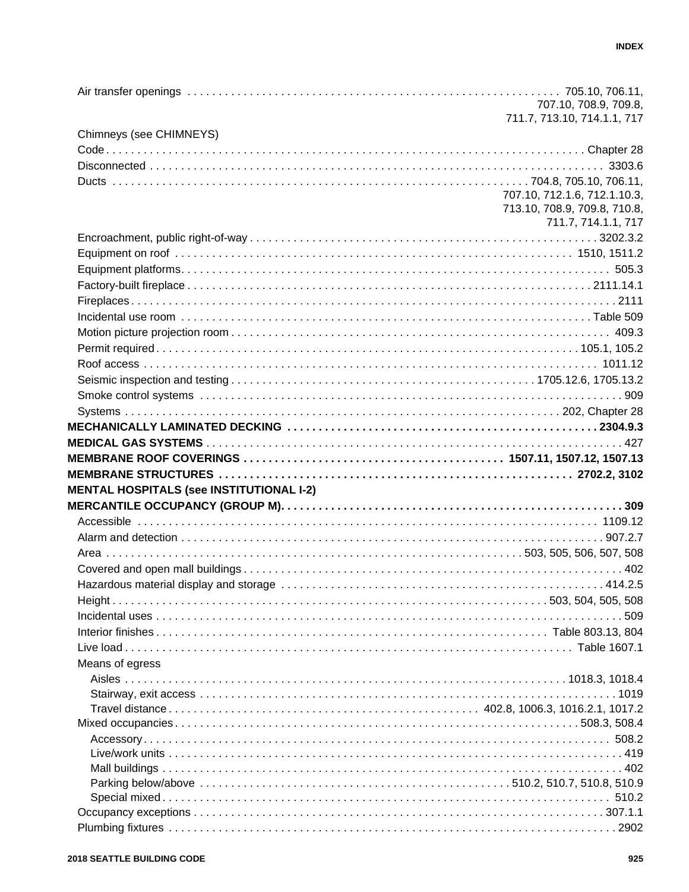Air transfer openings . . . 705.10, 706.11, 707.10, 708.9, 709.8, 711.7, 713.10, 714.1.1, 717

Chimneys (see CHIMNEYS)

Code . . . Chapter 28

Disconnected . . . 3303.6

Ducts . . . 704.8, 705.10, 706.11, 707.10, 712.1.6, 712.1.10.3, 713.10, 708.9, 709.8, 710.8, 711.7, 714.1.1, 717

Encroachment, public right-of-way . . . 3202.3.2

Equipment on roof . . . 1510, 1511.2

Equipment platforms . . . 505.3

Factory-built fireplace . . . 2111.14.1

Fireplaces . . . 2111

Incidental use room . . . Table 509

Motion picture projection room . . . 409.3

Permit required . . . 105.1, 105.2

Roof access . . . 1011.12

Seismic inspection and testing . . . 1705.12.6, 1705.13.2

Smoke control systems . . . 909

Systems . . . 202, Chapter 28

**MECHANICALLY LAMINATED DECKING . . . 2304.9.3**

**MEDICAL GAS SYSTEMS** . . . 427

**MEMBRANE ROOF COVERINGS . . . 1507.11, 1507.12, 1507.13**

**MEMBRANE STRUCTURES . . . 2702.2, 3102**

**MENTAL HOSPITALS (see INSTITUTIONAL I-2)**

**MERCANTILE OCCUPANCY (GROUP M). . . . 309**

Accessible . . . 1109.12

Alarm and detection . . . 907.2.7

Area . . . 503, 505, 506, 507, 508

Covered and open mall buildings . . . 402

Hazardous material display and storage . . . 414.2.5

Height . . . 503, 504, 505, 508

Incidental uses . . . 509

Interior finishes . . . Table 803.13, 804

Live load . . . Table 1607.1

Means of egress

- Aisles . . . 1018.3, 1018.4
- Stairway, exit access . . . 1019
- Travel distance . . . 402.8, 1006.3, 1016.2.1, 1017.2

Mixed occupancies . . . 508.3, 508.4

- Accessory . . . 508.2
- Live/work units . . . 419
- Mall buildings . . . 402
- Parking below/above . . . 510.2, 510.7, 510.8, 510.9
- Special mixed . . . 510.2

Occupancy exceptions . . . 307.1.1

Plumbing fixtures . . . 2902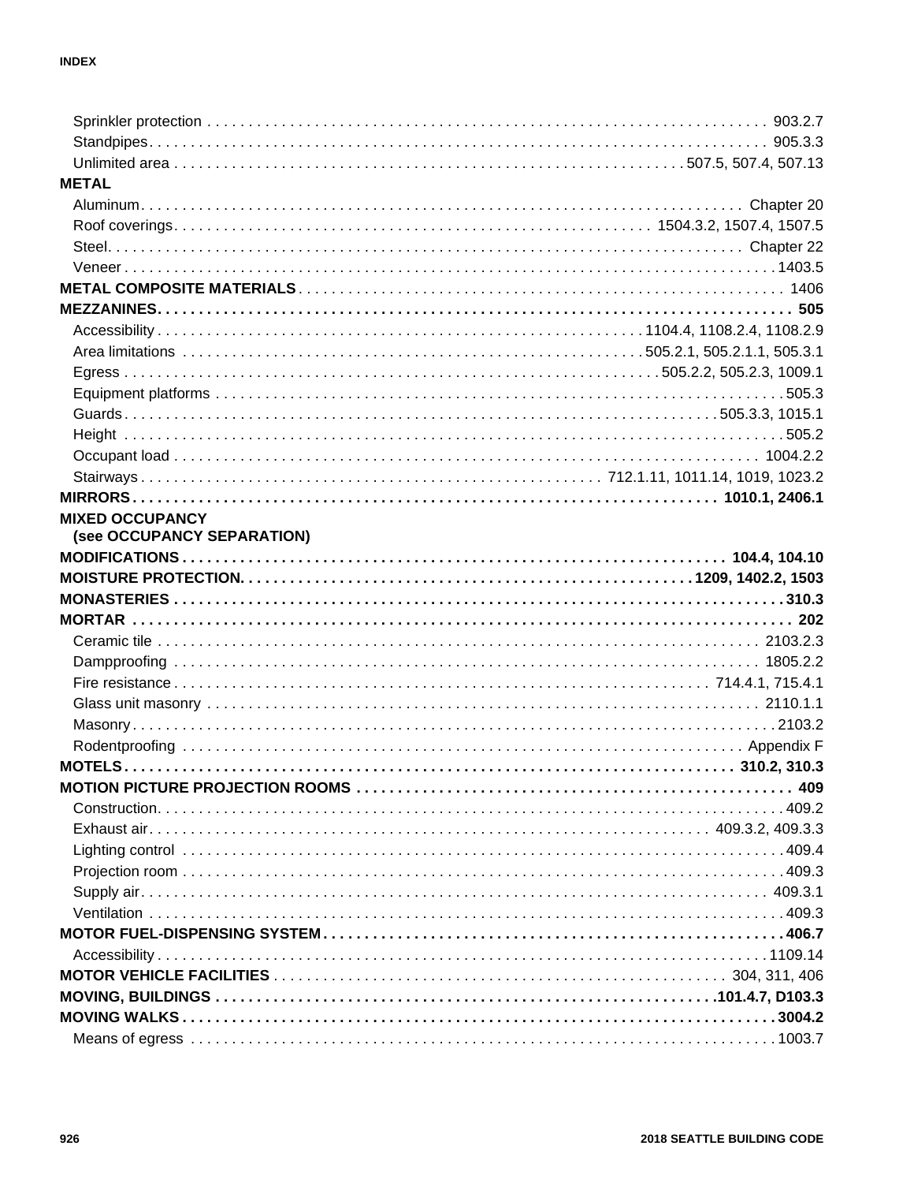Sprinkler protection . . . . . . . . . . 903.2.7
Standpipes . . . . . . . . . . 905.3.3
Unlimited area . . . . . . . . . . 507.5, 507.4, 507.13

**METAL**
Aluminum . . . . . . . . . . Chapter 20
Roof coverings . . . . . . . . . . 1504.3.2, 1507.4, 1507.5
Steel . . . . . . . . . . Chapter 22
Veneer . . . . . . . . . . 1403.5

**METAL COMPOSITE MATERIALS** . . . . . . . . . . 1406

**MEZZANINES . . . . . . . . . . 505**
Accessibility . . . . . . . . . . 1104.4, 1108.2.4, 1108.2.9
Area limitations . . . . . . . . . . 505.2.1, 505.2.1.1, 505.3.1
Egress . . . . . . . . . . 505.2.2, 505.2.3, 1009.1
Equipment platforms . . . . . . . . . . 505.3
Guards . . . . . . . . . . 505.3.3, 1015.1
Height . . . . . . . . . . 505.2
Occupant load . . . . . . . . . . 1004.2.2
Stairways . . . . . . . . . . 712.1.11, 1011.14, 1019, 1023.2

**MIRRORS . . . . . . . . . . 1010.1, 2406.1**

**MIXED OCCUPANCY (see OCCUPANCY SEPARATION)**

**MODIFICATIONS . . . . . . . . . . 104.4, 104.10**

**MOISTURE PROTECTION . . . . . . . . . . 1209, 1402.2, 1503**

**MONASTERIES . . . . . . . . . . 310.3**

**MORTAR . . . . . . . . . . 202**
Ceramic tile . . . . . . . . . . 2103.2.3
Dampproofing . . . . . . . . . . 1805.2.2
Fire resistance . . . . . . . . . . 714.4.1, 715.4.1
Glass unit masonry . . . . . . . . . . 2110.1.1
Masonry . . . . . . . . . . 2103.2
Rodentproofing . . . . . . . . . . Appendix F

**MOTELS . . . . . . . . . . 310.2, 310.3**

**MOTION PICTURE PROJECTION ROOMS . . . . . . . . . . 409**
Construction . . . . . . . . . . 409.2
Exhaust air . . . . . . . . . . 409.3.2, 409.3.3
Lighting control . . . . . . . . . . 409.4
Projection room . . . . . . . . . . 409.3
Supply air . . . . . . . . . . 409.3.1
Ventilation . . . . . . . . . . 409.3

**MOTOR FUEL-DISPENSING SYSTEM . . . . . . . . . . 406.7**
Accessibility . . . . . . . . . . 1109.14

**MOTOR VEHICLE FACILITIES** . . . . . . . . . . 304, 311, 406

**MOVING, BUILDINGS . . . . . . . . . . 101.4.7, D103.3**

**MOVING WALKS . . . . . . . . . . 3004.2**
Means of egress . . . . . . . . . . 1003.7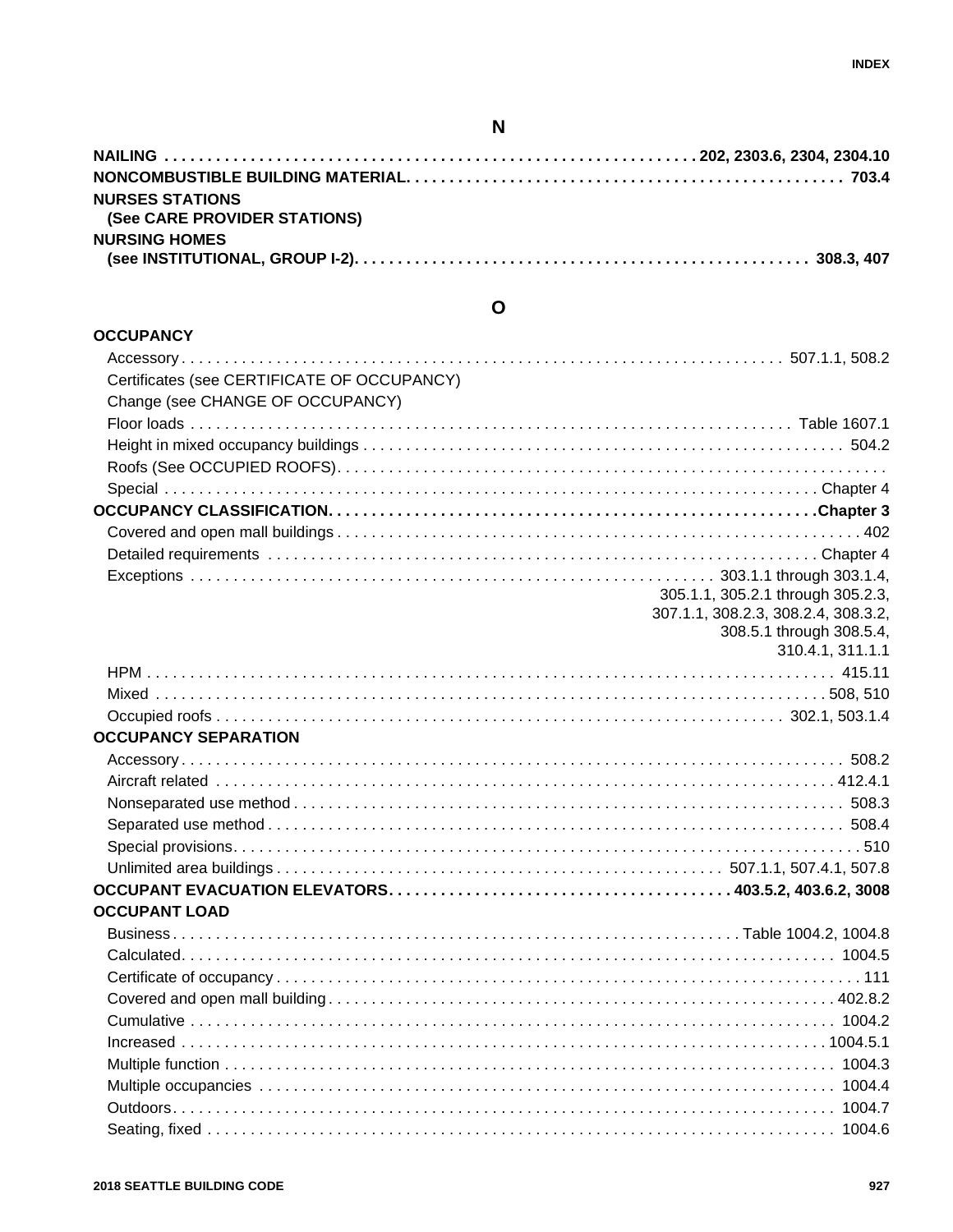## N

**NAILING** . . . . . . . . . . . . . . . . . . . . . . . . . . . . . . . . . . . . . . . . . . . . . . . . . . . . . . . . . . . . **202, 2303.6, 2304, 2304.10**

**NONCOMBUSTIBLE BUILDING MATERIAL** . . . . . . . . . . . . . . . . . . . . . . . . . . . . . . . . . . . . . . . . . . . . . . . . . **703.4**

**NURSES STATIONS**
**(See CARE PROVIDER STATIONS)**

**NURSING HOMES**
**(see INSTITUTIONAL, GROUP I-2)** . . . . . . . . . . . . . . . . . . . . . . . . . . . . . . . . . . . . . . . . . . . . . . . . . **308.3, 407**

## O

**OCCUPANCY**

- Accessory . . . . . . . . . . . . . . . . . . . . . . . . . . . . . . . . . . . . . . . . . . . . . . . . . . . . . . . . . . . . . . . . . . 507.1.1, 508.2
- Certificates (see CERTIFICATE OF OCCUPANCY)
- Change (see CHANGE OF OCCUPANCY)
- Floor loads . . . . . . . . . . . . . . . . . . . . . . . . . . . . . . . . . . . . . . . . . . . . . . . . . . . . . . . . . . . . . . . . . Table 1607.1
- Height in mixed occupancy buildings . . . . . . . . . . . . . . . . . . . . . . . . . . . . . . . . . . . . . . . . . . . . . . . . 504.2
- Roofs (See OCCUPIED ROOFS) . . . . . . . . . . . . . . . . . . . . . . . . . . . . . . . . . . . . . . . . . . . . . . . . . . . . .
- Special . . . . . . . . . . . . . . . . . . . . . . . . . . . . . . . . . . . . . . . . . . . . . . . . . . . . . . . . . . . . . . . . . . . . . . Chapter 4

**OCCUPANCY CLASSIFICATION** . . . . . . . . . . . . . . . . . . . . . . . . . . . . . . . . . . . . . . . . . . . . . . . . . . . . . . . **Chapter 3**

- Covered and open mall buildings . . . . . . . . . . . . . . . . . . . . . . . . . . . . . . . . . . . . . . . . . . . . . . . . . . . . 402
- Detailed requirements . . . . . . . . . . . . . . . . . . . . . . . . . . . . . . . . . . . . . . . . . . . . . . . . . . . . . . . . . . . Chapter 4
- Exceptions . . . . . . . . . . . . . . . . . . . . . . . . . . . . . . . . . . . . . . . . . . . . . . . . . . . . . . . 303.1.1 through 303.1.4, 305.1.1, 305.2.1 through 305.2.3, 307.1.1, 308.2.3, 308.2.4, 308.3.2, 308.5.1 through 308.5.4, 310.4.1, 311.1.1
- HPM . . . . . . . . . . . . . . . . . . . . . . . . . . . . . . . . . . . . . . . . . . . . . . . . . . . . . . . . . . . . . . . . . . . . . . . . . 415.11
- Mixed . . . . . . . . . . . . . . . . . . . . . . . . . . . . . . . . . . . . . . . . . . . . . . . . . . . . . . . . . . . . . . . . . . . . . . . 508, 510
- Occupied roofs . . . . . . . . . . . . . . . . . . . . . . . . . . . . . . . . . . . . . . . . . . . . . . . . . . . . . . . . . . . . . . 302.1, 503.1.4

**OCCUPANCY SEPARATION**

- Accessory . . . . . . . . . . . . . . . . . . . . . . . . . . . . . . . . . . . . . . . . . . . . . . . . . . . . . . . . . . . . . . . . . . . . . 508.2
- Aircraft related . . . . . . . . . . . . . . . . . . . . . . . . . . . . . . . . . . . . . . . . . . . . . . . . . . . . . . . . . . . . . . . . 412.4.1
- Nonseparated use method . . . . . . . . . . . . . . . . . . . . . . . . . . . . . . . . . . . . . . . . . . . . . . . . . . . . . . . . . 508.3
- Separated use method . . . . . . . . . . . . . . . . . . . . . . . . . . . . . . . . . . . . . . . . . . . . . . . . . . . . . . . . . . . 508.4
- Special provisions . . . . . . . . . . . . . . . . . . . . . . . . . . . . . . . . . . . . . . . . . . . . . . . . . . . . . . . . . . . . . . . 510
- Unlimited area buildings . . . . . . . . . . . . . . . . . . . . . . . . . . . . . . . . . . . . . . . . . . . . . . . 507.1.1, 507.4.1, 507.8

**OCCUPANT EVACUATION ELEVATORS** . . . . . . . . . . . . . . . . . . . . . . . . . . . . . . . . . . . . . . . . **403.5.2, 403.6.2, 3008**

**OCCUPANT LOAD**

- Business . . . . . . . . . . . . . . . . . . . . . . . . . . . . . . . . . . . . . . . . . . . . . . . . . . . . . . . . . . . . . . . . Table 1004.2, 1004.8
- Calculated . . . . . . . . . . . . . . . . . . . . . . . . . . . . . . . . . . . . . . . . . . . . . . . . . . . . . . . . . . . . . . . . . . . . 1004.5
- Certificate of occupancy . . . . . . . . . . . . . . . . . . . . . . . . . . . . . . . . . . . . . . . . . . . . . . . . . . . . . . . . . . . . 111
- Covered and open mall building . . . . . . . . . . . . . . . . . . . . . . . . . . . . . . . . . . . . . . . . . . . . . . . . . . . 402.8.2
- Cumulative . . . . . . . . . . . . . . . . . . . . . . . . . . . . . . . . . . . . . . . . . . . . . . . . . . . . . . . . . . . . . . . . . . . 1004.2
- Increased . . . . . . . . . . . . . . . . . . . . . . . . . . . . . . . . . . . . . . . . . . . . . . . . . . . . . . . . . . . . . . . . . . . 1004.5.1
- Multiple function . . . . . . . . . . . . . . . . . . . . . . . . . . . . . . . . . . . . . . . . . . . . . . . . . . . . . . . . . . . . . . . 1004.3
- Multiple occupancies . . . . . . . . . . . . . . . . . . . . . . . . . . . . . . . . . . . . . . . . . . . . . . . . . . . . . . . . . . . . 1004.4
- Outdoors . . . . . . . . . . . . . . . . . . . . . . . . . . . . . . . . . . . . . . . . . . . . . . . . . . . . . . . . . . . . . . . . . . . . . 1004.7
- Seating, fixed . . . . . . . . . . . . . . . . . . . . . . . . . . . . . . . . . . . . . . . . . . . . . . . . . . . . . . . . . . . . . . . . . . 1004.6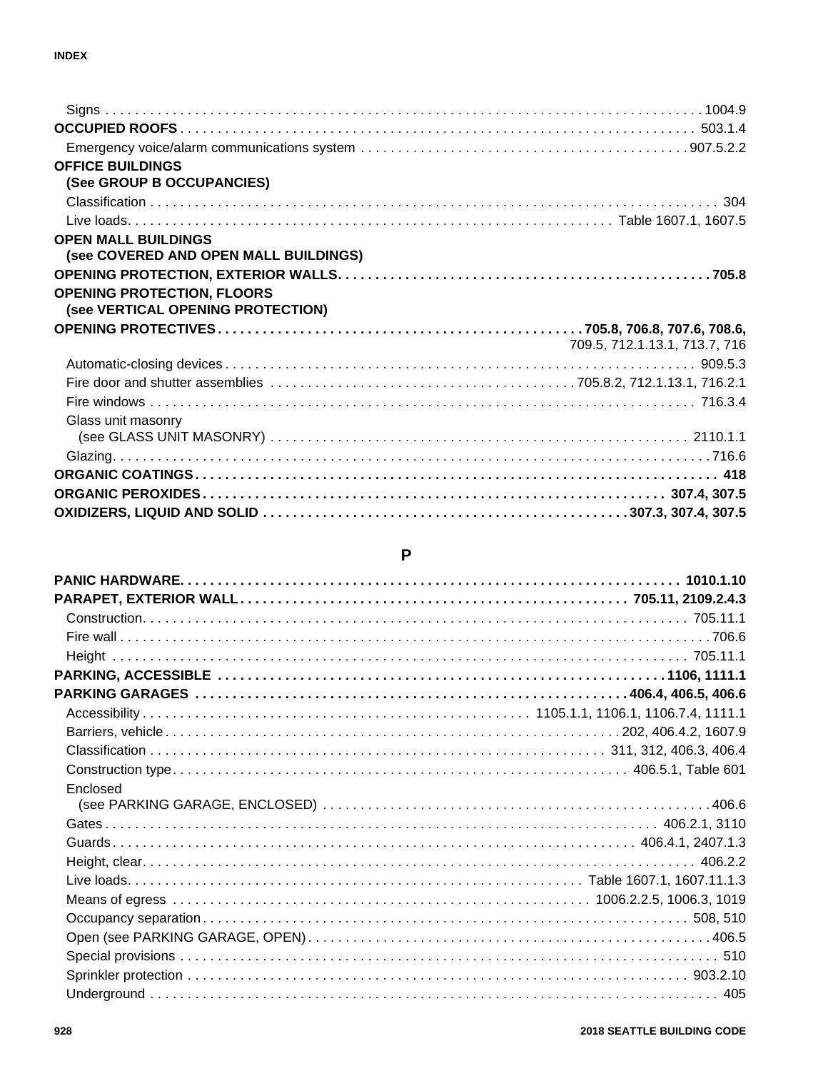Signs . . . 1004.9

**OCCUPIED ROOFS** . . . 503.1.4

Emergency voice/alarm communications system . . . 907.5.2.2

**OFFICE BUILDINGS (See GROUP B OCCUPANCIES)**

Classification . . . 304

Live loads. . . . Table 1607.1, 1607.5

**OPEN MALL BUILDINGS (see COVERED AND OPEN MALL BUILDINGS)**

**OPENING PROTECTION, EXTERIOR WALLS** . . . **705.8**

**OPENING PROTECTION, FLOORS (see VERTICAL OPENING PROTECTION)**

**OPENING PROTECTIVES** . . . **705.8, 706.8, 707.6, 708.6,** 709.5, 712.1.13.1, 713.7, 716

Automatic-closing devices . . . 909.5.3

Fire door and shutter assemblies . . . 705.8.2, 712.1.13.1, 716.2.1

Fire windows . . . 716.3.4

Glass unit masonry (see GLASS UNIT MASONRY) . . . 2110.1.1

Glazing. . . . 716.6

**ORGANIC COATINGS** . . . **418**

**ORGANIC PEROXIDES** . . . **307.4, 307.5**

**OXIDIZERS, LIQUID AND SOLID** . . . **307.3, 307.4, 307.5**

## P

**PANIC HARDWARE** . . . **1010.1.10**

**PARAPET, EXTERIOR WALL** . . . **705.11, 2109.2.4.3**

Construction. . . . 705.11.1

Fire wall . . . 706.6

Height . . . 705.11.1

**PARKING, ACCESSIBLE** . . . **1106, 1111.1**

**PARKING GARAGES** . . . **406.4, 406.5, 406.6**

Accessibility . . . 1105.1.1, 1106.1, 1106.7.4, 1111.1

Barriers, vehicle . . . 202, 406.4.2, 1607.9

Classification . . . 311, 312, 406.3, 406.4

Construction type . . . 406.5.1, Table 601

Enclosed (see PARKING GARAGE, ENCLOSED) . . . 406.6

Gates . . . 406.2.1, 3110

Guards . . . 406.4.1, 2407.1.3

Height, clear. . . . 406.2.2

Live loads. . . . Table 1607.1, 1607.11.1.3

Means of egress . . . 1006.2.2.5, 1006.3, 1019

Occupancy separation . . . 508, 510

Open (see PARKING GARAGE, OPEN) . . . 406.5

Special provisions . . . 510

Sprinkler protection . . . 903.2.10

Underground . . . 405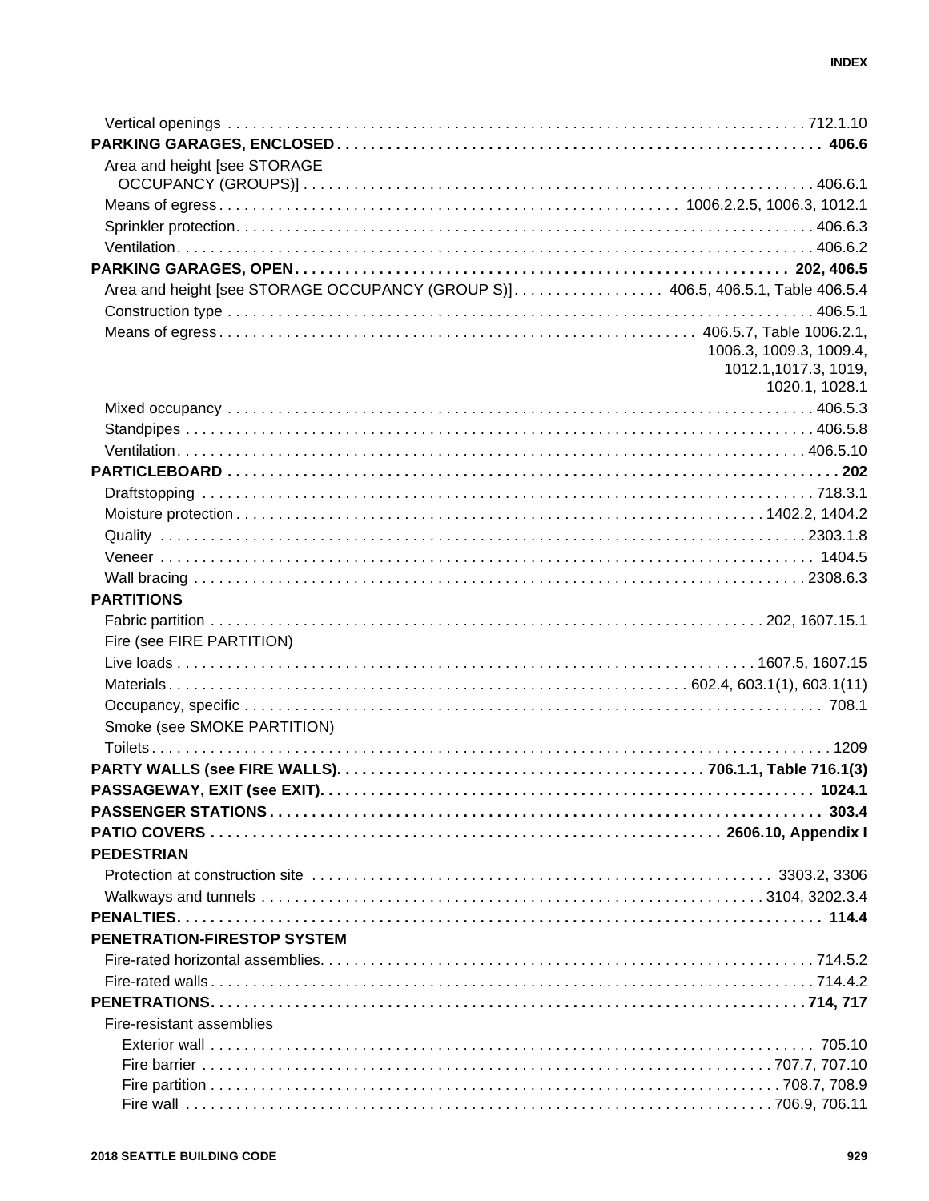Vertical openings . . . . . 712.1.10

**PARKING GARAGES, ENCLOSED . . . . . 406.6**

Area and height [see STORAGE OCCUPANCY (GROUPS)] . . . . . 406.6.1

Means of egress . . . . . 1006.2.2.5, 1006.3, 1012.1

Sprinkler protection . . . . . 406.6.3

Ventilation . . . . . 406.6.2

**PARKING GARAGES, OPEN . . . . . 202, 406.5**

Area and height [see STORAGE OCCUPANCY (GROUP S)] . . . . . 406.5, 406.5.1, Table 406.5.4

Construction type . . . . . 406.5.1

Means of egress . . . . . 406.5.7, Table 1006.2.1, 1006.3, 1009.3, 1009.4, 1012.1,1017.3, 1019, 1020.1, 1028.1

Mixed occupancy . . . . . 406.5.3

Standpipes . . . . . 406.5.8

Ventilation . . . . . 406.5.10

**PARTICLEBOARD . . . . . 202**

Draftstopping . . . . . 718.3.1

Moisture protection . . . . . 1402.2, 1404.2

Quality . . . . . 2303.1.8

Veneer . . . . . 1404.5

Wall bracing . . . . . 2308.6.3

**PARTITIONS**

Fabric partition . . . . . 202, 1607.15.1

Fire (see FIRE PARTITION)

Live loads . . . . . 1607.5, 1607.15

Materials . . . . . 602.4, 603.1(1), 603.1(11)

Occupancy, specific . . . . . 708.1

Smoke (see SMOKE PARTITION)

Toilets . . . . . 1209

**PARTY WALLS (see FIRE WALLS) . . . . . 706.1.1, Table 716.1(3)**

**PASSAGEWAY, EXIT (see EXIT) . . . . . 1024.1**

**PASSENGER STATIONS . . . . . 303.4**

**PATIO COVERS . . . . . 2606.10, Appendix I**

**PEDESTRIAN**

Protection at construction site . . . . . 3303.2, 3306

Walkways and tunnels . . . . . 3104, 3202.3.4

**PENALTIES . . . . . 114.4**

**PENETRATION-FIRESTOP SYSTEM**

Fire-rated horizontal assemblies . . . . . 714.5.2

Fire-rated walls . . . . . 714.4.2

**PENETRATIONS . . . . . 714, 717**

Fire-resistant assemblies

- Exterior wall . . . . . 705.10
- Fire barrier . . . . . 707.7, 707.10
- Fire partition . . . . . 708.7, 708.9
- Fire wall . . . . . 706.9, 706.11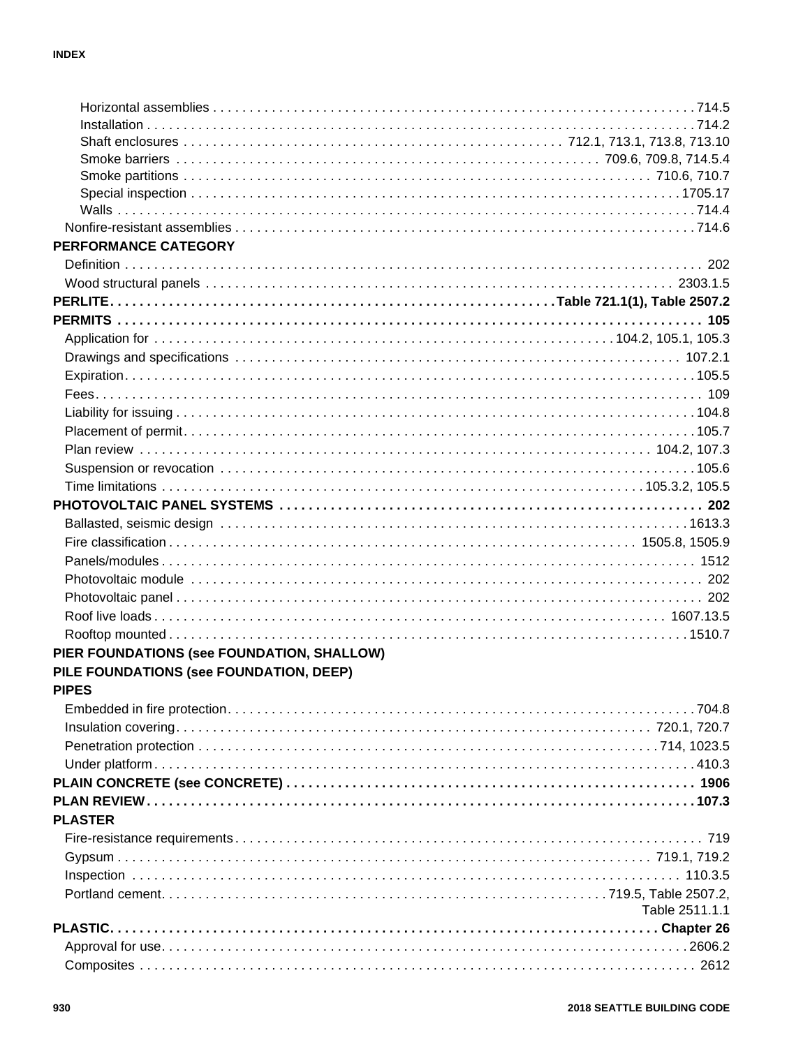Horizontal assemblies . . . . . . . . . . . . . . . . . . . . . . . . . . . . . . . . . . . . . . . . . . . . . . . . . . . . . . . . . . . . . 714.5
Installation . . . . . . . . . . . . . . . . . . . . . . . . . . . . . . . . . . . . . . . . . . . . . . . . . . . . . . . . . . . . . . . . . . . 714.2
Shaft enclosures . . . . . . . . . . . . . . . . . . . . . . . . . . . . . . . . . . . . . . . . . . . . . . 712.1, 713.1, 713.8, 713.10
Smoke barriers . . . . . . . . . . . . . . . . . . . . . . . . . . . . . . . . . . . . . . . . . . . . . . . . . . . 709.6, 709.8, 714.5.4
Smoke partitions . . . . . . . . . . . . . . . . . . . . . . . . . . . . . . . . . . . . . . . . . . . . . . . . . . . . . . . . . 710.6, 710.7
Special inspection . . . . . . . . . . . . . . . . . . . . . . . . . . . . . . . . . . . . . . . . . . . . . . . . . . . . . . . . . . . 1705.17
Walls . . . . . . . . . . . . . . . . . . . . . . . . . . . . . . . . . . . . . . . . . . . . . . . . . . . . . . . . . . . . . . . . . . . . . . . 714.4
Nonfire-resistant assemblies . . . . . . . . . . . . . . . . . . . . . . . . . . . . . . . . . . . . . . . . . . . . . . . . . . . . . . 714.6

**PERFORMANCE CATEGORY**
Definition . . . . . . . . . . . . . . . . . . . . . . . . . . . . . . . . . . . . . . . . . . . . . . . . . . . . . . . . . . . . . . . . . . . 202
Wood structural panels . . . . . . . . . . . . . . . . . . . . . . . . . . . . . . . . . . . . . . . . . . . . . . . . . . . . . . 2303.1.5

**PERLITE. . . . . . . . . . . . . . . . . . . . . . . . . . . . . . . . . . . . . . . . . . . . . . . . Table 721.1(1), Table 2507.2**

**PERMITS . . . . . . . . . . . . . . . . . . . . . . . . . . . . . . . . . . . . . . . . . . . . . . . . . . . . . . . . . . . . . . . . . 105**
Application for . . . . . . . . . . . . . . . . . . . . . . . . . . . . . . . . . . . . . . . . . . . . . . . . . . . . . 104.2, 105.1, 105.3
Drawings and specifications . . . . . . . . . . . . . . . . . . . . . . . . . . . . . . . . . . . . . . . . . . . . . . . . . . . . 107.2.1
Expiration . . . . . . . . . . . . . . . . . . . . . . . . . . . . . . . . . . . . . . . . . . . . . . . . . . . . . . . . . . . . . . . . . . . 105.5
Fees . . . . . . . . . . . . . . . . . . . . . . . . . . . . . . . . . . . . . . . . . . . . . . . . . . . . . . . . . . . . . . . . . . . . . . . 109
Liability for issuing . . . . . . . . . . . . . . . . . . . . . . . . . . . . . . . . . . . . . . . . . . . . . . . . . . . . . . . . . . . . 104.8
Placement of permit . . . . . . . . . . . . . . . . . . . . . . . . . . . . . . . . . . . . . . . . . . . . . . . . . . . . . . . . . . . 105.7
Plan review . . . . . . . . . . . . . . . . . . . . . . . . . . . . . . . . . . . . . . . . . . . . . . . . . . . . . . . . . . . . 104.2, 107.3
Suspension or revocation . . . . . . . . . . . . . . . . . . . . . . . . . . . . . . . . . . . . . . . . . . . . . . . . . . . . . . . 105.6
Time limitations . . . . . . . . . . . . . . . . . . . . . . . . . . . . . . . . . . . . . . . . . . . . . . . . . . . . . . . . . 105.3.2, 105.5

**PHOTOVOLTAIC PANEL SYSTEMS . . . . . . . . . . . . . . . . . . . . . . . . . . . . . . . . . . . . . . . . . . . . . . . . 202**
Ballasted, seismic design . . . . . . . . . . . . . . . . . . . . . . . . . . . . . . . . . . . . . . . . . . . . . . . . . . . . . . 1613.3
Fire classification . . . . . . . . . . . . . . . . . . . . . . . . . . . . . . . . . . . . . . . . . . . . . . . . . . . . . . . . 1505.8, 1505.9
Panels/modules . . . . . . . . . . . . . . . . . . . . . . . . . . . . . . . . . . . . . . . . . . . . . . . . . . . . . . . . . . . . . . 1512
Photovoltaic module . . . . . . . . . . . . . . . . . . . . . . . . . . . . . . . . . . . . . . . . . . . . . . . . . . . . . . . . . . . 202
Photovoltaic panel . . . . . . . . . . . . . . . . . . . . . . . . . . . . . . . . . . . . . . . . . . . . . . . . . . . . . . . . . . . . 202
Roof live loads . . . . . . . . . . . . . . . . . . . . . . . . . . . . . . . . . . . . . . . . . . . . . . . . . . . . . . . . . . . . 1607.13.5
Rooftop mounted . . . . . . . . . . . . . . . . . . . . . . . . . . . . . . . . . . . . . . . . . . . . . . . . . . . . . . . . . . . . 1510.7

**PIER FOUNDATIONS (see FOUNDATION, SHALLOW)**

**PILE FOUNDATIONS (see FOUNDATION, DEEP)**

**PIPES**
Embedded in fire protection . . . . . . . . . . . . . . . . . . . . . . . . . . . . . . . . . . . . . . . . . . . . . . . . . . . . . 704.8
Insulation covering . . . . . . . . . . . . . . . . . . . . . . . . . . . . . . . . . . . . . . . . . . . . . . . . . . . . . . . . 720.1, 720.7
Penetration protection . . . . . . . . . . . . . . . . . . . . . . . . . . . . . . . . . . . . . . . . . . . . . . . . . . . . . . 714, 1023.5
Under platform . . . . . . . . . . . . . . . . . . . . . . . . . . . . . . . . . . . . . . . . . . . . . . . . . . . . . . . . . . . . . . . 410.3

**PLAIN CONCRETE (see CONCRETE) . . . . . . . . . . . . . . . . . . . . . . . . . . . . . . . . . . . . . . . . . . . . . 1906**

**PLAN REVIEW . . . . . . . . . . . . . . . . . . . . . . . . . . . . . . . . . . . . . . . . . . . . . . . . . . . . . . . . . . . . . . . 107.3**

**PLASTER**
Fire-resistance requirements . . . . . . . . . . . . . . . . . . . . . . . . . . . . . . . . . . . . . . . . . . . . . . . . . . . . . 719
Gypsum . . . . . . . . . . . . . . . . . . . . . . . . . . . . . . . . . . . . . . . . . . . . . . . . . . . . . . . . . . . . . . . . 719.1, 719.2
Inspection . . . . . . . . . . . . . . . . . . . . . . . . . . . . . . . . . . . . . . . . . . . . . . . . . . . . . . . . . . . . . . . . . 110.3.5
Portland cement . . . . . . . . . . . . . . . . . . . . . . . . . . . . . . . . . . . . . . . . . . . . . . . . . . 719.5, Table 2507.2, Table 2511.1.1

**PLASTIC. . . . . . . . . . . . . . . . . . . . . . . . . . . . . . . . . . . . . . . . . . . . . . . . . . . . . . . . . . . . . . . . Chapter 26**
Approval for use . . . . . . . . . . . . . . . . . . . . . . . . . . . . . . . . . . . . . . . . . . . . . . . . . . . . . . . . . . . . . 2606.2
Composites . . . . . . . . . . . . . . . . . . . . . . . . . . . . . . . . . . . . . . . . . . . . . . . . . . . . . . . . . . . . . . . . . . 2612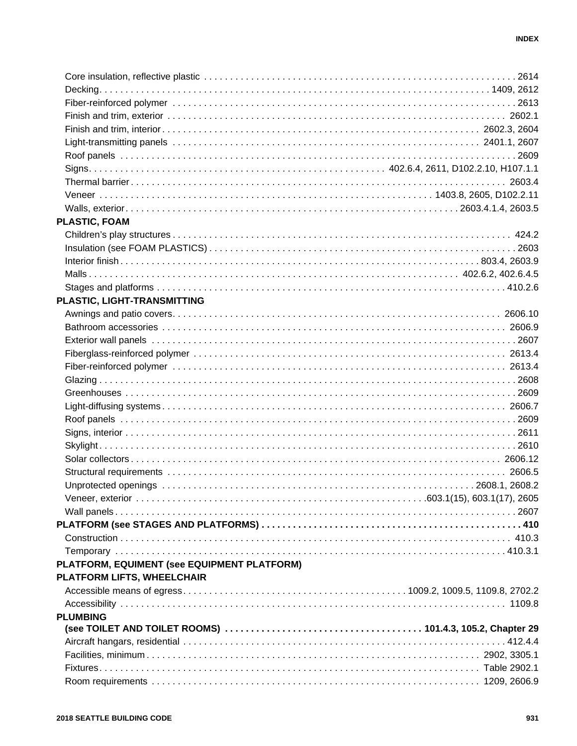Core insulation, reflective plastic . . . . . . . . . . 2614
Decking . . . . . . . . . . 1409, 2612
Fiber-reinforced polymer . . . . . . . . . . 2613
Finish and trim, exterior . . . . . . . . . . 2602.1
Finish and trim, interior . . . . . . . . . . 2602.3, 2604
Light-transmitting panels . . . . . . . . . . 2401.1, 2607
Roof panels . . . . . . . . . . 2609
Signs . . . . . . . . . . 402.6.4, 2611, D102.2.10, H107.1.1
Thermal barrier . . . . . . . . . . 2603.4
Veneer . . . . . . . . . . 1403.8, 2605, D102.2.11
Walls, exterior . . . . . . . . . . 2603.4.1.4, 2603.5

**PLASTIC, FOAM**

Children's play structures . . . . . . . . . . 424.2
Insulation (see FOAM PLASTICS) . . . . . . . . . . 2603
Interior finish . . . . . . . . . . 803.4, 2603.9
Malls . . . . . . . . . . 402.6.2, 402.6.4.5
Stages and platforms . . . . . . . . . . 410.2.6

**PLASTIC, LIGHT-TRANSMITTING**

Awnings and patio covers . . . . . . . . . . 2606.10
Bathroom accessories . . . . . . . . . . 2606.9
Exterior wall panels . . . . . . . . . . 2607
Fiberglass-reinforced polymer . . . . . . . . . . 2613.4
Fiber-reinforced polymer . . . . . . . . . . 2613.4
Glazing . . . . . . . . . . 2608
Greenhouses . . . . . . . . . . 2609
Light-diffusing systems . . . . . . . . . . 2606.7
Roof panels . . . . . . . . . . 2609
Signs, interior . . . . . . . . . . 2611
Skylight . . . . . . . . . . 2610
Solar collectors . . . . . . . . . . 2606.12
Structural requirements . . . . . . . . . . 2606.5
Unprotected openings . . . . . . . . . . 2608.1, 2608.2
Veneer, exterior . . . . . . . . . . 603.1(15), 603.1(17), 2605
Wall panels . . . . . . . . . . 2607

**PLATFORM (see STAGES AND PLATFORMS) . . . . . . . . . . 410**

Construction . . . . . . . . . . 410.3
Temporary . . . . . . . . . . 410.3.1

**PLATFORM, EQUIMENT (see EQUIPMENT PLATFORM)**

**PLATFORM LIFTS, WHEELCHAIR**

Accessible means of egress . . . . . . . . . . 1009.2, 1009.5, 1109.8, 2702.2
Accessibility . . . . . . . . . . 1109.8

**PLUMBING**
**(see TOILET AND TOILET ROOMS) . . . . . . . . . . 101.4.3, 105.2, Chapter 29**

Aircraft hangars, residential . . . . . . . . . . 412.4.4
Facilities, minimum . . . . . . . . . . 2902, 3305.1
Fixtures . . . . . . . . . . Table 2902.1
Room requirements . . . . . . . . . . 1209, 2606.9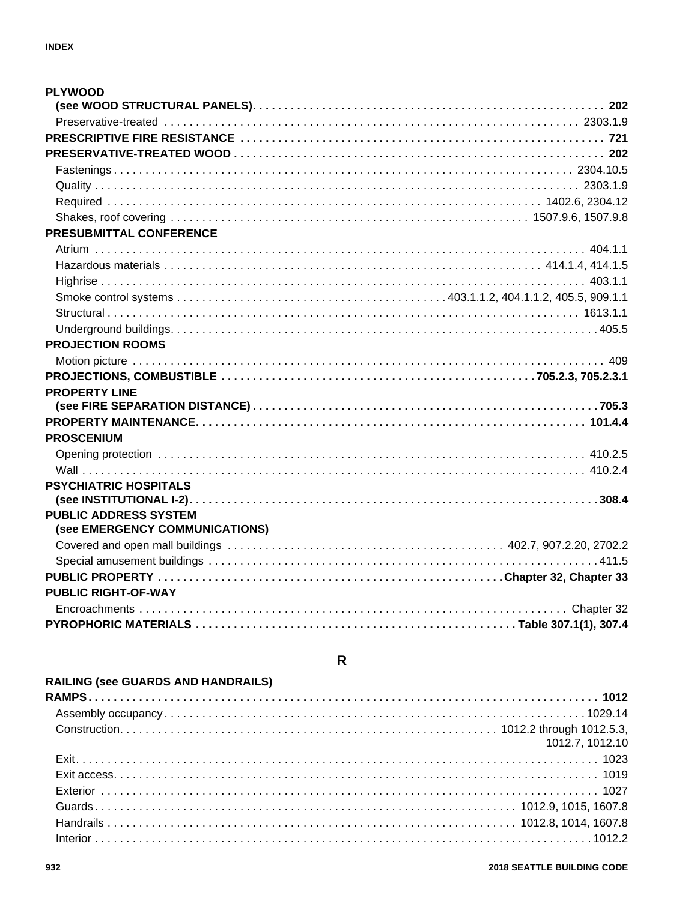**PLYWOOD**
**(see WOOD STRUCTURAL PANELS) . . . 202**
- Preservative-treated . . . 2303.1.9

**PRESCRIPTIVE FIRE RESISTANCE . . . 721**

**PRESERVATIVE-TREATED WOOD . . . 202**
- Fastenings . . . 2304.10.5
- Quality . . . 2303.1.9
- Required . . . 1402.6, 2304.12
- Shakes, roof covering . . . 1507.9.6, 1507.9.8

**PRESUBMITTAL CONFERENCE**
- Atrium . . . 404.1.1
- Hazardous materials . . . 414.1.4, 414.1.5
- Highrise . . . 403.1.1
- Smoke control systems . . . 403.1.1.2, 404.1.1.2, 405.5, 909.1.1
- Structural . . . 1613.1.1
- Underground buildings . . . 405.5

**PROJECTION ROOMS**
- Motion picture . . . 409

**PROJECTIONS, COMBUSTIBLE . . . 705.2.3, 705.2.3.1**

**PROPERTY LINE**
**(see FIRE SEPARATION DISTANCE) . . . 705.3**

**PROPERTY MAINTENANCE . . . 101.4.4**

**PROSCENIUM**
- Opening protection . . . 410.2.5
- Wall . . . 410.2.4

**PSYCHIATRIC HOSPITALS**
**(see INSTITUTIONAL I-2) . . . 308.4**

**PUBLIC ADDRESS SYSTEM**
**(see EMERGENCY COMMUNICATIONS)**
- Covered and open mall buildings . . . 402.7, 907.2.20, 2702.2
- Special amusement buildings . . . 411.5

**PUBLIC PROPERTY . . . Chapter 32, Chapter 33**

**PUBLIC RIGHT-OF-WAY**
- Encroachments . . . Chapter 32

**PYROPHORIC MATERIALS . . . Table 307.1(1), 307.4**

## R

**RAILING (see GUARDS AND HANDRAILS)**

**RAMPS . . . 1012**
- Assembly occupancy . . . 1029.14
- Construction . . . 1012.2 through 1012.5.3, 1012.7, 1012.10
- Exit . . . 1023
- Exit access . . . 1019
- Exterior . . . 1027
- Guards . . . 1012.9, 1015, 1607.8
- Handrails . . . 1012.8, 1014, 1607.8
- Interior . . . 1012.2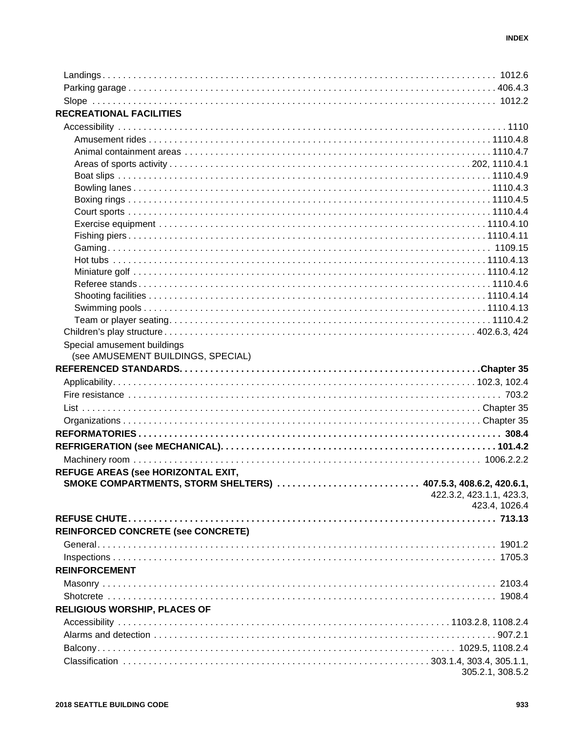Landings . . . . . . . . . . 1012.6
Parking garage . . . . . . . . . . 406.4.3
Slope . . . . . . . . . . 1012.2

**RECREATIONAL FACILITIES**

Accessibility . . . . . . . . . . 1110
- Amusement rides . . . . . . . . . . 1110.4.8
- Animal containment areas . . . . . . . . . . 1110.4.7
- Areas of sports activity . . . . . . . . . . 202, 1110.4.1
- Boat slips . . . . . . . . . . 1110.4.9
- Bowling lanes . . . . . . . . . . 1110.4.3
- Boxing rings . . . . . . . . . . 1110.4.5
- Court sports . . . . . . . . . . 1110.4.4
- Exercise equipment . . . . . . . . . . 1110.4.10
- Fishing piers . . . . . . . . . . 1110.4.11
- Gaming . . . . . . . . . . 1109.15
- Hot tubs . . . . . . . . . . 1110.4.13
- Miniature golf . . . . . . . . . . 1110.4.12
- Referee stands . . . . . . . . . . 1110.4.6
- Shooting facilities . . . . . . . . . . 1110.4.14
- Swimming pools . . . . . . . . . . 1110.4.13
- Team or player seating . . . . . . . . . . 1110.4.2

Children's play structure . . . . . . . . . . 402.6.3, 424

Special amusement buildings (see AMUSEMENT BUILDINGS, SPECIAL)

**REFERENCED STANDARDS . . . . . . . . . . Chapter 35**

Applicability . . . . . . . . . . 102.3, 102.4
Fire resistance . . . . . . . . . . 703.2
List . . . . . . . . . . Chapter 35
Organizations . . . . . . . . . . Chapter 35

**REFORMATORIES . . . . . . . . . . 308.4**

**REFRIGERATION (see MECHANICAL) . . . . . . . . . . 101.4.2**

Machinery room . . . . . . . . . . 1006.2.2.2

**REFUGE AREAS (see HORIZONTAL EXIT, SMOKE COMPARTMENTS, STORM SHELTERS) . . . . . . . . . . 407.5.3, 408.6.2, 420.6.1, 422.3.2, 423.1.1, 423.3, 423.4, 1026.4**

**REFUSE CHUTE . . . . . . . . . . 713.13**

**REINFORCED CONCRETE (see CONCRETE)**

General . . . . . . . . . . 1901.2
Inspections . . . . . . . . . . 1705.3

**REINFORCEMENT**

Masonry . . . . . . . . . . 2103.4
Shotcrete . . . . . . . . . . 1908.4

**RELIGIOUS WORSHIP, PLACES OF**

Accessibility . . . . . . . . . . 1103.2.8, 1108.2.4
Alarms and detection . . . . . . . . . . 907.2.1
Balcony . . . . . . . . . . 1029.5, 1108.2.4
Classification . . . . . . . . . . 303.1.4, 303.4, 305.1.1, 305.2.1, 308.5.2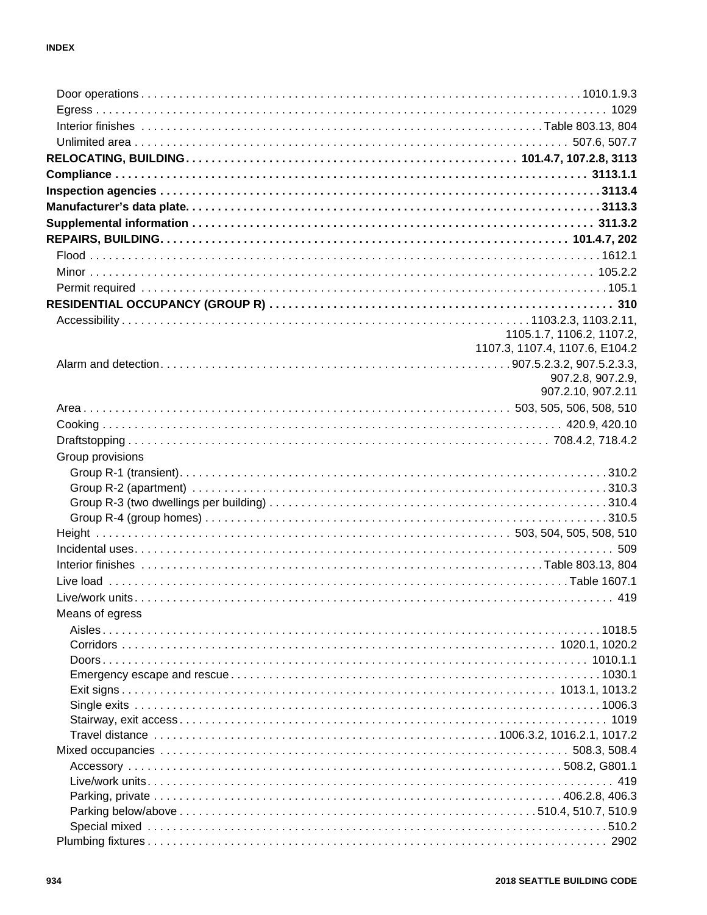Door operations . . . 1010.1.9.3
Egress . . . 1029
Interior finishes . . . Table 803.13, 804
Unlimited area . . . 507.6, 507.7

**RELOCATING, BUILDING . . . 101.4.7, 107.2.8, 3113**
**Compliance . . . 3113.1.1**
**Inspection agencies . . . 3113.4**
**Manufacturer's data plate . . . 3113.3**
**Supplemental information . . . 311.3.2**

**REPAIRS, BUILDING . . . 101.4.7, 202**
Flood . . . 1612.1
Minor . . . 105.2.2
Permit required . . . 105.1

**RESIDENTIAL OCCUPANCY (GROUP R) . . . 310**
Accessibility . . . 1103.2.3, 1103.2.11, 1105.1.7, 1106.2, 1107.2, 1107.3, 1107.4, 1107.6, E104.2
Alarm and detection . . . 907.5.2.3.2, 907.5.2.3.3, 907.2.8, 907.2.9, 907.2.10, 907.2.11
Area . . . 503, 505, 506, 508, 510
Cooking . . . 420.9, 420.10
Draftstopping . . . 708.4.2, 718.4.2
Group provisions
- Group R-1 (transient) . . . 310.2
- Group R-2 (apartment) . . . 310.3
- Group R-3 (two dwellings per building) . . . 310.4
- Group R-4 (group homes) . . . 310.5

Height . . . 503, 504, 505, 508, 510
Incidental uses . . . 509
Interior finishes . . . Table 803.13, 804
Live load . . . Table 1607.1
Live/work units . . . 419
Means of egress
- Aisles . . . 1018.5
- Corridors . . . 1020.1, 1020.2
- Doors . . . 1010.1.1
- Emergency escape and rescue . . . 1030.1
- Exit signs . . . 1013.1, 1013.2
- Single exits . . . 1006.3
- Stairway, exit access . . . 1019
- Travel distance . . . 1006.3.2, 1016.2.1, 1017.2

Mixed occupancies . . . 508.3, 508.4
- Accessory . . . 508.2, G801.1
- Live/work units . . . 419
- Parking, private . . . 406.2.8, 406.3
- Parking below/above . . . 510.4, 510.7, 510.9
- Special mixed . . . 510.2

Plumbing fixtures . . . 2902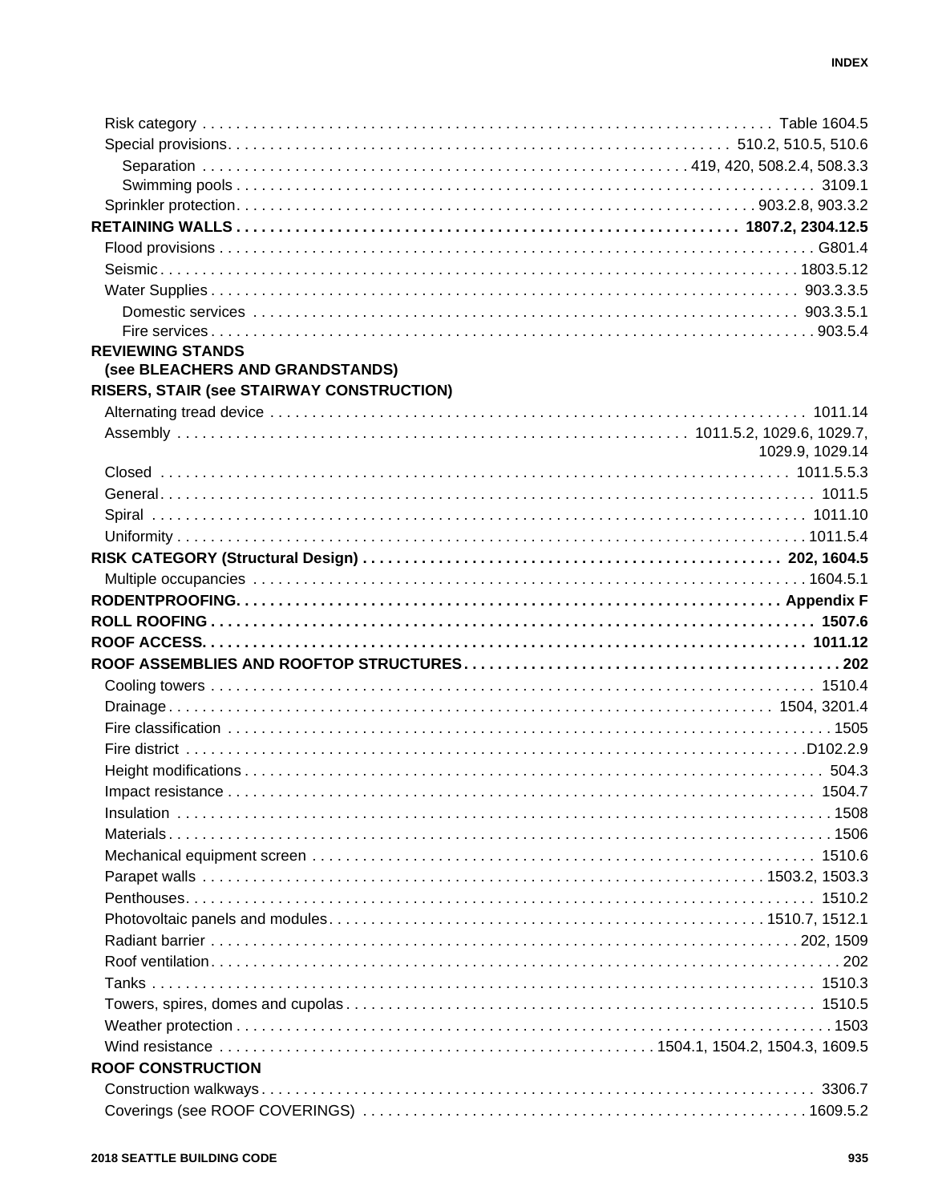Risk category . . . . . . . . . . . . . . . . . . . . . . . . . . . . . . . . . . . . . . . . Table 1604.5
Special provisions. . . . . . . . . . . . . . . . . . . . . . . . . . . . . . . . . . . . . . . . 510.2, 510.5, 510.6
    Separation . . . . . . . . . . . . . . . . . . . . . . . . . . . . . . . . . . . . . . . . 419, 420, 508.2.4, 508.3.3
    Swimming pools . . . . . . . . . . . . . . . . . . . . . . . . . . . . . . . . . . . . . . . . 3109.1
Sprinkler protection. . . . . . . . . . . . . . . . . . . . . . . . . . . . . . . . . . . . . . . . 903.2.8, 903.3.2

**RETAINING WALLS . . . . . . . . . . . . . . . . . . . . . . . . . . . . . . . . . . . . . . . . 1807.2, 2304.12.5**
Flood provisions . . . . . . . . . . . . . . . . . . . . . . . . . . . . . . . . . . . . . . . . G801.4
Seismic. . . . . . . . . . . . . . . . . . . . . . . . . . . . . . . . . . . . . . . . 1803.5.12
Water Supplies . . . . . . . . . . . . . . . . . . . . . . . . . . . . . . . . . . . . . . . . 903.3.3.5
    Domestic services . . . . . . . . . . . . . . . . . . . . . . . . . . . . . . . . . . . . . . . . 903.3.5.1
    Fire services . . . . . . . . . . . . . . . . . . . . . . . . . . . . . . . . . . . . . . . . 903.5.4

**REVIEWING STANDS (see BLEACHERS AND GRANDSTANDS)**

**RISERS, STAIR (see STAIRWAY CONSTRUCTION)**
Alternating tread device . . . . . . . . . . . . . . . . . . . . . . . . . . . . . . . . . . . . . . . . 1011.14
Assembly . . . . . . . . . . . . . . . . . . . . . . . . . . . . . . . . . . . . . . . . 1011.5.2, 1029.6, 1029.7, 1029.9, 1029.14
Closed . . . . . . . . . . . . . . . . . . . . . . . . . . . . . . . . . . . . . . . . 1011.5.5.3
General. . . . . . . . . . . . . . . . . . . . . . . . . . . . . . . . . . . . . . . . 1011.5
Spiral . . . . . . . . . . . . . . . . . . . . . . . . . . . . . . . . . . . . . . . . 1011.10
Uniformity . . . . . . . . . . . . . . . . . . . . . . . . . . . . . . . . . . . . . . . . 1011.5.4

**RISK CATEGORY (Structural Design) . . . . . . . . . . . . . . . . . . . . . . . . . . . . . . . . . . . . . . . . 202, 1604.5**
Multiple occupancies . . . . . . . . . . . . . . . . . . . . . . . . . . . . . . . . . . . . . . . . 1604.5.1

**RODENTPROOFING. . . . . . . . . . . . . . . . . . . . . . . . . . . . . . . . . . . . . . . . Appendix F**

**ROLL ROOFING . . . . . . . . . . . . . . . . . . . . . . . . . . . . . . . . . . . . . . . . 1507.6**

**ROOF ACCESS. . . . . . . . . . . . . . . . . . . . . . . . . . . . . . . . . . . . . . . . 1011.12**

**ROOF ASSEMBLIES AND ROOFTOP STRUCTURES. . . . . . . . . . . . . . . . . . . . . . . . . . . . . . . . . . . . . . . . 202**
Cooling towers . . . . . . . . . . . . . . . . . . . . . . . . . . . . . . . . . . . . . . . . 1510.4
Drainage. . . . . . . . . . . . . . . . . . . . . . . . . . . . . . . . . . . . . . . . 1504, 3201.4
Fire classification . . . . . . . . . . . . . . . . . . . . . . . . . . . . . . . . . . . . . . . . 1505
Fire district . . . . . . . . . . . . . . . . . . . . . . . . . . . . . . . . . . . . . . . . D102.2.9
Height modifications . . . . . . . . . . . . . . . . . . . . . . . . . . . . . . . . . . . . . . . . 504.3
Impact resistance . . . . . . . . . . . . . . . . . . . . . . . . . . . . . . . . . . . . . . . . 1504.7
Insulation . . . . . . . . . . . . . . . . . . . . . . . . . . . . . . . . . . . . . . . . 1508
Materials. . . . . . . . . . . . . . . . . . . . . . . . . . . . . . . . . . . . . . . . 1506
Mechanical equipment screen . . . . . . . . . . . . . . . . . . . . . . . . . . . . . . . . . . . . . . . . 1510.6
Parapet walls . . . . . . . . . . . . . . . . . . . . . . . . . . . . . . . . . . . . . . . . 1503.2, 1503.3
Penthouses. . . . . . . . . . . . . . . . . . . . . . . . . . . . . . . . . . . . . . . . 1510.2
Photovoltaic panels and modules. . . . . . . . . . . . . . . . . . . . . . . . . . . . . . . . . . . . . . . . 1510.7, 1512.1
Radiant barrier . . . . . . . . . . . . . . . . . . . . . . . . . . . . . . . . . . . . . . . . 202, 1509
Roof ventilation. . . . . . . . . . . . . . . . . . . . . . . . . . . . . . . . . . . . . . . . 202
Tanks . . . . . . . . . . . . . . . . . . . . . . . . . . . . . . . . . . . . . . . . 1510.3
Towers, spires, domes and cupolas . . . . . . . . . . . . . . . . . . . . . . . . . . . . . . . . . . . . . . . . 1510.5
Weather protection . . . . . . . . . . . . . . . . . . . . . . . . . . . . . . . . . . . . . . . . 1503
Wind resistance . . . . . . . . . . . . . . . . . . . . . . . . . . . . . . . . . . . . . . . . 1504.1, 1504.2, 1504.3, 1609.5

**ROOF CONSTRUCTION**
Construction walkways. . . . . . . . . . . . . . . . . . . . . . . . . . . . . . . . . . . . . . . . 3306.7
Coverings (see ROOF COVERINGS) . . . . . . . . . . . . . . . . . . . . . . . . . . . . . . . . . . . . . . . . 1609.5.2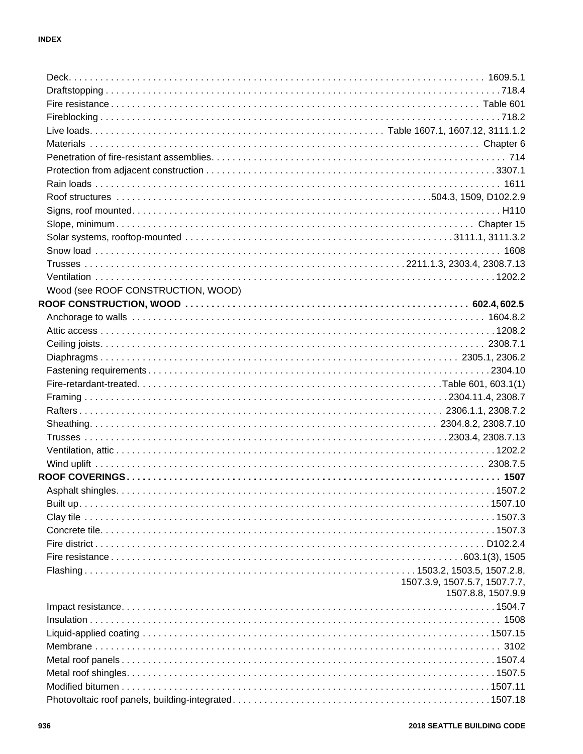Deck . . . . . . . . . . . . . . . . . . . . . . . . . . . . . . . . . . . . . . . . . . . . . . . . . . . . . . . . . . . . . . . . . . . . . . . . . . . . . 1609.5.1
Draftstopping . . . . . . . . . . . . . . . . . . . . . . . . . . . . . . . . . . . . . . . . . . . . . . . . . . . . . . . . . . . . . . . . . . . . . . . 718.4
Fire resistance . . . . . . . . . . . . . . . . . . . . . . . . . . . . . . . . . . . . . . . . . . . . . . . . . . . . . . . . . . . . . . . . . . . . Table 601
Fireblocking . . . . . . . . . . . . . . . . . . . . . . . . . . . . . . . . . . . . . . . . . . . . . . . . . . . . . . . . . . . . . . . . . . . . . . . . 718.2
Live loads . . . . . . . . . . . . . . . . . . . . . . . . . . . . . . . . . . . . . . . . . . . . . . . . . . . . Table 1607.1, 1607.12, 3111.1.2
Materials . . . . . . . . . . . . . . . . . . . . . . . . . . . . . . . . . . . . . . . . . . . . . . . . . . . . . . . . . . . . . . . . . . . . . . Chapter 6
Penetration of fire-resistant assemblies . . . . . . . . . . . . . . . . . . . . . . . . . . . . . . . . . . . . . . . . . . . . . . . . . . . . . 714
Protection from adjacent construction . . . . . . . . . . . . . . . . . . . . . . . . . . . . . . . . . . . . . . . . . . . . . . . . . . . . . 3307.1
Rain loads . . . . . . . . . . . . . . . . . . . . . . . . . . . . . . . . . . . . . . . . . . . . . . . . . . . . . . . . . . . . . . . . . . . . . . . . . . 1611
Roof structures . . . . . . . . . . . . . . . . . . . . . . . . . . . . . . . . . . . . . . . . . . . . . . . . . . . . . . . . . 504.3, 1509, D102.2.9
Signs, roof mounted . . . . . . . . . . . . . . . . . . . . . . . . . . . . . . . . . . . . . . . . . . . . . . . . . . . . . . . . . . . . . . . . . . . H110
Slope, minimum . . . . . . . . . . . . . . . . . . . . . . . . . . . . . . . . . . . . . . . . . . . . . . . . . . . . . . . . . . . . . . . . . Chapter 15
Solar systems, rooftop-mounted . . . . . . . . . . . . . . . . . . . . . . . . . . . . . . . . . . . . . . . . . . . . . . . . . . 3111.1, 3111.3.2
Snow load . . . . . . . . . . . . . . . . . . . . . . . . . . . . . . . . . . . . . . . . . . . . . . . . . . . . . . . . . . . . . . . . . . . . . . . . . 1608
Trusses . . . . . . . . . . . . . . . . . . . . . . . . . . . . . . . . . . . . . . . . . . . . . . . . . . . . . . . . . 2211.1.3, 2303.4, 2308.7.13
Ventilation . . . . . . . . . . . . . . . . . . . . . . . . . . . . . . . . . . . . . . . . . . . . . . . . . . . . . . . . . . . . . . . . . . . . . . . 1202.2
Wood (see ROOF CONSTRUCTION, WOOD)

**ROOF CONSTRUCTION, WOOD . . . . . . . . . . . . . . . . . . . . . . . . . . . . . . . . . . . . . . . . . . . . . . . . . . . . . . 602.4, 602.5**
Anchorage to walls . . . . . . . . . . . . . . . . . . . . . . . . . . . . . . . . . . . . . . . . . . . . . . . . . . . . . . . . . . . . . . . . 1604.8.2
Attic access . . . . . . . . . . . . . . . . . . . . . . . . . . . . . . . . . . . . . . . . . . . . . . . . . . . . . . . . . . . . . . . . . . . . . . 1208.2
Ceiling joists . . . . . . . . . . . . . . . . . . . . . . . . . . . . . . . . . . . . . . . . . . . . . . . . . . . . . . . . . . . . . . . . . . . . 2308.7.1
Diaphragms . . . . . . . . . . . . . . . . . . . . . . . . . . . . . . . . . . . . . . . . . . . . . . . . . . . . . . . . . . . . . . . . 2305.1, 2306.2
Fastening requirements . . . . . . . . . . . . . . . . . . . . . . . . . . . . . . . . . . . . . . . . . . . . . . . . . . . . . . . . . . . . . 2304.10
Fire-retardant-treated . . . . . . . . . . . . . . . . . . . . . . . . . . . . . . . . . . . . . . . . . . . . . . . . . . . . . . . Table 601, 603.1(1)
Framing . . . . . . . . . . . . . . . . . . . . . . . . . . . . . . . . . . . . . . . . . . . . . . . . . . . . . . . . . . . . . . . . 2304.11.4, 2308.7
Rafters . . . . . . . . . . . . . . . . . . . . . . . . . . . . . . . . . . . . . . . . . . . . . . . . . . . . . . . . . . . . . . . . 2306.1.1, 2308.7.2
Sheathing . . . . . . . . . . . . . . . . . . . . . . . . . . . . . . . . . . . . . . . . . . . . . . . . . . . . . . . . . . . . . 2304.8.2, 2308.7.10
Trusses . . . . . . . . . . . . . . . . . . . . . . . . . . . . . . . . . . . . . . . . . . . . . . . . . . . . . . . . . . . . . . . . . 2303.4, 2308.7.13
Ventilation, attic . . . . . . . . . . . . . . . . . . . . . . . . . . . . . . . . . . . . . . . . . . . . . . . . . . . . . . . . . . . . . . . . . . . 1202.2
Wind uplift . . . . . . . . . . . . . . . . . . . . . . . . . . . . . . . . . . . . . . . . . . . . . . . . . . . . . . . . . . . . . . . . . . . . . 2308.7.5

**ROOF COVERINGS . . . . . . . . . . . . . . . . . . . . . . . . . . . . . . . . . . . . . . . . . . . . . . . . . . . . . . . . . . . . . . . . . 1507**
Asphalt shingles . . . . . . . . . . . . . . . . . . . . . . . . . . . . . . . . . . . . . . . . . . . . . . . . . . . . . . . . . . . . . . . . . . 1507.2
Built up . . . . . . . . . . . . . . . . . . . . . . . . . . . . . . . . . . . . . . . . . . . . . . . . . . . . . . . . . . . . . . . . . . . . . . . . 1507.10
Clay tile . . . . . . . . . . . . . . . . . . . . . . . . . . . . . . . . . . . . . . . . . . . . . . . . . . . . . . . . . . . . . . . . . . . . . . . . 1507.3
Concrete tile . . . . . . . . . . . . . . . . . . . . . . . . . . . . . . . . . . . . . . . . . . . . . . . . . . . . . . . . . . . . . . . . . . . . . 1507.3
Fire district . . . . . . . . . . . . . . . . . . . . . . . . . . . . . . . . . . . . . . . . . . . . . . . . . . . . . . . . . . . . . . . . . . . . . D102.2.4
Fire resistance . . . . . . . . . . . . . . . . . . . . . . . . . . . . . . . . . . . . . . . . . . . . . . . . . . . . . . . . . . . . . . . 603.1(3), 1505
Flashing . . . . . . . . . . . . . . . . . . . . . . . . . . . . . . . . . . . . . . . . . . . . . . . . . . . . . 1503.2, 1503.5, 1507.2.8, 1507.3.9, 1507.5.7, 1507.7.7, 1507.8.8, 1507.9.9
Impact resistance . . . . . . . . . . . . . . . . . . . . . . . . . . . . . . . . . . . . . . . . . . . . . . . . . . . . . . . . . . . . . . . . . . 1504.7
Insulation . . . . . . . . . . . . . . . . . . . . . . . . . . . . . . . . . . . . . . . . . . . . . . . . . . . . . . . . . . . . . . . . . . . . . . . . . 1508
Liquid-applied coating . . . . . . . . . . . . . . . . . . . . . . . . . . . . . . . . . . . . . . . . . . . . . . . . . . . . . . . . . . . . . 1507.15
Membrane . . . . . . . . . . . . . . . . . . . . . . . . . . . . . . . . . . . . . . . . . . . . . . . . . . . . . . . . . . . . . . . . . . . . . . . . . 3102
Metal roof panels . . . . . . . . . . . . . . . . . . . . . . . . . . . . . . . . . . . . . . . . . . . . . . . . . . . . . . . . . . . . . . . . . . 1507.4
Metal roof shingles . . . . . . . . . . . . . . . . . . . . . . . . . . . . . . . . . . . . . . . . . . . . . . . . . . . . . . . . . . . . . . . . 1507.5
Modified bitumen . . . . . . . . . . . . . . . . . . . . . . . . . . . . . . . . . . . . . . . . . . . . . . . . . . . . . . . . . . . . . . . . 1507.11
Photovoltaic roof panels, building-integrated . . . . . . . . . . . . . . . . . . . . . . . . . . . . . . . . . . . . . . . . . . . . . . . 1507.18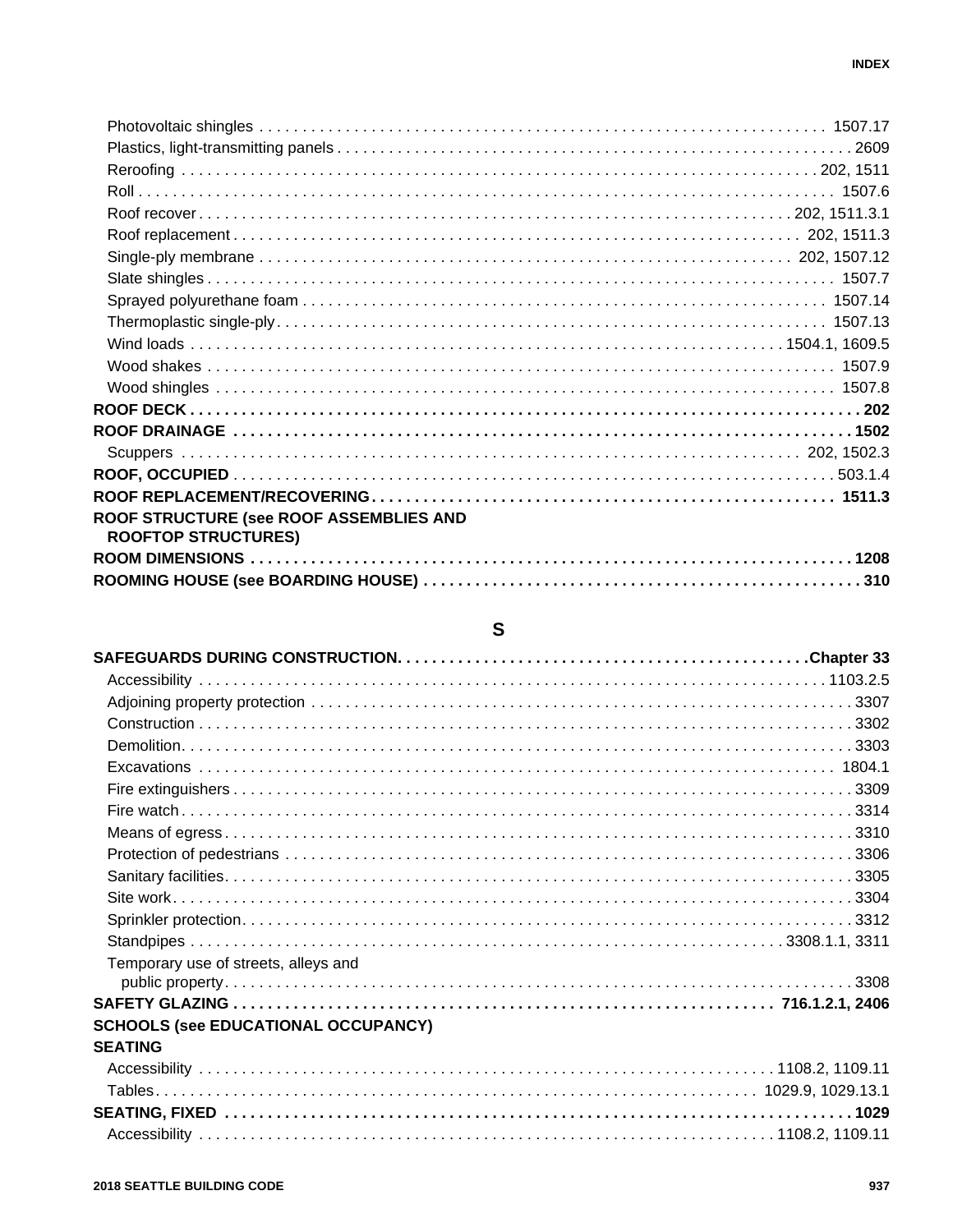Photovoltaic shingles . . . 1507.17
Plastics, light-transmitting panels . . . 2609
Reroofing . . . 202, 1511
Roll . . . 1507.6
Roof recover . . . 202, 1511.3.1
Roof replacement . . . 202, 1511.3
Single-ply membrane . . . 202, 1507.12
Slate shingles . . . 1507.7
Sprayed polyurethane foam . . . 1507.14
Thermoplastic single-ply . . . 1507.13
Wind loads . . . 1504.1, 1609.5
Wood shakes . . . 1507.9
Wood shingles . . . 1507.8

**ROOF DECK . . . 202**

**ROOF DRAINAGE . . . 1502**

Scuppers . . . 202, 1502.3

**ROOF, OCCUPIED . . . 503.1.4**

**ROOF REPLACEMENT/RECOVERING . . . 1511.3**

**ROOF STRUCTURE (see ROOF ASSEMBLIES AND ROOFTOP STRUCTURES)**

**ROOM DIMENSIONS . . . 1208**

**ROOMING HOUSE (see BOARDING HOUSE) . . . 310**

## S

**SAFEGUARDS DURING CONSTRUCTION . . . Chapter 33**

Accessibility . . . 1103.2.5
Adjoining property protection . . . 3307
Construction . . . 3302
Demolition . . . 3303
Excavations . . . 1804.1
Fire extinguishers . . . 3309
Fire watch . . . 3314
Means of egress . . . 3310
Protection of pedestrians . . . 3306
Sanitary facilities . . . 3305
Site work . . . 3304
Sprinkler protection . . . 3312
Standpipes . . . 3308.1.1, 3311
Temporary use of streets, alleys and public property . . . 3308

**SAFETY GLAZING . . . 716.1.2.1, 2406**

**SCHOOLS (see EDUCATIONAL OCCUPANCY)**

**SEATING**

Accessibility . . . 1108.2, 1109.11
Tables . . . 1029.9, 1029.13.1

**SEATING, FIXED . . . 1029**

Accessibility . . . 1108.2, 1109.11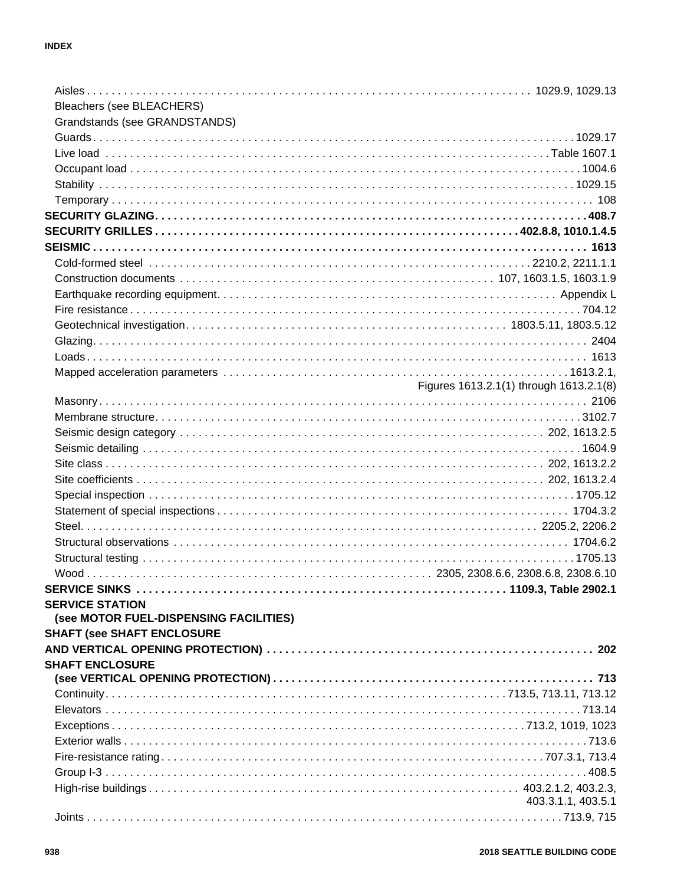Aisles . . . 1029.9, 1029.13
Bleachers (see BLEACHERS)
Grandstands (see GRANDSTANDS)
Guards . . . 1029.17
Live load . . . Table 1607.1
Occupant load . . . 1004.6
Stability . . . 1029.15
Temporary . . . 108

**SECURITY GLAZING . . . 408.7**

**SECURITY GRILLES . . . 402.8.8, 1010.1.4.5**

**SEISMIC . . . 1613**

Cold-formed steel . . . 2210.2, 2211.1.1
Construction documents . . . 107, 1603.1.5, 1603.1.9
Earthquake recording equipment . . . Appendix L
Fire resistance . . . 704.12
Geotechnical investigation . . . 1803.5.11, 1803.5.12
Glazing . . . 2404
Loads . . . 1613
Mapped acceleration parameters . . . 1613.2.1, Figures 1613.2.1(1) through 1613.2.1(8)
Masonry . . . 2106
Membrane structure . . . 3102.7
Seismic design category . . . 202, 1613.2.5
Seismic detailing . . . 1604.9
Site class . . . 202, 1613.2.2
Site coefficients . . . 202, 1613.2.4
Special inspection . . . 1705.12
Statement of special inspections . . . 1704.3.2
Steel . . . 2205.2, 2206.2
Structural observations . . . 1704.6.2
Structural testing . . . 1705.13
Wood . . . 2305, 2308.6.6, 2308.6.8, 2308.6.10

**SERVICE SINKS . . . 1109.3, Table 2902.1**

**SERVICE STATION (see MOTOR FUEL-DISPENSING FACILITIES)**

**SHAFT (see SHAFT ENCLOSURE AND VERTICAL OPENING PROTECTION) . . . 202**

**SHAFT ENCLOSURE (see VERTICAL OPENING PROTECTION) . . . 713**

Continuity . . . 713.5, 713.11, 713.12
Elevators . . . 713.14
Exceptions . . . 713.2, 1019, 1023
Exterior walls . . . 713.6
Fire-resistance rating . . . 707.3.1, 713.4
Group I-3 . . . 408.5
High-rise buildings . . . 403.2.1.2, 403.2.3, 403.3.1.1, 403.5.1
Joints . . . 713.9, 715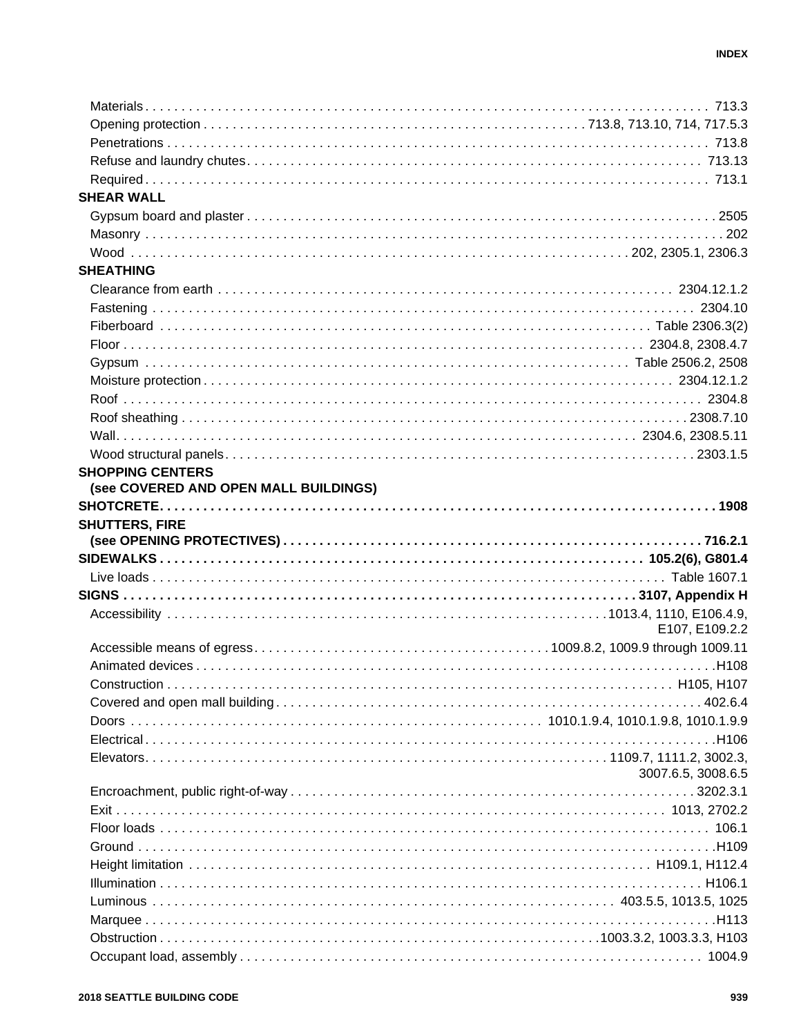Materials . . . 713.3
Opening protection . . . 713.8, 713.10, 714, 717.5.3
Penetrations . . . 713.8
Refuse and laundry chutes . . . 713.13
Required . . . 713.1

**SHEAR WALL**

Gypsum board and plaster . . . 2505
Masonry . . . 202
Wood . . . 202, 2305.1, 2306.3

**SHEATHING**

Clearance from earth . . . 2304.12.1.2
Fastening . . . 2304.10
Fiberboard . . . Table 2306.3(2)
Floor . . . 2304.8, 2308.4.7
Gypsum . . . Table 2506.2, 2508
Moisture protection . . . 2304.12.1.2
Roof . . . 2304.8
Roof sheathing . . . 2308.7.10
Wall . . . 2304.6, 2308.5.11
Wood structural panels . . . 2303.1.5

**SHOPPING CENTERS (see COVERED AND OPEN MALL BUILDINGS)**

**SHOTCRETE . . . 1908**

**SHUTTERS, FIRE (see OPENING PROTECTIVES) . . . 716.2.1**

**SIDEWALKS . . . 105.2(6), G801.4**

Live loads . . . Table 1607.1

**SIGNS . . . 3107, Appendix H**

Accessibility . . . 1013.4, 1110, E106.4.9, E107, E109.2.2
Accessible means of egress . . . 1009.8.2, 1009.9 through 1009.11
Animated devices . . . H108
Construction . . . H105, H107
Covered and open mall building . . . 402.6.4
Doors . . . 1010.1.9.4, 1010.1.9.8, 1010.1.9.9
Electrical . . . H106
Elevators . . . 1109.7, 1111.2, 3002.3, 3007.6.5, 3008.6.5
Encroachment, public right-of-way . . . 3202.3.1
Exit . . . 1013, 2702.2
Floor loads . . . 106.1
Ground . . . H109
Height limitation . . . H109.1, H112.4
Illumination . . . H106.1
Luminous . . . 403.5.5, 1013.5, 1025
Marquee . . . H113
Obstruction . . . 1003.3.2, 1003.3.3, H103
Occupant load, assembly . . . 1004.9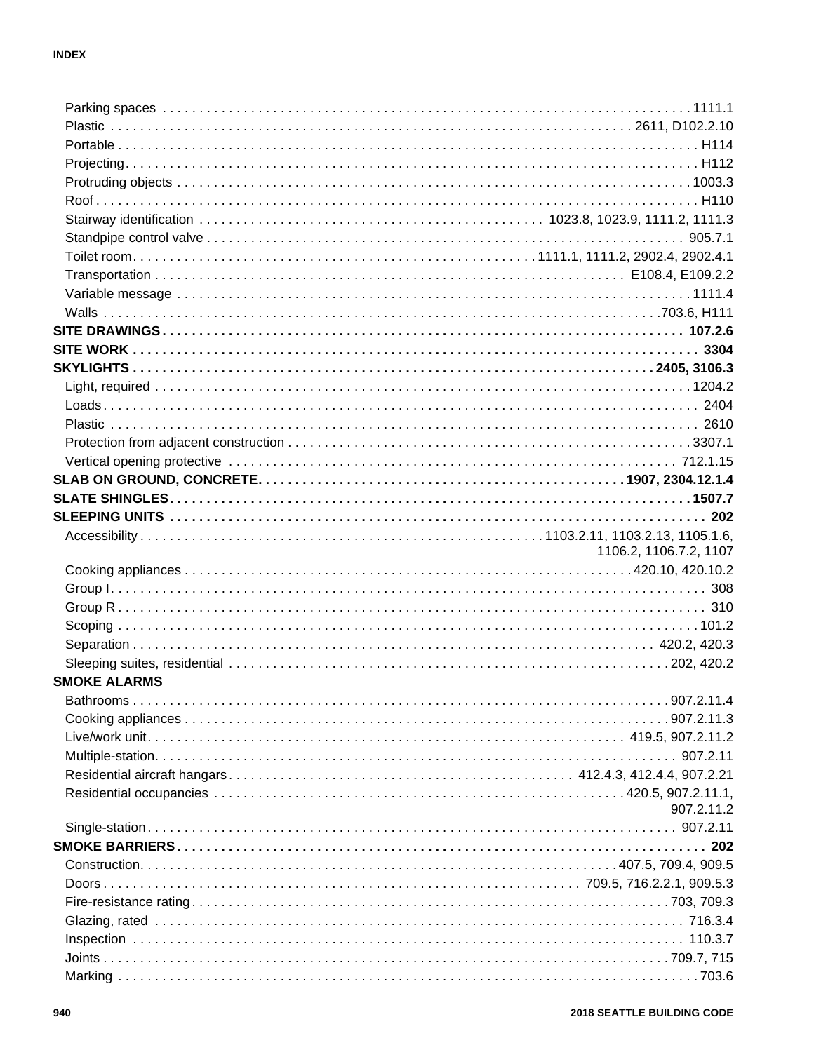Parking spaces . . . . . 1111.1
Plastic . . . . . 2611, D102.2.10
Portable . . . . . H114
Projecting. . . . . H112
Protruding objects . . . . . 1003.3
Roof . . . . . H110
Stairway identification . . . . . 1023.8, 1023.9, 1111.2, 1111.3
Standpipe control valve . . . . . 905.7.1
Toilet room. . . . . 1111.1, 1111.2, 2902.4, 2902.4.1
Transportation . . . . . E108.4, E109.2.2
Variable message . . . . . 1111.4
Walls . . . . . 703.6, H111

**SITE DRAWINGS . . . . . 107.2.6**

**SITE WORK . . . . . 3304**

**SKYLIGHTS . . . . . 2405, 3106.3**

Light, required . . . . . 1204.2
Loads. . . . . 2404
Plastic . . . . . 2610
Protection from adjacent construction . . . . . 3307.1
Vertical opening protective . . . . . 712.1.15

**SLAB ON GROUND, CONCRETE. . . . . 1907, 2304.12.1.4**

**SLATE SHINGLES. . . . . 1507.7**

**SLEEPING UNITS . . . . . 202**

Accessibility . . . . . 1103.2.11, 1103.2.13, 1105.1.6, 1106.2, 1106.7.2, 1107
Cooking appliances . . . . . 420.10, 420.10.2
Group I. . . . . 308
Group R . . . . . 310
Scoping . . . . . 101.2
Separation . . . . . 420.2, 420.3
Sleeping suites, residential . . . . . 202, 420.2

**SMOKE ALARMS**

Bathrooms . . . . . 907.2.11.4
Cooking appliances . . . . . 907.2.11.3
Live/work unit. . . . . 419.5, 907.2.11.2
Multiple-station. . . . . 907.2.11
Residential aircraft hangars. . . . . 412.4.3, 412.4.4, 907.2.21
Residential occupancies . . . . . 420.5, 907.2.11.1, 907.2.11.2
Single-station. . . . . 907.2.11

**SMOKE BARRIERS. . . . . 202**

Construction. . . . . 407.5, 709.4, 909.5
Doors . . . . . 709.5, 716.2.2.1, 909.5.3
Fire-resistance rating. . . . . 703, 709.3
Glazing, rated . . . . . 716.3.4
Inspection . . . . . 110.3.7
Joints . . . . . 709.7, 715
Marking . . . . . 703.6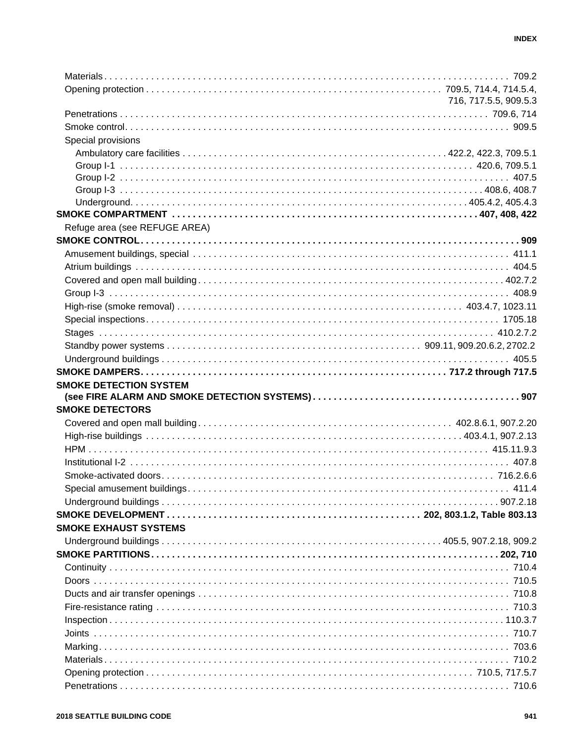Materials . . . 709.2
Opening protection . . . 709.5, 714.4, 714.5.4, 716, 717.5.5, 909.5.3
Penetrations . . . 709.6, 714
Smoke control . . . 909.5
Special provisions
- Ambulatory care facilities . . . 422.2, 422.3, 709.5.1
- Group I-1 . . . 420.6, 709.5.1
- Group I-2 . . . 407.5
- Group I-3 . . . 408.6, 408.7
- Underground . . . 405.4.2, 405.4.3

**SMOKE COMPARTMENT . . . 407, 408, 422**

Refuge area (see REFUGE AREA)

**SMOKE CONTROL . . . 909**

Amusement buildings, special . . . 411.1
Atrium buildings . . . 404.5
Covered and open mall building . . . 402.7.2
Group I-3 . . . 408.9
High-rise (smoke removal) . . . 403.4.7, 1023.11
Special inspections . . . 1705.18
Stages . . . 410.2.7.2
Standby power systems . . . 909.11, 909.20.6.2, 2702.2
Underground buildings . . . 405.5

**SMOKE DAMPERS . . . 717.2 through 717.5**

**SMOKE DETECTION SYSTEM (see FIRE ALARM AND SMOKE DETECTION SYSTEMS) . . . 907**

**SMOKE DETECTORS**

Covered and open mall building . . . 402.8.6.1, 907.2.20
High-rise buildings . . . 403.4.1, 907.2.13
HPM . . . 415.11.9.3
Institutional I-2 . . . 407.8
Smoke-activated doors . . . 716.2.6.6
Special amusement buildings . . . 411.4
Underground buildings . . . 907.2.18

**SMOKE DEVELOPMENT . . . 202, 803.1.2, Table 803.13**

**SMOKE EXHAUST SYSTEMS**

Underground buildings . . . 405.5, 907.2.18, 909.2

**SMOKE PARTITIONS . . . 202, 710**

Continuity . . . 710.4
Doors . . . 710.5
Ducts and air transfer openings . . . 710.8
Fire-resistance rating . . . 710.3
Inspection . . . 110.3.7
Joints . . . 710.7
Marking . . . 703.6
Materials . . . 710.2
Opening protection . . . 710.5, 717.5.7
Penetrations . . . 710.6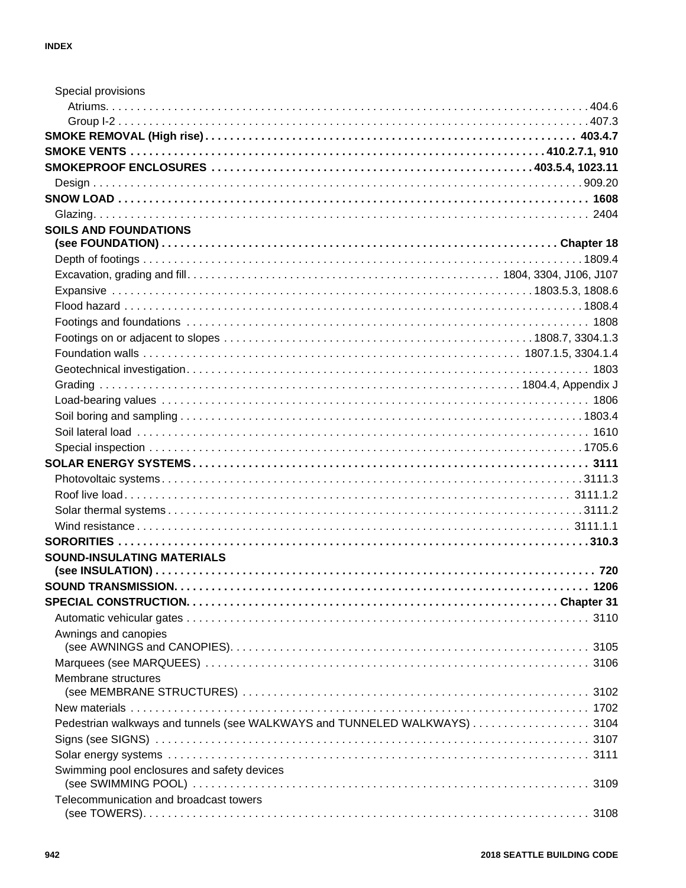Special provisions

- Atriums. . . . . 404.6
- Group I-2 . . . . . 407.3

**SMOKE REMOVAL (High rise) . . . . . 403.4.7**

**SMOKE VENTS . . . . . 410.2.7.1, 910**

**SMOKEPROOF ENCLOSURES . . . . . 403.5.4, 1023.11**

Design . . . . . 909.20

**SNOW LOAD . . . . . 1608**

Glazing. . . . . 2404

**SOILS AND FOUNDATIONS (see FOUNDATION) . . . . . Chapter 18**

- Depth of footings . . . . . 1809.4
- Excavation, grading and fill. . . . . 1804, 3304, J106, J107
- Expansive . . . . . 1803.5.3, 1808.6
- Flood hazard . . . . . 1808.4
- Footings and foundations . . . . . 1808
- Footings on or adjacent to slopes . . . . . 1808.7, 3304.1.3
- Foundation walls . . . . . 1807.1.5, 3304.1.4
- Geotechnical investigation. . . . . 1803
- Grading . . . . . 1804.4, Appendix J
- Load-bearing values . . . . . 1806
- Soil boring and sampling . . . . . 1803.4
- Soil lateral load . . . . . 1610
- Special inspection . . . . . 1705.6

**SOLAR ENERGY SYSTEMS. . . . . 3111**

- Photovoltaic systems. . . . . 3111.3
- Roof live load. . . . . 3111.1.2
- Solar thermal systems . . . . . 3111.2
- Wind resistance . . . . . 3111.1.1

**SORORITIES . . . . . 310.3**

**SOUND-INSULATING MATERIALS (see INSULATION) . . . . . 720**

**SOUND TRANSMISSION. . . . . 1206**

**SPECIAL CONSTRUCTION. . . . . Chapter 31**

- Automatic vehicular gates . . . . . 3110
- Awnings and canopies (see AWNINGS and CANOPIES). . . . . 3105
- Marquees (see MARQUEES) . . . . . 3106
- Membrane structures (see MEMBRANE STRUCTURES) . . . . . 3102
- New materials . . . . . 1702
- Pedestrian walkways and tunnels (see WALKWAYS and TUNNELED WALKWAYS) . . . . . 3104
- Signs (see SIGNS) . . . . . 3107
- Solar energy systems . . . . . 3111
- Swimming pool enclosures and safety devices (see SWIMMING POOL) . . . . . 3109
- Telecommunication and broadcast towers (see TOWERS). . . . . 3108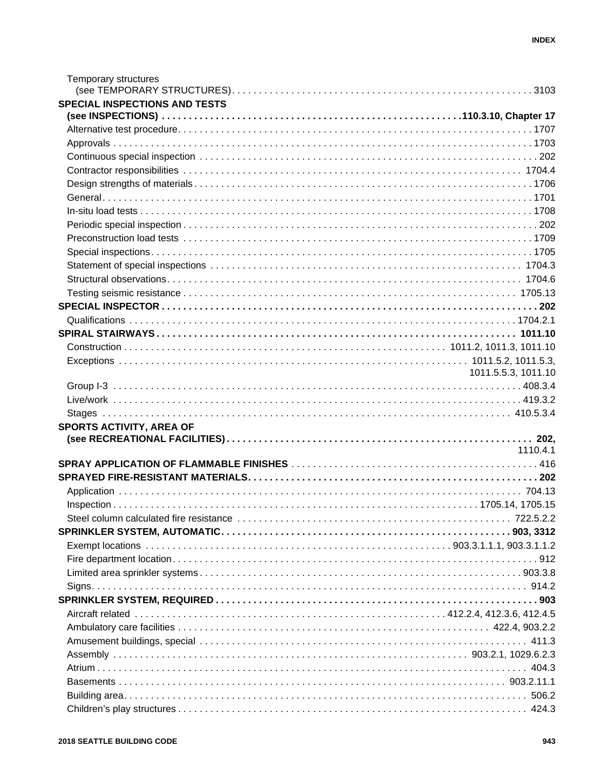Temporary structures
(see TEMPORARY STRUCTURES) . . . 3103

**SPECIAL INSPECTIONS AND TESTS (see INSPECTIONS) . . . 110.3.10, Chapter 17**

Alternative test procedure . . . 1707
Approvals . . . 1703
Continuous special inspection . . . 202
Contractor responsibilities . . . 1704.4
Design strengths of materials . . . 1706
General . . . 1701
In-situ load tests . . . 1708
Periodic special inspection . . . 202
Preconstruction load tests . . . 1709
Special inspections . . . 1705
Statement of special inspections . . . 1704.3
Structural observations . . . 1704.6
Testing seismic resistance . . . 1705.13

**SPECIAL INSPECTOR . . . 202**

Qualifications . . . 1704.2.1

**SPIRAL STAIRWAYS . . . 1011.10**

Construction . . . 1011.2, 1011.3, 1011.10
Exceptions . . . 1011.5.2, 1011.5.3, 1011.5.5.3, 1011.10
Group I-3 . . . 408.3.4
Live/work . . . 419.3.2
Stages . . . 410.5.3.4

**SPORTS ACTIVITY, AREA OF (see RECREATIONAL FACILITIES) . . . 202,** 1110.4.1

**SPRAY APPLICATION OF FLAMMABLE FINISHES** . . . 416

**SPRAYED FIRE-RESISTANT MATERIALS . . . 202**

Application . . . 704.13
Inspection . . . 1705.14, 1705.15
Steel column calculated fire resistance . . . 722.5.2.2

**SPRINKLER SYSTEM, AUTOMATIC . . . 903, 3312**

Exempt locations . . . 903.3.1.1.1, 903.3.1.1.2
Fire department location . . . 912
Limited area sprinkler systems . . . 903.3.8
Signs . . . 914.2

**SPRINKLER SYSTEM, REQUIRED . . . 903**

Aircraft related . . . 412.2.4, 412.3.6, 412.4.5
Ambulatory care facilities . . . 422.4, 903.2.2
Amusement buildings, special . . . 411.3
Assembly . . . 903.2.1, 1029.6.2.3
Atrium . . . 404.3
Basements . . . 903.2.11.1
Building area . . . 506.2
Children's play structures . . . 424.3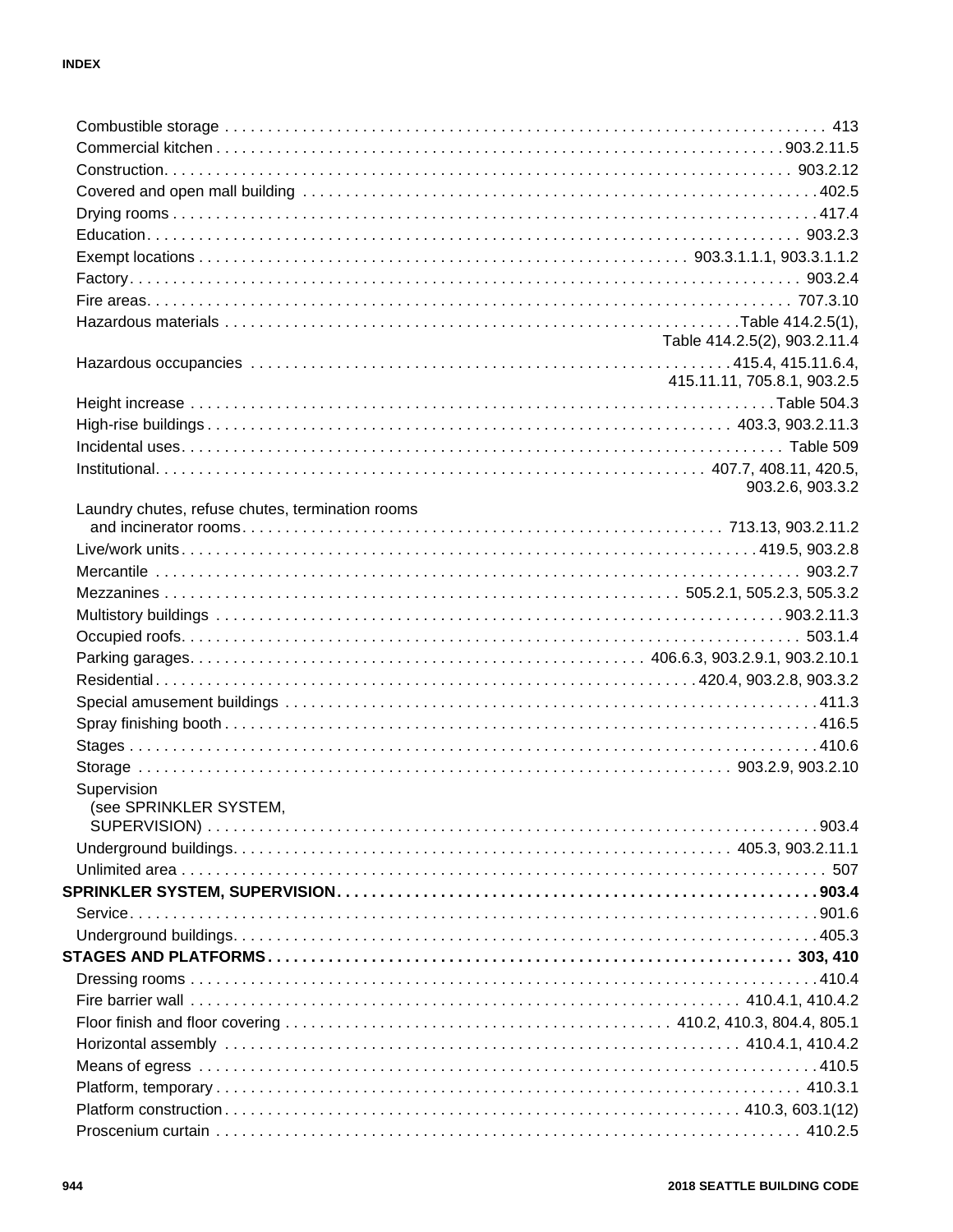Combustible storage . . . 413
Commercial kitchen . . . 903.2.11.5
Construction . . . 903.2.12
Covered and open mall building . . . 402.5
Drying rooms . . . 417.4
Education . . . 903.2.3
Exempt locations . . . 903.3.1.1.1, 903.3.1.1.2
Factory . . . 903.2.4
Fire areas . . . 707.3.10
Hazardous materials . . . Table 414.2.5(1), Table 414.2.5(2), 903.2.11.4
Hazardous occupancies . . . 415.4, 415.11.6.4, 415.11.11, 705.8.1, 903.2.5
Height increase . . . Table 504.3
High-rise buildings . . . 403.3, 903.2.11.3
Incidental uses . . . Table 509
Institutional . . . 407.7, 408.11, 420.5, 903.2.6, 903.3.2
Laundry chutes, refuse chutes, termination rooms and incinerator rooms . . . 713.13, 903.2.11.2
Live/work units . . . 419.5, 903.2.8
Mercantile . . . 903.2.7
Mezzanines . . . 505.2.1, 505.2.3, 505.3.2
Multistory buildings . . . 903.2.11.3
Occupied roofs . . . 503.1.4
Parking garages . . . 406.6.3, 903.2.9.1, 903.2.10.1
Residential . . . 420.4, 903.2.8, 903.3.2
Special amusement buildings . . . 411.3
Spray finishing booth . . . 416.5
Stages . . . 410.6
Storage . . . 903.2.9, 903.2.10
Supervision (see SPRINKLER SYSTEM, SUPERVISION) . . . 903.4
Underground buildings . . . 405.3, 903.2.11.1
Unlimited area . . . 507

**SPRINKLER SYSTEM, SUPERVISION . . . 903.4**

Service . . . 901.6
Underground buildings . . . 405.3

**STAGES AND PLATFORMS . . . 303, 410**

Dressing rooms . . . 410.4
Fire barrier wall . . . 410.4.1, 410.4.2
Floor finish and floor covering . . . 410.2, 410.3, 804.4, 805.1
Horizontal assembly . . . 410.4.1, 410.4.2
Means of egress . . . 410.5
Platform, temporary . . . 410.3.1
Platform construction . . . 410.3, 603.1(12)
Proscenium curtain . . . 410.2.5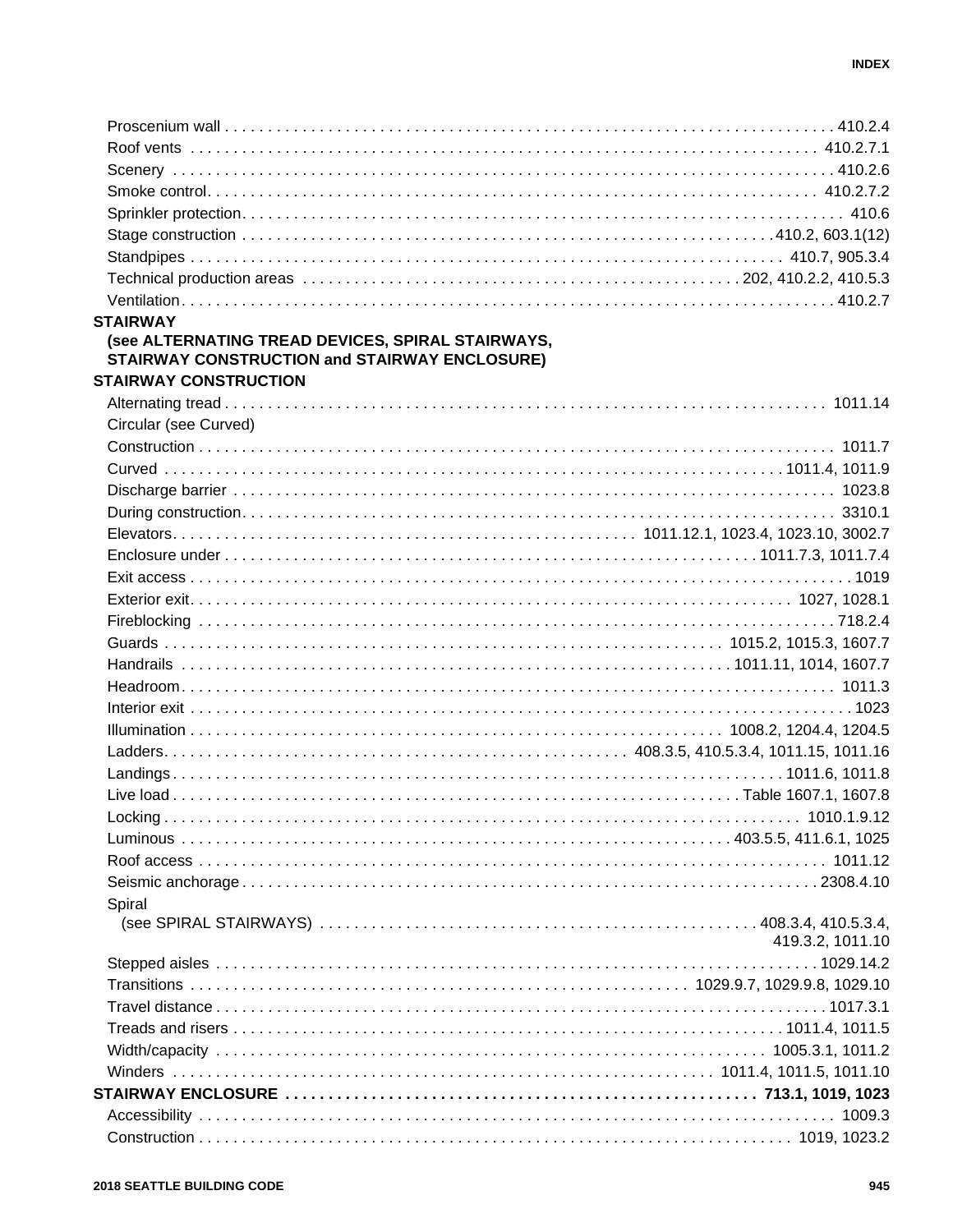Proscenium wall . . . 410.2.4
Roof vents . . . 410.2.7.1
Scenery . . . 410.2.6
Smoke control . . . 410.2.7.2
Sprinkler protection . . . 410.6
Stage construction . . . 410.2, 603.1(12)
Standpipes . . . 410.7, 905.3.4
Technical production areas . . . 202, 410.2.2, 410.5.3
Ventilation . . . 410.2.7

**STAIRWAY**
**(see ALTERNATING TREAD DEVICES, SPIRAL STAIRWAYS, STAIRWAY CONSTRUCTION and STAIRWAY ENCLOSURE)**

**STAIRWAY CONSTRUCTION**

Alternating tread . . . 1011.14
Circular (see Curved)
Construction . . . 1011.7
Curved . . . 1011.4, 1011.9
Discharge barrier . . . 1023.8
During construction . . . 3310.1
Elevators . . . 1011.12.1, 1023.4, 1023.10, 3002.7
Enclosure under . . . 1011.7.3, 1011.7.4
Exit access . . . 1019
Exterior exit . . . 1027, 1028.1
Fireblocking . . . 718.2.4
Guards . . . 1015.2, 1015.3, 1607.7
Handrails . . . 1011.11, 1014, 1607.7
Headroom . . . 1011.3
Interior exit . . . 1023
Illumination . . . 1008.2, 1204.4, 1204.5
Ladders . . . 408.3.5, 410.5.3.4, 1011.15, 1011.16
Landings . . . 1011.6, 1011.8
Live load . . . Table 1607.1, 1607.8
Locking . . . 1010.1.9.12
Luminous . . . 403.5.5, 411.6.1, 1025
Roof access . . . 1011.12
Seismic anchorage . . . 2308.4.10
Spiral
(see SPIRAL STAIRWAYS) . . . 408.3.4, 410.5.3.4, 419.3.2, 1011.10
Stepped aisles . . . 1029.14.2
Transitions . . . 1029.9.7, 1029.9.8, 1029.10
Travel distance . . . 1017.3.1
Treads and risers . . . 1011.4, 1011.5
Width/capacity . . . 1005.3.1, 1011.2
Winders . . . 1011.4, 1011.5, 1011.10

**STAIRWAY ENCLOSURE . . . 713.1, 1019, 1023**

Accessibility . . . 1009.3
Construction . . . 1019, 1023.2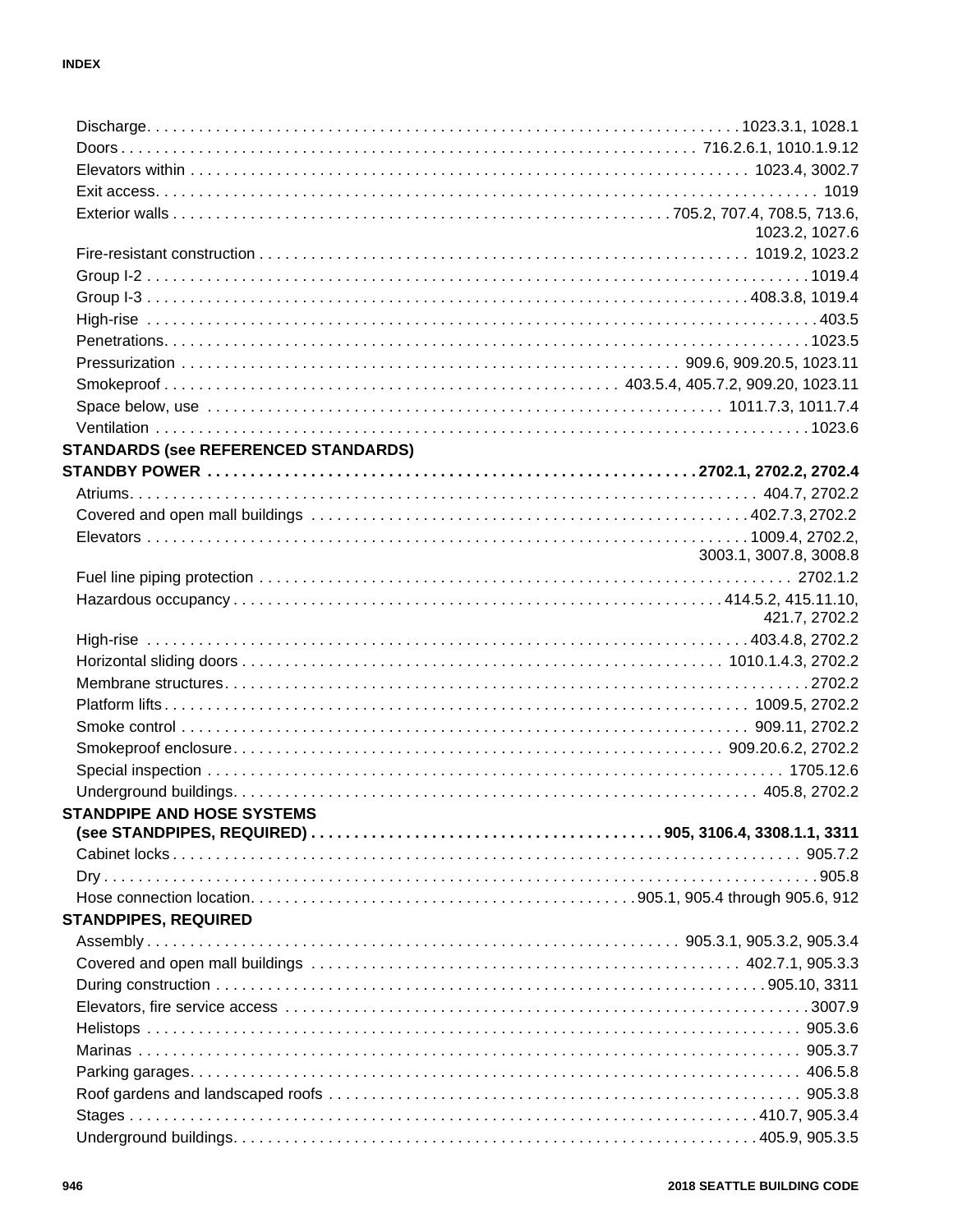Discharge . . . 1023.3.1, 1028.1
Doors . . . 716.2.6.1, 1010.1.9.12
Elevators within . . . 1023.4, 3002.7
Exit access . . . 1019
Exterior walls . . . 705.2, 707.4, 708.5, 713.6, 1023.2, 1027.6
Fire-resistant construction . . . 1019.2, 1023.2
Group I-2 . . . 1019.4
Group I-3 . . . 408.3.8, 1019.4
High-rise . . . 403.5
Penetrations . . . 1023.5
Pressurization . . . 909.6, 909.20.5, 1023.11
Smokeproof . . . 403.5.4, 405.7.2, 909.20, 1023.11
Space below, use . . . 1011.7.3, 1011.7.4
Ventilation . . . 1023.6

**STANDARDS (see REFERENCED STANDARDS)**

**STANDBY POWER . . . 2702.1, 2702.2, 2702.4**

Atriums . . . 404.7, 2702.2
Covered and open mall buildings . . . 402.7.3, 2702.2
Elevators . . . 1009.4, 2702.2, 3003.1, 3007.8, 3008.8
Fuel line piping protection . . . 2702.1.2
Hazardous occupancy . . . 414.5.2, 415.11.10, 421.7, 2702.2
High-rise . . . 403.4.8, 2702.2
Horizontal sliding doors . . . 1010.1.4.3, 2702.2
Membrane structures . . . 2702.2
Platform lifts . . . 1009.5, 2702.2
Smoke control . . . 909.11, 2702.2
Smokeproof enclosure . . . 909.20.6.2, 2702.2
Special inspection . . . 1705.12.6
Underground buildings . . . 405.8, 2702.2

**STANDPIPE AND HOSE SYSTEMS (see STANDPIPES, REQUIRED) . . . 905, 3106.4, 3308.1.1, 3311**

Cabinet locks . . . 905.7.2
Dry . . . 905.8
Hose connection location . . . 905.1, 905.4 through 905.6, 912

**STANDPIPES, REQUIRED**

Assembly . . . 905.3.1, 905.3.2, 905.3.4
Covered and open mall buildings . . . 402.7.1, 905.3.3
During construction . . . 905.10, 3311
Elevators, fire service access . . . 3007.9
Helistops . . . 905.3.6
Marinas . . . 905.3.7
Parking garages . . . 406.5.8
Roof gardens and landscaped roofs . . . 905.3.8
Stages . . . 410.7, 905.3.4
Underground buildings . . . 405.9, 905.3.5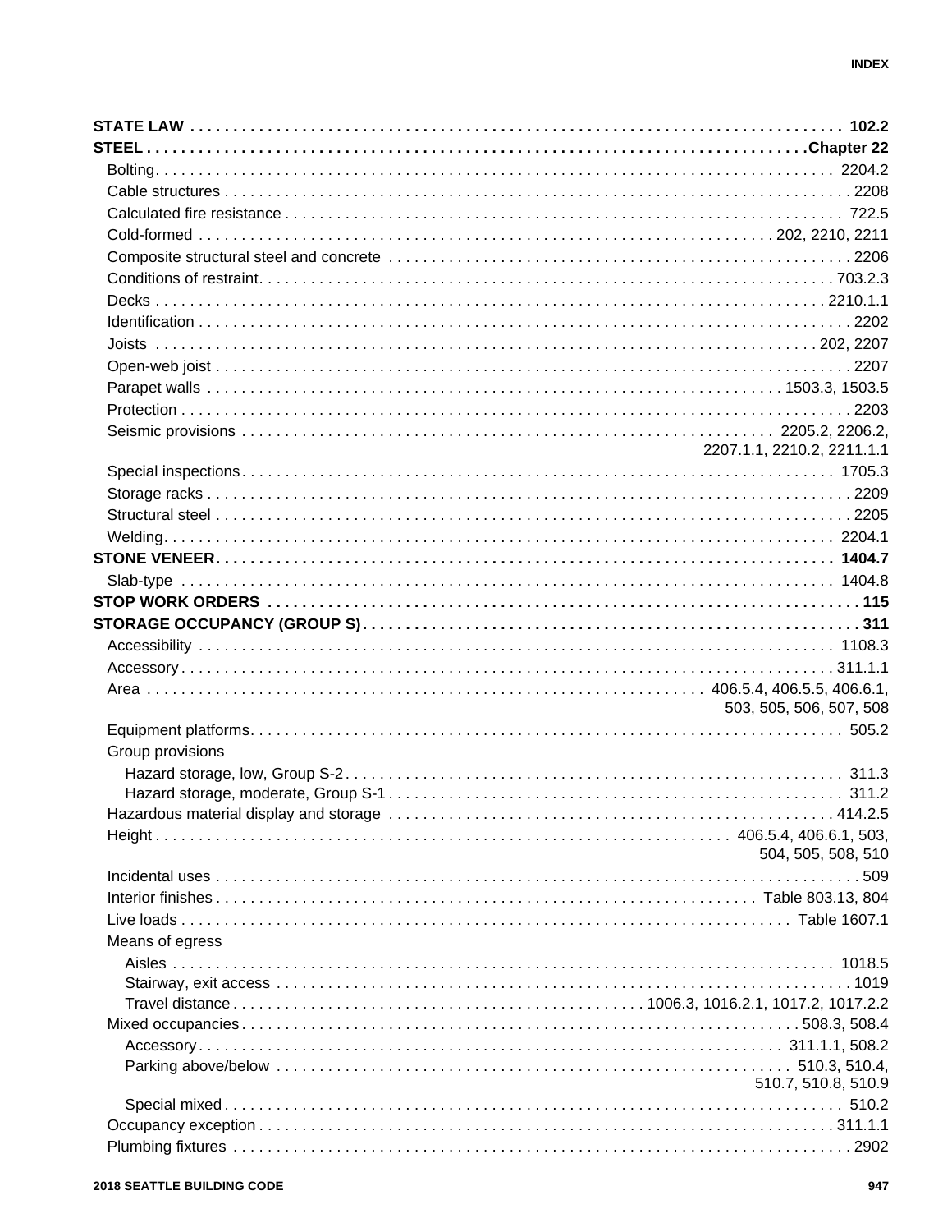**STATE LAW** . . . . . . . . . . . . . . . . . . . . . . . . . . . . . . . . . . . . . . . . . . . . . . . . . . . . . . . . 102.2

**STEEL** . . . . . . . . . . . . . . . . . . . . . . . . . . . . . . . . . . . . . . . . . . . . . . . . . . . . . . . . Chapter 22

- Bolting . . . . . . . . . . . . . . . . . . . . . . . . . . . . . . . . . . . . . . . . . . . . . . . . . . . . . . . . 2204.2
- Cable structures . . . . . . . . . . . . . . . . . . . . . . . . . . . . . . . . . . . . . . . . . . . . . . . . . . . . 2208
- Calculated fire resistance . . . . . . . . . . . . . . . . . . . . . . . . . . . . . . . . . . . . . . . . . . . . . 722.5
- Cold-formed . . . . . . . . . . . . . . . . . . . . . . . . . . . . . . . . . . . . . . . . . . . . . . . 202, 2210, 2211
- Composite structural steel and concrete . . . . . . . . . . . . . . . . . . . . . . . . . . . . . . . . . . . 2206
- Conditions of restraint . . . . . . . . . . . . . . . . . . . . . . . . . . . . . . . . . . . . . . . . . . . . . . 703.2.3
- Decks . . . . . . . . . . . . . . . . . . . . . . . . . . . . . . . . . . . . . . . . . . . . . . . . . . . . . . . . 2210.1.1
- Identification . . . . . . . . . . . . . . . . . . . . . . . . . . . . . . . . . . . . . . . . . . . . . . . . . . . . . . 2202
- Joists . . . . . . . . . . . . . . . . . . . . . . . . . . . . . . . . . . . . . . . . . . . . . . . . . . . . . . . 202, 2207
- Open-web joist . . . . . . . . . . . . . . . . . . . . . . . . . . . . . . . . . . . . . . . . . . . . . . . . . . . . . 2207
- Parapet walls . . . . . . . . . . . . . . . . . . . . . . . . . . . . . . . . . . . . . . . . . . . . . . . 1503.3, 1503.5
- Protection . . . . . . . . . . . . . . . . . . . . . . . . . . . . . . . . . . . . . . . . . . . . . . . . . . . . . . . . 2203
- Seismic provisions . . . . . . . . . . . . . . . . . . . . . . . . . . . . . . . . . . . . . . . . . . 2205.2, 2206.2, 2207.1.1, 2210.2, 2211.1.1
- Special inspections . . . . . . . . . . . . . . . . . . . . . . . . . . . . . . . . . . . . . . . . . . . . . . . . . 1705.3
- Storage racks . . . . . . . . . . . . . . . . . . . . . . . . . . . . . . . . . . . . . . . . . . . . . . . . . . . . . . 2209
- Structural steel . . . . . . . . . . . . . . . . . . . . . . . . . . . . . . . . . . . . . . . . . . . . . . . . . . . . . 2205
- Welding . . . . . . . . . . . . . . . . . . . . . . . . . . . . . . . . . . . . . . . . . . . . . . . . . . . . . . . . 2204.1

**STONE VENEER** . . . . . . . . . . . . . . . . . . . . . . . . . . . . . . . . . . . . . . . . . . . . . . . . . . . 1404.7

- Slab-type . . . . . . . . . . . . . . . . . . . . . . . . . . . . . . . . . . . . . . . . . . . . . . . . . . . . . . . 1404.8

**STOP WORK ORDERS** . . . . . . . . . . . . . . . . . . . . . . . . . . . . . . . . . . . . . . . . . . . . . . . . 115

**STORAGE OCCUPANCY (GROUP S)** . . . . . . . . . . . . . . . . . . . . . . . . . . . . . . . . . . . . . . . 311

- Accessibility . . . . . . . . . . . . . . . . . . . . . . . . . . . . . . . . . . . . . . . . . . . . . . . . . . . . . 1108.3
- Accessory . . . . . . . . . . . . . . . . . . . . . . . . . . . . . . . . . . . . . . . . . . . . . . . . . . . . . . . 311.1.1
- Area . . . . . . . . . . . . . . . . . . . . . . . . . . . . . . . . . . . . . . . . . . . . . . 406.5.4, 406.5.5, 406.6.1, 503, 505, 506, 507, 508
- Equipment platforms . . . . . . . . . . . . . . . . . . . . . . . . . . . . . . . . . . . . . . . . . . . . . . . . . 505.2
- Group provisions
  - Hazard storage, low, Group S-2 . . . . . . . . . . . . . . . . . . . . . . . . . . . . . . . . . . . . . . . 311.3
  - Hazard storage, moderate, Group S-1 . . . . . . . . . . . . . . . . . . . . . . . . . . . . . . . . . . . 311.2
- Hazardous material display and storage . . . . . . . . . . . . . . . . . . . . . . . . . . . . . . . . . . 414.2.5
- Height . . . . . . . . . . . . . . . . . . . . . . . . . . . . . . . . . . . . . . . . . . . . . . . . . . 406.5.4, 406.6.1, 503, 504, 505, 508, 510
- Incidental uses . . . . . . . . . . . . . . . . . . . . . . . . . . . . . . . . . . . . . . . . . . . . . . . . . . . . . . 509
- Interior finishes . . . . . . . . . . . . . . . . . . . . . . . . . . . . . . . . . . . . . . . . . . . . . Table 803.13, 804
- Live loads . . . . . . . . . . . . . . . . . . . . . . . . . . . . . . . . . . . . . . . . . . . . . . . . . . . Table 1607.1
- Means of egress
  - Aisles . . . . . . . . . . . . . . . . . . . . . . . . . . . . . . . . . . . . . . . . . . . . . . . . . . . . . . . 1018.5
  - Stairway, exit access . . . . . . . . . . . . . . . . . . . . . . . . . . . . . . . . . . . . . . . . . . . . . . . 1019
  - Travel distance . . . . . . . . . . . . . . . . . . . . . . . . . . . . . . . . . 1006.3, 1016.2.1, 1017.2, 1017.2.2
- Mixed occupancies . . . . . . . . . . . . . . . . . . . . . . . . . . . . . . . . . . . . . . . . . . . . . . 508.3, 508.4
  - Accessory . . . . . . . . . . . . . . . . . . . . . . . . . . . . . . . . . . . . . . . . . . . . . . . . . . 311.1.1, 508.2
  - Parking above/below . . . . . . . . . . . . . . . . . . . . . . . . . . . . . . . . . . . . . . . . 510.3, 510.4, 510.7, 510.8, 510.9
  - Special mixed . . . . . . . . . . . . . . . . . . . . . . . . . . . . . . . . . . . . . . . . . . . . . . . . . . . . 510.2
- Occupancy exception . . . . . . . . . . . . . . . . . . . . . . . . . . . . . . . . . . . . . . . . . . . . . . . . 311.1.1
- Plumbing fixtures . . . . . . . . . . . . . . . . . . . . . . . . . . . . . . . . . . . . . . . . . . . . . . . . . . . . 2902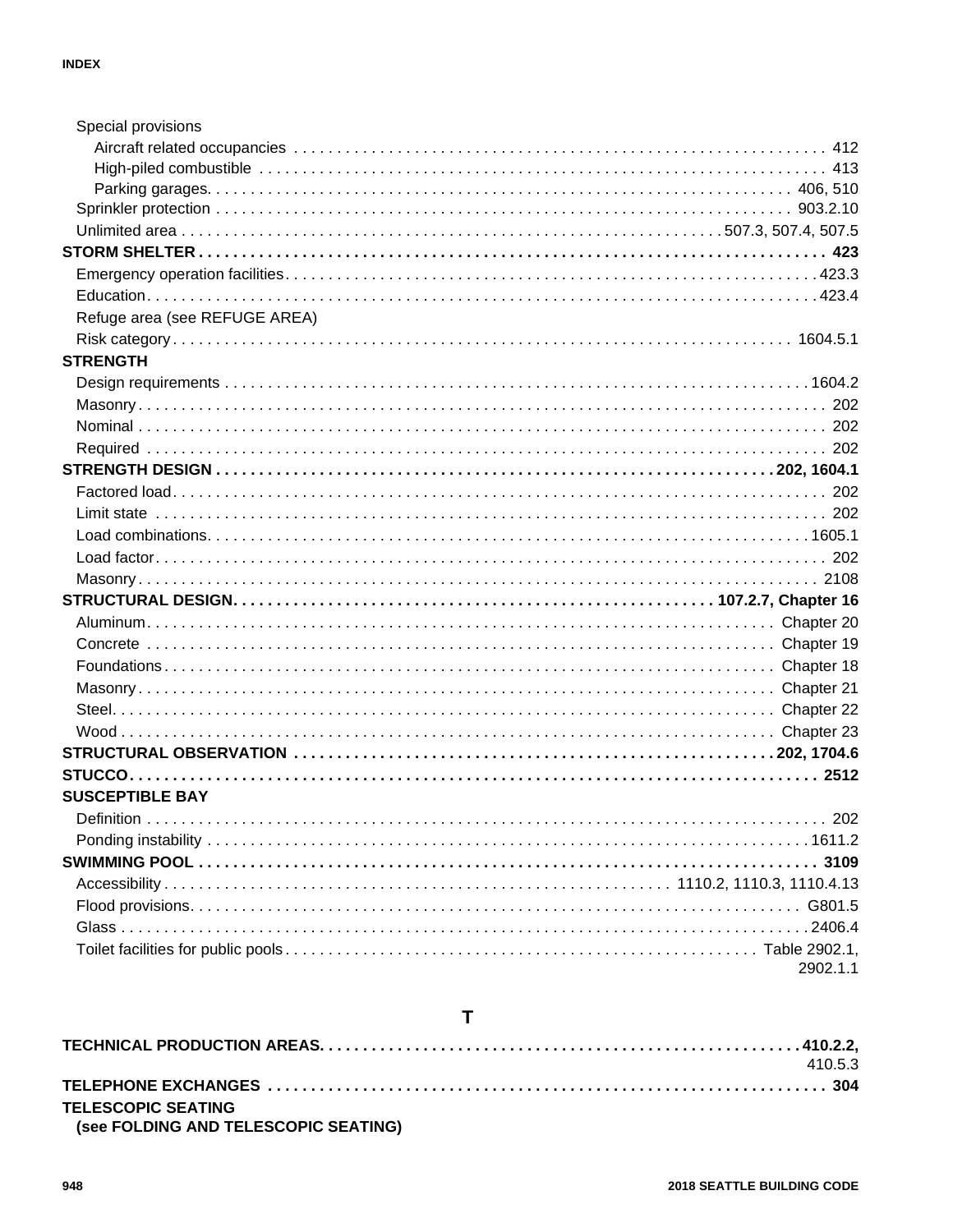Special provisions
- Aircraft related occupancies . . . 412
- High-piled combustible . . . 413
- Parking garages. . . . 406, 510

Sprinkler protection . . . 903.2.10

Unlimited area . . . 507.3, 507.4, 507.5

**STORM SHELTER . . . 423**

Emergency operation facilities . . . 423.3

Education . . . 423.4

Refuge area (see REFUGE AREA)

Risk category . . . 1604.5.1

**STRENGTH**

Design requirements . . . 1604.2

Masonry . . . 202

Nominal . . . 202

Required . . . 202

**STRENGTH DESIGN . . . 202, 1604.1**

Factored load . . . 202

Limit state . . . 202

Load combinations . . . 1605.1

Load factor . . . 202

Masonry . . . 2108

**STRUCTURAL DESIGN. . . . 107.2.7, Chapter 16**

Aluminum . . . Chapter 20

Concrete . . . Chapter 19

Foundations . . . Chapter 18

Masonry . . . Chapter 21

Steel . . . Chapter 22

Wood . . . Chapter 23

**STRUCTURAL OBSERVATION . . . 202, 1704.6**

**STUCCO . . . 2512**

**SUSCEPTIBLE BAY**

Definition . . . 202

Ponding instability . . . 1611.2

**SWIMMING POOL . . . 3109**

Accessibility . . . 1110.2, 1110.3, 1110.4.13

Flood provisions . . . G801.5

Glass . . . 2406.4

Toilet facilities for public pools . . . Table 2902.1, 2902.1.1

## T

**TECHNICAL PRODUCTION AREAS. . . . 410.2.2,** 410.5.3

**TELEPHONE EXCHANGES . . . 304**

**TELESCOPIC SEATING (see FOLDING AND TELESCOPIC SEATING)**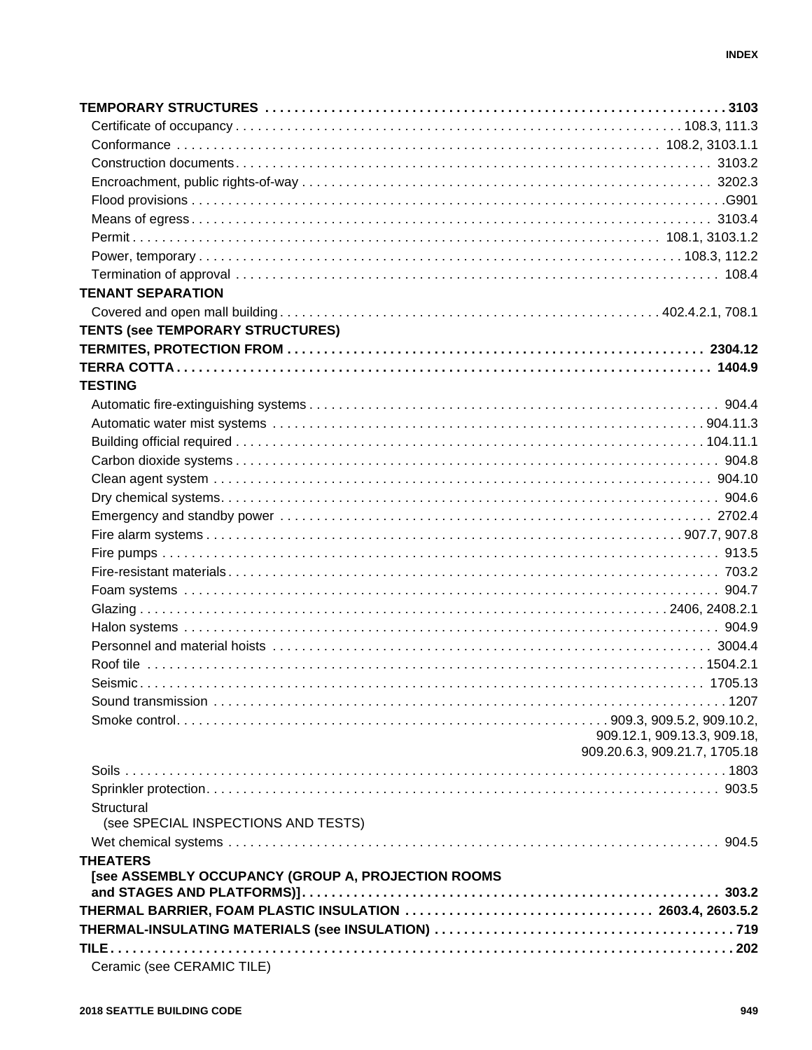**TEMPORARY STRUCTURES** .......... **3103**
- Certificate of occupancy .......... 108.3, 111.3
- Conformance .......... 108.2, 3103.1.1
- Construction documents .......... 3103.2
- Encroachment, public rights-of-way .......... 3202.3
- Flood provisions .......... G901
- Means of egress .......... 3103.4
- Permit .......... 108.1, 3103.1.2
- Power, temporary .......... 108.3, 112.2
- Termination of approval .......... 108.4

**TENANT SEPARATION**
- Covered and open mall building .......... 402.4.2.1, 708.1

**TENTS (see TEMPORARY STRUCTURES)**

**TERMITES, PROTECTION FROM** .......... **2304.12**

**TERRA COTTA** .......... **1404.9**

**TESTING**
- Automatic fire-extinguishing systems .......... 904.4
- Automatic water mist systems .......... 904.11.3
- Building official required .......... 104.11.1
- Carbon dioxide systems .......... 904.8
- Clean agent system .......... 904.10
- Dry chemical systems .......... 904.6
- Emergency and standby power .......... 2702.4
- Fire alarm systems .......... 907.7, 907.8
- Fire pumps .......... 913.5
- Fire-resistant materials .......... 703.2
- Foam systems .......... 904.7
- Glazing .......... 2406, 2408.2.1
- Halon systems .......... 904.9
- Personnel and material hoists .......... 3004.4
- Roof tile .......... 1504.2.1
- Seismic .......... 1705.13
- Sound transmission .......... 1207
- Smoke control .......... 909.3, 909.5.2, 909.10.2, 909.12.1, 909.13.3, 909.18, 909.20.6.3, 909.21.7, 1705.18
- Soils .......... 1803
- Sprinkler protection .......... 903.5
- Structural (see SPECIAL INSPECTIONS AND TESTS)
- Wet chemical systems .......... 904.5

**THEATERS [see ASSEMBLY OCCUPANCY (GROUP A, PROJECTION ROOMS and STAGES AND PLATFORMS)]** .......... **303.2**

**THERMAL BARRIER, FOAM PLASTIC INSULATION** .......... **2603.4, 2603.5.2**

**THERMAL-INSULATING MATERIALS (see INSULATION)** .......... **719**

**TILE** .......... **202**
- Ceramic (see CERAMIC TILE)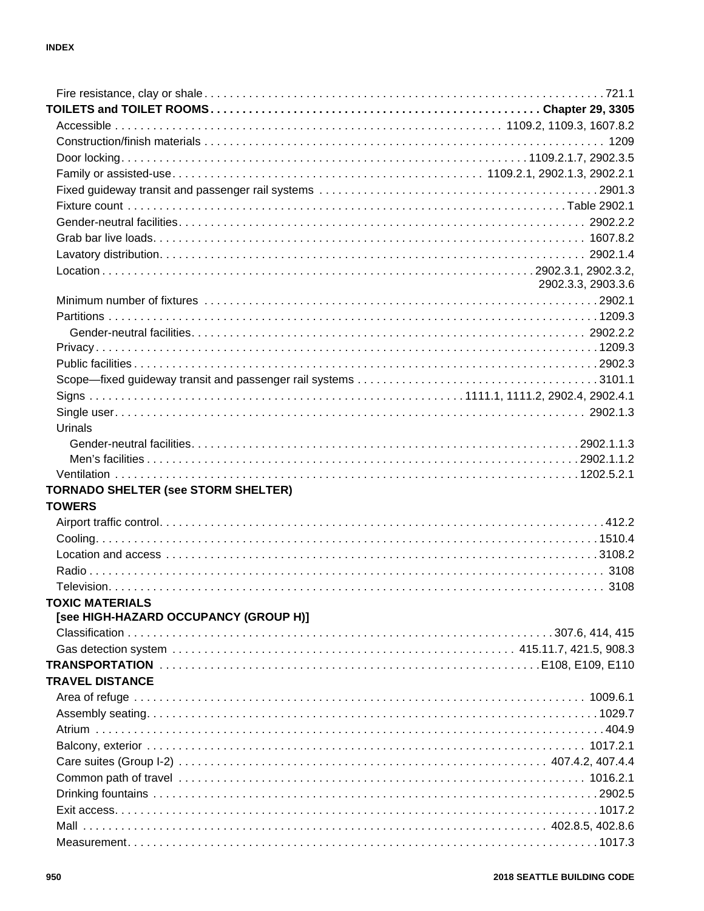Fire resistance, clay or shale . . . 721.1

**TOILETS and TOILET ROOMS** . . . Chapter 29, 3305

Accessible . . . 1109.2, 1109.3, 1607.8.2

Construction/finish materials . . . 1209

Door locking . . . 1109.2.1.7, 2902.3.5

Family or assisted-use . . . 1109.2.1, 2902.1.3, 2902.2.1

Fixed guideway transit and passenger rail systems . . . 2901.3

Fixture count . . . Table 2902.1

Gender-neutral facilities . . . 2902.2.2

Grab bar live loads . . . 1607.8.2

Lavatory distribution . . . 2902.1.4

Location . . . 2902.3.1, 2902.3.2, 2902.3.3, 2903.3.6

Minimum number of fixtures . . . 2902.1

Partitions . . . 1209.3

  Gender-neutral facilities . . . 2902.2.2

Privacy . . . 1209.3

Public facilities . . . 2902.3

Scope—fixed guideway transit and passenger rail systems . . . 3101.1

Signs . . . 1111.1, 1111.2, 2902.4, 2902.4.1

Single user . . . 2902.1.3

Urinals

  Gender-neutral facilities . . . 2902.1.1.3

  Men's facilities . . . 2902.1.1.2

Ventilation . . . 1202.5.2.1

**TORNADO SHELTER (see STORM SHELTER)**

**TOWERS**

Airport traffic control . . . 412.2

Cooling . . . 1510.4

Location and access . . . 3108.2

Radio . . . 3108

Television . . . 3108

**TOXIC MATERIALS [see HIGH-HAZARD OCCUPANCY (GROUP H)]**

Classification . . . 307.6, 414, 415

Gas detection system . . . 415.11.7, 421.5, 908.3

**TRANSPORTATION** . . . E108, E109, E110

**TRAVEL DISTANCE**

Area of refuge . . . 1009.6.1

Assembly seating . . . 1029.7

Atrium . . . 404.9

Balcony, exterior . . . 1017.2.1

Care suites (Group I-2) . . . 407.4.2, 407.4.4

Common path of travel . . . 1016.2.1

Drinking fountains . . . 2902.5

Exit access . . . 1017.2

Mall . . . 402.8.5, 402.8.6

Measurement . . . 1017.3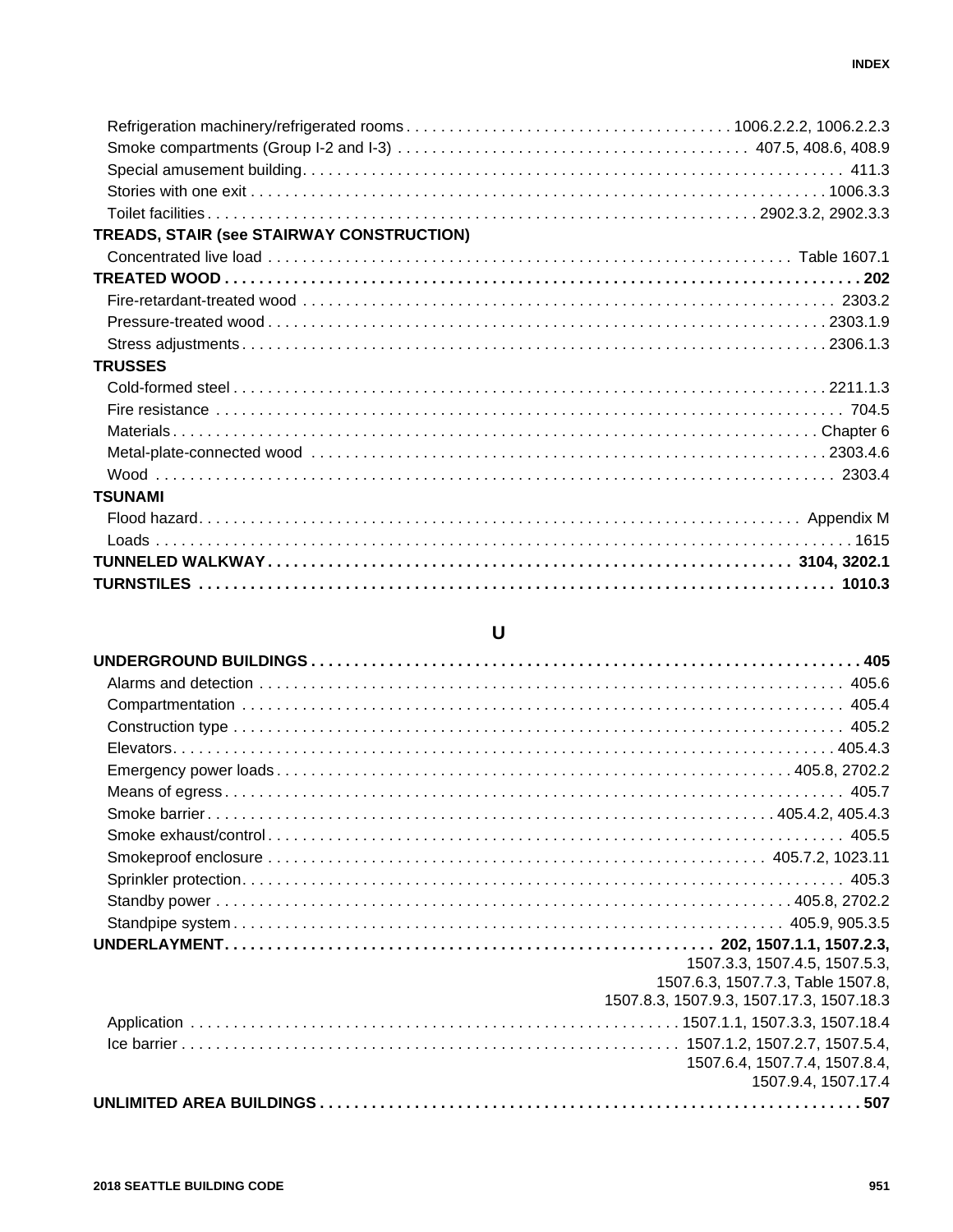Refrigeration machinery/refrigerated rooms . . . . . 1006.2.2.2, 1006.2.2.3
Smoke compartments (Group I-2 and I-3) . . . . . 407.5, 408.6, 408.9
Special amusement building . . . . . 411.3
Stories with one exit . . . . . 1006.3.3
Toilet facilities . . . . . 2902.3.2, 2902.3.3

**TREADS, STAIR (see STAIRWAY CONSTRUCTION)**

Concentrated live load . . . . . Table 1607.1

**TREATED WOOD . . . . . 202**

Fire-retardant-treated wood . . . . . 2303.2
Pressure-treated wood . . . . . 2303.1.9
Stress adjustments . . . . . 2306.1.3

**TRUSSES**

Cold-formed steel . . . . . 2211.1.3
Fire resistance . . . . . 704.5
Materials . . . . . Chapter 6
Metal-plate-connected wood . . . . . 2303.4.6
Wood . . . . . 2303.4

**TSUNAMI**

Flood hazard . . . . . Appendix M
Loads . . . . . 1615

**TUNNELED WALKWAY . . . . . 3104, 3202.1**

**TURNSTILES . . . . . 1010.3**

## U

**UNDERGROUND BUILDINGS . . . . . 405**

Alarms and detection . . . . . 405.6
Compartmentation . . . . . 405.4
Construction type . . . . . 405.2
Elevators . . . . . 405.4.3
Emergency power loads . . . . . 405.8, 2702.2
Means of egress . . . . . 405.7
Smoke barrier . . . . . 405.4.2, 405.4.3
Smoke exhaust/control . . . . . 405.5
Smokeproof enclosure . . . . . 405.7.2, 1023.11
Sprinkler protection . . . . . 405.3
Standby power . . . . . 405.8, 2702.2
Standpipe system . . . . . 405.9, 905.3.5

**UNDERLAYMENT . . . . . 202, 1507.1.1, 1507.2.3,** 1507.3.3, 1507.4.5, 1507.5.3, 1507.6.3, 1507.7.3, Table 1507.8, 1507.8.3, 1507.9.3, 1507.17.3, 1507.18.3

Application . . . . . 1507.1.1, 1507.3.3, 1507.18.4
Ice barrier . . . . . 1507.1.2, 1507.2.7, 1507.5.4, 1507.6.4, 1507.7.4, 1507.8.4, 1507.9.4, 1507.17.4

**UNLIMITED AREA BUILDINGS . . . . . 507**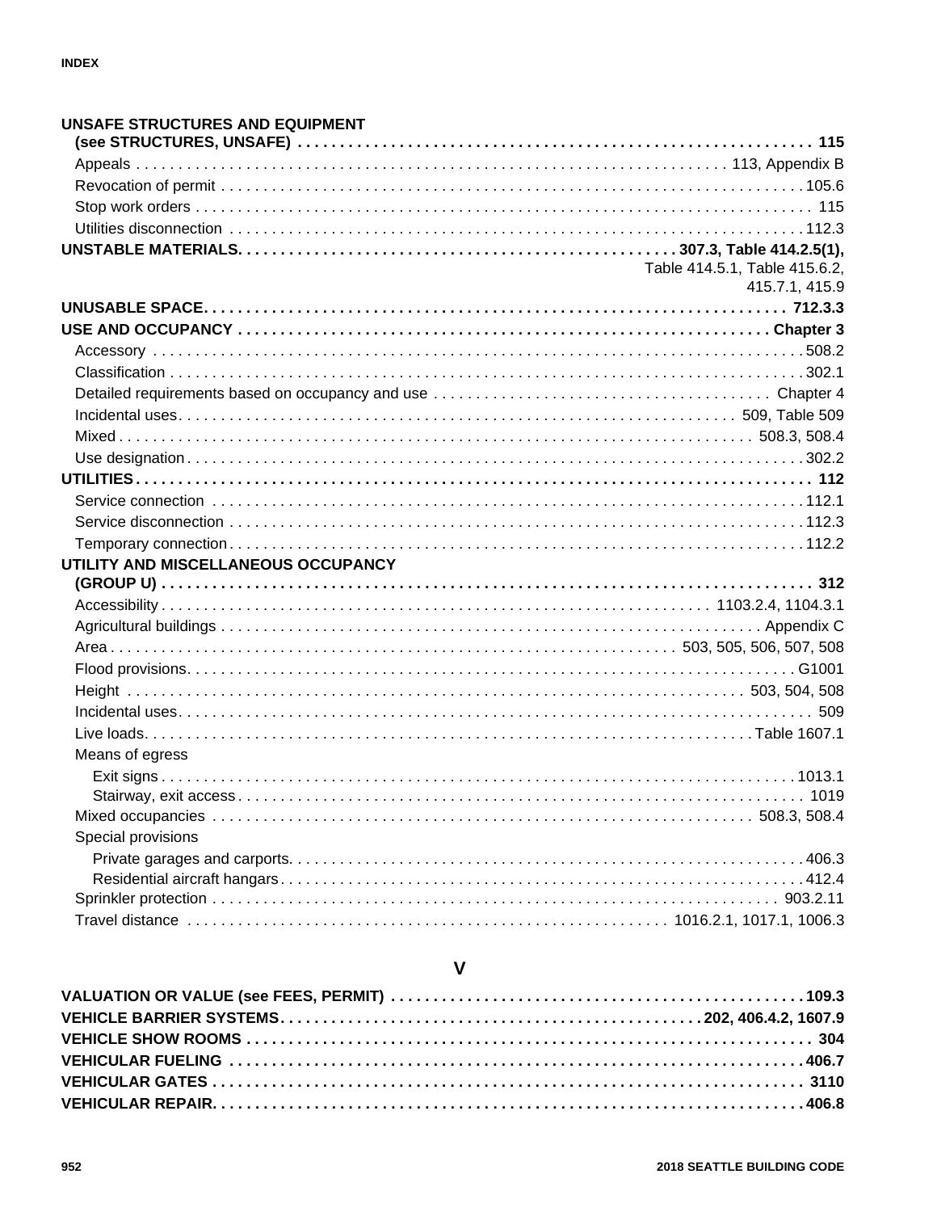**UNSAFE STRUCTURES AND EQUIPMENT (see STRUCTURES, UNSAFE)** . . . . . 115

- Appeals . . . . . 113, Appendix B
- Revocation of permit . . . . . 105.6
- Stop work orders . . . . . 115
- Utilities disconnection . . . . . 112.3

**UNSTABLE MATERIALS** . . . . . **307.3, Table 414.2.5(1),** Table 414.5.1, Table 415.6.2, 415.7.1, 415.9

**UNUSABLE SPACE** . . . . . **712.3.3**

**USE AND OCCUPANCY** . . . . . **Chapter 3**

- Accessory . . . . . 508.2
- Classification . . . . . 302.1
- Detailed requirements based on occupancy and use . . . . . Chapter 4
- Incidental uses . . . . . 509, Table 509
- Mixed . . . . . 508.3, 508.4
- Use designation . . . . . 302.2

**UTILITIES** . . . . . **112**

- Service connection . . . . . 112.1
- Service disconnection . . . . . 112.3
- Temporary connection . . . . . 112.2

**UTILITY AND MISCELLANEOUS OCCUPANCY (GROUP U)** . . . . . **312**

- Accessibility . . . . . 1103.2.4, 1104.3.1
- Agricultural buildings . . . . . Appendix C
- Area . . . . . 503, 505, 506, 507, 508
- Flood provisions . . . . . G1001
- Height . . . . . 503, 504, 508
- Incidental uses . . . . . 509
- Live loads . . . . . Table 1607.1
- Means of egress
  - Exit signs . . . . . 1013.1
  - Stairway, exit access . . . . . 1019
- Mixed occupancies . . . . . 508.3, 508.4
- Special provisions
  - Private garages and carports . . . . . 406.3
  - Residential aircraft hangars . . . . . 412.4
- Sprinkler protection . . . . . 903.2.11
- Travel distance . . . . . 1016.2.1, 1017.1, 1006.3

## V

**VALUATION OR VALUE (see FEES, PERMIT)** . . . . . **109.3**

**VEHICLE BARRIER SYSTEMS** . . . . . **202, 406.4.2, 1607.9**

**VEHICLE SHOW ROOMS** . . . . . **304**

**VEHICULAR FUELING** . . . . . **406.7**

**VEHICULAR GATES** . . . . . **3110**

**VEHICULAR REPAIR** . . . . . **406.8**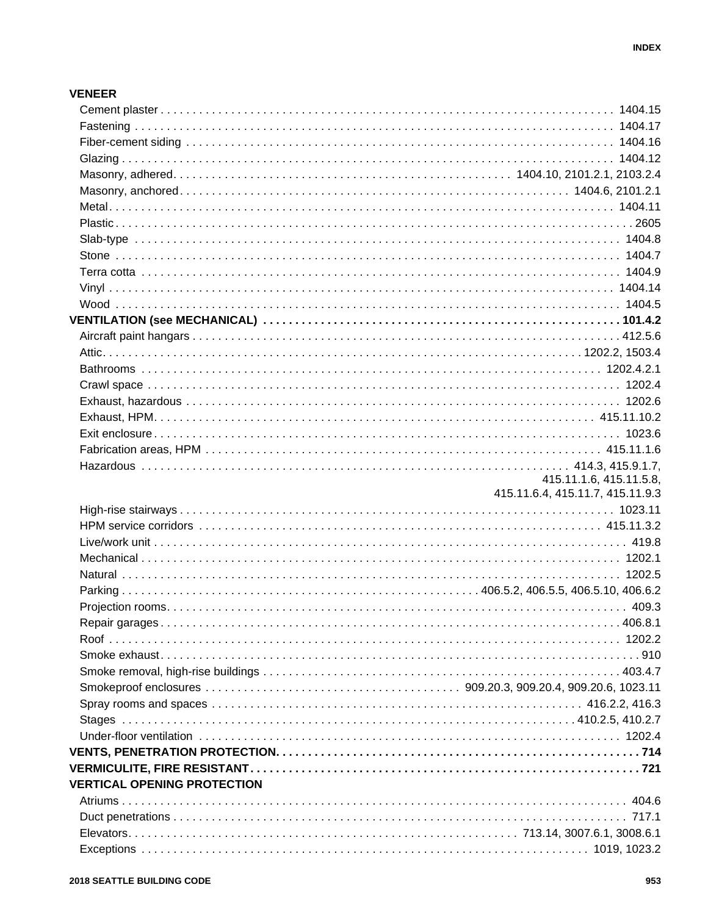**VENEER**

- Cement plaster . . . . . . . . . . 1404.15
- Fastening . . . . . . . . . . 1404.17
- Fiber-cement siding . . . . . . . . . . 1404.16
- Glazing . . . . . . . . . . 1404.12
- Masonry, adhered. . . . . . . . . . 1404.10, 2101.2.1, 2103.2.4
- Masonry, anchored . . . . . . . . . . 1404.6, 2101.2.1
- Metal . . . . . . . . . . 1404.11
- Plastic . . . . . . . . . . 2605
- Slab-type . . . . . . . . . . 1404.8
- Stone . . . . . . . . . . 1404.7
- Terra cotta . . . . . . . . . . 1404.9
- Vinyl . . . . . . . . . . 1404.14
- Wood . . . . . . . . . . 1404.5

**VENTILATION (see MECHANICAL) . . . . . . . . . . 101.4.2**

- Aircraft paint hangars . . . . . . . . . . 412.5.6
- Attic. . . . . . . . . . 1202.2, 1503.4
- Bathrooms . . . . . . . . . . 1202.4.2.1
- Crawl space . . . . . . . . . . 1202.4
- Exhaust, hazardous . . . . . . . . . . 1202.6
- Exhaust, HPM. . . . . . . . . . 415.11.10.2
- Exit enclosure . . . . . . . . . . 1023.6
- Fabrication areas, HPM . . . . . . . . . . 415.11.1.6
- Hazardous . . . . . . . . . . 414.3, 415.9.1.7, 415.11.1.6, 415.11.5.8, 415.11.6.4, 415.11.7, 415.11.9.3
- High-rise stairways . . . . . . . . . . 1023.11
- HPM service corridors . . . . . . . . . . 415.11.3.2
- Live/work unit . . . . . . . . . . 419.8
- Mechanical . . . . . . . . . . 1202.1
- Natural . . . . . . . . . . 1202.5
- Parking . . . . . . . . . . 406.5.2, 406.5.5, 406.5.10, 406.6.2
- Projection rooms. . . . . . . . . . 409.3
- Repair garages . . . . . . . . . . 406.8.1
- Roof . . . . . . . . . . 1202.2
- Smoke exhaust. . . . . . . . . . 910
- Smoke removal, high-rise buildings . . . . . . . . . . 403.4.7
- Smokeproof enclosures . . . . . . . . . . 909.20.3, 909.20.4, 909.20.6, 1023.11
- Spray rooms and spaces . . . . . . . . . . 416.2.2, 416.3
- Stages . . . . . . . . . . 410.2.5, 410.2.7
- Under-floor ventilation . . . . . . . . . . 1202.4

**VENTS, PENETRATION PROTECTION. . . . . . . . . . 714**

**VERMICULITE, FIRE RESISTANT. . . . . . . . . . 721**

**VERTICAL OPENING PROTECTION**

- Atriums . . . . . . . . . . 404.6
- Duct penetrations . . . . . . . . . . 717.1
- Elevators. . . . . . . . . . 713.14, 3007.6.1, 3008.6.1
- Exceptions . . . . . . . . . . 1019, 1023.2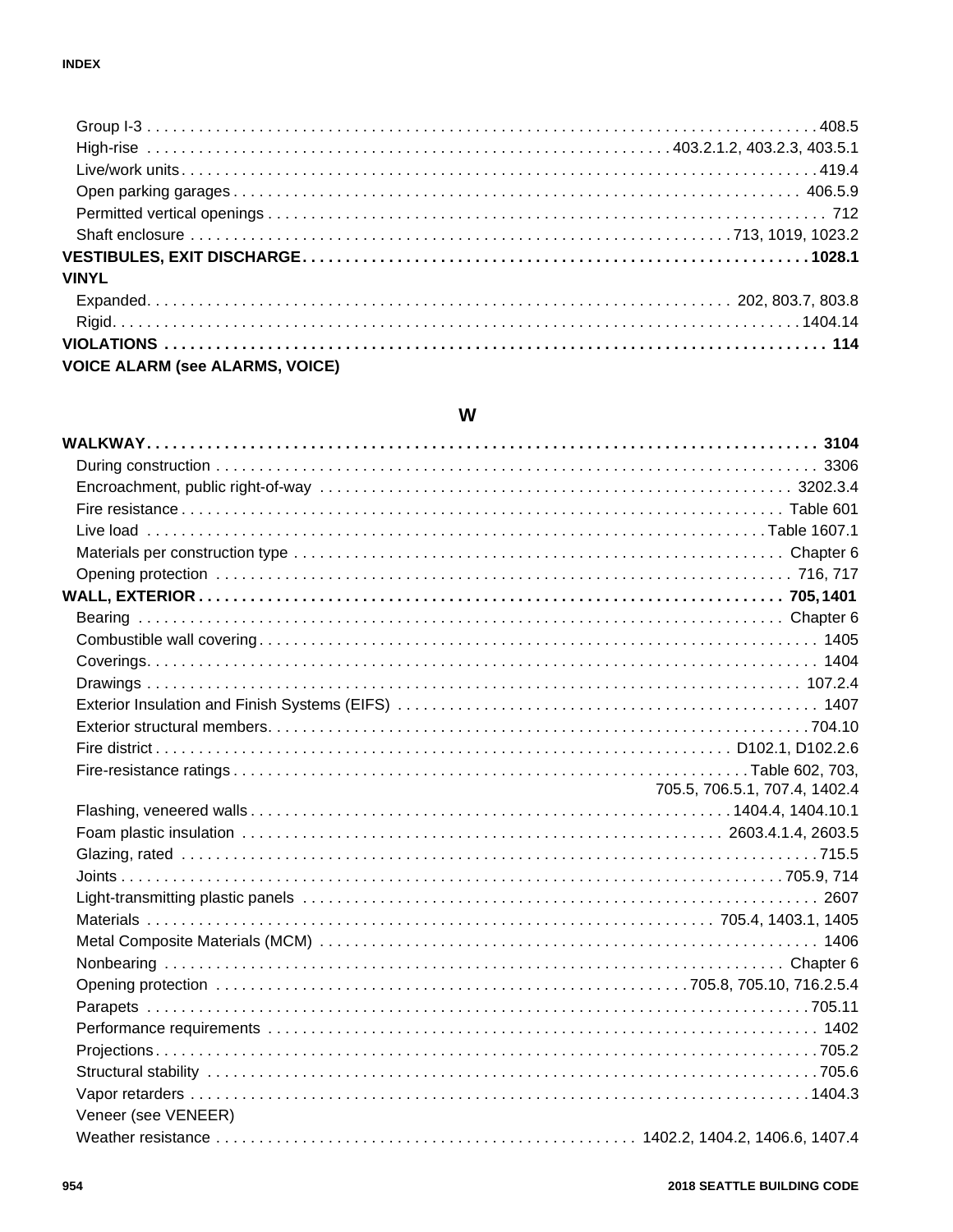Group I-3 . . . 408.5
High-rise . . . 403.2.1.2, 403.2.3, 403.5.1
Live/work units . . . 419.4
Open parking garages . . . 406.5.9
Permitted vertical openings . . . 712
Shaft enclosure . . . 713, 1019, 1023.2

**VESTIBULES, EXIT DISCHARGE . . . 1028.1**

**VINYL**

Expanded . . . 202, 803.7, 803.8
Rigid . . . 1404.14

**VIOLATIONS . . . 114**

**VOICE ALARM (see ALARMS, VOICE)**

## W

**WALKWAY . . . 3104**

During construction . . . 3306
Encroachment, public right-of-way . . . 3202.3.4
Fire resistance . . . Table 601
Live load . . . Table 1607.1
Materials per construction type . . . Chapter 6
Opening protection . . . 716, 717

**WALL, EXTERIOR . . . 705, 1401**

Bearing . . . Chapter 6
Combustible wall covering . . . 1405
Coverings . . . 1404
Drawings . . . 107.2.4
Exterior Insulation and Finish Systems (EIFS) . . . 1407
Exterior structural members . . . 704.10
Fire district . . . D102.1, D102.2.6
Fire-resistance ratings . . . Table 602, 703, 705.5, 706.5.1, 707.4, 1402.4
Flashing, veneered walls . . . 1404.4, 1404.10.1
Foam plastic insulation . . . 2603.4.1.4, 2603.5
Glazing, rated . . . 715.5
Joints . . . 705.9, 714
Light-transmitting plastic panels . . . 2607
Materials . . . 705.4, 1403.1, 1405
Metal Composite Materials (MCM) . . . 1406
Nonbearing . . . Chapter 6
Opening protection . . . 705.8, 705.10, 716.2.5.4
Parapets . . . 705.11
Performance requirements . . . 1402
Projections . . . 705.2
Structural stability . . . 705.6
Vapor retarders . . . 1404.3
Veneer (see VENEER)
Weather resistance . . . 1402.2, 1404.2, 1406.6, 1407.4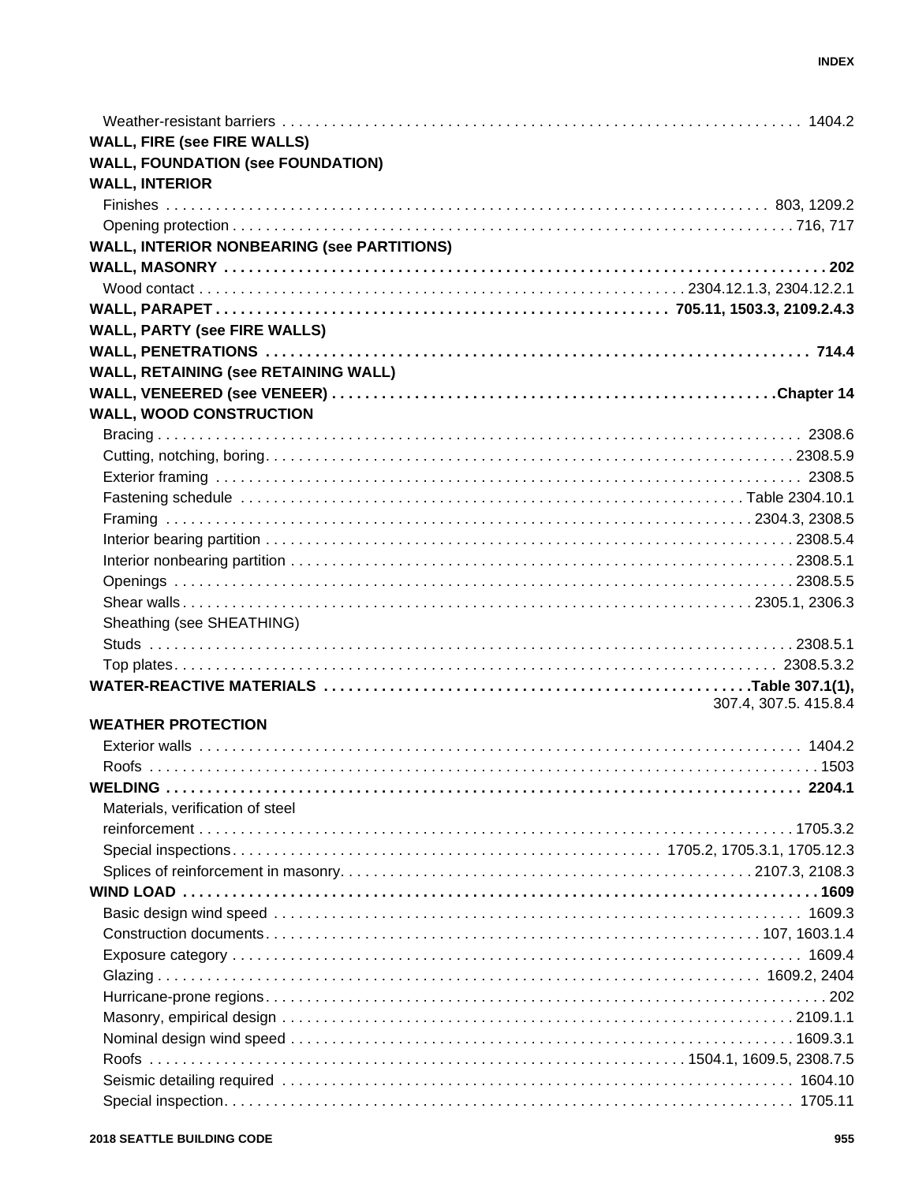Weather-resistant barriers . . . . . . . . . . 1404.2

**WALL, FIRE (see FIRE WALLS)**

**WALL, FOUNDATION (see FOUNDATION)**

**WALL, INTERIOR**

Finishes . . . . . . . . . . 803, 1209.2

Opening protection . . . . . . . . . . 716, 717

**WALL, INTERIOR NONBEARING (see PARTITIONS)**

**WALL, MASONRY . . . . . . . . . . 202**

Wood contact . . . . . . . . . . 2304.12.1.3, 2304.12.2.1

**WALL, PARAPET . . . . . . . . . . 705.11, 1503.3, 2109.2.4.3**

**WALL, PARTY (see FIRE WALLS)**

**WALL, PENETRATIONS . . . . . . . . . . 714.4**

**WALL, RETAINING (see RETAINING WALL)**

**WALL, VENEERED (see VENEER) . . . . . . . . . . Chapter 14**

**WALL, WOOD CONSTRUCTION**

Bracing . . . . . . . . . . 2308.6

Cutting, notching, boring . . . . . . . . . . 2308.5.9

Exterior framing . . . . . . . . . . 2308.5

Fastening schedule . . . . . . . . . . Table 2304.10.1

Framing . . . . . . . . . . 2304.3, 2308.5

Interior bearing partition . . . . . . . . . . 2308.5.4

Interior nonbearing partition . . . . . . . . . . 2308.5.1

Openings . . . . . . . . . . 2308.5.5

Shear walls . . . . . . . . . . 2305.1, 2306.3

Sheathing (see SHEATHING)

Studs . . . . . . . . . . 2308.5.1

Top plates . . . . . . . . . . 2308.5.3.2

**WATER-REACTIVE MATERIALS . . . . . . . . . . Table 307.1(1),**
307.4, 307.5. 415.8.4

**WEATHER PROTECTION**

Exterior walls . . . . . . . . . . 1404.2

Roofs . . . . . . . . . . 1503

**WELDING . . . . . . . . . . 2204.1**

Materials, verification of steel reinforcement . . . . . . . . . . 1705.3.2

Special inspections . . . . . . . . . . 1705.2, 1705.3.1, 1705.12.3

Splices of reinforcement in masonry . . . . . . . . . . 2107.3, 2108.3

**WIND LOAD . . . . . . . . . . 1609**

Basic design wind speed . . . . . . . . . . 1609.3

Construction documents . . . . . . . . . . 107, 1603.1.4

Exposure category . . . . . . . . . . 1609.4

Glazing . . . . . . . . . . 1609.2, 2404

Hurricane-prone regions . . . . . . . . . . 202

Masonry, empirical design . . . . . . . . . . 2109.1.1

Nominal design wind speed . . . . . . . . . . 1609.3.1

Roofs . . . . . . . . . . 1504.1, 1609.5, 2308.7.5

Seismic detailing required . . . . . . . . . . 1604.10

Special inspection . . . . . . . . . . 1705.11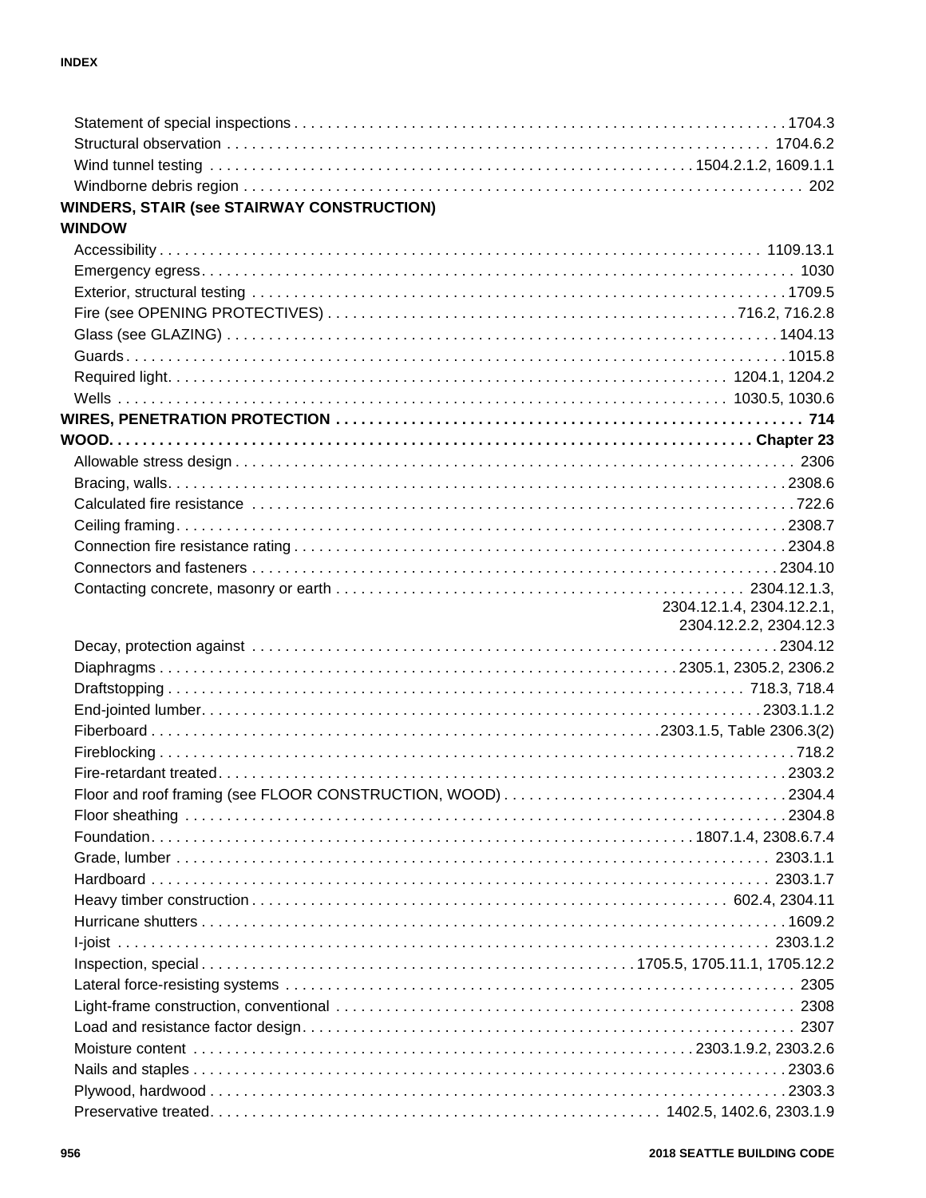Statement of special inspections . . . . . . . . . . 1704.3
Structural observation . . . . . . . . . . 1704.6.2
Wind tunnel testing . . . . . . . . . . 1504.2.1.2, 1609.1.1
Windborne debris region . . . . . . . . . . 202

**WINDERS, STAIR (see STAIRWAY CONSTRUCTION)**

**WINDOW**

Accessibility . . . . . . . . . . 1109.13.1
Emergency egress . . . . . . . . . . 1030
Exterior, structural testing . . . . . . . . . . 1709.5
Fire (see OPENING PROTECTIVES) . . . . . . . . . . 716.2, 716.2.8
Glass (see GLAZING) . . . . . . . . . . 1404.13
Guards . . . . . . . . . . 1015.8
Required light . . . . . . . . . . 1204.1, 1204.2
Wells . . . . . . . . . . 1030.5, 1030.6

**WIRES, PENETRATION PROTECTION . . . . . . . . . . 714**

**WOOD . . . . . . . . . . Chapter 23**

Allowable stress design . . . . . . . . . . 2306
Bracing, walls . . . . . . . . . . 2308.6
Calculated fire resistance . . . . . . . . . . 722.6
Ceiling framing . . . . . . . . . . 2308.7
Connection fire resistance rating . . . . . . . . . . 2304.8
Connectors and fasteners . . . . . . . . . . 2304.10
Contacting concrete, masonry or earth . . . . . . . . . . 2304.12.1.3, 2304.12.1.4, 2304.12.2.1, 2304.12.2.2, 2304.12.3
Decay, protection against . . . . . . . . . . 2304.12
Diaphragms . . . . . . . . . . 2305.1, 2305.2, 2306.2
Draftstopping . . . . . . . . . . 718.3, 718.4
End-jointed lumber . . . . . . . . . . 2303.1.1.2
Fiberboard . . . . . . . . . . 2303.1.5, Table 2306.3(2)
Fireblocking . . . . . . . . . . 718.2
Fire-retardant treated . . . . . . . . . . 2303.2
Floor and roof framing (see FLOOR CONSTRUCTION, WOOD) . . . . . . . . . . 2304.4
Floor sheathing . . . . . . . . . . 2304.8
Foundation . . . . . . . . . . 1807.1.4, 2308.6.7.4
Grade, lumber . . . . . . . . . . 2303.1.1
Hardboard . . . . . . . . . . 2303.1.7
Heavy timber construction . . . . . . . . . . 602.4, 2304.11
Hurricane shutters . . . . . . . . . . 1609.2
I-joist . . . . . . . . . . 2303.1.2
Inspection, special . . . . . . . . . . 1705.5, 1705.11.1, 1705.12.2
Lateral force-resisting systems . . . . . . . . . . 2305
Light-frame construction, conventional . . . . . . . . . . 2308
Load and resistance factor design . . . . . . . . . . 2307
Moisture content . . . . . . . . . . 2303.1.9.2, 2303.2.6
Nails and staples . . . . . . . . . . 2303.6
Plywood, hardwood . . . . . . . . . . 2303.3
Preservative treated . . . . . . . . . . 1402.5, 1402.6, 2303.1.9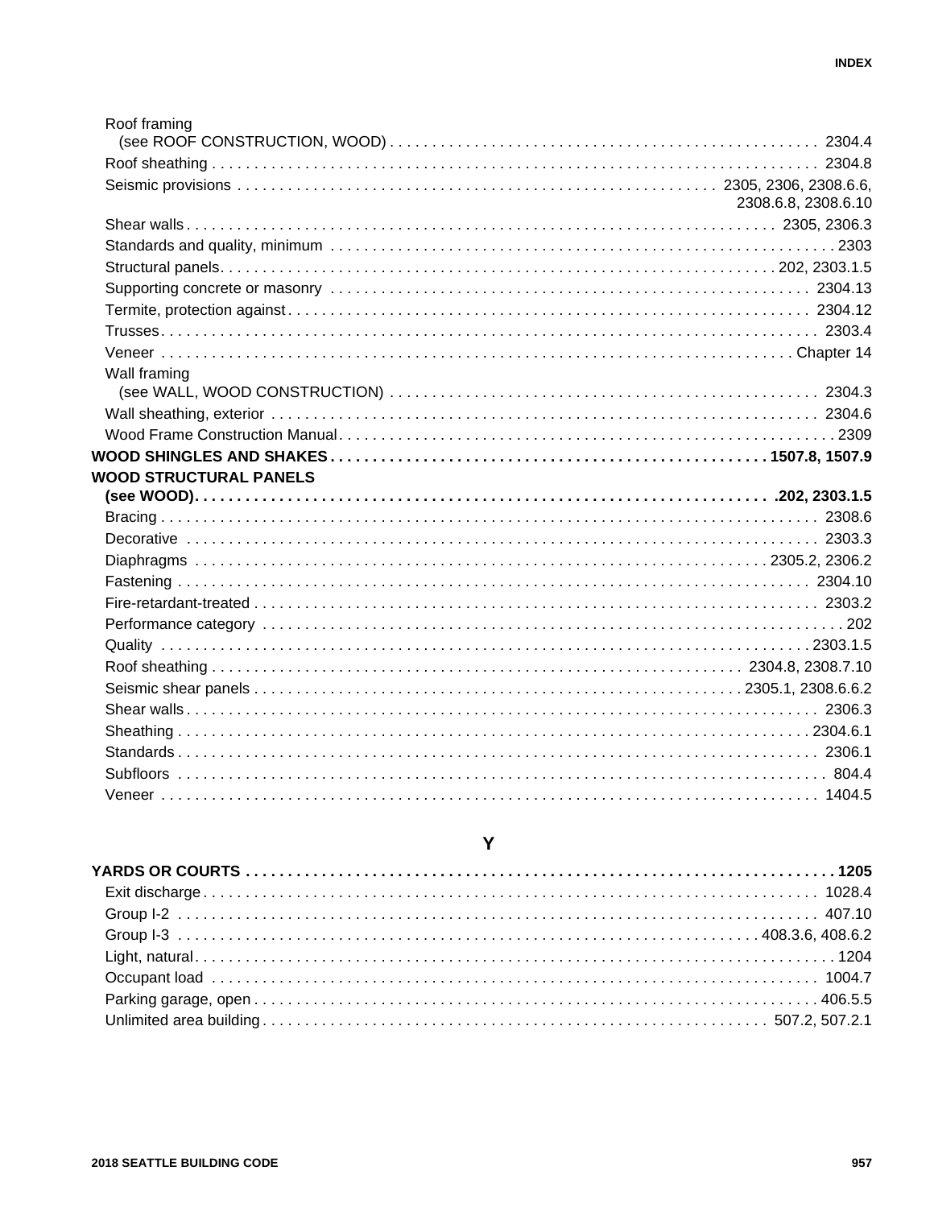Roof framing
  (see ROOF CONSTRUCTION, WOOD) . . . . . . . . . . 2304.4
Roof sheathing . . . . . . . . . . 2304.8
Seismic provisions . . . . . . . . . . 2305, 2306, 2308.6.6, 2308.6.8, 2308.6.10
Shear walls . . . . . . . . . . 2305, 2306.3
Standards and quality, minimum . . . . . . . . . . 2303
Structural panels. . . . . . . . . . . 202, 2303.1.5
Supporting concrete or masonry . . . . . . . . . . 2304.13
Termite, protection against . . . . . . . . . . 2304.12
Trusses. . . . . . . . . . . 2303.4
Veneer . . . . . . . . . . Chapter 14
Wall framing
  (see WALL, WOOD CONSTRUCTION) . . . . . . . . . . 2304.3
Wall sheathing, exterior . . . . . . . . . . 2304.6
Wood Frame Construction Manual. . . . . . . . . . . 2309

**WOOD SHINGLES AND SHAKES . . . . . . . . . . 1507.8, 1507.9**

**WOOD STRUCTURAL PANELS**
**(see WOOD). . . . . . . . . . .202, 2303.1.5**
Bracing . . . . . . . . . . 2308.6
Decorative . . . . . . . . . . 2303.3
Diaphragms . . . . . . . . . . 2305.2, 2306.2
Fastening . . . . . . . . . . 2304.10
Fire-retardant-treated . . . . . . . . . . 2303.2
Performance category . . . . . . . . . . 202
Quality . . . . . . . . . . 2303.1.5
Roof sheathing . . . . . . . . . . 2304.8, 2308.7.10
Seismic shear panels . . . . . . . . . . 2305.1, 2308.6.6.2
Shear walls. . . . . . . . . . . 2306.3
Sheathing . . . . . . . . . . 2304.6.1
Standards . . . . . . . . . . 2306.1
Subfloors . . . . . . . . . . 804.4
Veneer . . . . . . . . . . 1404.5

## Y

**YARDS OR COURTS . . . . . . . . . . 1205**
Exit discharge . . . . . . . . . . 1028.4
Group I-2 . . . . . . . . . . 407.10
Group I-3 . . . . . . . . . . 408.3.6, 408.6.2
Light, natural. . . . . . . . . . . 1204
Occupant load . . . . . . . . . . 1004.7
Parking garage, open . . . . . . . . . . 406.5.5
Unlimited area building . . . . . . . . . . 507.2, 507.2.1